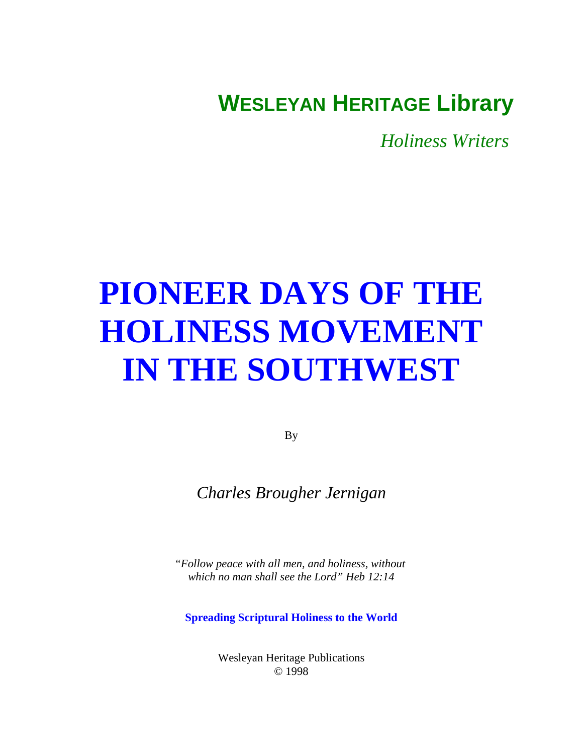**WESLEYAN HERITAGE Library**

*Holiness Writers*

# PIONEER DAYS OF THE HOLINESS MOVEMENT IN THE SOUTHWEST

By

*Charles Brougher Jernigan*

*"Follow peace with all men, and holiness, without which no man shall see the Lord" Heb 12:14*

**Spreading Scriptural Holiness to the World**

Wesleyan Heritage Publications
© 1998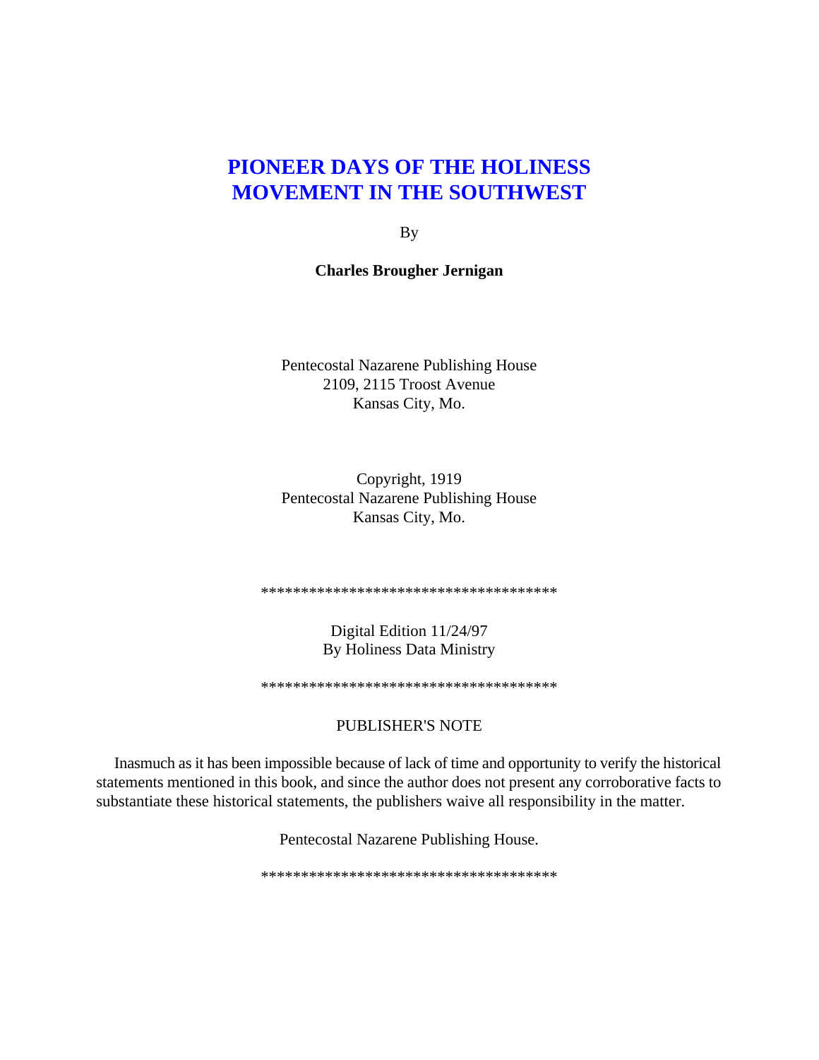# PIONEER DAYS OF THE HOLINESS MOVEMENT IN THE SOUTHWEST

By

**Charles Brougher Jernigan**

Pentecostal Nazarene Publishing House
2109, 2115 Troost Avenue
Kansas City, Mo.

Copyright, 1919
Pentecostal Nazarene Publishing House
Kansas City, Mo.

**************************************

Digital Edition 11/24/97
By Holiness Data Ministry

**************************************

PUBLISHER'S NOTE

Inasmuch as it has been impossible because of lack of time and opportunity to verify the historical statements mentioned in this book, and since the author does not present any corroborative facts to substantiate these historical statements, the publishers waive all responsibility in the matter.

Pentecostal Nazarene Publishing House.

**************************************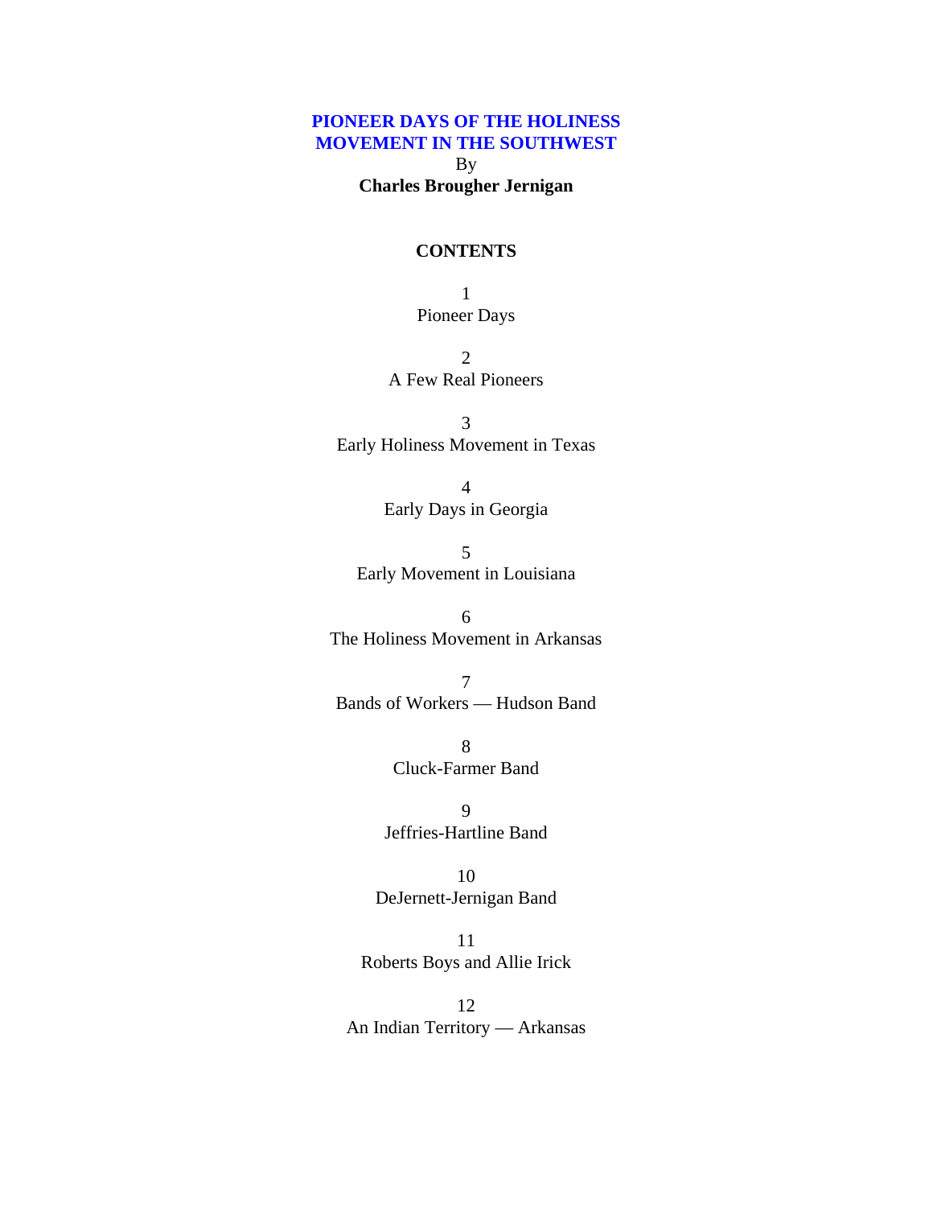# PIONEER DAYS OF THE HOLINESS MOVEMENT IN THE SOUTHWEST

By

**Charles Brougher Jernigan**

## CONTENTS

1
Pioneer Days

2
A Few Real Pioneers

3
Early Holiness Movement in Texas

4
Early Days in Georgia

5
Early Movement in Louisiana

6
The Holiness Movement in Arkansas

7
Bands of Workers — Hudson Band

8
Cluck-Farmer Band

9
Jeffries-Hartline Band

10
DeJernett-Jernigan Band

11
Roberts Boys and Allie Irick

12
An Indian Territory — Arkansas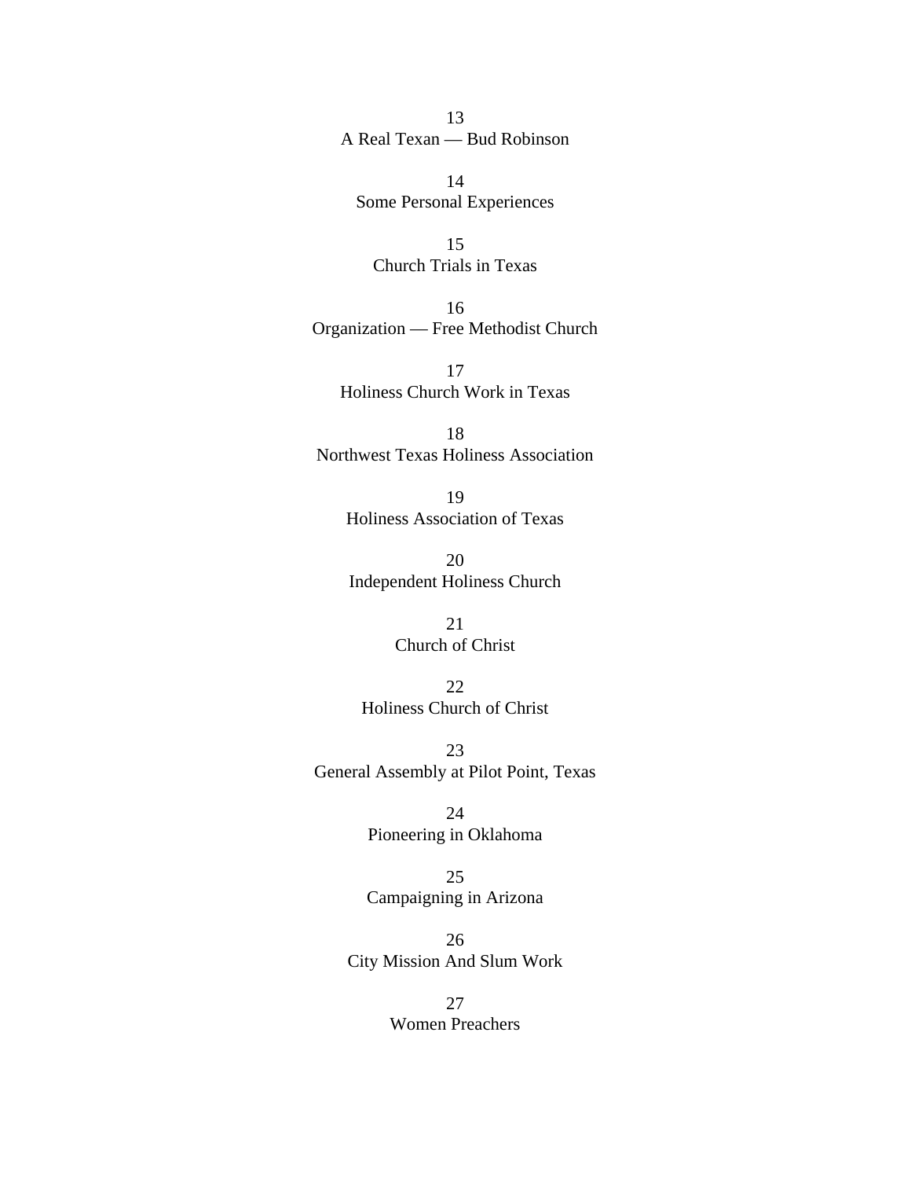13
A Real Texan — Bud Robinson

14
Some Personal Experiences

15
Church Trials in Texas

16
Organization — Free Methodist Church

17
Holiness Church Work in Texas

18
Northwest Texas Holiness Association

19
Holiness Association of Texas

20
Independent Holiness Church

21
Church of Christ

22
Holiness Church of Christ

23
General Assembly at Pilot Point, Texas

24
Pioneering in Oklahoma

25
Campaigning in Arizona

26
City Mission And Slum Work

27
Women Preachers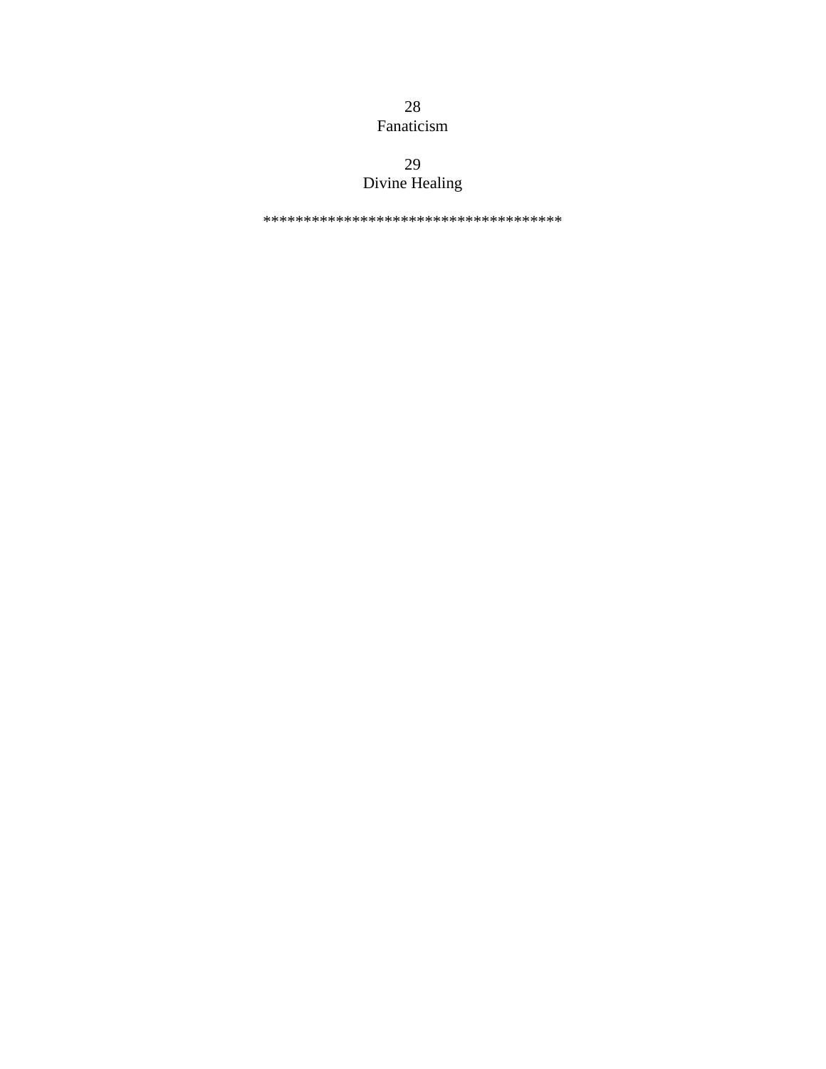28
Fanaticism

29
Divine Healing

************************************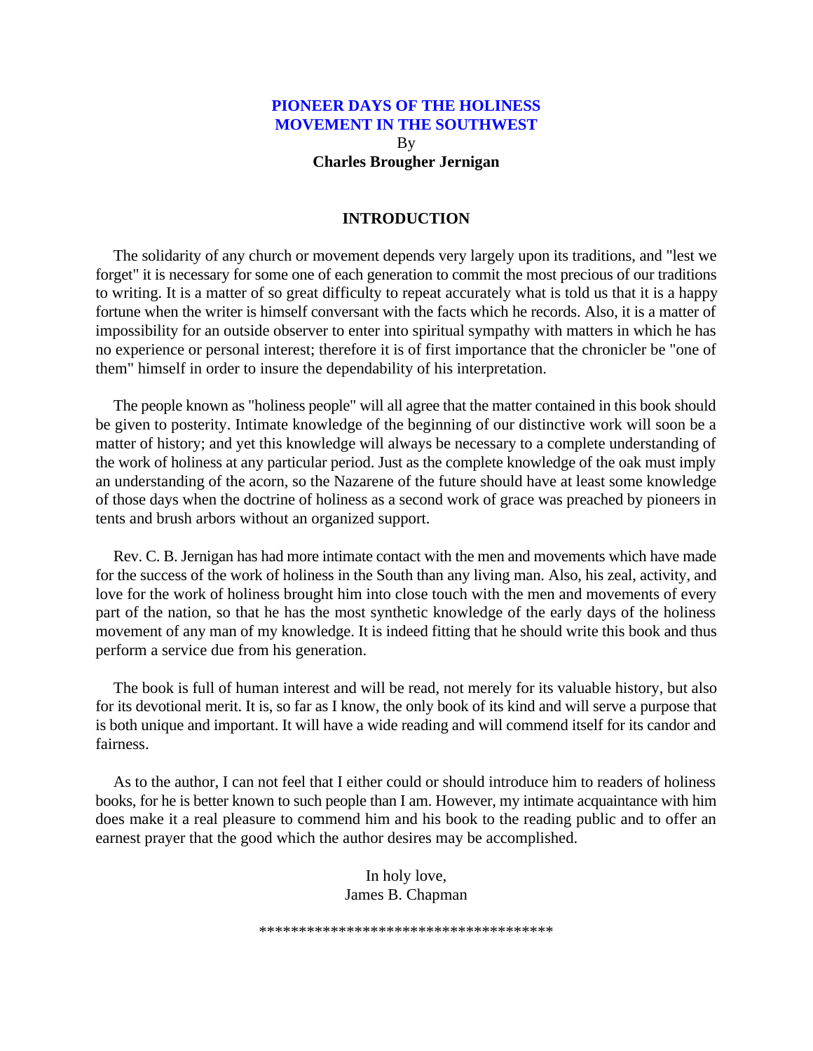# PIONEER DAYS OF THE HOLINESS MOVEMENT IN THE SOUTHWEST

By

**Charles Brougher Jernigan**

## INTRODUCTION

The solidarity of any church or movement depends very largely upon its traditions, and "lest we forget" it is necessary for some one of each generation to commit the most precious of our traditions to writing. It is a matter of so great difficulty to repeat accurately what is told us that it is a happy fortune when the writer is himself conversant with the facts which he records. Also, it is a matter of impossibility for an outside observer to enter into spiritual sympathy with matters in which he has no experience or personal interest; therefore it is of first importance that the chronicler be "one of them" himself in order to insure the dependability of his interpretation.

The people known as "holiness people" will all agree that the matter contained in this book should be given to posterity. Intimate knowledge of the beginning of our distinctive work will soon be a matter of history; and yet this knowledge will always be necessary to a complete understanding of the work of holiness at any particular period. Just as the complete knowledge of the oak must imply an understanding of the acorn, so the Nazarene of the future should have at least some knowledge of those days when the doctrine of holiness as a second work of grace was preached by pioneers in tents and brush arbors without an organized support.

Rev. C. B. Jernigan has had more intimate contact with the men and movements which have made for the success of the work of holiness in the South than any living man. Also, his zeal, activity, and love for the work of holiness brought him into close touch with the men and movements of every part of the nation, so that he has the most synthetic knowledge of the early days of the holiness movement of any man of my knowledge. It is indeed fitting that he should write this book and thus perform a service due from his generation.

The book is full of human interest and will be read, not merely for its valuable history, but also for its devotional merit. It is, so far as I know, the only book of its kind and will serve a purpose that is both unique and important. It will have a wide reading and will commend itself for its candor and fairness.

As to the author, I can not feel that I either could or should introduce him to readers of holiness books, for he is better known to such people than I am. However, my intimate acquaintance with him does make it a real pleasure to commend him and his book to the reading public and to offer an earnest prayer that the good which the author desires may be accomplished.

In holy love,
James B. Chapman

\*\*\*\*\*\*\*\*\*\*\*\*\*\*\*\*\*\*\*\*\*\*\*\*\*\*\*\*\*\*\*\*\*\*\*\*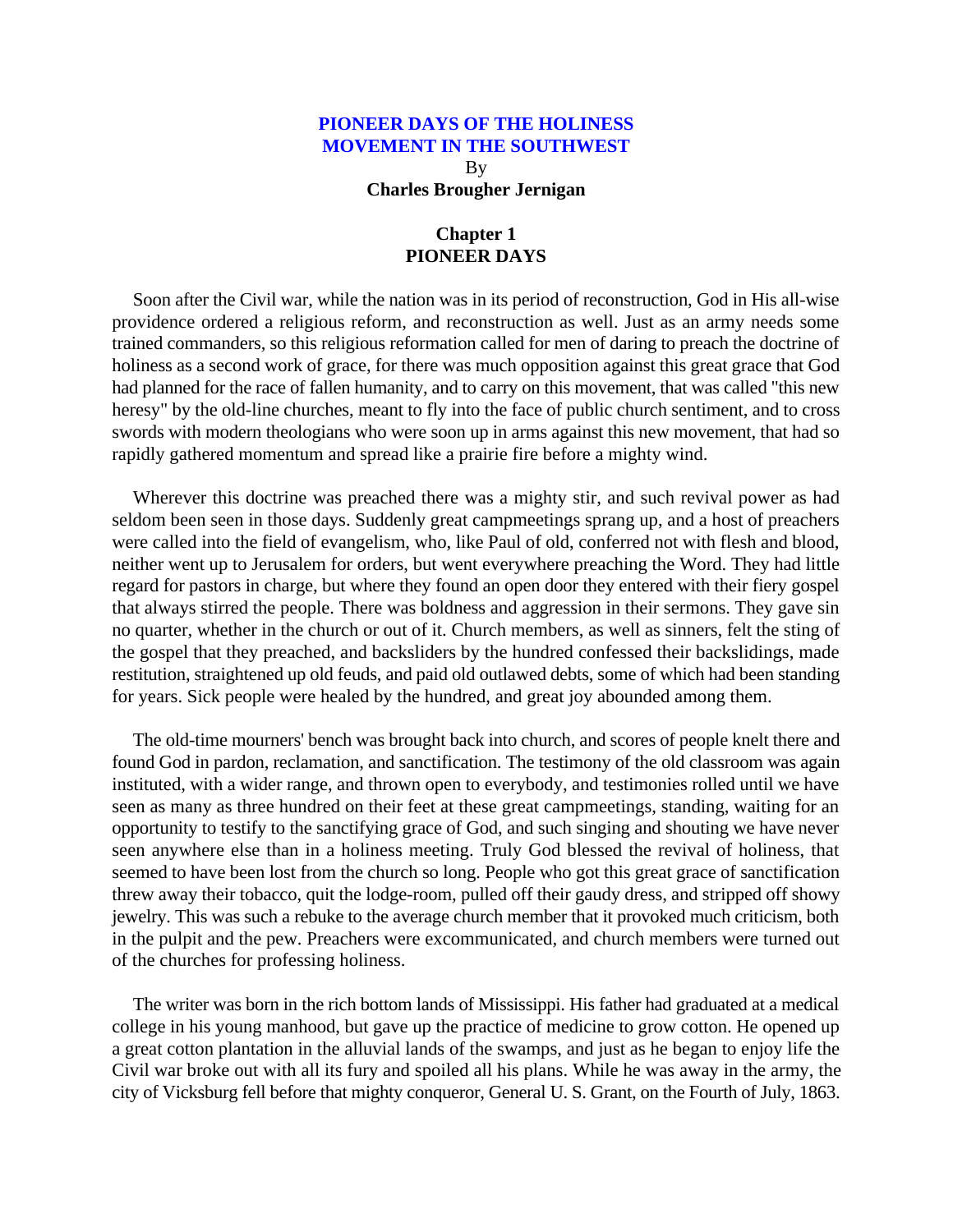# PIONEER DAYS OF THE HOLINESS MOVEMENT IN THE SOUTHWEST

By

**Charles Brougher Jernigan**

## Chapter 1
## PIONEER DAYS

Soon after the Civil war, while the nation was in its period of reconstruction, God in His all-wise providence ordered a religious reform, and reconstruction as well. Just as an army needs some trained commanders, so this religious reformation called for men of daring to preach the doctrine of holiness as a second work of grace, for there was much opposition against this great grace that God had planned for the race of fallen humanity, and to carry on this movement, that was called "this new heresy" by the old-line churches, meant to fly into the face of public church sentiment, and to cross swords with modern theologians who were soon up in arms against this new movement, that had so rapidly gathered momentum and spread like a prairie fire before a mighty wind.

Wherever this doctrine was preached there was a mighty stir, and such revival power as had seldom been seen in those days. Suddenly great campmeetings sprang up, and a host of preachers were called into the field of evangelism, who, like Paul of old, conferred not with flesh and blood, neither went up to Jerusalem for orders, but went everywhere preaching the Word. They had little regard for pastors in charge, but where they found an open door they entered with their fiery gospel that always stirred the people. There was boldness and aggression in their sermons. They gave sin no quarter, whether in the church or out of it. Church members, as well as sinners, felt the sting of the gospel that they preached, and backsliders by the hundred confessed their backslidings, made restitution, straightened up old feuds, and paid old outlawed debts, some of which had been standing for years. Sick people were healed by the hundred, and great joy abounded among them.

The old-time mourners' bench was brought back into church, and scores of people knelt there and found God in pardon, reclamation, and sanctification. The testimony of the old classroom was again instituted, with a wider range, and thrown open to everybody, and testimonies rolled until we have seen as many as three hundred on their feet at these great campmeetings, standing, waiting for an opportunity to testify to the sanctifying grace of God, and such singing and shouting we have never seen anywhere else than in a holiness meeting. Truly God blessed the revival of holiness, that seemed to have been lost from the church so long. People who got this great grace of sanctification threw away their tobacco, quit the lodge-room, pulled off their gaudy dress, and stripped off showy jewelry. This was such a rebuke to the average church member that it provoked much criticism, both in the pulpit and the pew. Preachers were excommunicated, and church members were turned out of the churches for professing holiness.

The writer was born in the rich bottom lands of Mississippi. His father had graduated at a medical college in his young manhood, but gave up the practice of medicine to grow cotton. He opened up a great cotton plantation in the alluvial lands of the swamps, and just as he began to enjoy life the Civil war broke out with all its fury and spoiled all his plans. While he was away in the army, the city of Vicksburg fell before that mighty conqueror, General U. S. Grant, on the Fourth of July, 1863.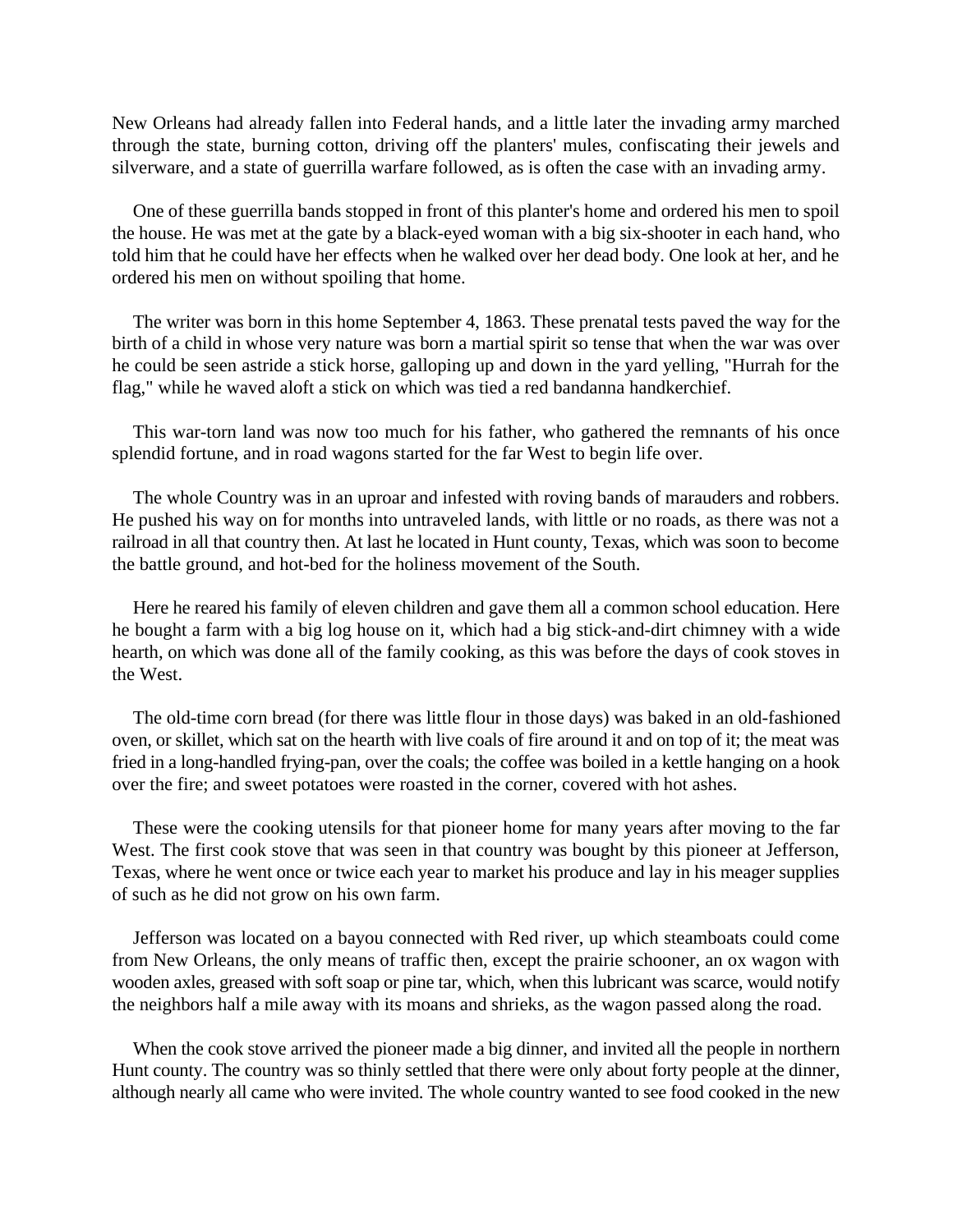New Orleans had already fallen into Federal hands, and a little later the invading army marched through the state, burning cotton, driving off the planters' mules, confiscating their jewels and silverware, and a state of guerrilla warfare followed, as is often the case with an invading army.

One of these guerrilla bands stopped in front of this planter's home and ordered his men to spoil the house. He was met at the gate by a black-eyed woman with a big six-shooter in each hand, who told him that he could have her effects when he walked over her dead body. One look at her, and he ordered his men on without spoiling that home.

The writer was born in this home September 4, 1863. These prenatal tests paved the way for the birth of a child in whose very nature was born a martial spirit so tense that when the war was over he could be seen astride a stick horse, galloping up and down in the yard yelling, "Hurrah for the flag," while he waved aloft a stick on which was tied a red bandanna handkerchief.

This war-torn land was now too much for his father, who gathered the remnants of his once splendid fortune, and in road wagons started for the far West to begin life over.

The whole Country was in an uproar and infested with roving bands of marauders and robbers. He pushed his way on for months into untraveled lands, with little or no roads, as there was not a railroad in all that country then. At last he located in Hunt county, Texas, which was soon to become the battle ground, and hot-bed for the holiness movement of the South.

Here he reared his family of eleven children and gave them all a common school education. Here he bought a farm with a big log house on it, which had a big stick-and-dirt chimney with a wide hearth, on which was done all of the family cooking, as this was before the days of cook stoves in the West.

The old-time corn bread (for there was little flour in those days) was baked in an old-fashioned oven, or skillet, which sat on the hearth with live coals of fire around it and on top of it; the meat was fried in a long-handled frying-pan, over the coals; the coffee was boiled in a kettle hanging on a hook over the fire; and sweet potatoes were roasted in the corner, covered with hot ashes.

These were the cooking utensils for that pioneer home for many years after moving to the far West. The first cook stove that was seen in that country was bought by this pioneer at Jefferson, Texas, where he went once or twice each year to market his produce and lay in his meager supplies of such as he did not grow on his own farm.

Jefferson was located on a bayou connected with Red river, up which steamboats could come from New Orleans, the only means of traffic then, except the prairie schooner, an ox wagon with wooden axles, greased with soft soap or pine tar, which, when this lubricant was scarce, would notify the neighbors half a mile away with its moans and shrieks, as the wagon passed along the road.

When the cook stove arrived the pioneer made a big dinner, and invited all the people in northern Hunt county. The country was so thinly settled that there were only about forty people at the dinner, although nearly all came who were invited. The whole country wanted to see food cooked in the new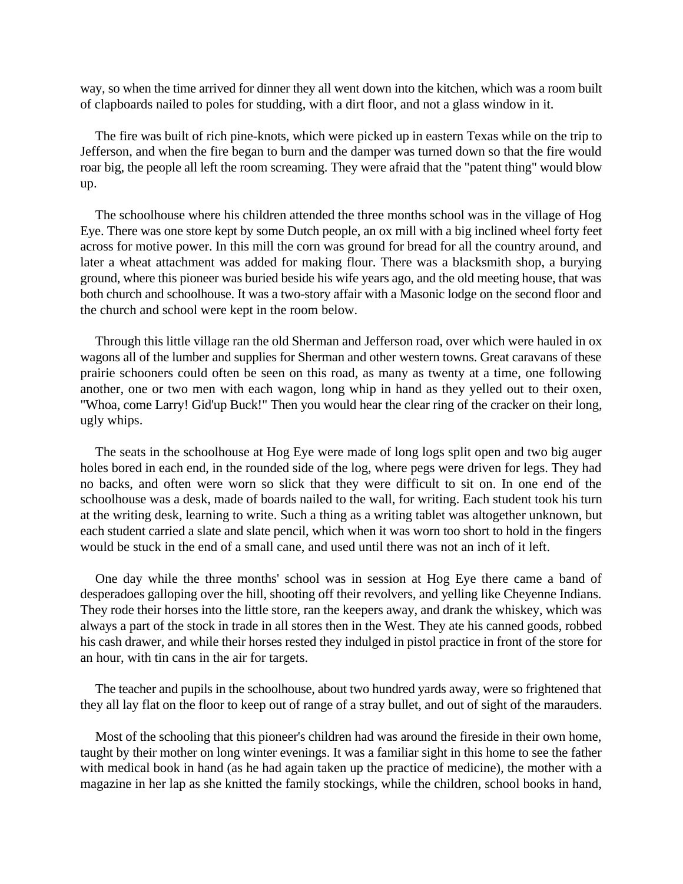way, so when the time arrived for dinner they all went down into the kitchen, which was a room built of clapboards nailed to poles for studding, with a dirt floor, and not a glass window in it.

The fire was built of rich pine-knots, which were picked up in eastern Texas while on the trip to Jefferson, and when the fire began to burn and the damper was turned down so that the fire would roar big, the people all left the room screaming. They were afraid that the "patent thing" would blow up.

The schoolhouse where his children attended the three months school was in the village of Hog Eye. There was one store kept by some Dutch people, an ox mill with a big inclined wheel forty feet across for motive power. In this mill the corn was ground for bread for all the country around, and later a wheat attachment was added for making flour. There was a blacksmith shop, a burying ground, where this pioneer was buried beside his wife years ago, and the old meeting house, that was both church and schoolhouse. It was a two-story affair with a Masonic lodge on the second floor and the church and school were kept in the room below.

Through this little village ran the old Sherman and Jefferson road, over which were hauled in ox wagons all of the lumber and supplies for Sherman and other western towns. Great caravans of these prairie schooners could often be seen on this road, as many as twenty at a time, one following another, one or two men with each wagon, long whip in hand as they yelled out to their oxen, "Whoa, come Larry! Gid'up Buck!" Then you would hear the clear ring of the cracker on their long, ugly whips.

The seats in the schoolhouse at Hog Eye were made of long logs split open and two big auger holes bored in each end, in the rounded side of the log, where pegs were driven for legs. They had no backs, and often were worn so slick that they were difficult to sit on. In one end of the schoolhouse was a desk, made of boards nailed to the wall, for writing. Each student took his turn at the writing desk, learning to write. Such a thing as a writing tablet was altogether unknown, but each student carried a slate and slate pencil, which when it was worn too short to hold in the fingers would be stuck in the end of a small cane, and used until there was not an inch of it left.

One day while the three months' school was in session at Hog Eye there came a band of desperadoes galloping over the hill, shooting off their revolvers, and yelling like Cheyenne Indians. They rode their horses into the little store, ran the keepers away, and drank the whiskey, which was always a part of the stock in trade in all stores then in the West. They ate his canned goods, robbed his cash drawer, and while their horses rested they indulged in pistol practice in front of the store for an hour, with tin cans in the air for targets.

The teacher and pupils in the schoolhouse, about two hundred yards away, were so frightened that they all lay flat on the floor to keep out of range of a stray bullet, and out of sight of the marauders.

Most of the schooling that this pioneer's children had was around the fireside in their own home, taught by their mother on long winter evenings. It was a familiar sight in this home to see the father with medical book in hand (as he had again taken up the practice of medicine), the mother with a magazine in her lap as she knitted the family stockings, while the children, school books in hand,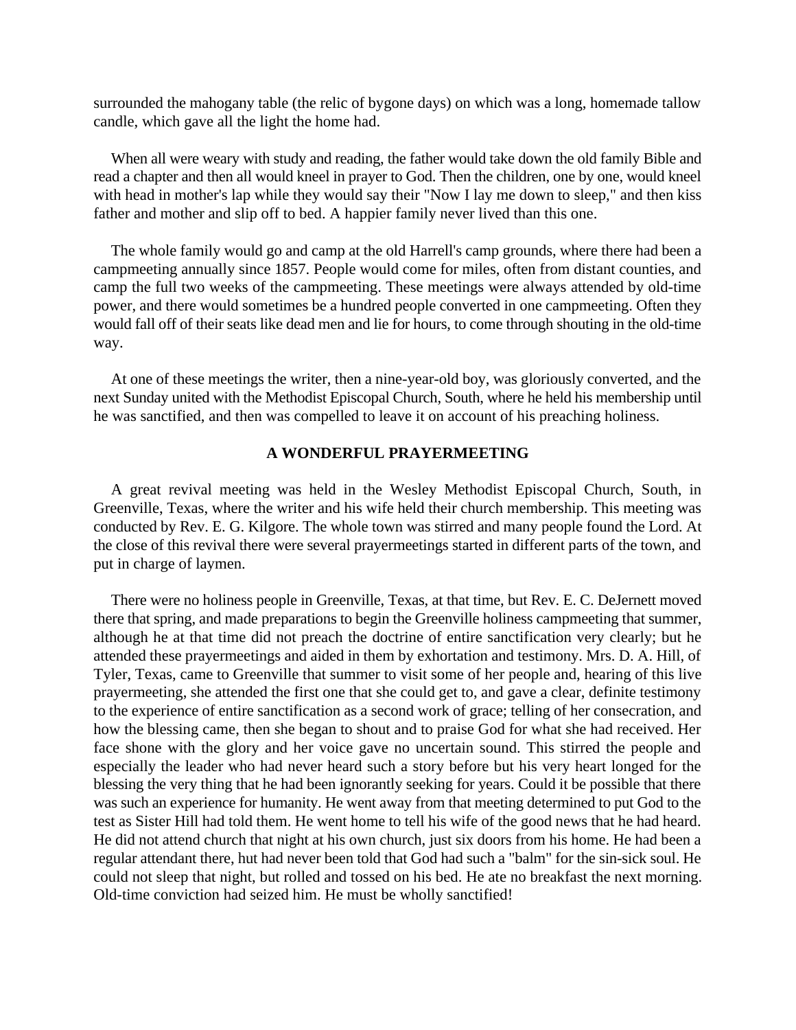surrounded the mahogany table (the relic of bygone days) on which was a long, homemade tallow candle, which gave all the light the home had.

When all were weary with study and reading, the father would take down the old family Bible and read a chapter and then all would kneel in prayer to God. Then the children, one by one, would kneel with head in mother's lap while they would say their "Now I lay me down to sleep," and then kiss father and mother and slip off to bed. A happier family never lived than this one.

The whole family would go and camp at the old Harrell's camp grounds, where there had been a campmeeting annually since 1857. People would come for miles, often from distant counties, and camp the full two weeks of the campmeeting. These meetings were always attended by old-time power, and there would sometimes be a hundred people converted in one campmeeting. Often they would fall off of their seats like dead men and lie for hours, to come through shouting in the old-time way.

At one of these meetings the writer, then a nine-year-old boy, was gloriously converted, and the next Sunday united with the Methodist Episcopal Church, South, where he held his membership until he was sanctified, and then was compelled to leave it on account of his preaching holiness.

### A WONDERFUL PRAYERMEETING

A great revival meeting was held in the Wesley Methodist Episcopal Church, South, in Greenville, Texas, where the writer and his wife held their church membership. This meeting was conducted by Rev. E. G. Kilgore. The whole town was stirred and many people found the Lord. At the close of this revival there were several prayermeetings started in different parts of the town, and put in charge of laymen.

There were no holiness people in Greenville, Texas, at that time, but Rev. E. C. DeJernett moved there that spring, and made preparations to begin the Greenville holiness campmeeting that summer, although he at that time did not preach the doctrine of entire sanctification very clearly; but he attended these prayermeetings and aided in them by exhortation and testimony. Mrs. D. A. Hill, of Tyler, Texas, came to Greenville that summer to visit some of her people and, hearing of this live prayermeeting, she attended the first one that she could get to, and gave a clear, definite testimony to the experience of entire sanctification as a second work of grace; telling of her consecration, and how the blessing came, then she began to shout and to praise God for what she had received. Her face shone with the glory and her voice gave no uncertain sound. This stirred the people and especially the leader who had never heard such a story before but his very heart longed for the blessing the very thing that he had been ignorantly seeking for years. Could it be possible that there was such an experience for humanity. He went away from that meeting determined to put God to the test as Sister Hill had told them. He went home to tell his wife of the good news that he had heard. He did not attend church that night at his own church, just six doors from his home. He had been a regular attendant there, hut had never been told that God had such a "balm" for the sin-sick soul. He could not sleep that night, but rolled and tossed on his bed. He ate no breakfast the next morning. Old-time conviction had seized him. He must be wholly sanctified!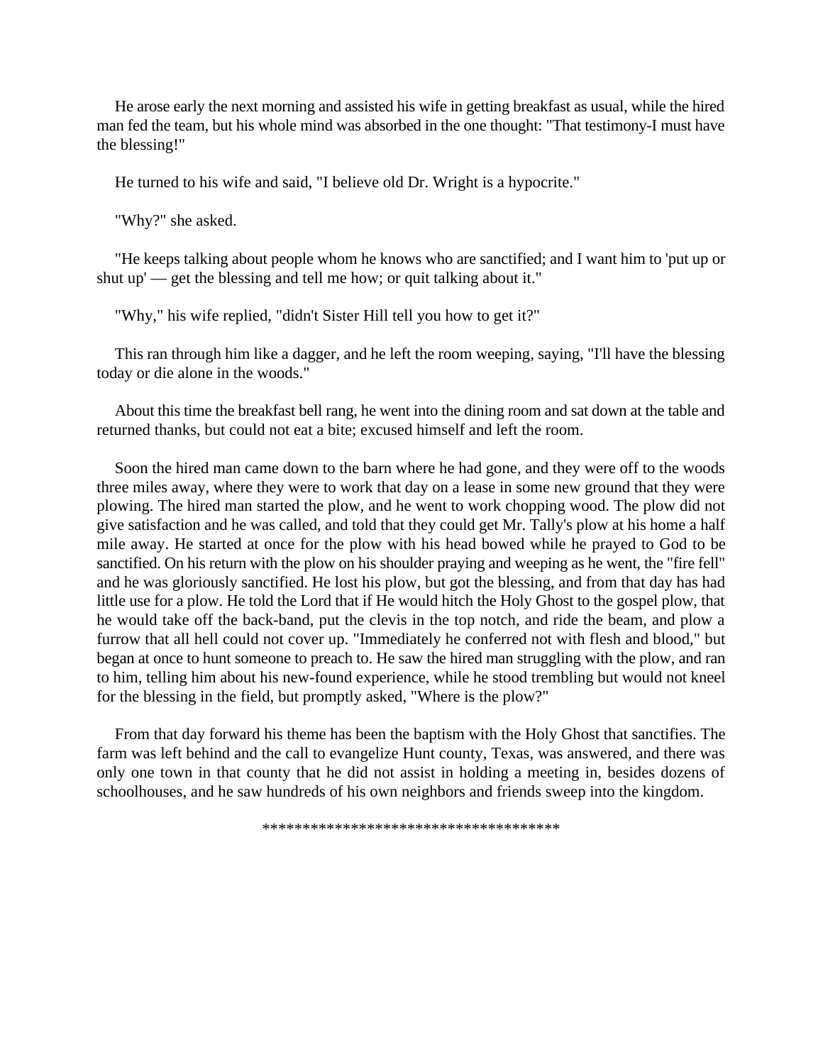He arose early the next morning and assisted his wife in getting breakfast as usual, while the hired man fed the team, but his whole mind was absorbed in the one thought: "That testimony-I must have the blessing!"

He turned to his wife and said, "I believe old Dr. Wright is a hypocrite."

"Why?" she asked.

"He keeps talking about people whom he knows who are sanctified; and I want him to 'put up or shut up' — get the blessing and tell me how; or quit talking about it."

"Why," his wife replied, "didn't Sister Hill tell you how to get it?"

This ran through him like a dagger, and he left the room weeping, saying, "I'll have the blessing today or die alone in the woods."

About this time the breakfast bell rang, he went into the dining room and sat down at the table and returned thanks, but could not eat a bite; excused himself and left the room.

Soon the hired man came down to the barn where he had gone, and they were off to the woods three miles away, where they were to work that day on a lease in some new ground that they were plowing. The hired man started the plow, and he went to work chopping wood. The plow did not give satisfaction and he was called, and told that they could get Mr. Tally's plow at his home a half mile away. He started at once for the plow with his head bowed while he prayed to God to be sanctified. On his return with the plow on his shoulder praying and weeping as he went, the "fire fell" and he was gloriously sanctified. He lost his plow, but got the blessing, and from that day has had little use for a plow. He told the Lord that if He would hitch the Holy Ghost to the gospel plow, that he would take off the back-band, put the clevis in the top notch, and ride the beam, and plow a furrow that all hell could not cover up. "Immediately he conferred not with flesh and blood," but began at once to hunt someone to preach to. He saw the hired man struggling with the plow, and ran to him, telling him about his new-found experience, while he stood trembling but would not kneel for the blessing in the field, but promptly asked, "Where is the plow?"

From that day forward his theme has been the baptism with the Holy Ghost that sanctifies. The farm was left behind and the call to evangelize Hunt county, Texas, was answered, and there was only one town in that county that he did not assist in holding a meeting in, besides dozens of schoolhouses, and he saw hundreds of his own neighbors and friends sweep into the kingdom.

\*\*\*\*\*\*\*\*\*\*\*\*\*\*\*\*\*\*\*\*\*\*\*\*\*\*\*\*\*\*\*\*\*\*\*\*\*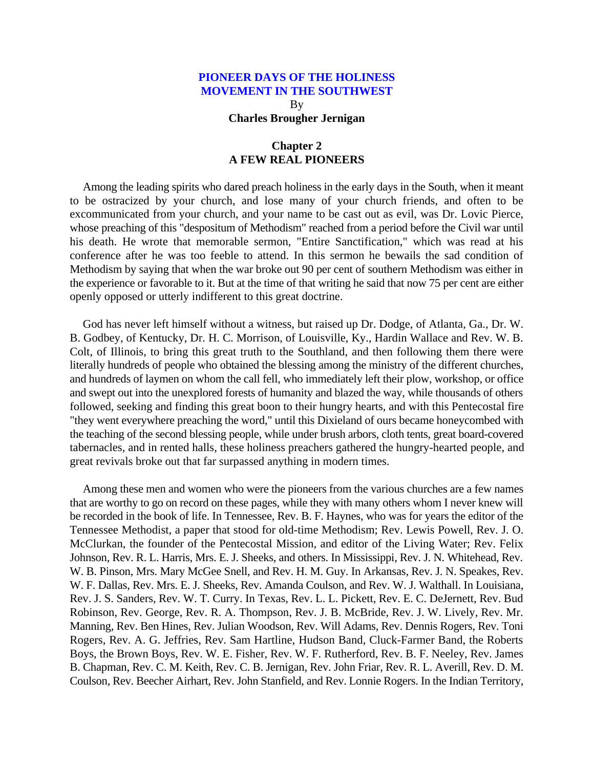# PIONEER DAYS OF THE HOLINESS MOVEMENT IN THE SOUTHWEST

By

**Charles Brougher Jernigan**

## Chapter 2
## A FEW REAL PIONEERS

Among the leading spirits who dared preach holiness in the early days in the South, when it meant to be ostracized by your church, and lose many of your church friends, and often to be excommunicated from your church, and your name to be cast out as evil, was Dr. Lovic Pierce, whose preaching of this "despositum of Methodism" reached from a period before the Civil war until his death. He wrote that memorable sermon, "Entire Sanctification," which was read at his conference after he was too feeble to attend. In this sermon he bewails the sad condition of Methodism by saying that when the war broke out 90 per cent of southern Methodism was either in the experience or favorable to it. But at the time of that writing he said that now 75 per cent are either openly opposed or utterly indifferent to this great doctrine.

God has never left himself without a witness, but raised up Dr. Dodge, of Atlanta, Ga., Dr. W. B. Godbey, of Kentucky, Dr. H. C. Morrison, of Louisville, Ky., Hardin Wallace and Rev. W. B. Colt, of Illinois, to bring this great truth to the Southland, and then following them there were literally hundreds of people who obtained the blessing among the ministry of the different churches, and hundreds of laymen on whom the call fell, who immediately left their plow, workshop, or office and swept out into the unexplored forests of humanity and blazed the way, while thousands of others followed, seeking and finding this great boon to their hungry hearts, and with this Pentecostal fire "they went everywhere preaching the word," until this Dixieland of ours became honeycombed with the teaching of the second blessing people, while under brush arbors, cloth tents, great board-covered tabernacles, and in rented halls, these holiness preachers gathered the hungry-hearted people, and great revivals broke out that far surpassed anything in modern times.

Among these men and women who were the pioneers from the various churches are a few names that are worthy to go on record on these pages, while they with many others whom I never knew will be recorded in the book of life. In Tennessee, Rev. B. F. Haynes, who was for years the editor of the Tennessee Methodist, a paper that stood for old-time Methodism; Rev. Lewis Powell, Rev. J. O. McClurkan, the founder of the Pentecostal Mission, and editor of the Living Water; Rev. Felix Johnson, Rev. R. L. Harris, Mrs. E. J. Sheeks, and others. In Mississippi, Rev. J. N. Whitehead, Rev. W. B. Pinson, Mrs. Mary McGee Snell, and Rev. H. M. Guy. In Arkansas, Rev. J. N. Speakes, Rev. W. F. Dallas, Rev. Mrs. E. J. Sheeks, Rev. Amanda Coulson, and Rev. W. J. Walthall. In Louisiana, Rev. J. S. Sanders, Rev. W. T. Curry. In Texas, Rev. L. L. Pickett, Rev. E. C. DeJernett, Rev. Bud Robinson, Rev. George, Rev. R. A. Thompson, Rev. J. B. McBride, Rev. J. W. Lively, Rev. Mr. Manning, Rev. Ben Hines, Rev. Julian Woodson, Rev. Will Adams, Rev. Dennis Rogers, Rev. Toni Rogers, Rev. A. G. Jeffries, Rev. Sam Hartline, Hudson Band, Cluck-Farmer Band, the Roberts Boys, the Brown Boys, Rev. W. E. Fisher, Rev. W. F. Rutherford, Rev. B. F. Neeley, Rev. James B. Chapman, Rev. C. M. Keith, Rev. C. B. Jernigan, Rev. John Friar, Rev. R. L. Averill, Rev. D. M. Coulson, Rev. Beecher Airhart, Rev. John Stanfield, and Rev. Lonnie Rogers. In the Indian Territory,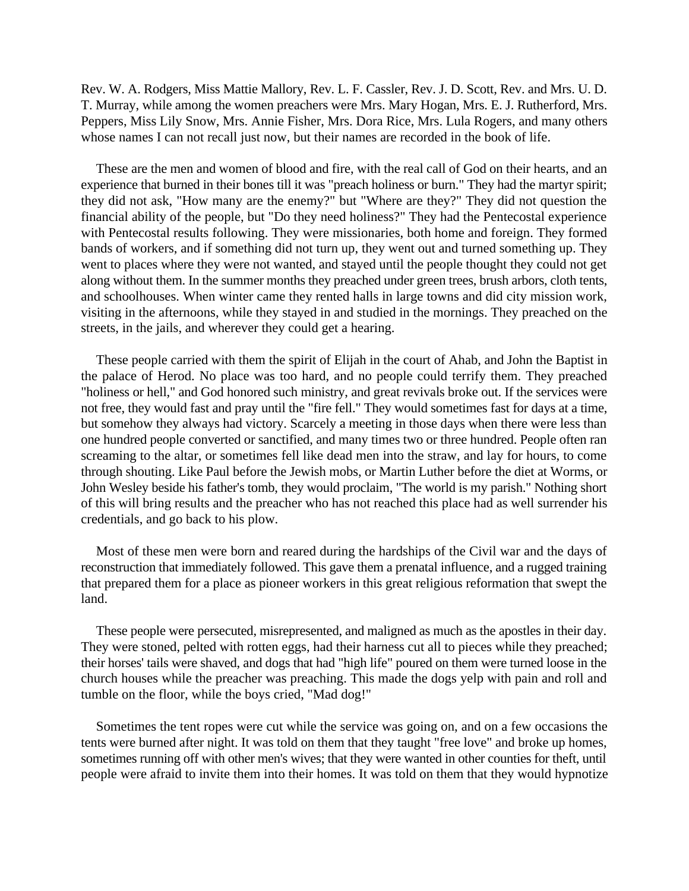Rev. W. A. Rodgers, Miss Mattie Mallory, Rev. L. F. Cassler, Rev. J. D. Scott, Rev. and Mrs. U. D. T. Murray, while among the women preachers were Mrs. Mary Hogan, Mrs. E. J. Rutherford, Mrs. Peppers, Miss Lily Snow, Mrs. Annie Fisher, Mrs. Dora Rice, Mrs. Lula Rogers, and many others whose names I can not recall just now, but their names are recorded in the book of life.

These are the men and women of blood and fire, with the real call of God on their hearts, and an experience that burned in their bones till it was "preach holiness or burn." They had the martyr spirit; they did not ask, "How many are the enemy?" but "Where are they?" They did not question the financial ability of the people, but "Do they need holiness?" They had the Pentecostal experience with Pentecostal results following. They were missionaries, both home and foreign. They formed bands of workers, and if something did not turn up, they went out and turned something up. They went to places where they were not wanted, and stayed until the people thought they could not get along without them. In the summer months they preached under green trees, brush arbors, cloth tents, and schoolhouses. When winter came they rented halls in large towns and did city mission work, visiting in the afternoons, while they stayed in and studied in the mornings. They preached on the streets, in the jails, and wherever they could get a hearing.

These people carried with them the spirit of Elijah in the court of Ahab, and John the Baptist in the palace of Herod. No place was too hard, and no people could terrify them. They preached "holiness or hell," and God honored such ministry, and great revivals broke out. If the services were not free, they would fast and pray until the "fire fell." They would sometimes fast for days at a time, but somehow they always had victory. Scarcely a meeting in those days when there were less than one hundred people converted or sanctified, and many times two or three hundred. People often ran screaming to the altar, or sometimes fell like dead men into the straw, and lay for hours, to come through shouting. Like Paul before the Jewish mobs, or Martin Luther before the diet at Worms, or John Wesley beside his father's tomb, they would proclaim, "The world is my parish." Nothing short of this will bring results and the preacher who has not reached this place had as well surrender his credentials, and go back to his plow.

Most of these men were born and reared during the hardships of the Civil war and the days of reconstruction that immediately followed. This gave them a prenatal influence, and a rugged training that prepared them for a place as pioneer workers in this great religious reformation that swept the land.

These people were persecuted, misrepresented, and maligned as much as the apostles in their day. They were stoned, pelted with rotten eggs, had their harness cut all to pieces while they preached; their horses' tails were shaved, and dogs that had "high life" poured on them were turned loose in the church houses while the preacher was preaching. This made the dogs yelp with pain and roll and tumble on the floor, while the boys cried, "Mad dog!"

Sometimes the tent ropes were cut while the service was going on, and on a few occasions the tents were burned after night. It was told on them that they taught "free love" and broke up homes, sometimes running off with other men's wives; that they were wanted in other counties for theft, until people were afraid to invite them into their homes. It was told on them that they would hypnotize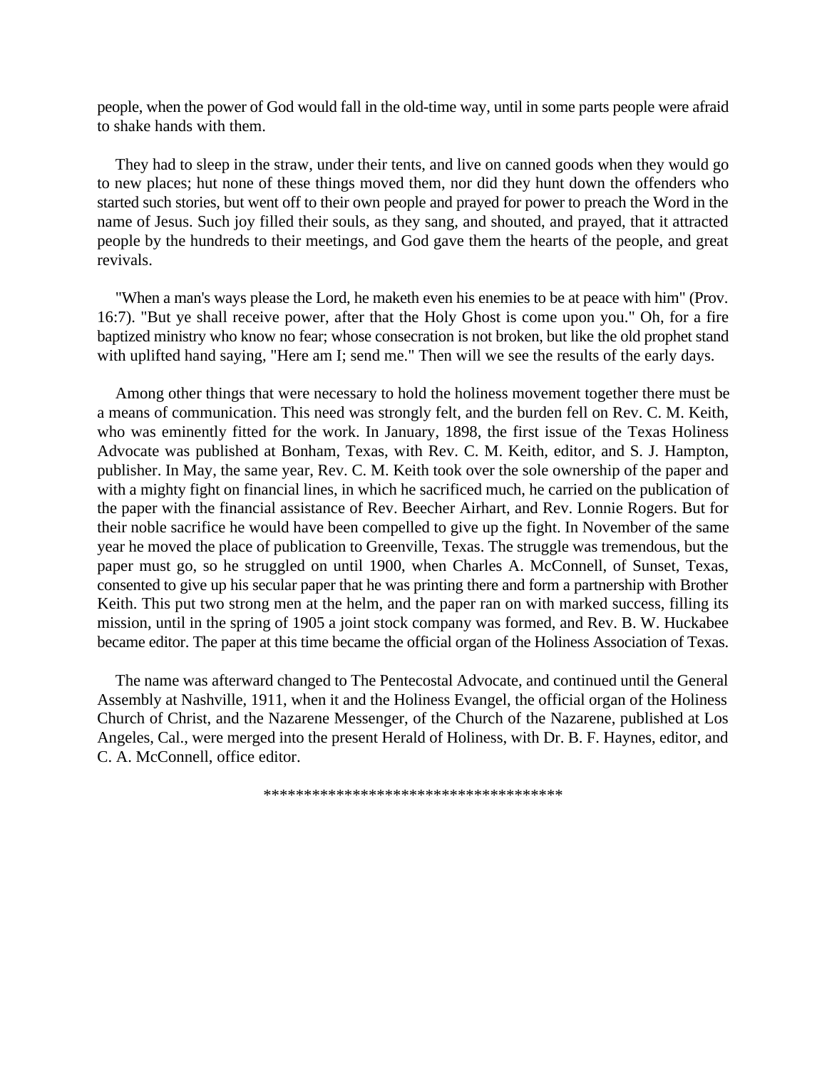people, when the power of God would fall in the old-time way, until in some parts people were afraid to shake hands with them.

They had to sleep in the straw, under their tents, and live on canned goods when they would go to new places; hut none of these things moved them, nor did they hunt down the offenders who started such stories, but went off to their own people and prayed for power to preach the Word in the name of Jesus. Such joy filled their souls, as they sang, and shouted, and prayed, that it attracted people by the hundreds to their meetings, and God gave them the hearts of the people, and great revivals.

"When a man's ways please the Lord, he maketh even his enemies to be at peace with him" (Prov. 16:7). "But ye shall receive power, after that the Holy Ghost is come upon you." Oh, for a fire baptized ministry who know no fear; whose consecration is not broken, but like the old prophet stand with uplifted hand saying, "Here am I; send me." Then will we see the results of the early days.

Among other things that were necessary to hold the holiness movement together there must be a means of communication. This need was strongly felt, and the burden fell on Rev. C. M. Keith, who was eminently fitted for the work. In January, 1898, the first issue of the Texas Holiness Advocate was published at Bonham, Texas, with Rev. C. M. Keith, editor, and S. J. Hampton, publisher. In May, the same year, Rev. C. M. Keith took over the sole ownership of the paper and with a mighty fight on financial lines, in which he sacrificed much, he carried on the publication of the paper with the financial assistance of Rev. Beecher Airhart, and Rev. Lonnie Rogers. But for their noble sacrifice he would have been compelled to give up the fight. In November of the same year he moved the place of publication to Greenville, Texas. The struggle was tremendous, but the paper must go, so he struggled on until 1900, when Charles A. McConnell, of Sunset, Texas, consented to give up his secular paper that he was printing there and form a partnership with Brother Keith. This put two strong men at the helm, and the paper ran on with marked success, filling its mission, until in the spring of 1905 a joint stock company was formed, and Rev. B. W. Huckabee became editor. The paper at this time became the official organ of the Holiness Association of Texas.

The name was afterward changed to The Pentecostal Advocate, and continued until the General Assembly at Nashville, 1911, when it and the Holiness Evangel, the official organ of the Holiness Church of Christ, and the Nazarene Messenger, of the Church of the Nazarene, published at Los Angeles, Cal., were merged into the present Herald of Holiness, with Dr. B. F. Haynes, editor, and C. A. McConnell, office editor.

************************************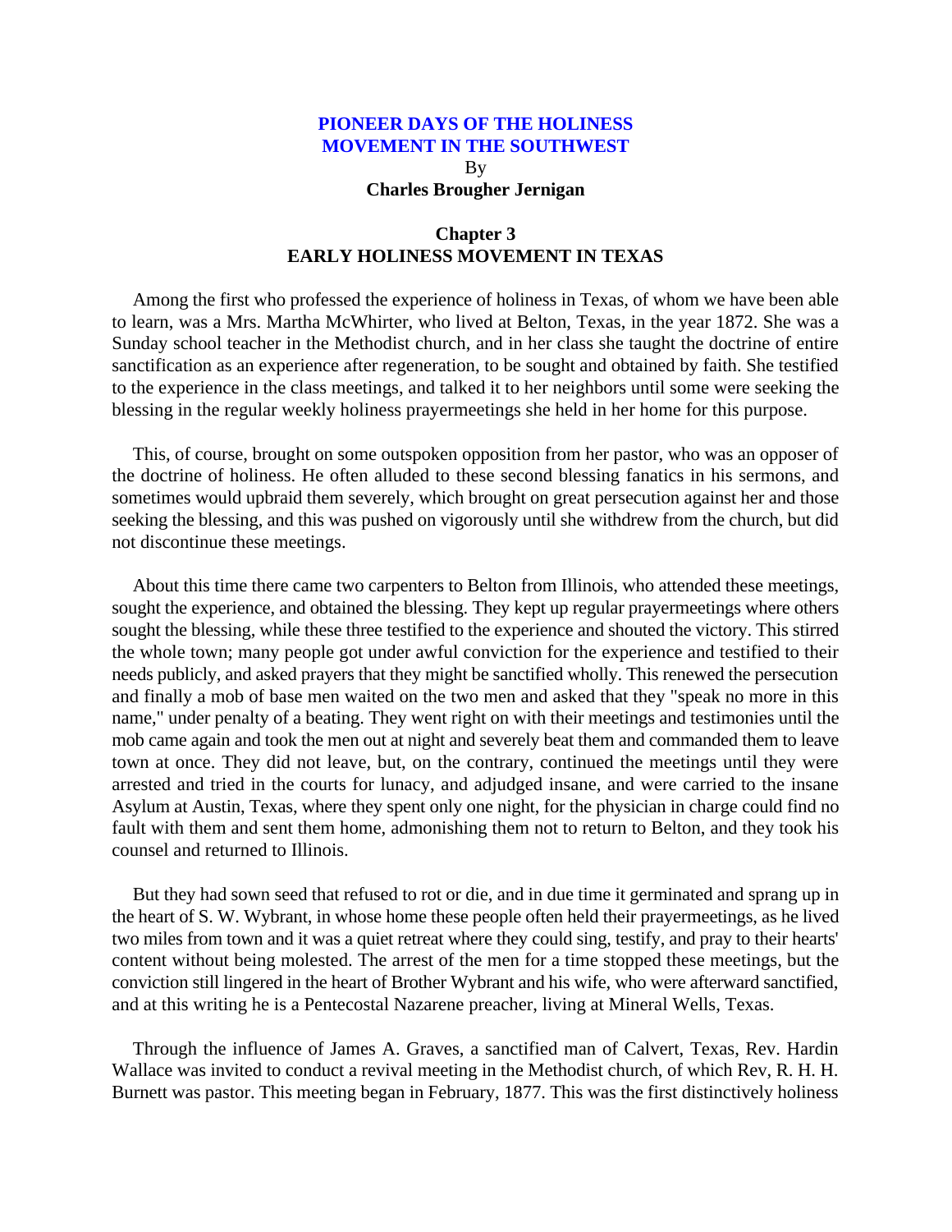**PIONEER DAYS OF THE HOLINESS MOVEMENT IN THE SOUTHWEST**
By
**Charles Brougher Jernigan**

## Chapter 3
## EARLY HOLINESS MOVEMENT IN TEXAS

Among the first who professed the experience of holiness in Texas, of whom we have been able to learn, was a Mrs. Martha McWhirter, who lived at Belton, Texas, in the year 1872. She was a Sunday school teacher in the Methodist church, and in her class she taught the doctrine of entire sanctification as an experience after regeneration, to be sought and obtained by faith. She testified to the experience in the class meetings, and talked it to her neighbors until some were seeking the blessing in the regular weekly holiness prayermeetings she held in her home for this purpose.

This, of course, brought on some outspoken opposition from her pastor, who was an opposer of the doctrine of holiness. He often alluded to these second blessing fanatics in his sermons, and sometimes would upbraid them severely, which brought on great persecution against her and those seeking the blessing, and this was pushed on vigorously until she withdrew from the church, but did not discontinue these meetings.

About this time there came two carpenters to Belton from Illinois, who attended these meetings, sought the experience, and obtained the blessing. They kept up regular prayermeetings where others sought the blessing, while these three testified to the experience and shouted the victory. This stirred the whole town; many people got under awful conviction for the experience and testified to their needs publicly, and asked prayers that they might be sanctified wholly. This renewed the persecution and finally a mob of base men waited on the two men and asked that they "speak no more in this name," under penalty of a beating. They went right on with their meetings and testimonies until the mob came again and took the men out at night and severely beat them and commanded them to leave town at once. They did not leave, but, on the contrary, continued the meetings until they were arrested and tried in the courts for lunacy, and adjudged insane, and were carried to the insane Asylum at Austin, Texas, where they spent only one night, for the physician in charge could find no fault with them and sent them home, admonishing them not to return to Belton, and they took his counsel and returned to Illinois.

But they had sown seed that refused to rot or die, and in due time it germinated and sprang up in the heart of S. W. Wybrant, in whose home these people often held their prayermeetings, as he lived two miles from town and it was a quiet retreat where they could sing, testify, and pray to their hearts' content without being molested. The arrest of the men for a time stopped these meetings, but the conviction still lingered in the heart of Brother Wybrant and his wife, who were afterward sanctified, and at this writing he is a Pentecostal Nazarene preacher, living at Mineral Wells, Texas.

Through the influence of James A. Graves, a sanctified man of Calvert, Texas, Rev. Hardin Wallace was invited to conduct a revival meeting in the Methodist church, of which Rev, R. H. H. Burnett was pastor. This meeting began in February, 1877. This was the first distinctively holiness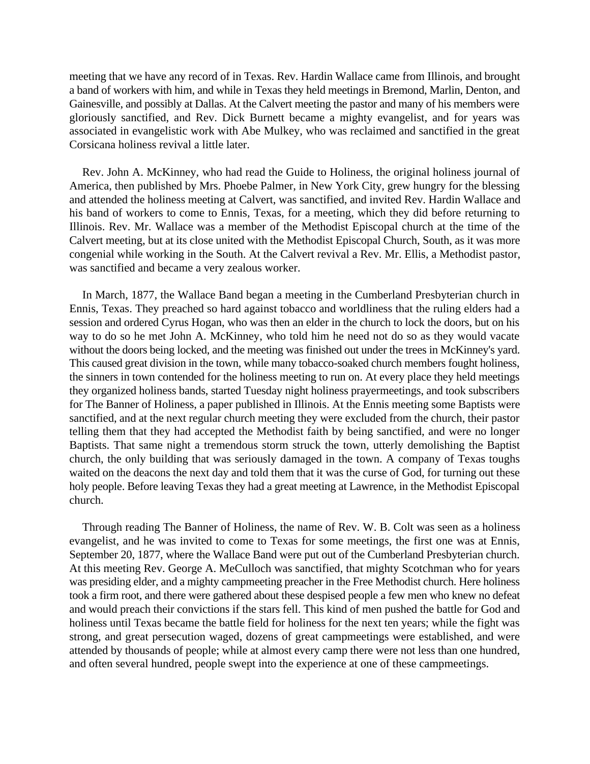meeting that we have any record of in Texas. Rev. Hardin Wallace came from Illinois, and brought a band of workers with him, and while in Texas they held meetings in Bremond, Marlin, Denton, and Gainesville, and possibly at Dallas. At the Calvert meeting the pastor and many of his members were gloriously sanctified, and Rev. Dick Burnett became a mighty evangelist, and for years was associated in evangelistic work with Abe Mulkey, who was reclaimed and sanctified in the great Corsicana holiness revival a little later.

Rev. John A. McKinney, who had read the Guide to Holiness, the original holiness journal of America, then published by Mrs. Phoebe Palmer, in New York City, grew hungry for the blessing and attended the holiness meeting at Calvert, was sanctified, and invited Rev. Hardin Wallace and his band of workers to come to Ennis, Texas, for a meeting, which they did before returning to Illinois. Rev. Mr. Wallace was a member of the Methodist Episcopal church at the time of the Calvert meeting, but at its close united with the Methodist Episcopal Church, South, as it was more congenial while working in the South. At the Calvert revival a Rev. Mr. Ellis, a Methodist pastor, was sanctified and became a very zealous worker.

In March, 1877, the Wallace Band began a meeting in the Cumberland Presbyterian church in Ennis, Texas. They preached so hard against tobacco and worldliness that the ruling elders had a session and ordered Cyrus Hogan, who was then an elder in the church to lock the doors, but on his way to do so he met John A. McKinney, who told him he need not do so as they would vacate without the doors being locked, and the meeting was finished out under the trees in McKinney's yard. This caused great division in the town, while many tobacco-soaked church members fought holiness, the sinners in town contended for the holiness meeting to run on. At every place they held meetings they organized holiness bands, started Tuesday night holiness prayermeetings, and took subscribers for The Banner of Holiness, a paper published in Illinois. At the Ennis meeting some Baptists were sanctified, and at the next regular church meeting they were excluded from the church, their pastor telling them that they had accepted the Methodist faith by being sanctified, and were no longer Baptists. That same night a tremendous storm struck the town, utterly demolishing the Baptist church, the only building that was seriously damaged in the town. A company of Texas toughs waited on the deacons the next day and told them that it was the curse of God, for turning out these holy people. Before leaving Texas they had a great meeting at Lawrence, in the Methodist Episcopal church.

Through reading The Banner of Holiness, the name of Rev. W. B. Colt was seen as a holiness evangelist, and he was invited to come to Texas for some meetings, the first one was at Ennis, September 20, 1877, where the Wallace Band were put out of the Cumberland Presbyterian church. At this meeting Rev. George A. McCulloch was sanctified, that mighty Scotchman who for years was presiding elder, and a mighty campmeeting preacher in the Free Methodist church. Here holiness took a firm root, and there were gathered about these despised people a few men who knew no defeat and would preach their convictions if the stars fell. This kind of men pushed the battle for God and holiness until Texas became the battle field for holiness for the next ten years; while the fight was strong, and great persecution waged, dozens of great campmeetings were established, and were attended by thousands of people; while at almost every camp there were not less than one hundred, and often several hundred, people swept into the experience at one of these campmeetings.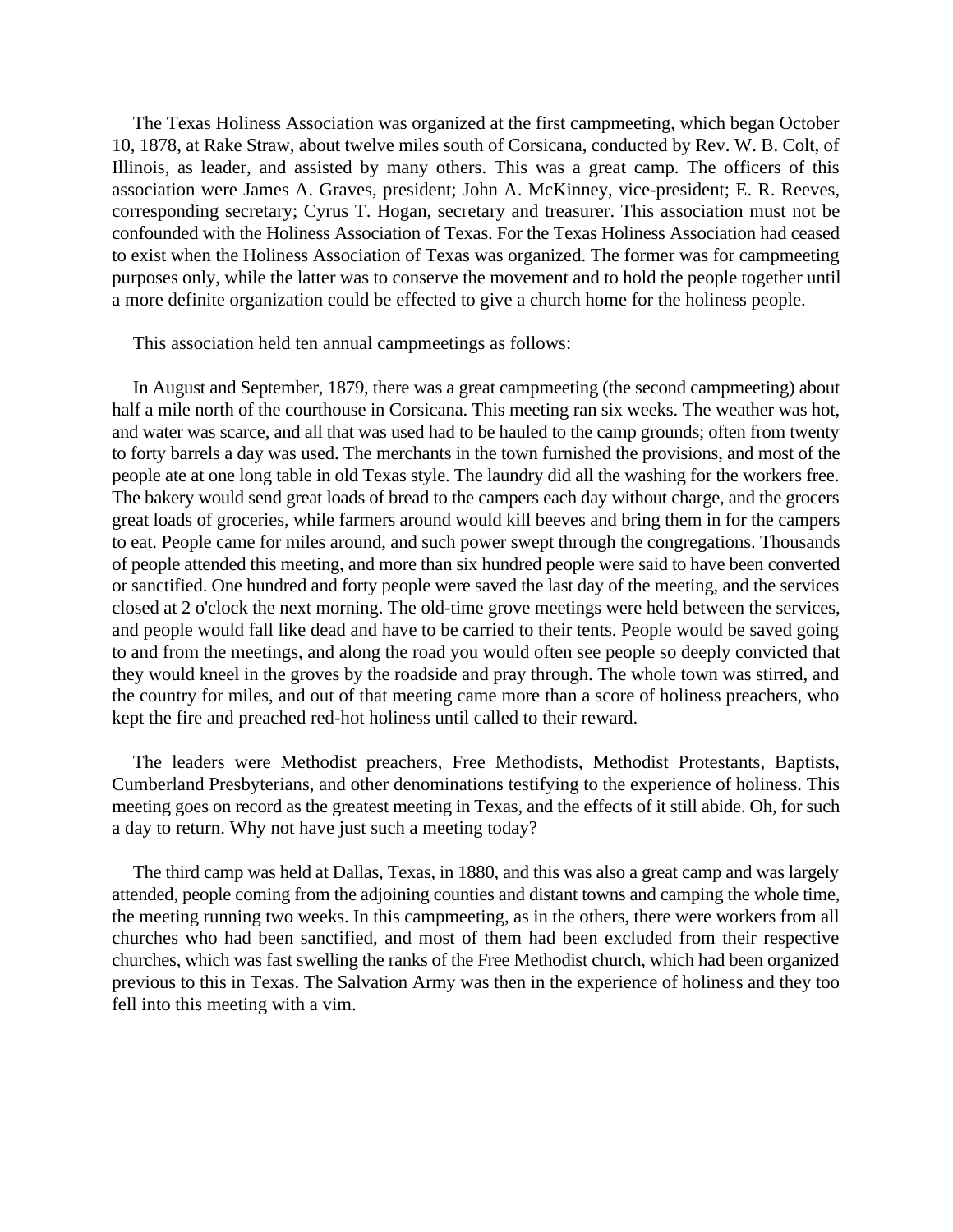The Texas Holiness Association was organized at the first campmeeting, which began October 10, 1878, at Rake Straw, about twelve miles south of Corsicana, conducted by Rev. W. B. Colt, of Illinois, as leader, and assisted by many others. This was a great camp. The officers of this association were James A. Graves, president; John A. McKinney, vice-president; E. R. Reeves, corresponding secretary; Cyrus T. Hogan, secretary and treasurer. This association must not be confounded with the Holiness Association of Texas. For the Texas Holiness Association had ceased to exist when the Holiness Association of Texas was organized. The former was for campmeeting purposes only, while the latter was to conserve the movement and to hold the people together until a more definite organization could be effected to give a church home for the holiness people.

This association held ten annual campmeetings as follows:

In August and September, 1879, there was a great campmeeting (the second campmeeting) about half a mile north of the courthouse in Corsicana. This meeting ran six weeks. The weather was hot, and water was scarce, and all that was used had to be hauled to the camp grounds; often from twenty to forty barrels a day was used. The merchants in the town furnished the provisions, and most of the people ate at one long table in old Texas style. The laundry did all the washing for the workers free. The bakery would send great loads of bread to the campers each day without charge, and the grocers great loads of groceries, while farmers around would kill beeves and bring them in for the campers to eat. People came for miles around, and such power swept through the congregations. Thousands of people attended this meeting, and more than six hundred people were said to have been converted or sanctified. One hundred and forty people were saved the last day of the meeting, and the services closed at 2 o'clock the next morning. The old-time grove meetings were held between the services, and people would fall like dead and have to be carried to their tents. People would be saved going to and from the meetings, and along the road you would often see people so deeply convicted that they would kneel in the groves by the roadside and pray through. The whole town was stirred, and the country for miles, and out of that meeting came more than a score of holiness preachers, who kept the fire and preached red-hot holiness until called to their reward.

The leaders were Methodist preachers, Free Methodists, Methodist Protestants, Baptists, Cumberland Presbyterians, and other denominations testifying to the experience of holiness. This meeting goes on record as the greatest meeting in Texas, and the effects of it still abide. Oh, for such a day to return. Why not have just such a meeting today?

The third camp was held at Dallas, Texas, in 1880, and this was also a great camp and was largely attended, people coming from the adjoining counties and distant towns and camping the whole time, the meeting running two weeks. In this campmeeting, as in the others, there were workers from all churches who had been sanctified, and most of them had been excluded from their respective churches, which was fast swelling the ranks of the Free Methodist church, which had been organized previous to this in Texas. The Salvation Army was then in the experience of holiness and they too fell into this meeting with a vim.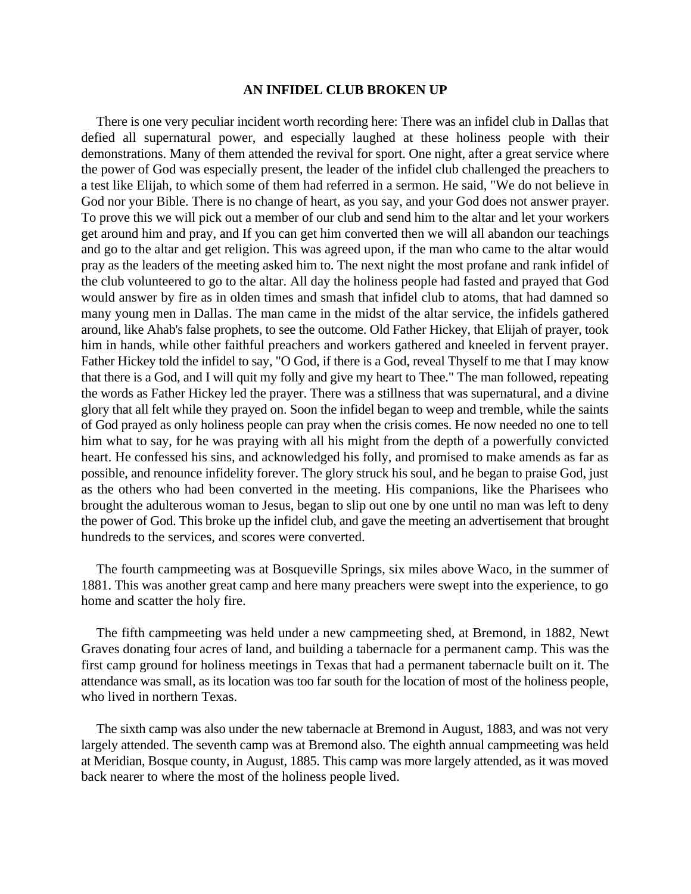## AN INFIDEL CLUB BROKEN UP

There is one very peculiar incident worth recording here: There was an infidel club in Dallas that defied all supernatural power, and especially laughed at these holiness people with their demonstrations. Many of them attended the revival for sport. One night, after a great service where the power of God was especially present, the leader of the infidel club challenged the preachers to a test like Elijah, to which some of them had referred in a sermon. He said, "We do not believe in God nor your Bible. There is no change of heart, as you say, and your God does not answer prayer. To prove this we will pick out a member of our club and send him to the altar and let your workers get around him and pray, and If you can get him converted then we will all abandon our teachings and go to the altar and get religion. This was agreed upon, if the man who came to the altar would pray as the leaders of the meeting asked him to. The next night the most profane and rank infidel of the club volunteered to go to the altar. All day the holiness people had fasted and prayed that God would answer by fire as in olden times and smash that infidel club to atoms, that had damned so many young men in Dallas. The man came in the midst of the altar service, the infidels gathered around, like Ahab's false prophets, to see the outcome. Old Father Hickey, that Elijah of prayer, took him in hands, while other faithful preachers and workers gathered and kneeled in fervent prayer. Father Hickey told the infidel to say, "O God, if there is a God, reveal Thyself to me that I may know that there is a God, and I will quit my folly and give my heart to Thee." The man followed, repeating the words as Father Hickey led the prayer. There was a stillness that was supernatural, and a divine glory that all felt while they prayed on. Soon the infidel began to weep and tremble, while the saints of God prayed as only holiness people can pray when the crisis comes. He now needed no one to tell him what to say, for he was praying with all his might from the depth of a powerfully convicted heart. He confessed his sins, and acknowledged his folly, and promised to make amends as far as possible, and renounce infidelity forever. The glory struck his soul, and he began to praise God, just as the others who had been converted in the meeting. His companions, like the Pharisees who brought the adulterous woman to Jesus, began to slip out one by one until no man was left to deny the power of God. This broke up the infidel club, and gave the meeting an advertisement that brought hundreds to the services, and scores were converted.

The fourth campmeeting was at Bosqueville Springs, six miles above Waco, in the summer of 1881. This was another great camp and here many preachers were swept into the experience, to go home and scatter the holy fire.

The fifth campmeeting was held under a new campmeeting shed, at Bremond, in 1882, Newt Graves donating four acres of land, and building a tabernacle for a permanent camp. This was the first camp ground for holiness meetings in Texas that had a permanent tabernacle built on it. The attendance was small, as its location was too far south for the location of most of the holiness people, who lived in northern Texas.

The sixth camp was also under the new tabernacle at Bremond in August, 1883, and was not very largely attended. The seventh camp was at Bremond also. The eighth annual campmeeting was held at Meridian, Bosque county, in August, 1885. This camp was more largely attended, as it was moved back nearer to where the most of the holiness people lived.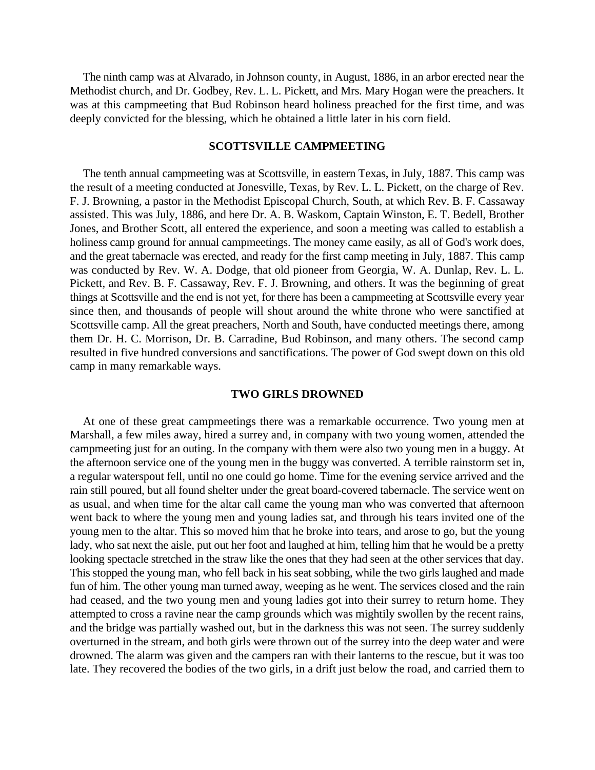The ninth camp was at Alvarado, in Johnson county, in August, 1886, in an arbor erected near the Methodist church, and Dr. Godbey, Rev. L. L. Pickett, and Mrs. Mary Hogan were the preachers. It was at this campmeeting that Bud Robinson heard holiness preached for the first time, and was deeply convicted for the blessing, which he obtained a little later in his corn field.

## SCOTTSVILLE CAMPMEETING

The tenth annual campmeeting was at Scottsville, in eastern Texas, in July, 1887. This camp was the result of a meeting conducted at Jonesville, Texas, by Rev. L. L. Pickett, on the charge of Rev. F. J. Browning, a pastor in the Methodist Episcopal Church, South, at which Rev. B. F. Cassaway assisted. This was July, 1886, and here Dr. A. B. Waskom, Captain Winston, E. T. Bedell, Brother Jones, and Brother Scott, all entered the experience, and soon a meeting was called to establish a holiness camp ground for annual campmeetings. The money came easily, as all of God's work does, and the great tabernacle was erected, and ready for the first camp meeting in July, 1887. This camp was conducted by Rev. W. A. Dodge, that old pioneer from Georgia, W. A. Dunlap, Rev. L. L. Pickett, and Rev. B. F. Cassaway, Rev. F. J. Browning, and others. It was the beginning of great things at Scottsville and the end is not yet, for there has been a campmeeting at Scottsville every year since then, and thousands of people will shout around the white throne who were sanctified at Scottsville camp. All the great preachers, North and South, have conducted meetings there, among them Dr. H. C. Morrison, Dr. B. Carradine, Bud Robinson, and many others. The second camp resulted in five hundred conversions and sanctifications. The power of God swept down on this old camp in many remarkable ways.

## TWO GIRLS DROWNED

At one of these great campmeetings there was a remarkable occurrence. Two young men at Marshall, a few miles away, hired a surrey and, in company with two young women, attended the campmeeting just for an outing. In the company with them were also two young men in a buggy. At the afternoon service one of the young men in the buggy was converted. A terrible rainstorm set in, a regular waterspout fell, until no one could go home. Time for the evening service arrived and the rain still poured, but all found shelter under the great board-covered tabernacle. The service went on as usual, and when time for the altar call came the young man who was converted that afternoon went back to where the young men and young ladies sat, and through his tears invited one of the young men to the altar. This so moved him that he broke into tears, and arose to go, but the young lady, who sat next the aisle, put out her foot and laughed at him, telling him that he would be a pretty looking spectacle stretched in the straw like the ones that they had seen at the other services that day. This stopped the young man, who fell back in his seat sobbing, while the two girls laughed and made fun of him. The other young man turned away, weeping as he went. The services closed and the rain had ceased, and the two young men and young ladies got into their surrey to return home. They attempted to cross a ravine near the camp grounds which was mightily swollen by the recent rains, and the bridge was partially washed out, but in the darkness this was not seen. The surrey suddenly overturned in the stream, and both girls were thrown out of the surrey into the deep water and were drowned. The alarm was given and the campers ran with their lanterns to the rescue, but it was too late. They recovered the bodies of the two girls, in a drift just below the road, and carried them to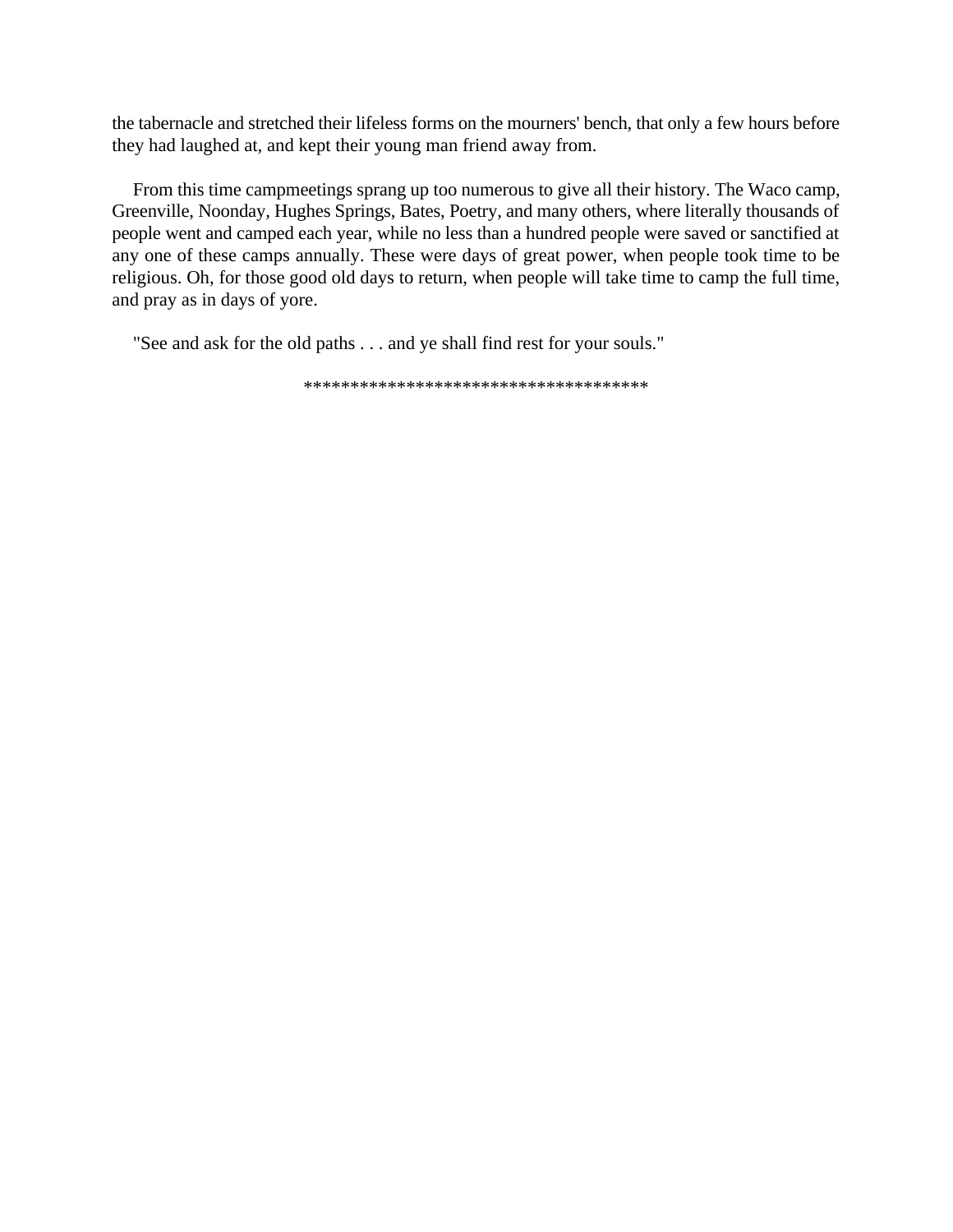the tabernacle and stretched their lifeless forms on the mourners' bench, that only a few hours before they had laughed at, and kept their young man friend away from.

From this time campmeetings sprang up too numerous to give all their history. The Waco camp, Greenville, Noonday, Hughes Springs, Bates, Poetry, and many others, where literally thousands of people went and camped each year, while no less than a hundred people were saved or sanctified at any one of these camps annually. These were days of great power, when people took time to be religious. Oh, for those good old days to return, when people will take time to camp the full time, and pray as in days of yore.

"See and ask for the old paths . . . and ye shall find rest for your souls."

**************************************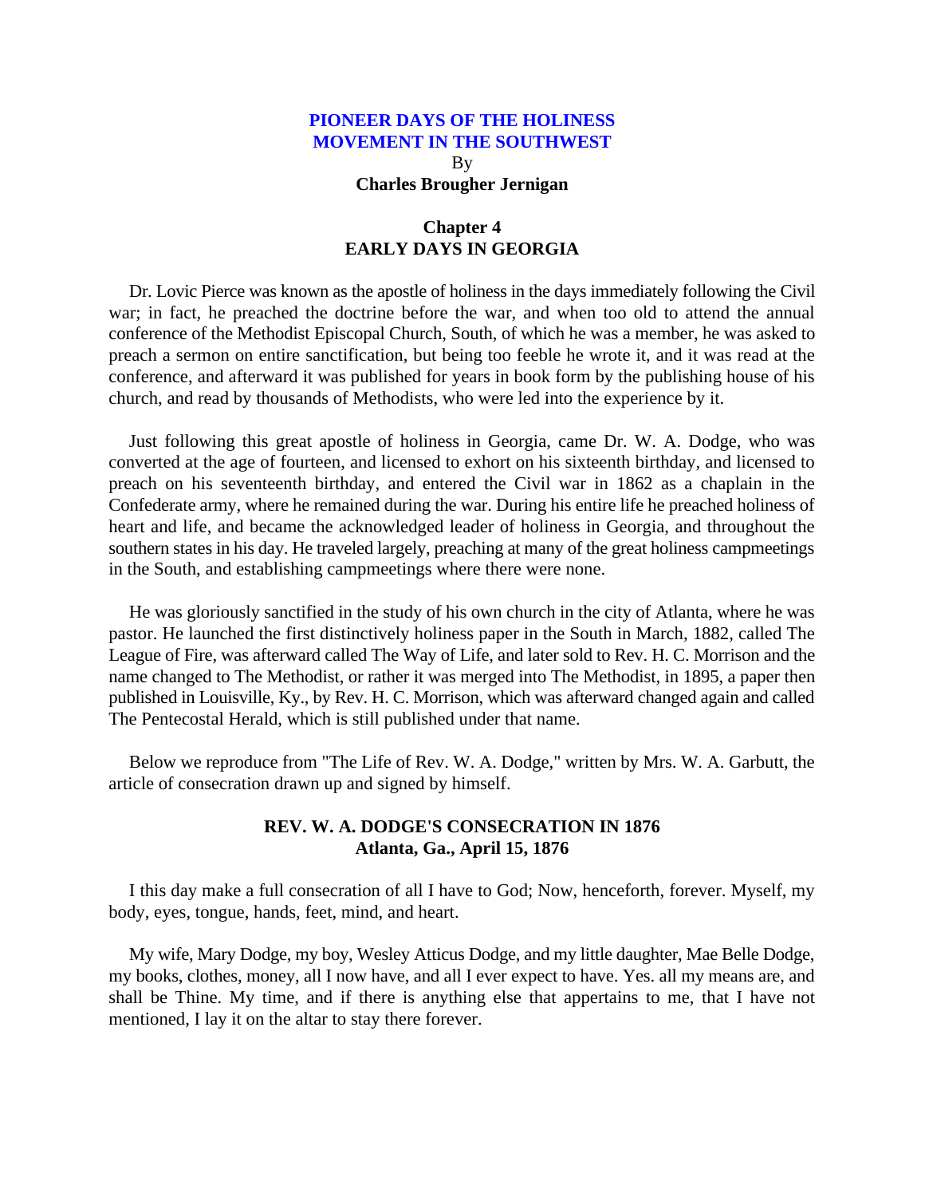# PIONEER DAYS OF THE HOLINESS MOVEMENT IN THE SOUTHWEST

By

**Charles Brougher Jernigan**

## Chapter 4
## EARLY DAYS IN GEORGIA

Dr. Lovic Pierce was known as the apostle of holiness in the days immediately following the Civil war; in fact, he preached the doctrine before the war, and when too old to attend the annual conference of the Methodist Episcopal Church, South, of which he was a member, he was asked to preach a sermon on entire sanctification, but being too feeble he wrote it, and it was read at the conference, and afterward it was published for years in book form by the publishing house of his church, and read by thousands of Methodists, who were led into the experience by it.

Just following this great apostle of holiness in Georgia, came Dr. W. A. Dodge, who was converted at the age of fourteen, and licensed to exhort on his sixteenth birthday, and licensed to preach on his seventeenth birthday, and entered the Civil war in 1862 as a chaplain in the Confederate army, where he remained during the war. During his entire life he preached holiness of heart and life, and became the acknowledged leader of holiness in Georgia, and throughout the southern states in his day. He traveled largely, preaching at many of the great holiness campmeetings in the South, and establishing campmeetings where there were none.

He was gloriously sanctified in the study of his own church in the city of Atlanta, where he was pastor. He launched the first distinctively holiness paper in the South in March, 1882, called The League of Fire, was afterward called The Way of Life, and later sold to Rev. H. C. Morrison and the name changed to The Methodist, or rather it was merged into The Methodist, in 1895, a paper then published in Louisville, Ky., by Rev. H. C. Morrison, which was afterward changed again and called The Pentecostal Herald, which is still published under that name.

Below we reproduce from "The Life of Rev. W. A. Dodge," written by Mrs. W. A. Garbutt, the article of consecration drawn up and signed by himself.

### REV. W. A. DODGE'S CONSECRATION IN 1876
### Atlanta, Ga., April 15, 1876

I this day make a full consecration of all I have to God; Now, henceforth, forever. Myself, my body, eyes, tongue, hands, feet, mind, and heart.

My wife, Mary Dodge, my boy, Wesley Atticus Dodge, and my little daughter, Mae Belle Dodge, my books, clothes, money, all I now have, and all I ever expect to have. Yes. all my means are, and shall be Thine. My time, and if there is anything else that appertains to me, that I have not mentioned, I lay it on the altar to stay there forever.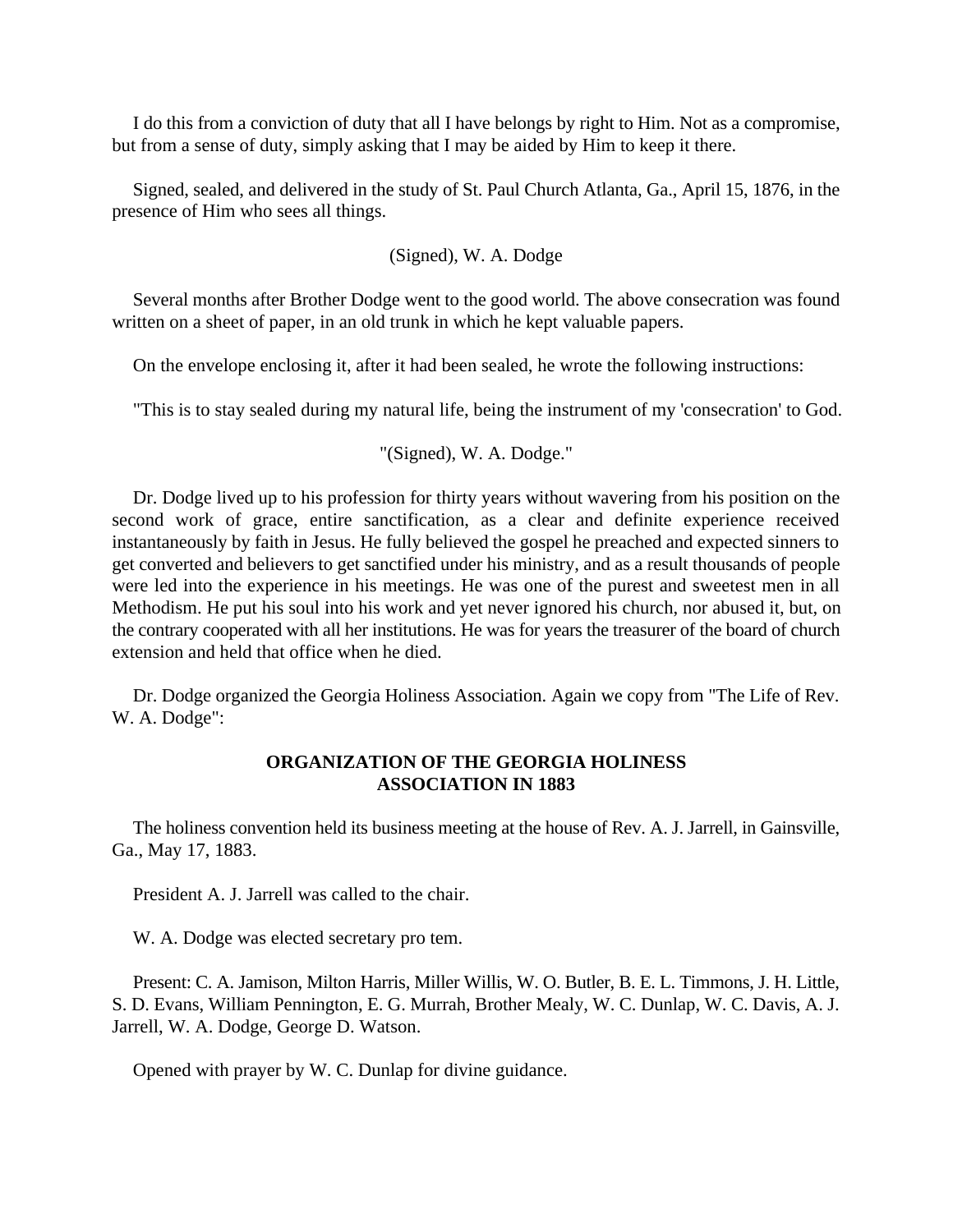I do this from a conviction of duty that all I have belongs by right to Him. Not as a compromise, but from a sense of duty, simply asking that I may be aided by Him to keep it there.

Signed, sealed, and delivered in the study of St. Paul Church Atlanta, Ga., April 15, 1876, in the presence of Him who sees all things.

(Signed), W. A. Dodge

Several months after Brother Dodge went to the good world. The above consecration was found written on a sheet of paper, in an old trunk in which he kept valuable papers.

On the envelope enclosing it, after it had been sealed, he wrote the following instructions:

"This is to stay sealed during my natural life, being the instrument of my 'consecration' to God.

"(Signed), W. A. Dodge."

Dr. Dodge lived up to his profession for thirty years without wavering from his position on the second work of grace, entire sanctification, as a clear and definite experience received instantaneously by faith in Jesus. He fully believed the gospel he preached and expected sinners to get converted and believers to get sanctified under his ministry, and as a result thousands of people were led into the experience in his meetings. He was one of the purest and sweetest men in all Methodism. He put his soul into his work and yet never ignored his church, nor abused it, but, on the contrary cooperated with all her institutions. He was for years the treasurer of the board of church extension and held that office when he died.

Dr. Dodge organized the Georgia Holiness Association. Again we copy from "The Life of Rev. W. A. Dodge":

**ORGANIZATION OF THE GEORGIA HOLINESS ASSOCIATION IN 1883**

The holiness convention held its business meeting at the house of Rev. A. J. Jarrell, in Gainsville, Ga., May 17, 1883.

President A. J. Jarrell was called to the chair.

W. A. Dodge was elected secretary pro tem.

Present: C. A. Jamison, Milton Harris, Miller Willis, W. O. Butler, B. E. L. Timmons, J. H. Little, S. D. Evans, William Pennington, E. G. Murrah, Brother Mealy, W. C. Dunlap, W. C. Davis, A. J. Jarrell, W. A. Dodge, George D. Watson.

Opened with prayer by W. C. Dunlap for divine guidance.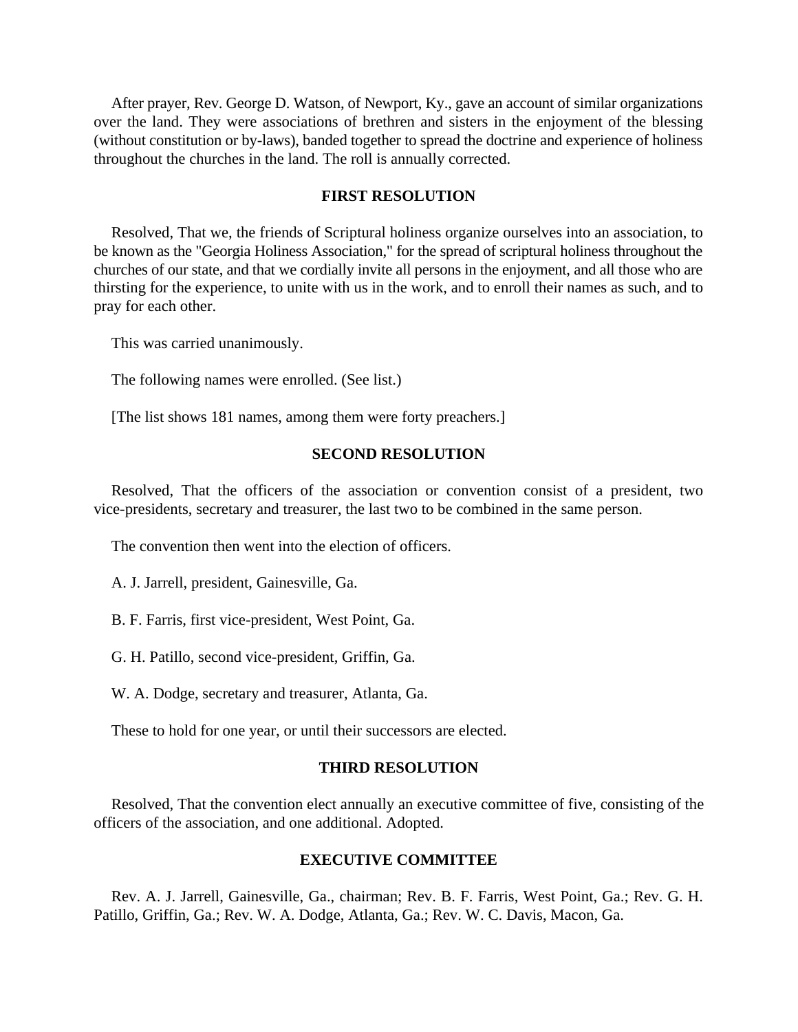After prayer, Rev. George D. Watson, of Newport, Ky., gave an account of similar organizations over the land. They were associations of brethren and sisters in the enjoyment of the blessing (without constitution or by-laws), banded together to spread the doctrine and experience of holiness throughout the churches in the land. The roll is annually corrected.

### FIRST RESOLUTION

Resolved, That we, the friends of Scriptural holiness organize ourselves into an association, to be known as the "Georgia Holiness Association," for the spread of scriptural holiness throughout the churches of our state, and that we cordially invite all persons in the enjoyment, and all those who are thirsting for the experience, to unite with us in the work, and to enroll their names as such, and to pray for each other.

This was carried unanimously.

The following names were enrolled. (See list.)

[The list shows 181 names, among them were forty preachers.]

### SECOND RESOLUTION

Resolved, That the officers of the association or convention consist of a president, two vice-presidents, secretary and treasurer, the last two to be combined in the same person.

The convention then went into the election of officers.

A. J. Jarrell, president, Gainesville, Ga.

B. F. Farris, first vice-president, West Point, Ga.

G. H. Patillo, second vice-president, Griffin, Ga.

W. A. Dodge, secretary and treasurer, Atlanta, Ga.

These to hold for one year, or until their successors are elected.

### THIRD RESOLUTION

Resolved, That the convention elect annually an executive committee of five, consisting of the officers of the association, and one additional. Adopted.

### EXECUTIVE COMMITTEE

Rev. A. J. Jarrell, Gainesville, Ga., chairman; Rev. B. F. Farris, West Point, Ga.; Rev. G. H. Patillo, Griffin, Ga.; Rev. W. A. Dodge, Atlanta, Ga.; Rev. W. C. Davis, Macon, Ga.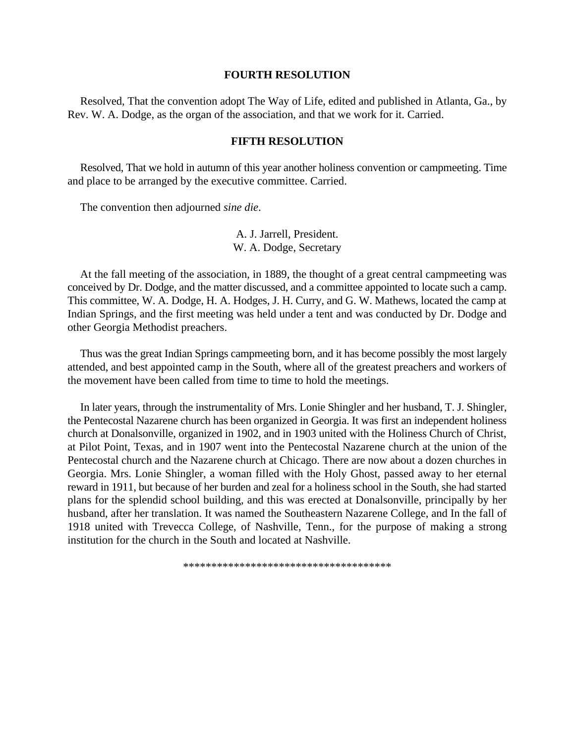**FOURTH RESOLUTION**

Resolved, That the convention adopt The Way of Life, edited and published in Atlanta, Ga., by Rev. W. A. Dodge, as the organ of the association, and that we work for it. Carried.

**FIFTH RESOLUTION**

Resolved, That we hold in autumn of this year another holiness convention or campmeeting. Time and place to be arranged by the executive committee. Carried.

The convention then adjourned *sine die*.

A. J. Jarrell, President.
W. A. Dodge, Secretary

At the fall meeting of the association, in 1889, the thought of a great central campmeeting was conceived by Dr. Dodge, and the matter discussed, and a committee appointed to locate such a camp. This committee, W. A. Dodge, H. A. Hodges, J. H. Curry, and G. W. Mathews, located the camp at Indian Springs, and the first meeting was held under a tent and was conducted by Dr. Dodge and other Georgia Methodist preachers.

Thus was the great Indian Springs campmeeting born, and it has become possibly the most largely attended, and best appointed camp in the South, where all of the greatest preachers and workers of the movement have been called from time to time to hold the meetings.

In later years, through the instrumentality of Mrs. Lonie Shingler and her husband, T. J. Shingler, the Pentecostal Nazarene church has been organized in Georgia. It was first an independent holiness church at Donalsonville, organized in 1902, and in 1903 united with the Holiness Church of Christ, at Pilot Point, Texas, and in 1907 went into the Pentecostal Nazarene church at the union of the Pentecostal church and the Nazarene church at Chicago. There are now about a dozen churches in Georgia. Mrs. Lonie Shingler, a woman filled with the Holy Ghost, passed away to her eternal reward in 1911, but because of her burden and zeal for a holiness school in the South, she had started plans for the splendid school building, and this was erected at Donalsonville, principally by her husband, after her translation. It was named the Southeastern Nazarene College, and In the fall of 1918 united with Trevecca College, of Nashville, Tenn., for the purpose of making a strong institution for the church in the South and located at Nashville.

\*\*\*\*\*\*\*\*\*\*\*\*\*\*\*\*\*\*\*\*\*\*\*\*\*\*\*\*\*\*\*\*\*\*\*\*\*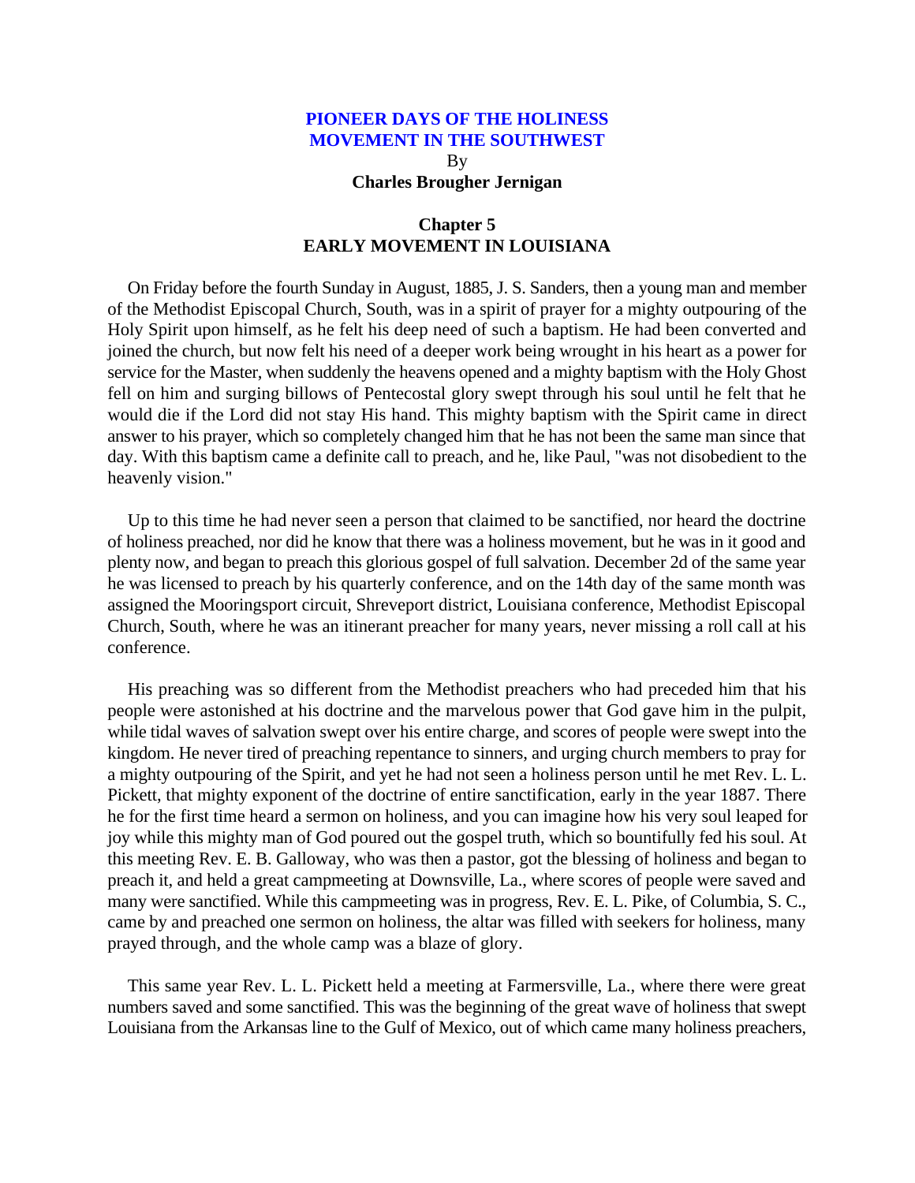# PIONEER DAYS OF THE HOLINESS MOVEMENT IN THE SOUTHWEST

By

**Charles Brougher Jernigan**

## Chapter 5
## EARLY MOVEMENT IN LOUISIANA

On Friday before the fourth Sunday in August, 1885, J. S. Sanders, then a young man and member of the Methodist Episcopal Church, South, was in a spirit of prayer for a mighty outpouring of the Holy Spirit upon himself, as he felt his deep need of such a baptism. He had been converted and joined the church, but now felt his need of a deeper work being wrought in his heart as a power for service for the Master, when suddenly the heavens opened and a mighty baptism with the Holy Ghost fell on him and surging billows of Pentecostal glory swept through his soul until he felt that he would die if the Lord did not stay His hand. This mighty baptism with the Spirit came in direct answer to his prayer, which so completely changed him that he has not been the same man since that day. With this baptism came a definite call to preach, and he, like Paul, "was not disobedient to the heavenly vision."

Up to this time he had never seen a person that claimed to be sanctified, nor heard the doctrine of holiness preached, nor did he know that there was a holiness movement, but he was in it good and plenty now, and began to preach this glorious gospel of full salvation. December 2d of the same year he was licensed to preach by his quarterly conference, and on the 14th day of the same month was assigned the Mooringsport circuit, Shreveport district, Louisiana conference, Methodist Episcopal Church, South, where he was an itinerant preacher for many years, never missing a roll call at his conference.

His preaching was so different from the Methodist preachers who had preceded him that his people were astonished at his doctrine and the marvelous power that God gave him in the pulpit, while tidal waves of salvation swept over his entire charge, and scores of people were swept into the kingdom. He never tired of preaching repentance to sinners, and urging church members to pray for a mighty outpouring of the Spirit, and yet he had not seen a holiness person until he met Rev. L. L. Pickett, that mighty exponent of the doctrine of entire sanctification, early in the year 1887. There he for the first time heard a sermon on holiness, and you can imagine how his very soul leaped for joy while this mighty man of God poured out the gospel truth, which so bountifully fed his soul. At this meeting Rev. E. B. Galloway, who was then a pastor, got the blessing of holiness and began to preach it, and held a great campmeeting at Downsville, La., where scores of people were saved and many were sanctified. While this campmeeting was in progress, Rev. E. L. Pike, of Columbia, S. C., came by and preached one sermon on holiness, the altar was filled with seekers for holiness, many prayed through, and the whole camp was a blaze of glory.

This same year Rev. L. L. Pickett held a meeting at Farmersville, La., where there were great numbers saved and some sanctified. This was the beginning of the great wave of holiness that swept Louisiana from the Arkansas line to the Gulf of Mexico, out of which came many holiness preachers,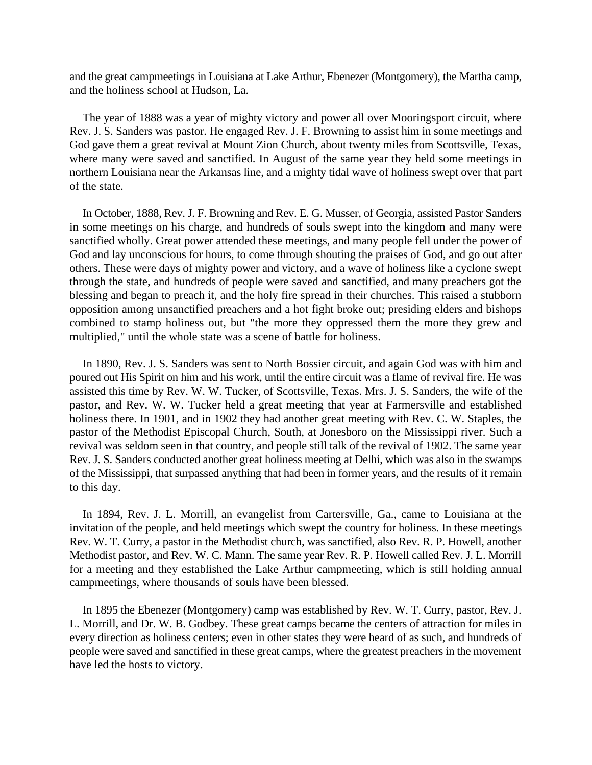and the great campmeetings in Louisiana at Lake Arthur, Ebenezer (Montgomery), the Martha camp, and the holiness school at Hudson, La.

The year of 1888 was a year of mighty victory and power all over Mooringsport circuit, where Rev. J. S. Sanders was pastor. He engaged Rev. J. F. Browning to assist him in some meetings and God gave them a great revival at Mount Zion Church, about twenty miles from Scottsville, Texas, where many were saved and sanctified. In August of the same year they held some meetings in northern Louisiana near the Arkansas line, and a mighty tidal wave of holiness swept over that part of the state.

In October, 1888, Rev. J. F. Browning and Rev. E. G. Musser, of Georgia, assisted Pastor Sanders in some meetings on his charge, and hundreds of souls swept into the kingdom and many were sanctified wholly. Great power attended these meetings, and many people fell under the power of God and lay unconscious for hours, to come through shouting the praises of God, and go out after others. These were days of mighty power and victory, and a wave of holiness like a cyclone swept through the state, and hundreds of people were saved and sanctified, and many preachers got the blessing and began to preach it, and the holy fire spread in their churches. This raised a stubborn opposition among unsanctified preachers and a hot fight broke out; presiding elders and bishops combined to stamp holiness out, but "the more they oppressed them the more they grew and multiplied," until the whole state was a scene of battle for holiness.

In 1890, Rev. J. S. Sanders was sent to North Bossier circuit, and again God was with him and poured out His Spirit on him and his work, until the entire circuit was a flame of revival fire. He was assisted this time by Rev. W. W. Tucker, of Scottsville, Texas. Mrs. J. S. Sanders, the wife of the pastor, and Rev. W. W. Tucker held a great meeting that year at Farmersville and established holiness there. In 1901, and in 1902 they had another great meeting with Rev. C. W. Staples, the pastor of the Methodist Episcopal Church, South, at Jonesboro on the Mississippi river. Such a revival was seldom seen in that country, and people still talk of the revival of 1902. The same year Rev. J. S. Sanders conducted another great holiness meeting at Delhi, which was also in the swamps of the Mississippi, that surpassed anything that had been in former years, and the results of it remain to this day.

In 1894, Rev. J. L. Morrill, an evangelist from Cartersville, Ga., came to Louisiana at the invitation of the people, and held meetings which swept the country for holiness. In these meetings Rev. W. T. Curry, a pastor in the Methodist church, was sanctified, also Rev. R. P. Howell, another Methodist pastor, and Rev. W. C. Mann. The same year Rev. R. P. Howell called Rev. J. L. Morrill for a meeting and they established the Lake Arthur campmeeting, which is still holding annual campmeetings, where thousands of souls have been blessed.

In 1895 the Ebenezer (Montgomery) camp was established by Rev. W. T. Curry, pastor, Rev. J. L. Morrill, and Dr. W. B. Godbey. These great camps became the centers of attraction for miles in every direction as holiness centers; even in other states they were heard of as such, and hundreds of people were saved and sanctified in these great camps, where the greatest preachers in the movement have led the hosts to victory.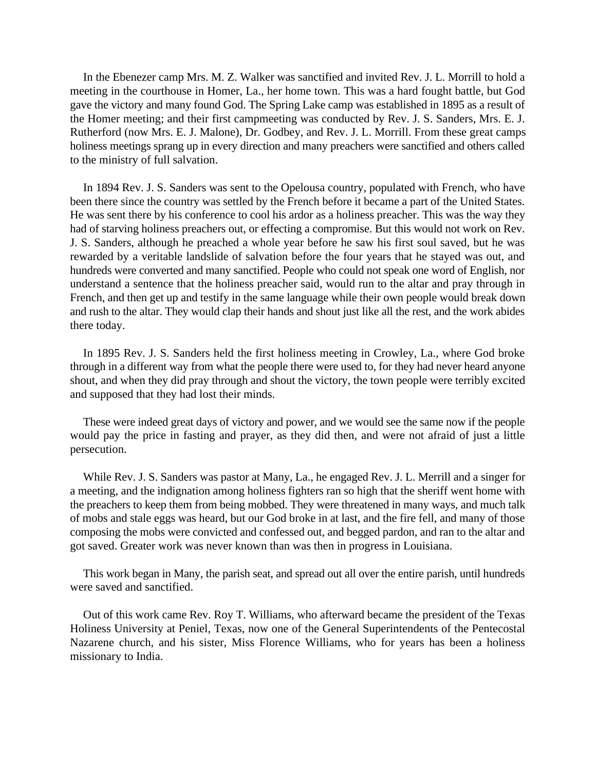In the Ebenezer camp Mrs. M. Z. Walker was sanctified and invited Rev. J. L. Morrill to hold a meeting in the courthouse in Homer, La., her home town. This was a hard fought battle, but God gave the victory and many found God. The Spring Lake camp was established in 1895 as a result of the Homer meeting; and their first campmeeting was conducted by Rev. J. S. Sanders, Mrs. E. J. Rutherford (now Mrs. E. J. Malone), Dr. Godbey, and Rev. J. L. Morrill. From these great camps holiness meetings sprang up in every direction and many preachers were sanctified and others called to the ministry of full salvation.

In 1894 Rev. J. S. Sanders was sent to the Opelousa country, populated with French, who have been there since the country was settled by the French before it became a part of the United States. He was sent there by his conference to cool his ardor as a holiness preacher. This was the way they had of starving holiness preachers out, or effecting a compromise. But this would not work on Rev. J. S. Sanders, although he preached a whole year before he saw his first soul saved, but he was rewarded by a veritable landslide of salvation before the four years that he stayed was out, and hundreds were converted and many sanctified. People who could not speak one word of English, nor understand a sentence that the holiness preacher said, would run to the altar and pray through in French, and then get up and testify in the same language while their own people would break down and rush to the altar. They would clap their hands and shout just like all the rest, and the work abides there today.

In 1895 Rev. J. S. Sanders held the first holiness meeting in Crowley, La., where God broke through in a different way from what the people there were used to, for they had never heard anyone shout, and when they did pray through and shout the victory, the town people were terribly excited and supposed that they had lost their minds.

These were indeed great days of victory and power, and we would see the same now if the people would pay the price in fasting and prayer, as they did then, and were not afraid of just a little persecution.

While Rev. J. S. Sanders was pastor at Many, La., he engaged Rev. J. L. Merrill and a singer for a meeting, and the indignation among holiness fighters ran so high that the sheriff went home with the preachers to keep them from being mobbed. They were threatened in many ways, and much talk of mobs and stale eggs was heard, but our God broke in at last, and the fire fell, and many of those composing the mobs were convicted and confessed out, and begged pardon, and ran to the altar and got saved. Greater work was never known than was then in progress in Louisiana.

This work began in Many, the parish seat, and spread out all over the entire parish, until hundreds were saved and sanctified.

Out of this work came Rev. Roy T. Williams, who afterward became the president of the Texas Holiness University at Peniel, Texas, now one of the General Superintendents of the Pentecostal Nazarene church, and his sister, Miss Florence Williams, who for years has been a holiness missionary to India.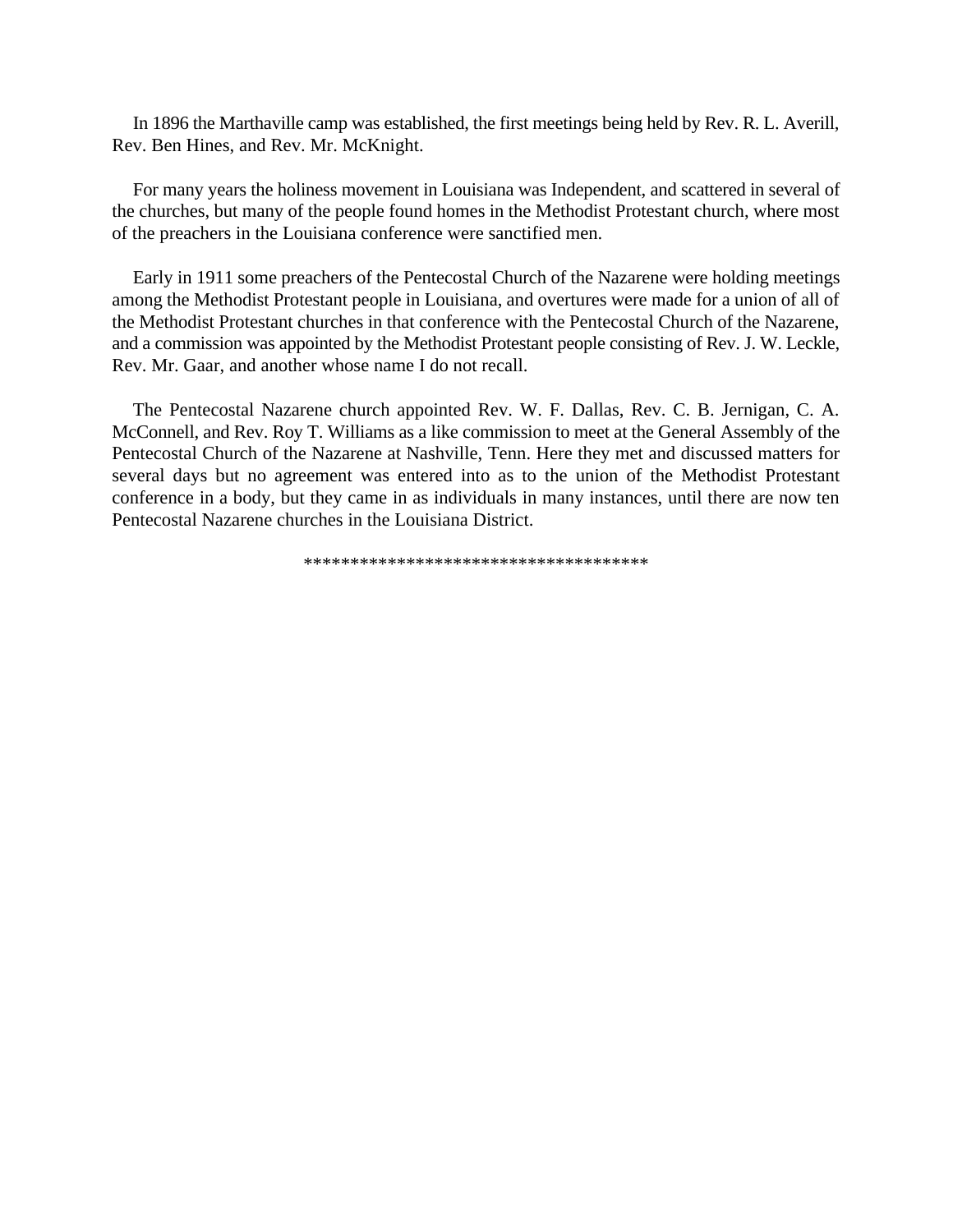In 1896 the Marthaville camp was established, the first meetings being held by Rev. R. L. Averill, Rev. Ben Hines, and Rev. Mr. McKnight.

For many years the holiness movement in Louisiana was Independent, and scattered in several of the churches, but many of the people found homes in the Methodist Protestant church, where most of the preachers in the Louisiana conference were sanctified men.

Early in 1911 some preachers of the Pentecostal Church of the Nazarene were holding meetings among the Methodist Protestant people in Louisiana, and overtures were made for a union of all of the Methodist Protestant churches in that conference with the Pentecostal Church of the Nazarene, and a commission was appointed by the Methodist Protestant people consisting of Rev. J. W. Leckle, Rev. Mr. Gaar, and another whose name I do not recall.

The Pentecostal Nazarene church appointed Rev. W. F. Dallas, Rev. C. B. Jernigan, C. A. McConnell, and Rev. Roy T. Williams as a like commission to meet at the General Assembly of the Pentecostal Church of the Nazarene at Nashville, Tenn. Here they met and discussed matters for several days but no agreement was entered into as to the union of the Methodist Protestant conference in a body, but they came in as individuals in many instances, until there are now ten Pentecostal Nazarene churches in the Louisiana District.

************************************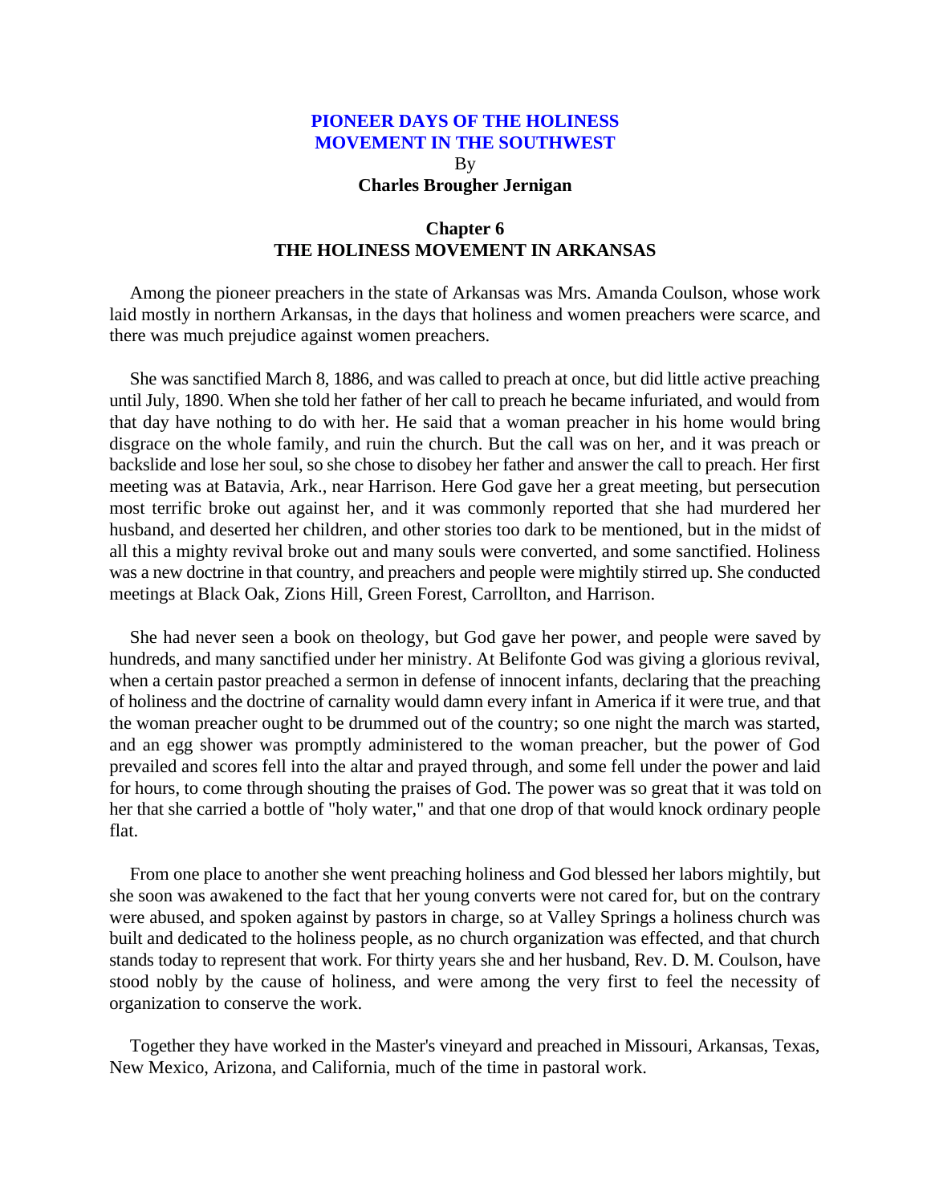# PIONEER DAYS OF THE HOLINESS MOVEMENT IN THE SOUTHWEST

By

**Charles Brougher Jernigan**

## Chapter 6
## THE HOLINESS MOVEMENT IN ARKANSAS

Among the pioneer preachers in the state of Arkansas was Mrs. Amanda Coulson, whose work laid mostly in northern Arkansas, in the days that holiness and women preachers were scarce, and there was much prejudice against women preachers.

She was sanctified March 8, 1886, and was called to preach at once, but did little active preaching until July, 1890. When she told her father of her call to preach he became infuriated, and would from that day have nothing to do with her. He said that a woman preacher in his home would bring disgrace on the whole family, and ruin the church. But the call was on her, and it was preach or backslide and lose her soul, so she chose to disobey her father and answer the call to preach. Her first meeting was at Batavia, Ark., near Harrison. Here God gave her a great meeting, but persecution most terrific broke out against her, and it was commonly reported that she had murdered her husband, and deserted her children, and other stories too dark to be mentioned, but in the midst of all this a mighty revival broke out and many souls were converted, and some sanctified. Holiness was a new doctrine in that country, and preachers and people were mightily stirred up. She conducted meetings at Black Oak, Zions Hill, Green Forest, Carrollton, and Harrison.

She had never seen a book on theology, but God gave her power, and people were saved by hundreds, and many sanctified under her ministry. At Belifonte God was giving a glorious revival, when a certain pastor preached a sermon in defense of innocent infants, declaring that the preaching of holiness and the doctrine of carnality would damn every infant in America if it were true, and that the woman preacher ought to be drummed out of the country; so one night the march was started, and an egg shower was promptly administered to the woman preacher, but the power of God prevailed and scores fell into the altar and prayed through, and some fell under the power and laid for hours, to come through shouting the praises of God. The power was so great that it was told on her that she carried a bottle of "holy water," and that one drop of that would knock ordinary people flat.

From one place to another she went preaching holiness and God blessed her labors mightily, but she soon was awakened to the fact that her young converts were not cared for, but on the contrary were abused, and spoken against by pastors in charge, so at Valley Springs a holiness church was built and dedicated to the holiness people, as no church organization was effected, and that church stands today to represent that work. For thirty years she and her husband, Rev. D. M. Coulson, have stood nobly by the cause of holiness, and were among the very first to feel the necessity of organization to conserve the work.

Together they have worked in the Master's vineyard and preached in Missouri, Arkansas, Texas, New Mexico, Arizona, and California, much of the time in pastoral work.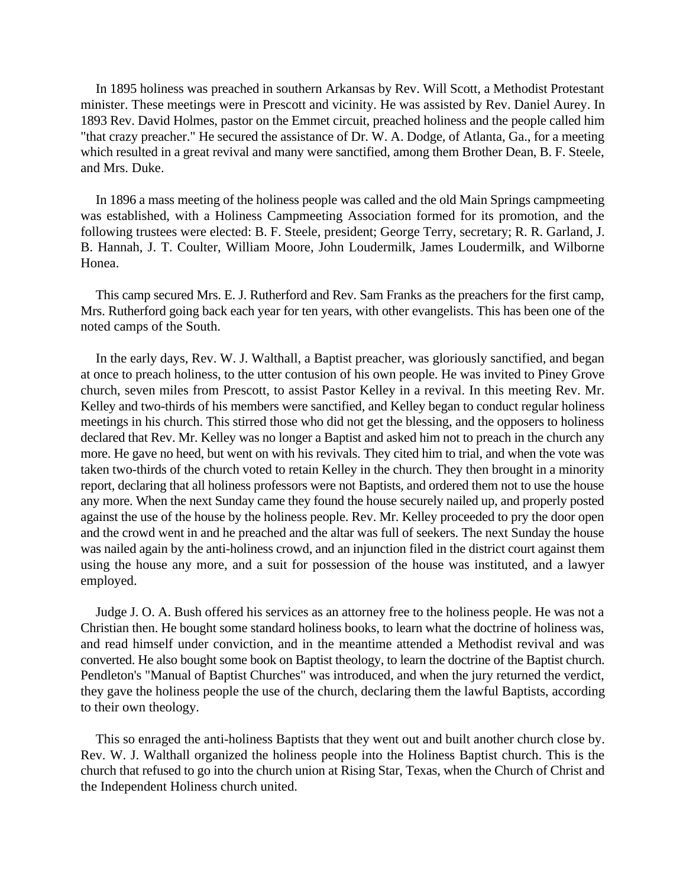In 1895 holiness was preached in southern Arkansas by Rev. Will Scott, a Methodist Protestant minister. These meetings were in Prescott and vicinity. He was assisted by Rev. Daniel Aurey. In 1893 Rev. David Holmes, pastor on the Emmet circuit, preached holiness and the people called him "that crazy preacher." He secured the assistance of Dr. W. A. Dodge, of Atlanta, Ga., for a meeting which resulted in a great revival and many were sanctified, among them Brother Dean, B. F. Steele, and Mrs. Duke.

In 1896 a mass meeting of the holiness people was called and the old Main Springs campmeeting was established, with a Holiness Campmeeting Association formed for its promotion, and the following trustees were elected: B. F. Steele, president; George Terry, secretary; R. R. Garland, J. B. Hannah, J. T. Coulter, William Moore, John Loudermilk, James Loudermilk, and Wilborne Honea.

This camp secured Mrs. E. J. Rutherford and Rev. Sam Franks as the preachers for the first camp, Mrs. Rutherford going back each year for ten years, with other evangelists. This has been one of the noted camps of the South.

In the early days, Rev. W. J. Walthall, a Baptist preacher, was gloriously sanctified, and began at once to preach holiness, to the utter contusion of his own people. He was invited to Piney Grove church, seven miles from Prescott, to assist Pastor Kelley in a revival. In this meeting Rev. Mr. Kelley and two-thirds of his members were sanctified, and Kelley began to conduct regular holiness meetings in his church. This stirred those who did not get the blessing, and the opposers to holiness declared that Rev. Mr. Kelley was no longer a Baptist and asked him not to preach in the church any more. He gave no heed, but went on with his revivals. They cited him to trial, and when the vote was taken two-thirds of the church voted to retain Kelley in the church. They then brought in a minority report, declaring that all holiness professors were not Baptists, and ordered them not to use the house any more. When the next Sunday came they found the house securely nailed up, and properly posted against the use of the house by the holiness people. Rev. Mr. Kelley proceeded to pry the door open and the crowd went in and he preached and the altar was full of seekers. The next Sunday the house was nailed again by the anti-holiness crowd, and an injunction filed in the district court against them using the house any more, and a suit for possession of the house was instituted, and a lawyer employed.

Judge J. O. A. Bush offered his services as an attorney free to the holiness people. He was not a Christian then. He bought some standard holiness books, to learn what the doctrine of holiness was, and read himself under conviction, and in the meantime attended a Methodist revival and was converted. He also bought some book on Baptist theology, to learn the doctrine of the Baptist church. Pendleton's "Manual of Baptist Churches" was introduced, and when the jury returned the verdict, they gave the holiness people the use of the church, declaring them the lawful Baptists, according to their own theology.

This so enraged the anti-holiness Baptists that they went out and built another church close by. Rev. W. J. Walthall organized the holiness people into the Holiness Baptist church. This is the church that refused to go into the church union at Rising Star, Texas, when the Church of Christ and the Independent Holiness church united.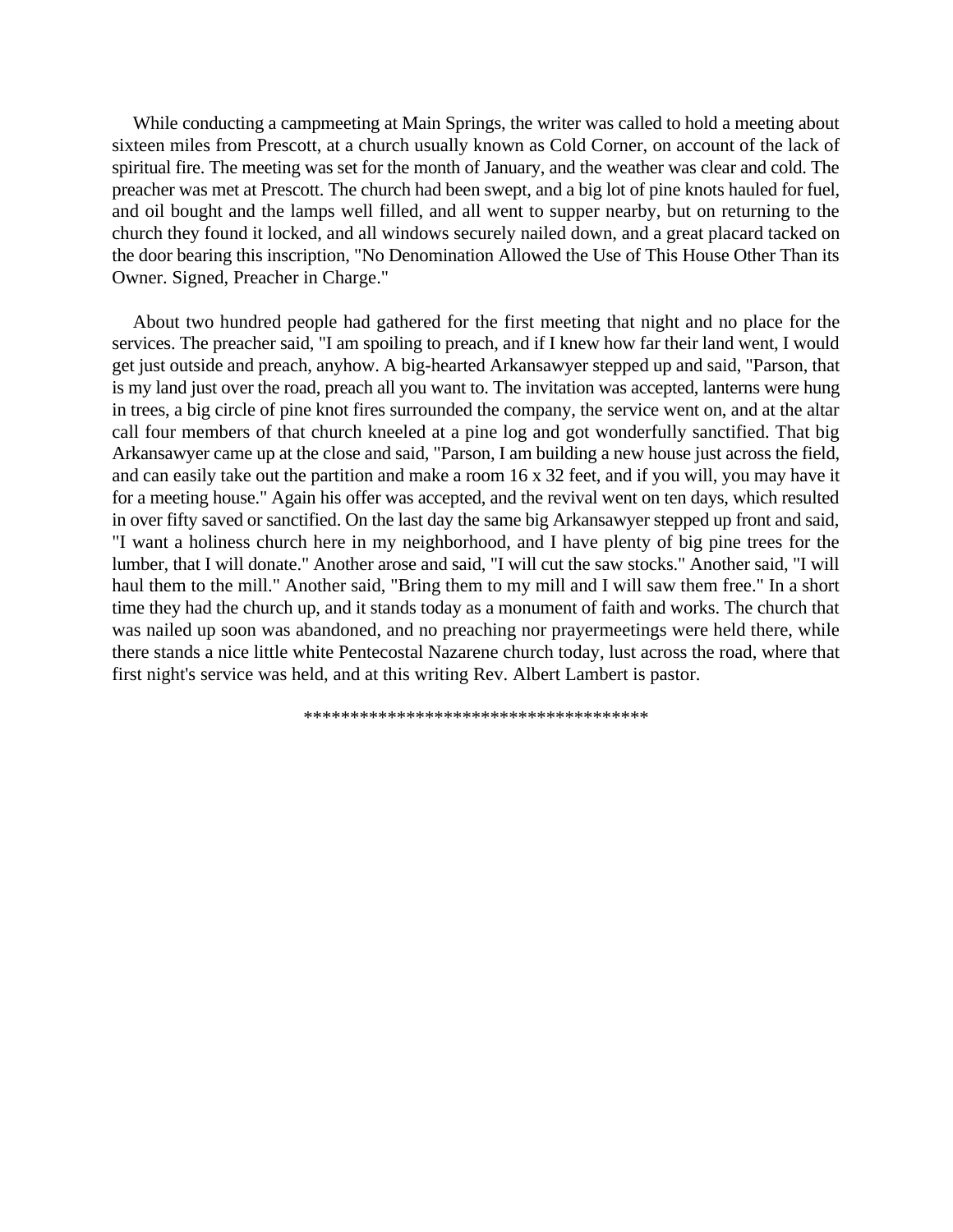While conducting a campmeeting at Main Springs, the writer was called to hold a meeting about sixteen miles from Prescott, at a church usually known as Cold Corner, on account of the lack of spiritual fire. The meeting was set for the month of January, and the weather was clear and cold. The preacher was met at Prescott. The church had been swept, and a big lot of pine knots hauled for fuel, and oil bought and the lamps well filled, and all went to supper nearby, but on returning to the church they found it locked, and all windows securely nailed down, and a great placard tacked on the door bearing this inscription, "No Denomination Allowed the Use of This House Other Than its Owner. Signed, Preacher in Charge."

About two hundred people had gathered for the first meeting that night and no place for the services. The preacher said, "I am spoiling to preach, and if I knew how far their land went, I would get just outside and preach, anyhow. A big-hearted Arkansawyer stepped up and said, "Parson, that is my land just over the road, preach all you want to. The invitation was accepted, lanterns were hung in trees, a big circle of pine knot fires surrounded the company, the service went on, and at the altar call four members of that church kneeled at a pine log and got wonderfully sanctified. That big Arkansawyer came up at the close and said, "Parson, I am building a new house just across the field, and can easily take out the partition and make a room 16 x 32 feet, and if you will, you may have it for a meeting house." Again his offer was accepted, and the revival went on ten days, which resulted in over fifty saved or sanctified. On the last day the same big Arkansawyer stepped up front and said, "I want a holiness church here in my neighborhood, and I have plenty of big pine trees for the lumber, that I will donate." Another arose and said, "I will cut the saw stocks." Another said, "I will haul them to the mill." Another said, "Bring them to my mill and I will saw them free." In a short time they had the church up, and it stands today as a monument of faith and works. The church that was nailed up soon was abandoned, and no preaching nor prayermeetings were held there, while there stands a nice little white Pentecostal Nazarene church today, lust across the road, where that first night's service was held, and at this writing Rev. Albert Lambert is pastor.

\*\*\*\*\*\*\*\*\*\*\*\*\*\*\*\*\*\*\*\*\*\*\*\*\*\*\*\*\*\*\*\*\*\*\*\*\*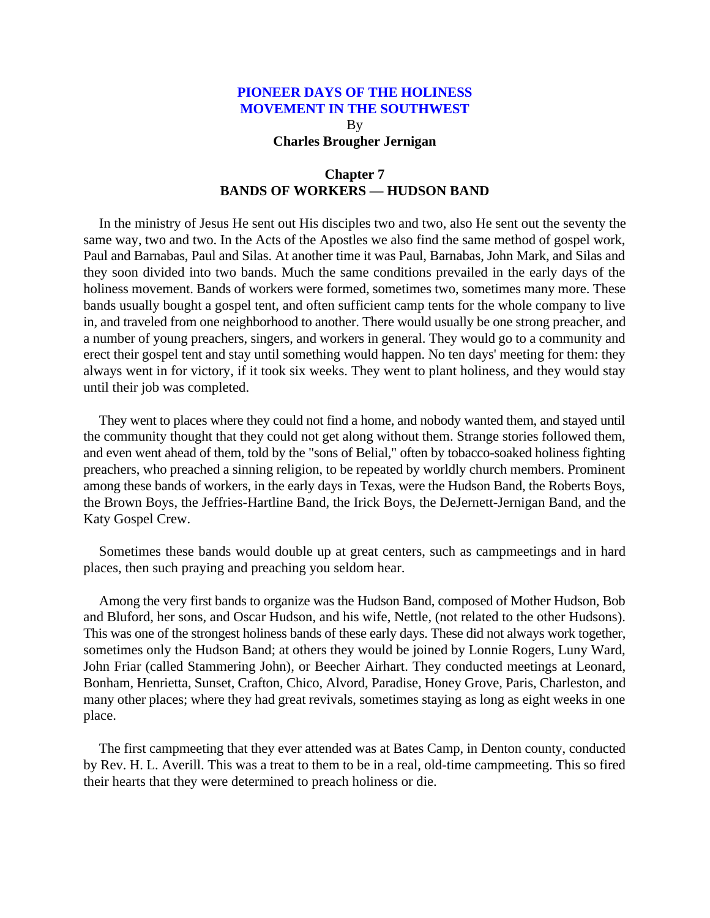# PIONEER DAYS OF THE HOLINESS MOVEMENT IN THE SOUTHWEST

By

**Charles Brougher Jernigan**

## Chapter 7
## BANDS OF WORKERS — HUDSON BAND

In the ministry of Jesus He sent out His disciples two and two, also He sent out the seventy the same way, two and two. In the Acts of the Apostles we also find the same method of gospel work, Paul and Barnabas, Paul and Silas. At another time it was Paul, Barnabas, John Mark, and Silas and they soon divided into two bands. Much the same conditions prevailed in the early days of the holiness movement. Bands of workers were formed, sometimes two, sometimes many more. These bands usually bought a gospel tent, and often sufficient camp tents for the whole company to live in, and traveled from one neighborhood to another. There would usually be one strong preacher, and a number of young preachers, singers, and workers in general. They would go to a community and erect their gospel tent and stay until something would happen. No ten days' meeting for them: they always went in for victory, if it took six weeks. They went to plant holiness, and they would stay until their job was completed.

They went to places where they could not find a home, and nobody wanted them, and stayed until the community thought that they could not get along without them. Strange stories followed them, and even went ahead of them, told by the "sons of Belial," often by tobacco-soaked holiness fighting preachers, who preached a sinning religion, to be repeated by worldly church members. Prominent among these bands of workers, in the early days in Texas, were the Hudson Band, the Roberts Boys, the Brown Boys, the Jeffries-Hartline Band, the Irick Boys, the DeJernett-Jernigan Band, and the Katy Gospel Crew.

Sometimes these bands would double up at great centers, such as campmeetings and in hard places, then such praying and preaching you seldom hear.

Among the very first bands to organize was the Hudson Band, composed of Mother Hudson, Bob and Bluford, her sons, and Oscar Hudson, and his wife, Nettle, (not related to the other Hudsons). This was one of the strongest holiness bands of these early days. These did not always work together, sometimes only the Hudson Band; at others they would be joined by Lonnie Rogers, Luny Ward, John Friar (called Stammering John), or Beecher Airhart. They conducted meetings at Leonard, Bonham, Henrietta, Sunset, Crafton, Chico, Alvord, Paradise, Honey Grove, Paris, Charleston, and many other places; where they had great revivals, sometimes staying as long as eight weeks in one place.

The first campmeeting that they ever attended was at Bates Camp, in Denton county, conducted by Rev. H. L. Averill. This was a treat to them to be in a real, old-time campmeeting. This so fired their hearts that they were determined to preach holiness or die.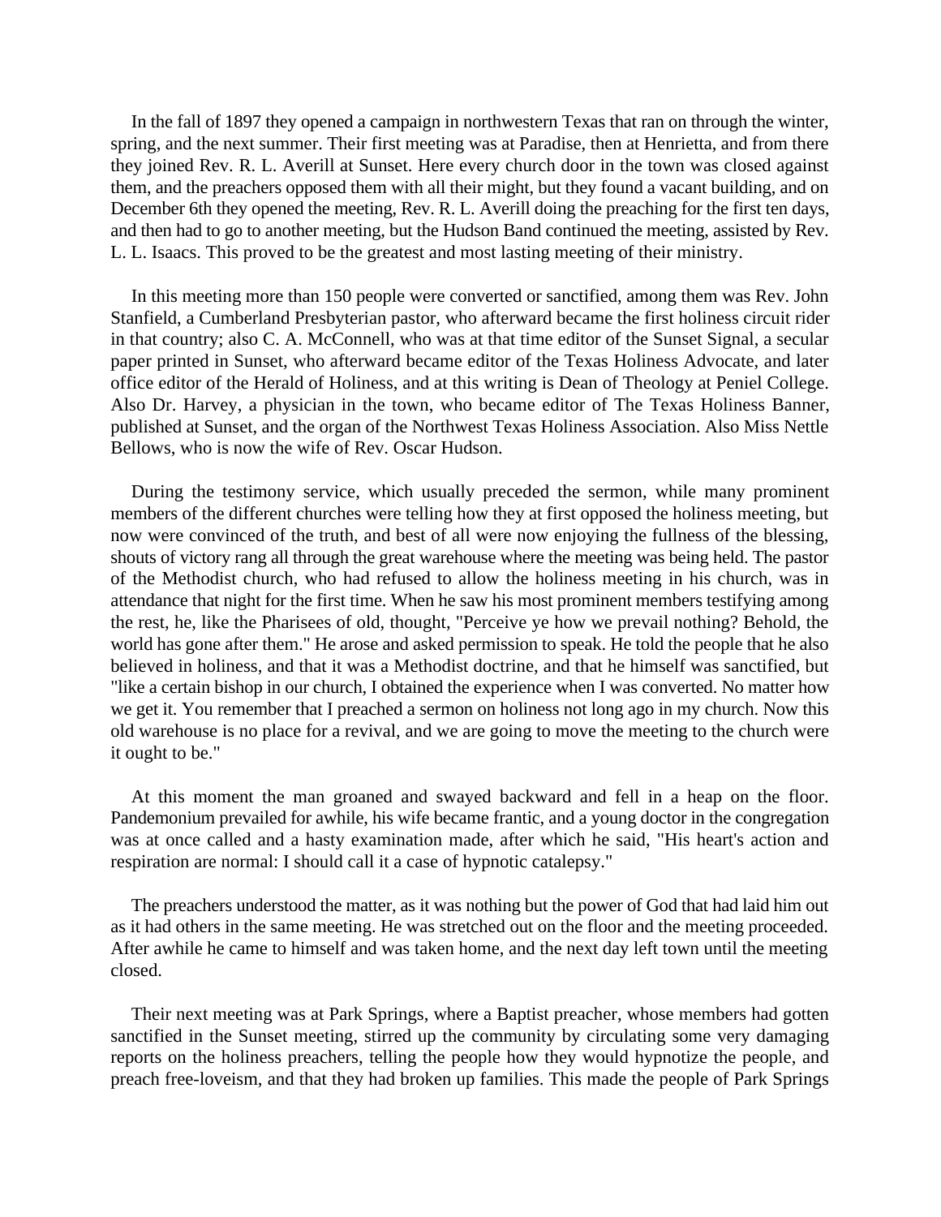In the fall of 1897 they opened a campaign in northwestern Texas that ran on through the winter, spring, and the next summer. Their first meeting was at Paradise, then at Henrietta, and from there they joined Rev. R. L. Averill at Sunset. Here every church door in the town was closed against them, and the preachers opposed them with all their might, but they found a vacant building, and on December 6th they opened the meeting, Rev. R. L. Averill doing the preaching for the first ten days, and then had to go to another meeting, but the Hudson Band continued the meeting, assisted by Rev. L. L. Isaacs. This proved to be the greatest and most lasting meeting of their ministry.

In this meeting more than 150 people were converted or sanctified, among them was Rev. John Stanfield, a Cumberland Presbyterian pastor, who afterward became the first holiness circuit rider in that country; also C. A. McConnell, who was at that time editor of the Sunset Signal, a secular paper printed in Sunset, who afterward became editor of the Texas Holiness Advocate, and later office editor of the Herald of Holiness, and at this writing is Dean of Theology at Peniel College. Also Dr. Harvey, a physician in the town, who became editor of The Texas Holiness Banner, published at Sunset, and the organ of the Northwest Texas Holiness Association. Also Miss Nettle Bellows, who is now the wife of Rev. Oscar Hudson.

During the testimony service, which usually preceded the sermon, while many prominent members of the different churches were telling how they at first opposed the holiness meeting, but now were convinced of the truth, and best of all were now enjoying the fullness of the blessing, shouts of victory rang all through the great warehouse where the meeting was being held. The pastor of the Methodist church, who had refused to allow the holiness meeting in his church, was in attendance that night for the first time. When he saw his most prominent members testifying among the rest, he, like the Pharisees of old, thought, "Perceive ye how we prevail nothing? Behold, the world has gone after them." He arose and asked permission to speak. He told the people that he also believed in holiness, and that it was a Methodist doctrine, and that he himself was sanctified, but "like a certain bishop in our church, I obtained the experience when I was converted. No matter how we get it. You remember that I preached a sermon on holiness not long ago in my church. Now this old warehouse is no place for a revival, and we are going to move the meeting to the church were it ought to be."

At this moment the man groaned and swayed backward and fell in a heap on the floor. Pandemonium prevailed for awhile, his wife became frantic, and a young doctor in the congregation was at once called and a hasty examination made, after which he said, "His heart's action and respiration are normal: I should call it a case of hypnotic catalepsy."

The preachers understood the matter, as it was nothing but the power of God that had laid him out as it had others in the same meeting. He was stretched out on the floor and the meeting proceeded. After awhile he came to himself and was taken home, and the next day left town until the meeting closed.

Their next meeting was at Park Springs, where a Baptist preacher, whose members had gotten sanctified in the Sunset meeting, stirred up the community by circulating some very damaging reports on the holiness preachers, telling the people how they would hypnotize the people, and preach free-loveism, and that they had broken up families. This made the people of Park Springs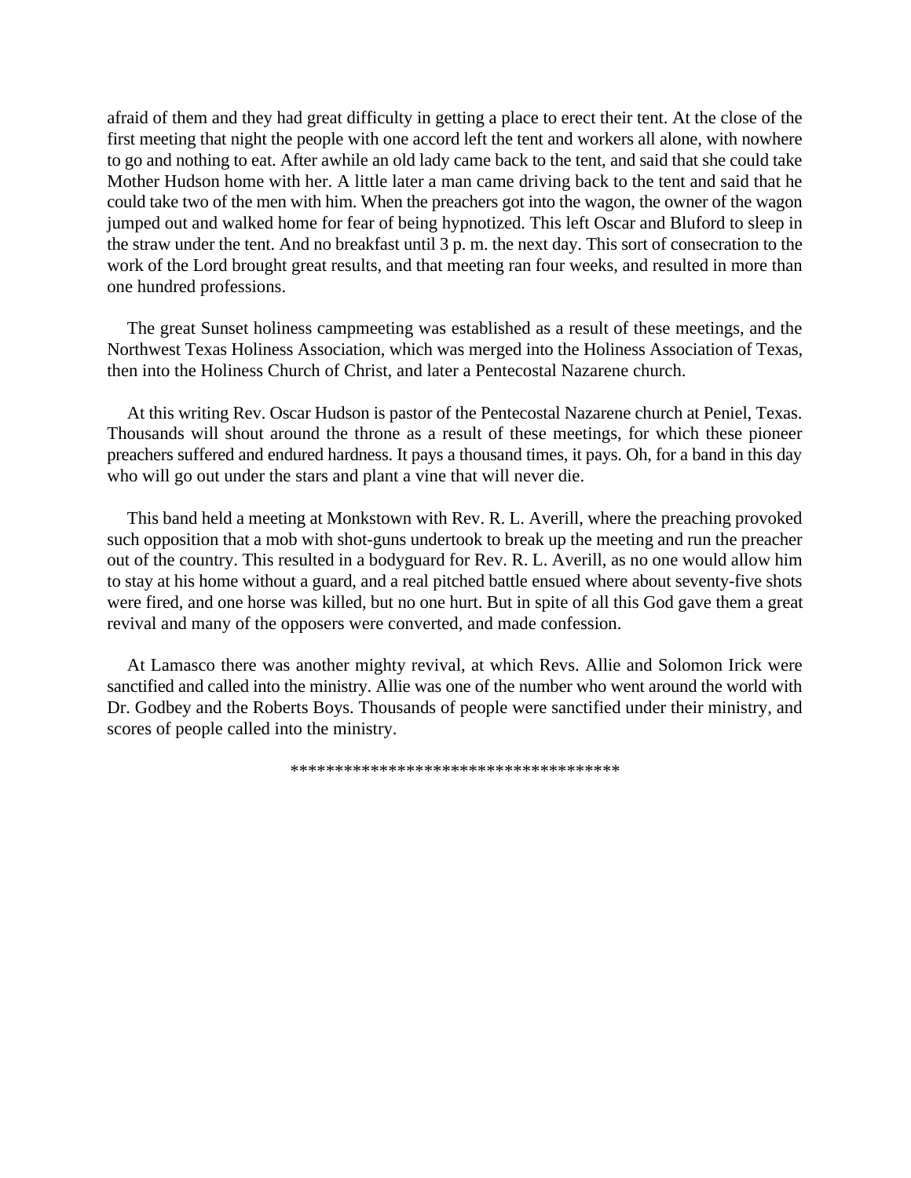afraid of them and they had great difficulty in getting a place to erect their tent. At the close of the first meeting that night the people with one accord left the tent and workers all alone, with nowhere to go and nothing to eat. After awhile an old lady came back to the tent, and said that she could take Mother Hudson home with her. A little later a man came driving back to the tent and said that he could take two of the men with him. When the preachers got into the wagon, the owner of the wagon jumped out and walked home for fear of being hypnotized. This left Oscar and Bluford to sleep in the straw under the tent. And no breakfast until 3 p. m. the next day. This sort of consecration to the work of the Lord brought great results, and that meeting ran four weeks, and resulted in more than one hundred professions.

The great Sunset holiness campmeeting was established as a result of these meetings, and the Northwest Texas Holiness Association, which was merged into the Holiness Association of Texas, then into the Holiness Church of Christ, and later a Pentecostal Nazarene church.

At this writing Rev. Oscar Hudson is pastor of the Pentecostal Nazarene church at Peniel, Texas. Thousands will shout around the throne as a result of these meetings, for which these pioneer preachers suffered and endured hardness. It pays a thousand times, it pays. Oh, for a band in this day who will go out under the stars and plant a vine that will never die.

This band held a meeting at Monkstown with Rev. R. L. Averill, where the preaching provoked such opposition that a mob with shot-guns undertook to break up the meeting and run the preacher out of the country. This resulted in a bodyguard for Rev. R. L. Averill, as no one would allow him to stay at his home without a guard, and a real pitched battle ensued where about seventy-five shots were fired, and one horse was killed, but no one hurt. But in spite of all this God gave them a great revival and many of the opposers were converted, and made confession.

At Lamasco there was another mighty revival, at which Revs. Allie and Solomon Irick were sanctified and called into the ministry. Allie was one of the number who went around the world with Dr. Godbey and the Roberts Boys. Thousands of people were sanctified under their ministry, and scores of people called into the ministry.

*************************************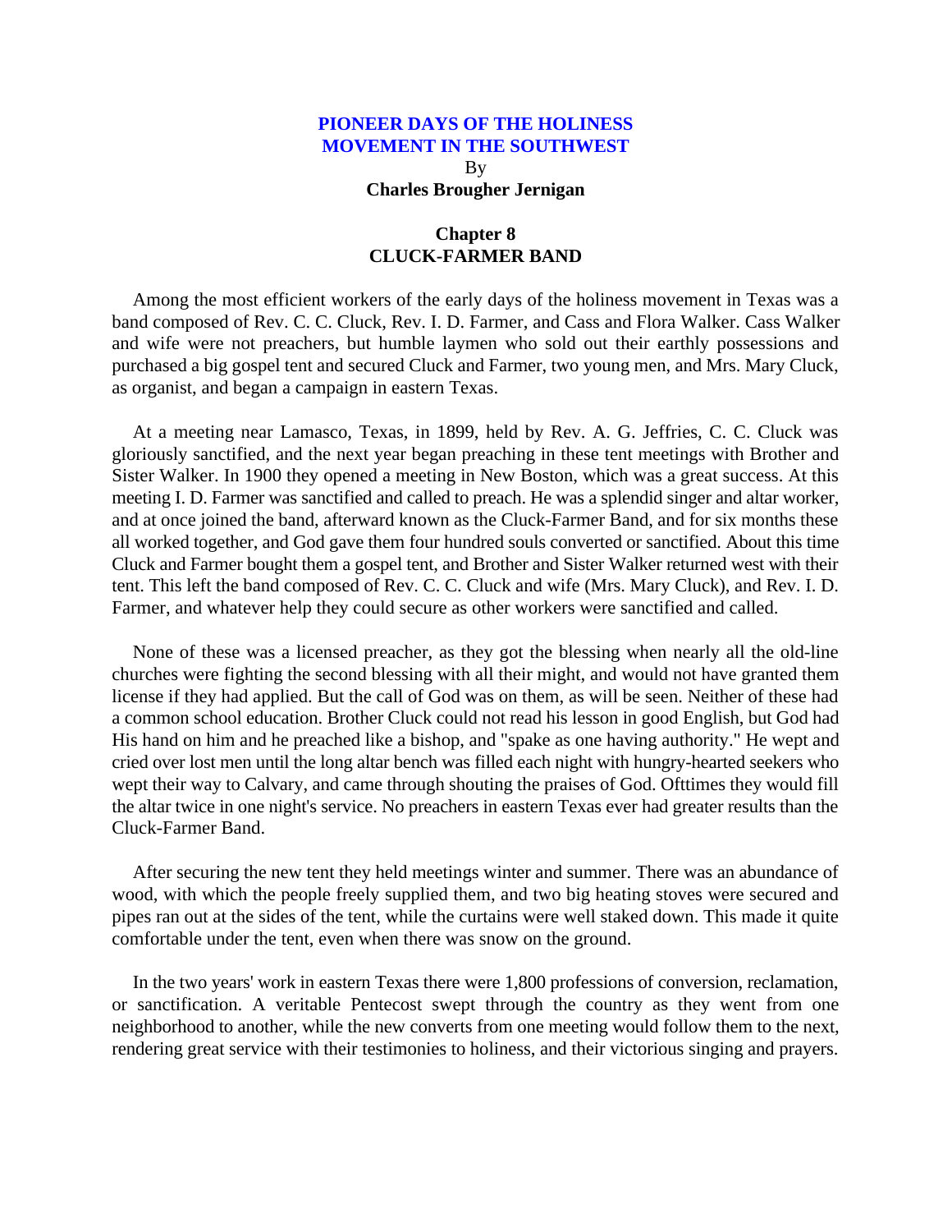# PIONEER DAYS OF THE HOLINESS MOVEMENT IN THE SOUTHWEST

By

**Charles Brougher Jernigan**

## Chapter 8
## CLUCK-FARMER BAND

Among the most efficient workers of the early days of the holiness movement in Texas was a band composed of Rev. C. C. Cluck, Rev. I. D. Farmer, and Cass and Flora Walker. Cass Walker and wife were not preachers, but humble laymen who sold out their earthly possessions and purchased a big gospel tent and secured Cluck and Farmer, two young men, and Mrs. Mary Cluck, as organist, and began a campaign in eastern Texas.

At a meeting near Lamasco, Texas, in 1899, held by Rev. A. G. Jeffries, C. C. Cluck was gloriously sanctified, and the next year began preaching in these tent meetings with Brother and Sister Walker. In 1900 they opened a meeting in New Boston, which was a great success. At this meeting I. D. Farmer was sanctified and called to preach. He was a splendid singer and altar worker, and at once joined the band, afterward known as the Cluck-Farmer Band, and for six months these all worked together, and God gave them four hundred souls converted or sanctified. About this time Cluck and Farmer bought them a gospel tent, and Brother and Sister Walker returned west with their tent. This left the band composed of Rev. C. C. Cluck and wife (Mrs. Mary Cluck), and Rev. I. D. Farmer, and whatever help they could secure as other workers were sanctified and called.

None of these was a licensed preacher, as they got the blessing when nearly all the old-line churches were fighting the second blessing with all their might, and would not have granted them license if they had applied. But the call of God was on them, as will be seen. Neither of these had a common school education. Brother Cluck could not read his lesson in good English, but God had His hand on him and he preached like a bishop, and "spake as one having authority." He wept and cried over lost men until the long altar bench was filled each night with hungry-hearted seekers who wept their way to Calvary, and came through shouting the praises of God. Ofttimes they would fill the altar twice in one night's service. No preachers in eastern Texas ever had greater results than the Cluck-Farmer Band.

After securing the new tent they held meetings winter and summer. There was an abundance of wood, with which the people freely supplied them, and two big heating stoves were secured and pipes ran out at the sides of the tent, while the curtains were well staked down. This made it quite comfortable under the tent, even when there was snow on the ground.

In the two years' work in eastern Texas there were 1,800 professions of conversion, reclamation, or sanctification. A veritable Pentecost swept through the country as they went from one neighborhood to another, while the new converts from one meeting would follow them to the next, rendering great service with their testimonies to holiness, and their victorious singing and prayers.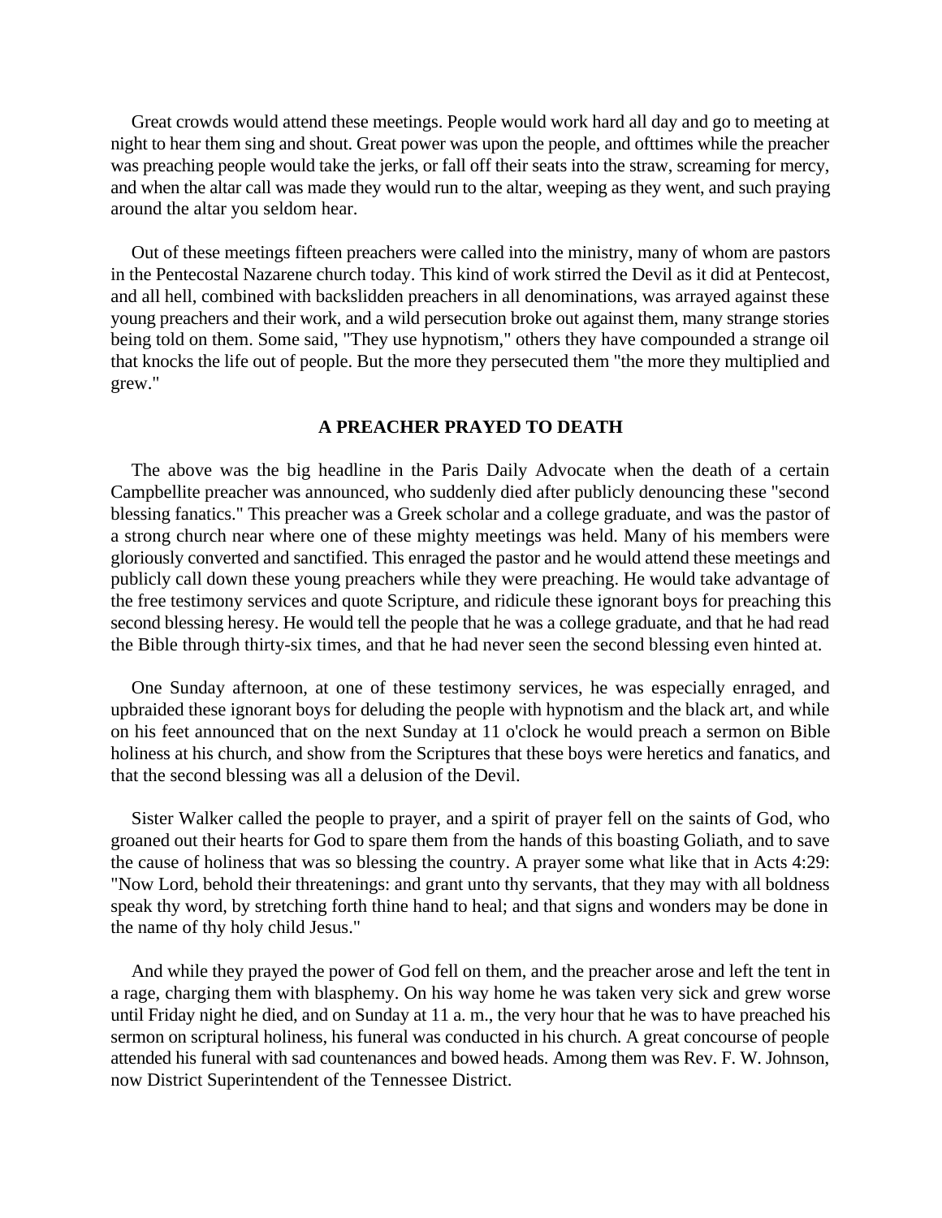Great crowds would attend these meetings. People would work hard all day and go to meeting at night to hear them sing and shout. Great power was upon the people, and ofttimes while the preacher was preaching people would take the jerks, or fall off their seats into the straw, screaming for mercy, and when the altar call was made they would run to the altar, weeping as they went, and such praying around the altar you seldom hear.

Out of these meetings fifteen preachers were called into the ministry, many of whom are pastors in the Pentecostal Nazarene church today. This kind of work stirred the Devil as it did at Pentecost, and all hell, combined with backslidden preachers in all denominations, was arrayed against these young preachers and their work, and a wild persecution broke out against them, many strange stories being told on them. Some said, "They use hypnotism," others they have compounded a strange oil that knocks the life out of people. But the more they persecuted them "the more they multiplied and grew."

### A PREACHER PRAYED TO DEATH

The above was the big headline in the Paris Daily Advocate when the death of a certain Campbellite preacher was announced, who suddenly died after publicly denouncing these "second blessing fanatics." This preacher was a Greek scholar and a college graduate, and was the pastor of a strong church near where one of these mighty meetings was held. Many of his members were gloriously converted and sanctified. This enraged the pastor and he would attend these meetings and publicly call down these young preachers while they were preaching. He would take advantage of the free testimony services and quote Scripture, and ridicule these ignorant boys for preaching this second blessing heresy. He would tell the people that he was a college graduate, and that he had read the Bible through thirty-six times, and that he had never seen the second blessing even hinted at.

One Sunday afternoon, at one of these testimony services, he was especially enraged, and upbraided these ignorant boys for deluding the people with hypnotism and the black art, and while on his feet announced that on the next Sunday at 11 o'clock he would preach a sermon on Bible holiness at his church, and show from the Scriptures that these boys were heretics and fanatics, and that the second blessing was all a delusion of the Devil.

Sister Walker called the people to prayer, and a spirit of prayer fell on the saints of God, who groaned out their hearts for God to spare them from the hands of this boasting Goliath, and to save the cause of holiness that was so blessing the country. A prayer some what like that in Acts 4:29: "Now Lord, behold their threatenings: and grant unto thy servants, that they may with all boldness speak thy word, by stretching forth thine hand to heal; and that signs and wonders may be done in the name of thy holy child Jesus."

And while they prayed the power of God fell on them, and the preacher arose and left the tent in a rage, charging them with blasphemy. On his way home he was taken very sick and grew worse until Friday night he died, and on Sunday at 11 a. m., the very hour that he was to have preached his sermon on scriptural holiness, his funeral was conducted in his church. A great concourse of people attended his funeral with sad countenances and bowed heads. Among them was Rev. F. W. Johnson, now District Superintendent of the Tennessee District.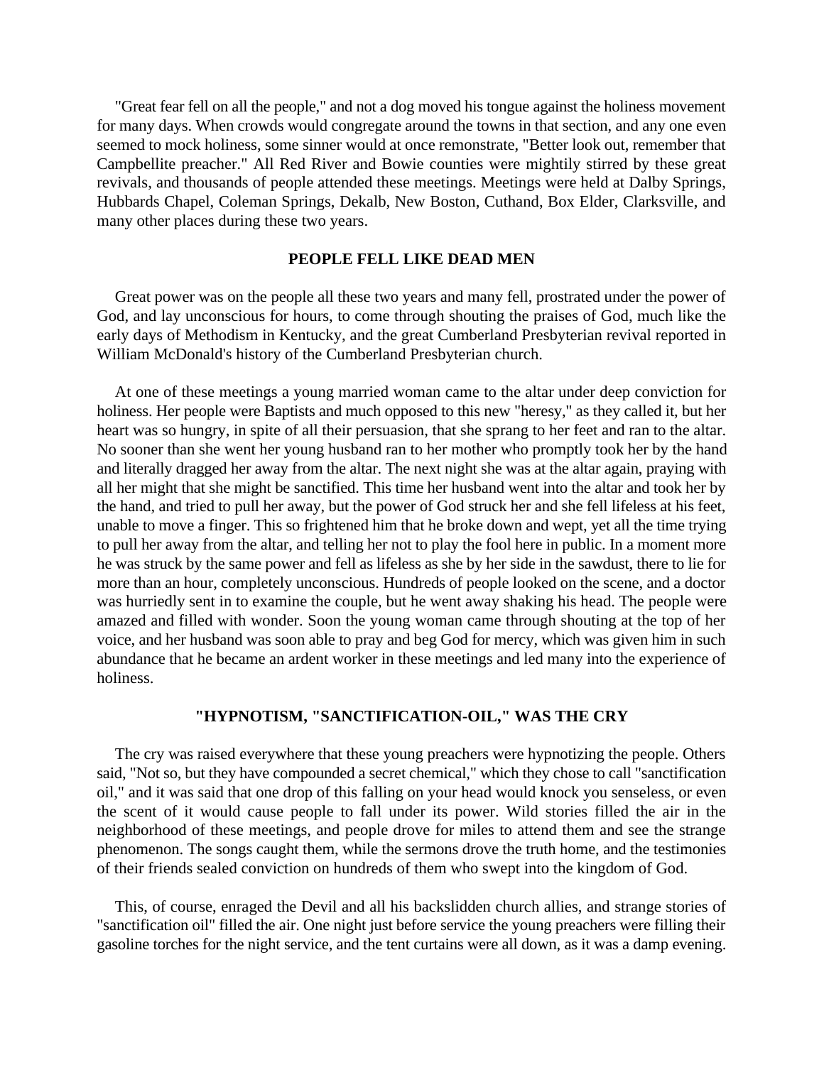"Great fear fell on all the people," and not a dog moved his tongue against the holiness movement for many days. When crowds would congregate around the towns in that section, and any one even seemed to mock holiness, some sinner would at once remonstrate, "Better look out, remember that Campbellite preacher." All Red River and Bowie counties were mightily stirred by these great revivals, and thousands of people attended these meetings. Meetings were held at Dalby Springs, Hubbards Chapel, Coleman Springs, Dekalb, New Boston, Cuthand, Box Elder, Clarksville, and many other places during these two years.

### PEOPLE FELL LIKE DEAD MEN

Great power was on the people all these two years and many fell, prostrated under the power of God, and lay unconscious for hours, to come through shouting the praises of God, much like the early days of Methodism in Kentucky, and the great Cumberland Presbyterian revival reported in William McDonald's history of the Cumberland Presbyterian church.

At one of these meetings a young married woman came to the altar under deep conviction for holiness. Her people were Baptists and much opposed to this new "heresy," as they called it, but her heart was so hungry, in spite of all their persuasion, that she sprang to her feet and ran to the altar. No sooner than she went her young husband ran to her mother who promptly took her by the hand and literally dragged her away from the altar. The next night she was at the altar again, praying with all her might that she might be sanctified. This time her husband went into the altar and took her by the hand, and tried to pull her away, but the power of God struck her and she fell lifeless at his feet, unable to move a finger. This so frightened him that he broke down and wept, yet all the time trying to pull her away from the altar, and telling her not to play the fool here in public. In a moment more he was struck by the same power and fell as lifeless as she by her side in the sawdust, there to lie for more than an hour, completely unconscious. Hundreds of people looked on the scene, and a doctor was hurriedly sent in to examine the couple, but he went away shaking his head. The people were amazed and filled with wonder. Soon the young woman came through shouting at the top of her voice, and her husband was soon able to pray and beg God for mercy, which was given him in such abundance that he became an ardent worker in these meetings and led many into the experience of holiness.

### "HYPNOTISM, "SANCTIFICATION-OIL," WAS THE CRY

The cry was raised everywhere that these young preachers were hypnotizing the people. Others said, "Not so, but they have compounded a secret chemical," which they chose to call "sanctification oil," and it was said that one drop of this falling on your head would knock you senseless, or even the scent of it would cause people to fall under its power. Wild stories filled the air in the neighborhood of these meetings, and people drove for miles to attend them and see the strange phenomenon. The songs caught them, while the sermons drove the truth home, and the testimonies of their friends sealed conviction on hundreds of them who swept into the kingdom of God.

This, of course, enraged the Devil and all his backslidden church allies, and strange stories of "sanctification oil" filled the air. One night just before service the young preachers were filling their gasoline torches for the night service, and the tent curtains were all down, as it was a damp evening.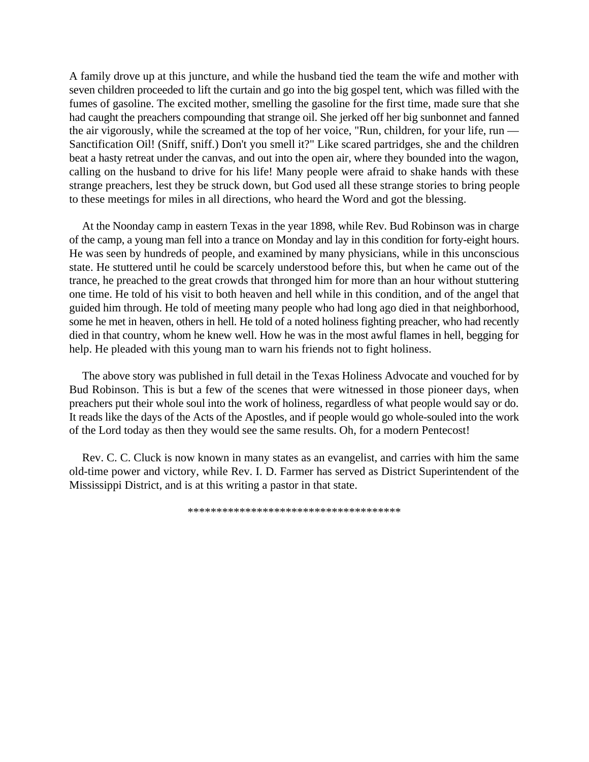A family drove up at this juncture, and while the husband tied the team the wife and mother with seven children proceeded to lift the curtain and go into the big gospel tent, which was filled with the fumes of gasoline. The excited mother, smelling the gasoline for the first time, made sure that she had caught the preachers compounding that strange oil. She jerked off her big sunbonnet and fanned the air vigorously, while the screamed at the top of her voice, "Run, children, for your life, run — Sanctification Oil! (Sniff, sniff.) Don't you smell it?" Like scared partridges, she and the children beat a hasty retreat under the canvas, and out into the open air, where they bounded into the wagon, calling on the husband to drive for his life! Many people were afraid to shake hands with these strange preachers, lest they be struck down, but God used all these strange stories to bring people to these meetings for miles in all directions, who heard the Word and got the blessing.

At the Noonday camp in eastern Texas in the year 1898, while Rev. Bud Robinson was in charge of the camp, a young man fell into a trance on Monday and lay in this condition for forty-eight hours. He was seen by hundreds of people, and examined by many physicians, while in this unconscious state. He stuttered until he could be scarcely understood before this, but when he came out of the trance, he preached to the great crowds that thronged him for more than an hour without stuttering one time. He told of his visit to both heaven and hell while in this condition, and of the angel that guided him through. He told of meeting many people who had long ago died in that neighborhood, some he met in heaven, others in hell. He told of a noted holiness fighting preacher, who had recently died in that country, whom he knew well. How he was in the most awful flames in hell, begging for help. He pleaded with this young man to warn his friends not to fight holiness.

The above story was published in full detail in the Texas Holiness Advocate and vouched for by Bud Robinson. This is but a few of the scenes that were witnessed in those pioneer days, when preachers put their whole soul into the work of holiness, regardless of what people would say or do. It reads like the days of the Acts of the Apostles, and if people would go whole-souled into the work of the Lord today as then they would see the same results. Oh, for a modern Pentecost!

Rev. C. C. Cluck is now known in many states as an evangelist, and carries with him the same old-time power and victory, while Rev. I. D. Farmer has served as District Superintendent of the Mississippi District, and is at this writing a pastor in that state.

*************************************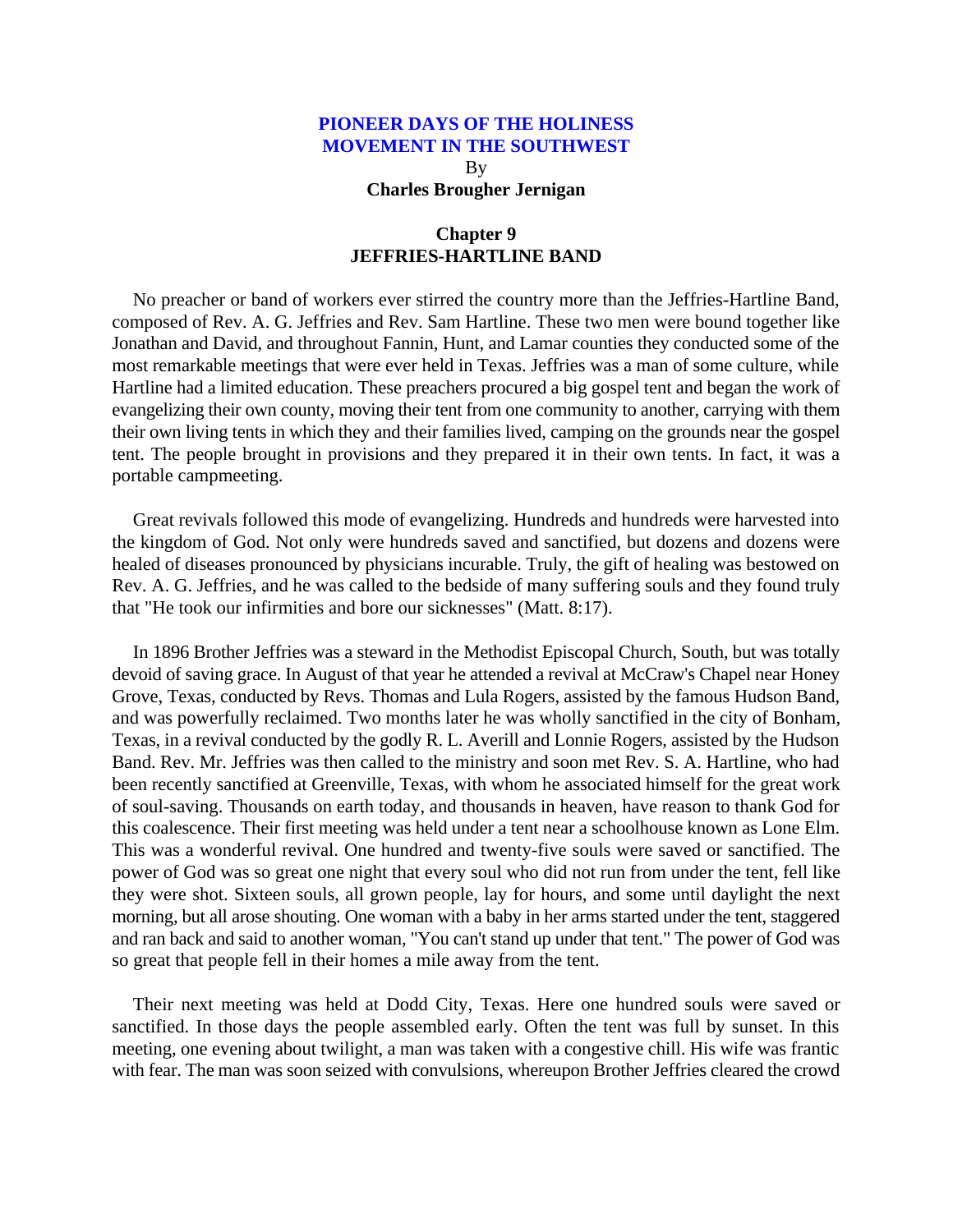# PIONEER DAYS OF THE HOLINESS MOVEMENT IN THE SOUTHWEST

By

**Charles Brougher Jernigan**

## Chapter 9
## JEFFRIES-HARTLINE BAND

No preacher or band of workers ever stirred the country more than the Jeffries-Hartline Band, composed of Rev. A. G. Jeffries and Rev. Sam Hartline. These two men were bound together like Jonathan and David, and throughout Fannin, Hunt, and Lamar counties they conducted some of the most remarkable meetings that were ever held in Texas. Jeffries was a man of some culture, while Hartline had a limited education. These preachers procured a big gospel tent and began the work of evangelizing their own county, moving their tent from one community to another, carrying with them their own living tents in which they and their families lived, camping on the grounds near the gospel tent. The people brought in provisions and they prepared it in their own tents. In fact, it was a portable campmeeting.

Great revivals followed this mode of evangelizing. Hundreds and hundreds were harvested into the kingdom of God. Not only were hundreds saved and sanctified, but dozens and dozens were healed of diseases pronounced by physicians incurable. Truly, the gift of healing was bestowed on Rev. A. G. Jeffries, and he was called to the bedside of many suffering souls and they found truly that "He took our infirmities and bore our sicknesses" (Matt. 8:17).

In 1896 Brother Jeffries was a steward in the Methodist Episcopal Church, South, but was totally devoid of saving grace. In August of that year he attended a revival at McCraw's Chapel near Honey Grove, Texas, conducted by Revs. Thomas and Lula Rogers, assisted by the famous Hudson Band, and was powerfully reclaimed. Two months later he was wholly sanctified in the city of Bonham, Texas, in a revival conducted by the godly R. L. Averill and Lonnie Rogers, assisted by the Hudson Band. Rev. Mr. Jeffries was then called to the ministry and soon met Rev. S. A. Hartline, who had been recently sanctified at Greenville, Texas, with whom he associated himself for the great work of soul-saving. Thousands on earth today, and thousands in heaven, have reason to thank God for this coalescence. Their first meeting was held under a tent near a schoolhouse known as Lone Elm. This was a wonderful revival. One hundred and twenty-five souls were saved or sanctified. The power of God was so great one night that every soul who did not run from under the tent, fell like they were shot. Sixteen souls, all grown people, lay for hours, and some until daylight the next morning, but all arose shouting. One woman with a baby in her arms started under the tent, staggered and ran back and said to another woman, "You can't stand up under that tent." The power of God was so great that people fell in their homes a mile away from the tent.

Their next meeting was held at Dodd City, Texas. Here one hundred souls were saved or sanctified. In those days the people assembled early. Often the tent was full by sunset. In this meeting, one evening about twilight, a man was taken with a congestive chill. His wife was frantic with fear. The man was soon seized with convulsions, whereupon Brother Jeffries cleared the crowd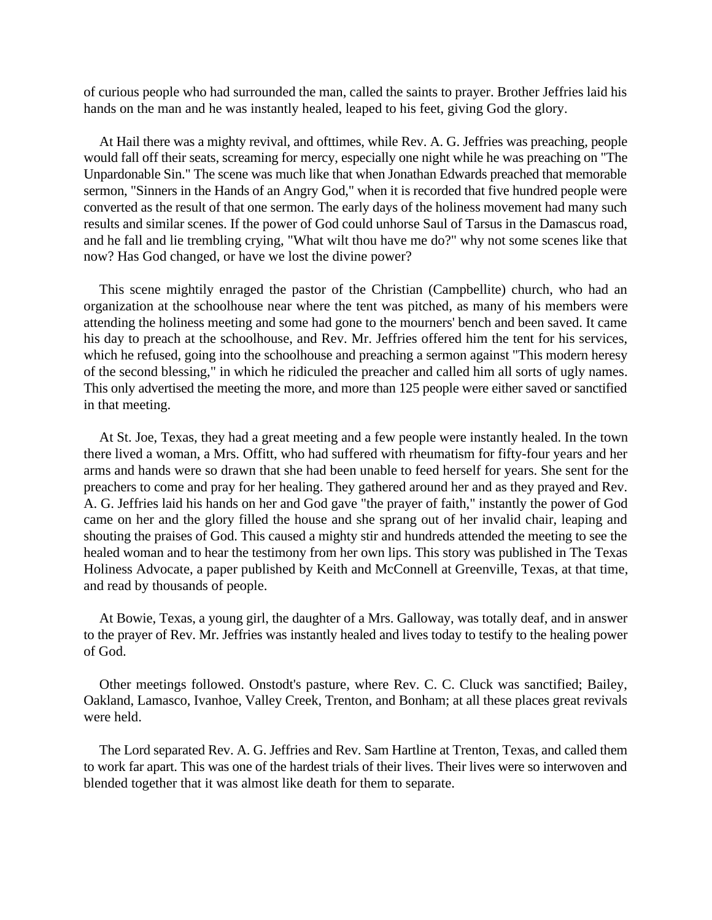of curious people who had surrounded the man, called the saints to prayer. Brother Jeffries laid his hands on the man and he was instantly healed, leaped to his feet, giving God the glory.

At Hail there was a mighty revival, and ofttimes, while Rev. A. G. Jeffries was preaching, people would fall off their seats, screaming for mercy, especially one night while he was preaching on "The Unpardonable Sin." The scene was much like that when Jonathan Edwards preached that memorable sermon, "Sinners in the Hands of an Angry God," when it is recorded that five hundred people were converted as the result of that one sermon. The early days of the holiness movement had many such results and similar scenes. If the power of God could unhorse Saul of Tarsus in the Damascus road, and he fall and lie trembling crying, "What wilt thou have me do?" why not some scenes like that now? Has God changed, or have we lost the divine power?

This scene mightily enraged the pastor of the Christian (Campbellite) church, who had an organization at the schoolhouse near where the tent was pitched, as many of his members were attending the holiness meeting and some had gone to the mourners' bench and been saved. It came his day to preach at the schoolhouse, and Rev. Mr. Jeffries offered him the tent for his services, which he refused, going into the schoolhouse and preaching a sermon against "This modern heresy of the second blessing," in which he ridiculed the preacher and called him all sorts of ugly names. This only advertised the meeting the more, and more than 125 people were either saved or sanctified in that meeting.

At St. Joe, Texas, they had a great meeting and a few people were instantly healed. In the town there lived a woman, a Mrs. Offitt, who had suffered with rheumatism for fifty-four years and her arms and hands were so drawn that she had been unable to feed herself for years. She sent for the preachers to come and pray for her healing. They gathered around her and as they prayed and Rev. A. G. Jeffries laid his hands on her and God gave "the prayer of faith," instantly the power of God came on her and the glory filled the house and she sprang out of her invalid chair, leaping and shouting the praises of God. This caused a mighty stir and hundreds attended the meeting to see the healed woman and to hear the testimony from her own lips. This story was published in The Texas Holiness Advocate, a paper published by Keith and McConnell at Greenville, Texas, at that time, and read by thousands of people.

At Bowie, Texas, a young girl, the daughter of a Mrs. Galloway, was totally deaf, and in answer to the prayer of Rev. Mr. Jeffries was instantly healed and lives today to testify to the healing power of God.

Other meetings followed. Onstodt's pasture, where Rev. C. C. Cluck was sanctified; Bailey, Oakland, Lamasco, Ivanhoe, Valley Creek, Trenton, and Bonham; at all these places great revivals were held.

The Lord separated Rev. A. G. Jeffries and Rev. Sam Hartline at Trenton, Texas, and called them to work far apart. This was one of the hardest trials of their lives. Their lives were so interwoven and blended together that it was almost like death for them to separate.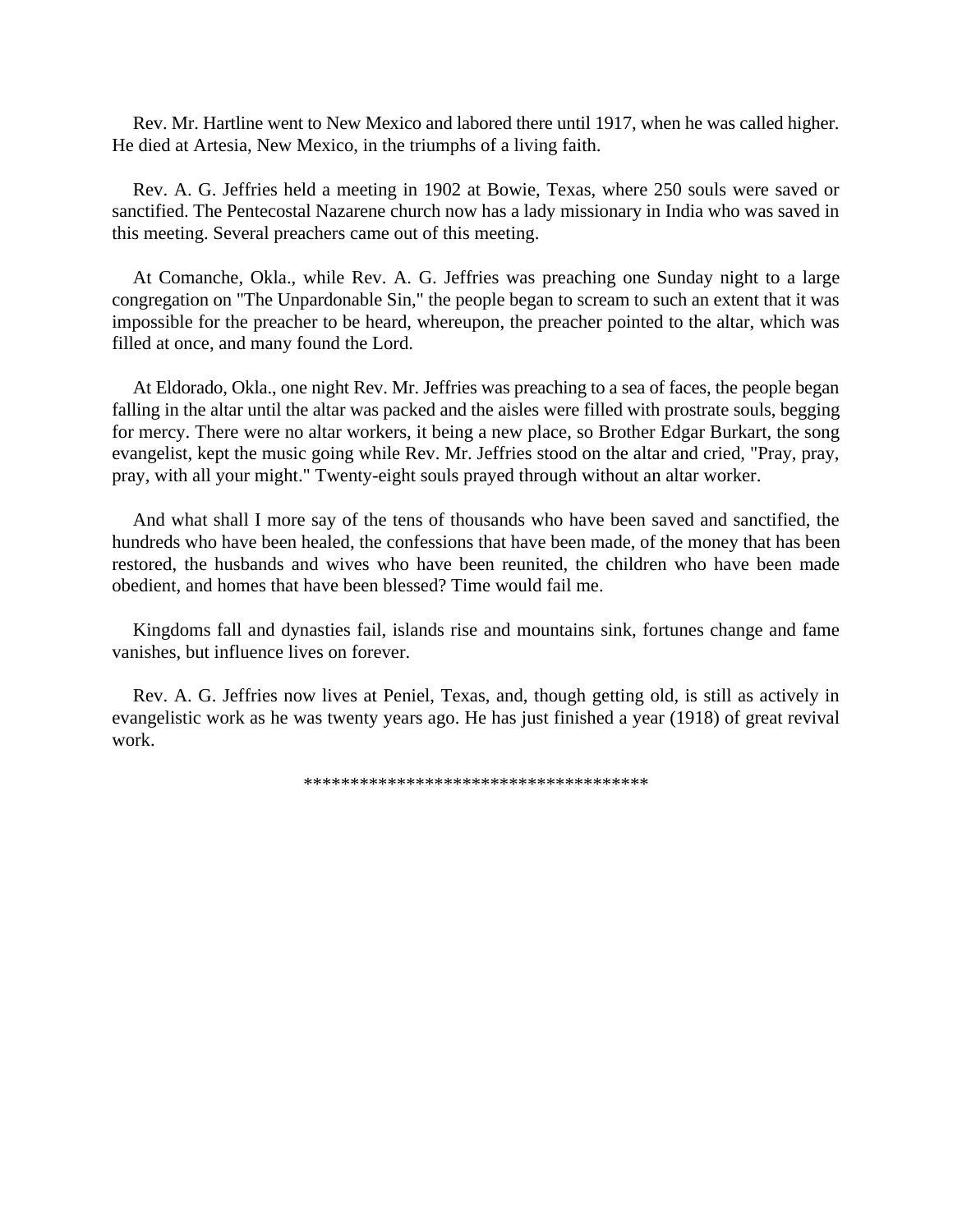Rev. Mr. Hartline went to New Mexico and labored there until 1917, when he was called higher. He died at Artesia, New Mexico, in the triumphs of a living faith.

Rev. A. G. Jeffries held a meeting in 1902 at Bowie, Texas, where 250 souls were saved or sanctified. The Pentecostal Nazarene church now has a lady missionary in India who was saved in this meeting. Several preachers came out of this meeting.

At Comanche, Okla., while Rev. A. G. Jeffries was preaching one Sunday night to a large congregation on "The Unpardonable Sin," the people began to scream to such an extent that it was impossible for the preacher to be heard, whereupon, the preacher pointed to the altar, which was filled at once, and many found the Lord.

At Eldorado, Okla., one night Rev. Mr. Jeffries was preaching to a sea of faces, the people began falling in the altar until the altar was packed and the aisles were filled with prostrate souls, begging for mercy. There were no altar workers, it being a new place, so Brother Edgar Burkart, the song evangelist, kept the music going while Rev. Mr. Jeffries stood on the altar and cried, "Pray, pray, pray, with all your might." Twenty-eight souls prayed through without an altar worker.

And what shall I more say of the tens of thousands who have been saved and sanctified, the hundreds who have been healed, the confessions that have been made, of the money that has been restored, the husbands and wives who have been reunited, the children who have been made obedient, and homes that have been blessed? Time would fail me.

Kingdoms fall and dynasties fail, islands rise and mountains sink, fortunes change and fame vanishes, but influence lives on forever.

Rev. A. G. Jeffries now lives at Peniel, Texas, and, though getting old, is still as actively in evangelistic work as he was twenty years ago. He has just finished a year (1918) of great revival work.

************************************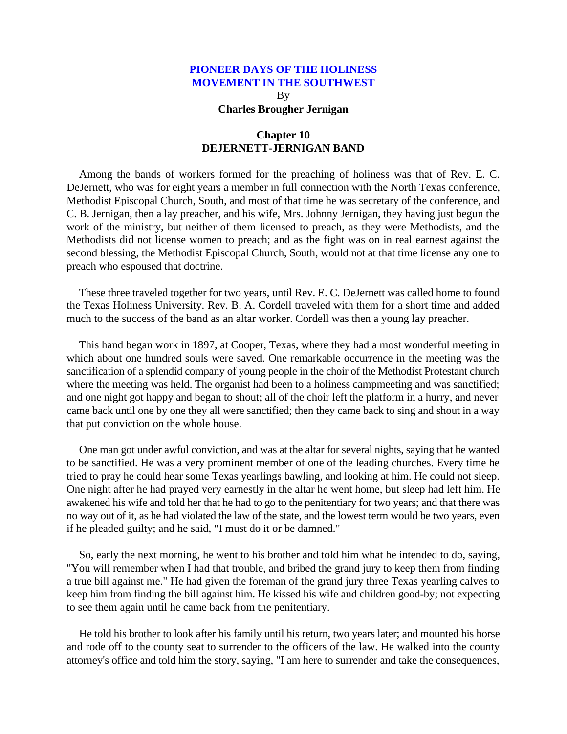# PIONEER DAYS OF THE HOLINESS MOVEMENT IN THE SOUTHWEST

By

**Charles Brougher Jernigan**

## Chapter 10
## DEJERNETT-JERNIGAN BAND

Among the bands of workers formed for the preaching of holiness was that of Rev. E. C. DeJernett, who was for eight years a member in full connection with the North Texas conference, Methodist Episcopal Church, South, and most of that time he was secretary of the conference, and C. B. Jernigan, then a lay preacher, and his wife, Mrs. Johnny Jernigan, they having just begun the work of the ministry, but neither of them licensed to preach, as they were Methodists, and the Methodists did not license women to preach; and as the fight was on in real earnest against the second blessing, the Methodist Episcopal Church, South, would not at that time license any one to preach who espoused that doctrine.

These three traveled together for two years, until Rev. E. C. DeJernett was called home to found the Texas Holiness University. Rev. B. A. Cordell traveled with them for a short time and added much to the success of the band as an altar worker. Cordell was then a young lay preacher.

This hand began work in 1897, at Cooper, Texas, where they had a most wonderful meeting in which about one hundred souls were saved. One remarkable occurrence in the meeting was the sanctification of a splendid company of young people in the choir of the Methodist Protestant church where the meeting was held. The organist had been to a holiness campmeeting and was sanctified; and one night got happy and began to shout; all of the choir left the platform in a hurry, and never came back until one by one they all were sanctified; then they came back to sing and shout in a way that put conviction on the whole house.

One man got under awful conviction, and was at the altar for several nights, saying that he wanted to be sanctified. He was a very prominent member of one of the leading churches. Every time he tried to pray he could hear some Texas yearlings bawling, and looking at him. He could not sleep. One night after he had prayed very earnestly in the altar he went home, but sleep had left him. He awakened his wife and told her that he had to go to the penitentiary for two years; and that there was no way out of it, as he had violated the law of the state, and the lowest term would be two years, even if he pleaded guilty; and he said, "I must do it or be damned."

So, early the next morning, he went to his brother and told him what he intended to do, saying, "You will remember when I had that trouble, and bribed the grand jury to keep them from finding a true bill against me." He had given the foreman of the grand jury three Texas yearling calves to keep him from finding the bill against him. He kissed his wife and children good-by; not expecting to see them again until he came back from the penitentiary.

He told his brother to look after his family until his return, two years later; and mounted his horse and rode off to the county seat to surrender to the officers of the law. He walked into the county attorney's office and told him the story, saying, "I am here to surrender and take the consequences,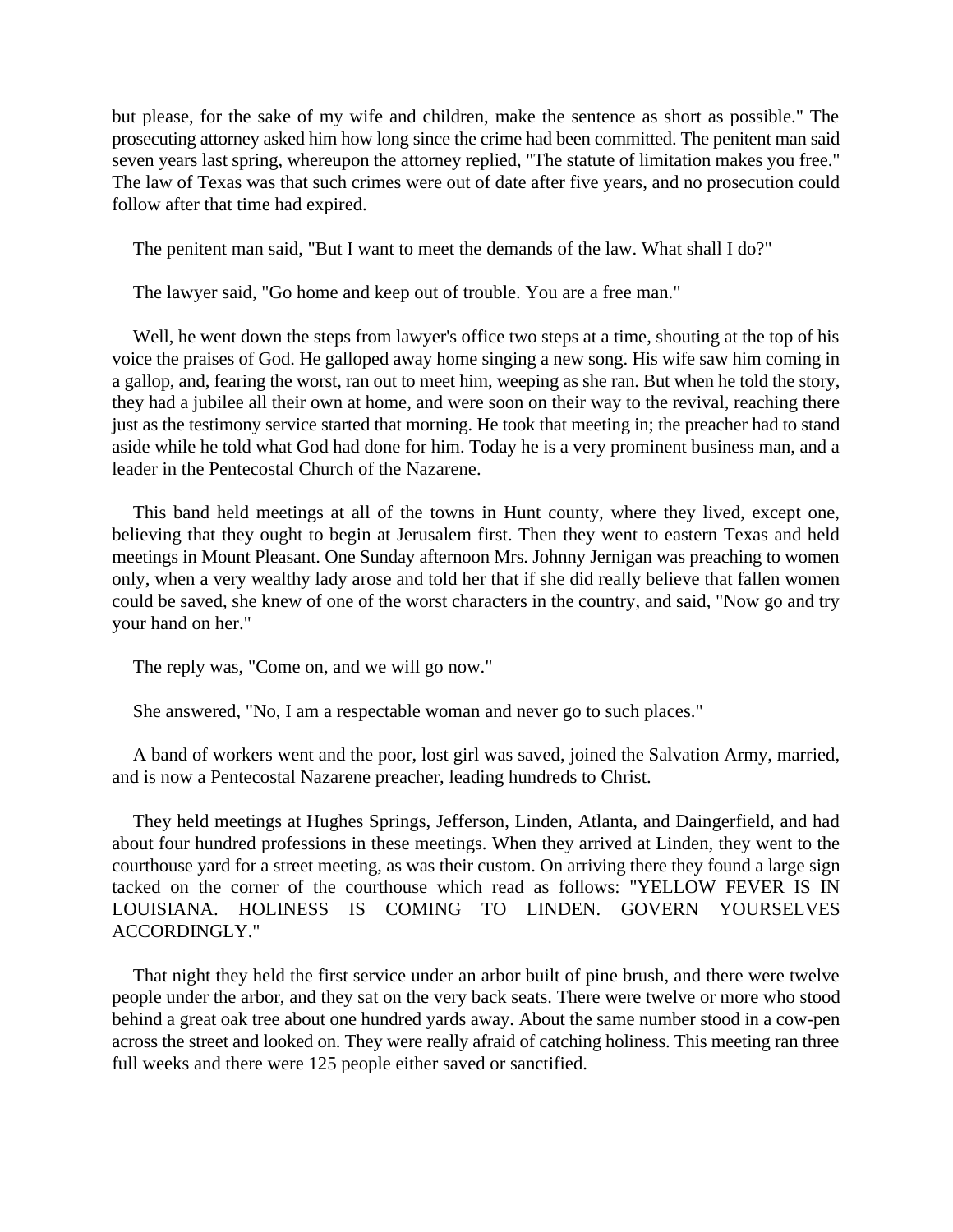but please, for the sake of my wife and children, make the sentence as short as possible." The prosecuting attorney asked him how long since the crime had been committed. The penitent man said seven years last spring, whereupon the attorney replied, "The statute of limitation makes you free." The law of Texas was that such crimes were out of date after five years, and no prosecution could follow after that time had expired.

The penitent man said, "But I want to meet the demands of the law. What shall I do?"

The lawyer said, "Go home and keep out of trouble. You are a free man."

Well, he went down the steps from lawyer's office two steps at a time, shouting at the top of his voice the praises of God. He galloped away home singing a new song. His wife saw him coming in a gallop, and, fearing the worst, ran out to meet him, weeping as she ran. But when he told the story, they had a jubilee all their own at home, and were soon on their way to the revival, reaching there just as the testimony service started that morning. He took that meeting in; the preacher had to stand aside while he told what God had done for him. Today he is a very prominent business man, and a leader in the Pentecostal Church of the Nazarene.

This band held meetings at all of the towns in Hunt county, where they lived, except one, believing that they ought to begin at Jerusalem first. Then they went to eastern Texas and held meetings in Mount Pleasant. One Sunday afternoon Mrs. Johnny Jernigan was preaching to women only, when a very wealthy lady arose and told her that if she did really believe that fallen women could be saved, she knew of one of the worst characters in the country, and said, "Now go and try your hand on her."

The reply was, "Come on, and we will go now."

She answered, "No, I am a respectable woman and never go to such places."

A band of workers went and the poor, lost girl was saved, joined the Salvation Army, married, and is now a Pentecostal Nazarene preacher, leading hundreds to Christ.

They held meetings at Hughes Springs, Jefferson, Linden, Atlanta, and Daingerfield, and had about four hundred professions in these meetings. When they arrived at Linden, they went to the courthouse yard for a street meeting, as was their custom. On arriving there they found a large sign tacked on the corner of the courthouse which read as follows: "YELLOW FEVER IS IN LOUISIANA. HOLINESS IS COMING TO LINDEN. GOVERN YOURSELVES ACCORDINGLY."

That night they held the first service under an arbor built of pine brush, and there were twelve people under the arbor, and they sat on the very back seats. There were twelve or more who stood behind a great oak tree about one hundred yards away. About the same number stood in a cow-pen across the street and looked on. They were really afraid of catching holiness. This meeting ran three full weeks and there were 125 people either saved or sanctified.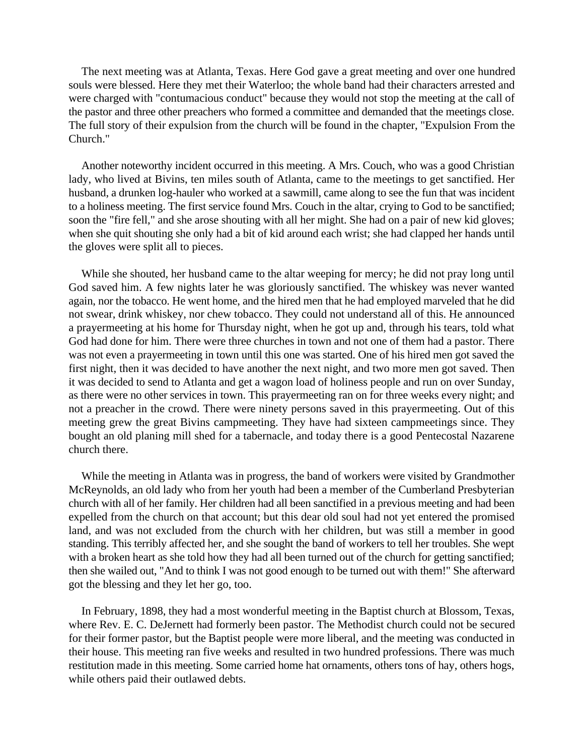The next meeting was at Atlanta, Texas. Here God gave a great meeting and over one hundred souls were blessed. Here they met their Waterloo; the whole band had their characters arrested and were charged with "contumacious conduct" because they would not stop the meeting at the call of the pastor and three other preachers who formed a committee and demanded that the meetings close. The full story of their expulsion from the church will be found in the chapter, "Expulsion From the Church."

Another noteworthy incident occurred in this meeting. A Mrs. Couch, who was a good Christian lady, who lived at Bivins, ten miles south of Atlanta, came to the meetings to get sanctified. Her husband, a drunken log-hauler who worked at a sawmill, came along to see the fun that was incident to a holiness meeting. The first service found Mrs. Couch in the altar, crying to God to be sanctified; soon the "fire fell," and she arose shouting with all her might. She had on a pair of new kid gloves; when she quit shouting she only had a bit of kid around each wrist; she had clapped her hands until the gloves were split all to pieces.

While she shouted, her husband came to the altar weeping for mercy; he did not pray long until God saved him. A few nights later he was gloriously sanctified. The whiskey was never wanted again, nor the tobacco. He went home, and the hired men that he had employed marveled that he did not swear, drink whiskey, nor chew tobacco. They could not understand all of this. He announced a prayermeeting at his home for Thursday night, when he got up and, through his tears, told what God had done for him. There were three churches in town and not one of them had a pastor. There was not even a prayermeeting in town until this one was started. One of his hired men got saved the first night, then it was decided to have another the next night, and two more men got saved. Then it was decided to send to Atlanta and get a wagon load of holiness people and run on over Sunday, as there were no other services in town. This prayermeeting ran on for three weeks every night; and not a preacher in the crowd. There were ninety persons saved in this prayermeeting. Out of this meeting grew the great Bivins campmeeting. They have had sixteen campmeetings since. They bought an old planing mill shed for a tabernacle, and today there is a good Pentecostal Nazarene church there.

While the meeting in Atlanta was in progress, the band of workers were visited by Grandmother McReynolds, an old lady who from her youth had been a member of the Cumberland Presbyterian church with all of her family. Her children had all been sanctified in a previous meeting and had been expelled from the church on that account; but this dear old soul had not yet entered the promised land, and was not excluded from the church with her children, but was still a member in good standing. This terribly affected her, and she sought the band of workers to tell her troubles. She wept with a broken heart as she told how they had all been turned out of the church for getting sanctified; then she wailed out, "And to think I was not good enough to be turned out with them!" She afterward got the blessing and they let her go, too.

In February, 1898, they had a most wonderful meeting in the Baptist church at Blossom, Texas, where Rev. E. C. DeJernett had formerly been pastor. The Methodist church could not be secured for their former pastor, but the Baptist people were more liberal, and the meeting was conducted in their house. This meeting ran five weeks and resulted in two hundred professions. There was much restitution made in this meeting. Some carried home hat ornaments, others tons of hay, others hogs, while others paid their outlawed debts.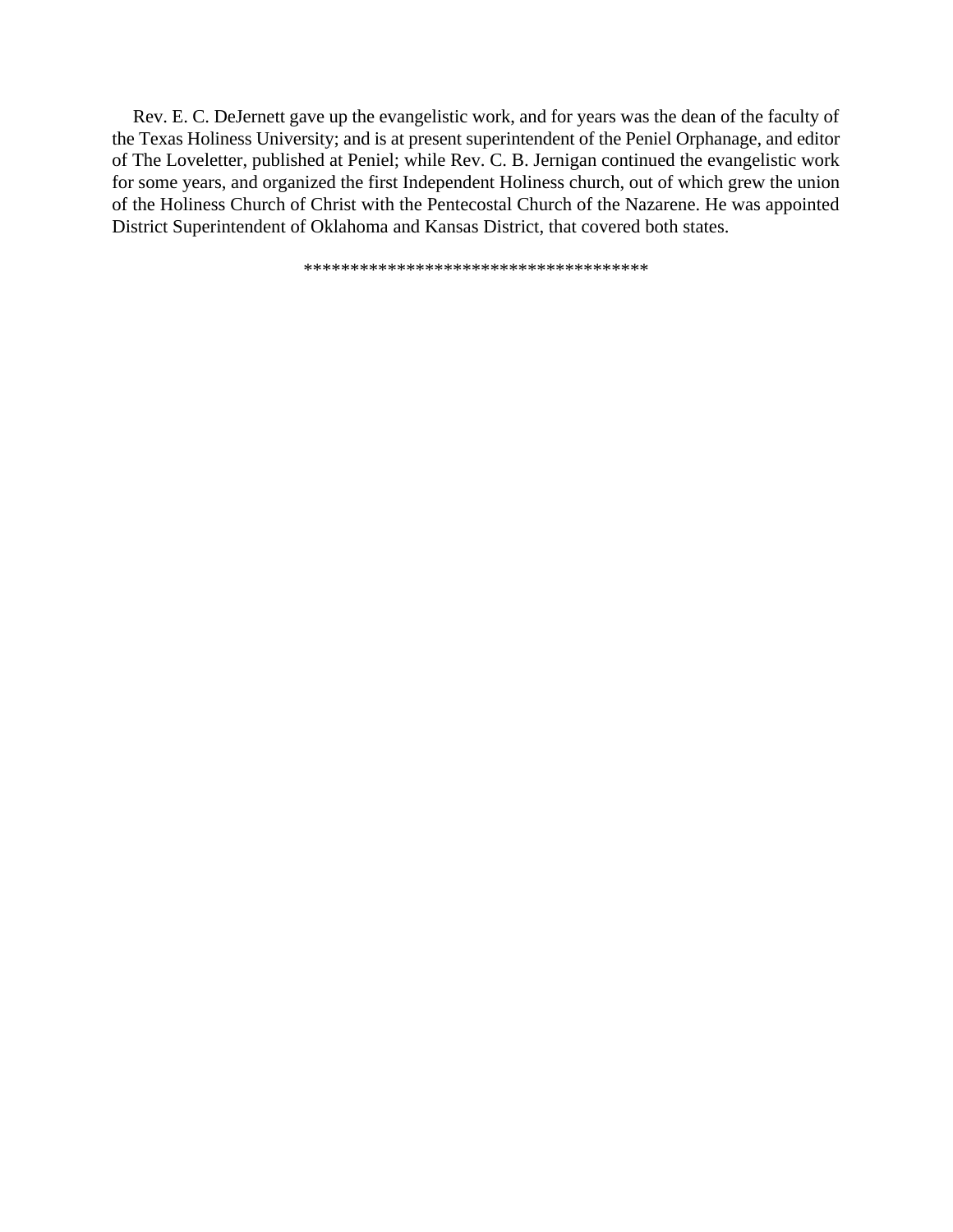Rev. E. C. DeJernett gave up the evangelistic work, and for years was the dean of the faculty of the Texas Holiness University; and is at present superintendent of the Peniel Orphanage, and editor of The Loveletter, published at Peniel; while Rev. C. B. Jernigan continued the evangelistic work for some years, and organized the first Independent Holiness church, out of which grew the union of the Holiness Church of Christ with the Pentecostal Church of the Nazarene. He was appointed District Superintendent of Oklahoma and Kansas District, that covered both states.

\*\*\*\*\*\*\*\*\*\*\*\*\*\*\*\*\*\*\*\*\*\*\*\*\*\*\*\*\*\*\*\*\*\*\*\*\*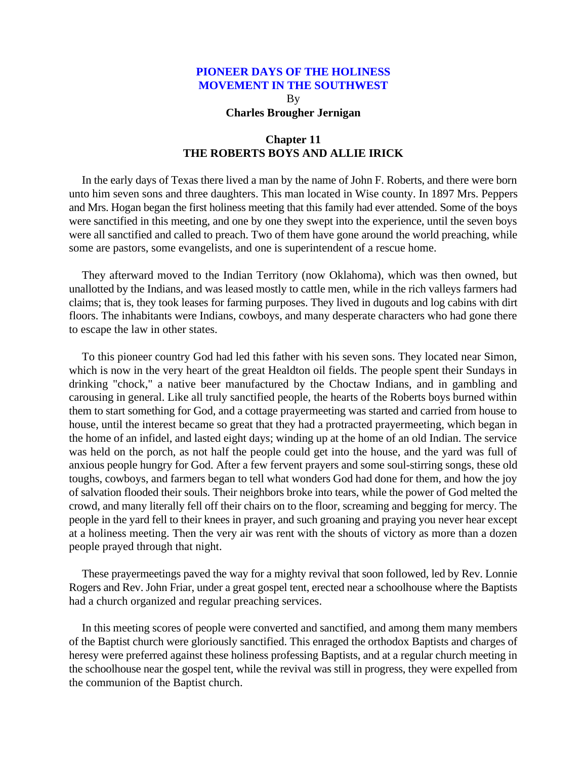# PIONEER DAYS OF THE HOLINESS MOVEMENT IN THE SOUTHWEST

By

**Charles Brougher Jernigan**

## Chapter 11
## THE ROBERTS BOYS AND ALLIE IRICK

In the early days of Texas there lived a man by the name of John F. Roberts, and there were born unto him seven sons and three daughters. This man located in Wise county. In 1897 Mrs. Peppers and Mrs. Hogan began the first holiness meeting that this family had ever attended. Some of the boys were sanctified in this meeting, and one by one they swept into the experience, until the seven boys were all sanctified and called to preach. Two of them have gone around the world preaching, while some are pastors, some evangelists, and one is superintendent of a rescue home.

They afterward moved to the Indian Territory (now Oklahoma), which was then owned, but unallotted by the Indians, and was leased mostly to cattle men, while in the rich valleys farmers had claims; that is, they took leases for farming purposes. They lived in dugouts and log cabins with dirt floors. The inhabitants were Indians, cowboys, and many desperate characters who had gone there to escape the law in other states.

To this pioneer country God had led this father with his seven sons. They located near Simon, which is now in the very heart of the great Healdton oil fields. The people spent their Sundays in drinking "chock," a native beer manufactured by the Choctaw Indians, and in gambling and carousing in general. Like all truly sanctified people, the hearts of the Roberts boys burned within them to start something for God, and a cottage prayermeeting was started and carried from house to house, until the interest became so great that they had a protracted prayermeeting, which began in the home of an infidel, and lasted eight days; winding up at the home of an old Indian. The service was held on the porch, as not half the people could get into the house, and the yard was full of anxious people hungry for God. After a few fervent prayers and some soul-stirring songs, these old toughs, cowboys, and farmers began to tell what wonders God had done for them, and how the joy of salvation flooded their souls. Their neighbors broke into tears, while the power of God melted the crowd, and many literally fell off their chairs on to the floor, screaming and begging for mercy. The people in the yard fell to their knees in prayer, and such groaning and praying you never hear except at a holiness meeting. Then the very air was rent with the shouts of victory as more than a dozen people prayed through that night.

These prayermeetings paved the way for a mighty revival that soon followed, led by Rev. Lonnie Rogers and Rev. John Friar, under a great gospel tent, erected near a schoolhouse where the Baptists had a church organized and regular preaching services.

In this meeting scores of people were converted and sanctified, and among them many members of the Baptist church were gloriously sanctified. This enraged the orthodox Baptists and charges of heresy were preferred against these holiness professing Baptists, and at a regular church meeting in the schoolhouse near the gospel tent, while the revival was still in progress, they were expelled from the communion of the Baptist church.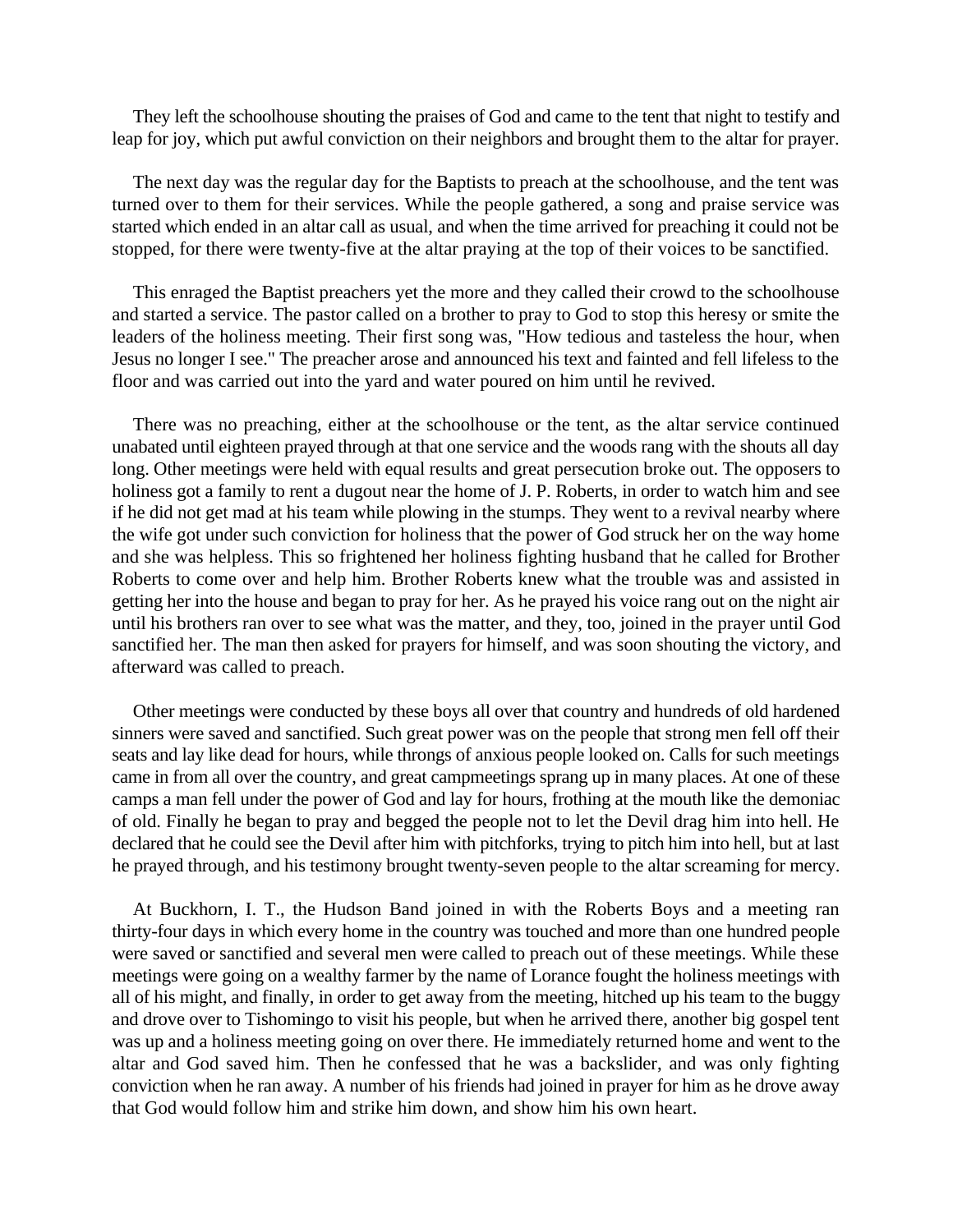They left the schoolhouse shouting the praises of God and came to the tent that night to testify and leap for joy, which put awful conviction on their neighbors and brought them to the altar for prayer.

The next day was the regular day for the Baptists to preach at the schoolhouse, and the tent was turned over to them for their services. While the people gathered, a song and praise service was started which ended in an altar call as usual, and when the time arrived for preaching it could not be stopped, for there were twenty-five at the altar praying at the top of their voices to be sanctified.

This enraged the Baptist preachers yet the more and they called their crowd to the schoolhouse and started a service. The pastor called on a brother to pray to God to stop this heresy or smite the leaders of the holiness meeting. Their first song was, "How tedious and tasteless the hour, when Jesus no longer I see." The preacher arose and announced his text and fainted and fell lifeless to the floor and was carried out into the yard and water poured on him until he revived.

There was no preaching, either at the schoolhouse or the tent, as the altar service continued unabated until eighteen prayed through at that one service and the woods rang with the shouts all day long. Other meetings were held with equal results and great persecution broke out. The opposers to holiness got a family to rent a dugout near the home of J. P. Roberts, in order to watch him and see if he did not get mad at his team while plowing in the stumps. They went to a revival nearby where the wife got under such conviction for holiness that the power of God struck her on the way home and she was helpless. This so frightened her holiness fighting husband that he called for Brother Roberts to come over and help him. Brother Roberts knew what the trouble was and assisted in getting her into the house and began to pray for her. As he prayed his voice rang out on the night air until his brothers ran over to see what was the matter, and they, too, joined in the prayer until God sanctified her. The man then asked for prayers for himself, and was soon shouting the victory, and afterward was called to preach.

Other meetings were conducted by these boys all over that country and hundreds of old hardened sinners were saved and sanctified. Such great power was on the people that strong men fell off their seats and lay like dead for hours, while throngs of anxious people looked on. Calls for such meetings came in from all over the country, and great campmeetings sprang up in many places. At one of these camps a man fell under the power of God and lay for hours, frothing at the mouth like the demoniac of old. Finally he began to pray and begged the people not to let the Devil drag him into hell. He declared that he could see the Devil after him with pitchforks, trying to pitch him into hell, but at last he prayed through, and his testimony brought twenty-seven people to the altar screaming for mercy.

At Buckhorn, I. T., the Hudson Band joined in with the Roberts Boys and a meeting ran thirty-four days in which every home in the country was touched and more than one hundred people were saved or sanctified and several men were called to preach out of these meetings. While these meetings were going on a wealthy farmer by the name of Lorance fought the holiness meetings with all of his might, and finally, in order to get away from the meeting, hitched up his team to the buggy and drove over to Tishomingo to visit his people, but when he arrived there, another big gospel tent was up and a holiness meeting going on over there. He immediately returned home and went to the altar and God saved him. Then he confessed that he was a backslider, and was only fighting conviction when he ran away. A number of his friends had joined in prayer for him as he drove away that God would follow him and strike him down, and show him his own heart.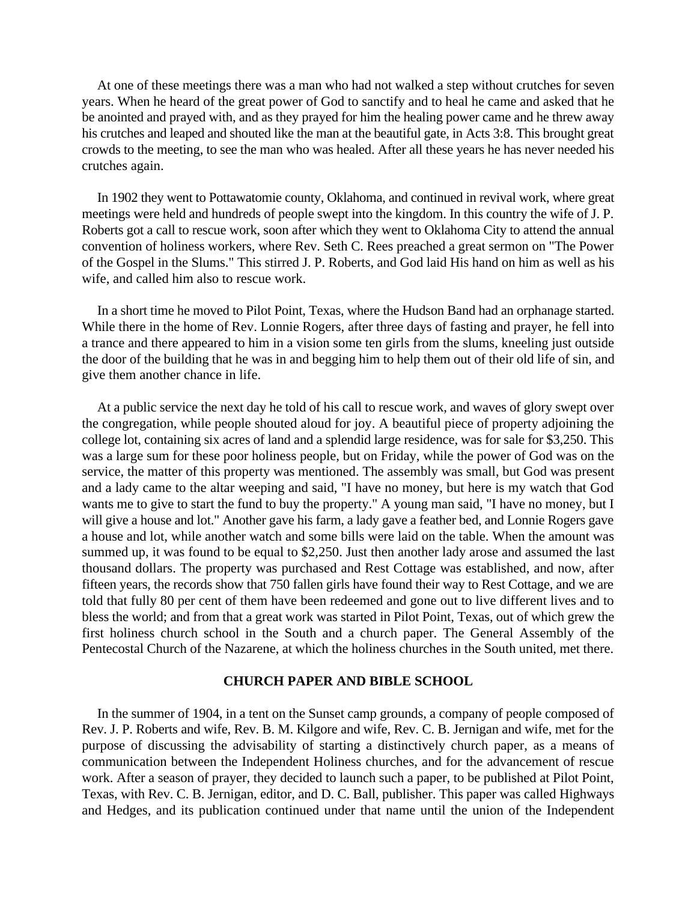At one of these meetings there was a man who had not walked a step without crutches for seven years. When he heard of the great power of God to sanctify and to heal he came and asked that he be anointed and prayed with, and as they prayed for him the healing power came and he threw away his crutches and leaped and shouted like the man at the beautiful gate, in Acts 3:8. This brought great crowds to the meeting, to see the man who was healed. After all these years he has never needed his crutches again.

In 1902 they went to Pottawatomie county, Oklahoma, and continued in revival work, where great meetings were held and hundreds of people swept into the kingdom. In this country the wife of J. P. Roberts got a call to rescue work, soon after which they went to Oklahoma City to attend the annual convention of holiness workers, where Rev. Seth C. Rees preached a great sermon on "The Power of the Gospel in the Slums." This stirred J. P. Roberts, and God laid His hand on him as well as his wife, and called him also to rescue work.

In a short time he moved to Pilot Point, Texas, where the Hudson Band had an orphanage started. While there in the home of Rev. Lonnie Rogers, after three days of fasting and prayer, he fell into a trance and there appeared to him in a vision some ten girls from the slums, kneeling just outside the door of the building that he was in and begging him to help them out of their old life of sin, and give them another chance in life.

At a public service the next day he told of his call to rescue work, and waves of glory swept over the congregation, while people shouted aloud for joy. A beautiful piece of property adjoining the college lot, containing six acres of land and a splendid large residence, was for sale for $3,250. This was a large sum for these poor holiness people, but on Friday, while the power of God was on the service, the matter of this property was mentioned. The assembly was small, but God was present and a lady came to the altar weeping and said, "I have no money, but here is my watch that God wants me to give to start the fund to buy the property." A young man said, "I have no money, but I will give a house and lot." Another gave his farm, a lady gave a feather bed, and Lonnie Rogers gave a house and lot, while another watch and some bills were laid on the table. When the amount was summed up, it was found to be equal to $2,250. Just then another lady arose and assumed the last thousand dollars. The property was purchased and Rest Cottage was established, and now, after fifteen years, the records show that 750 fallen girls have found their way to Rest Cottage, and we are told that fully 80 per cent of them have been redeemed and gone out to live different lives and to bless the world; and from that a great work was started in Pilot Point, Texas, out of which grew the first holiness church school in the South and a church paper. The General Assembly of the Pentecostal Church of the Nazarene, at which the holiness churches in the South united, met there.

## CHURCH PAPER AND BIBLE SCHOOL

In the summer of 1904, in a tent on the Sunset camp grounds, a company of people composed of Rev. J. P. Roberts and wife, Rev. B. M. Kilgore and wife, Rev. C. B. Jernigan and wife, met for the purpose of discussing the advisability of starting a distinctively church paper, as a means of communication between the Independent Holiness churches, and for the advancement of rescue work. After a season of prayer, they decided to launch such a paper, to be published at Pilot Point, Texas, with Rev. C. B. Jernigan, editor, and D. C. Ball, publisher. This paper was called Highways and Hedges, and its publication continued under that name until the union of the Independent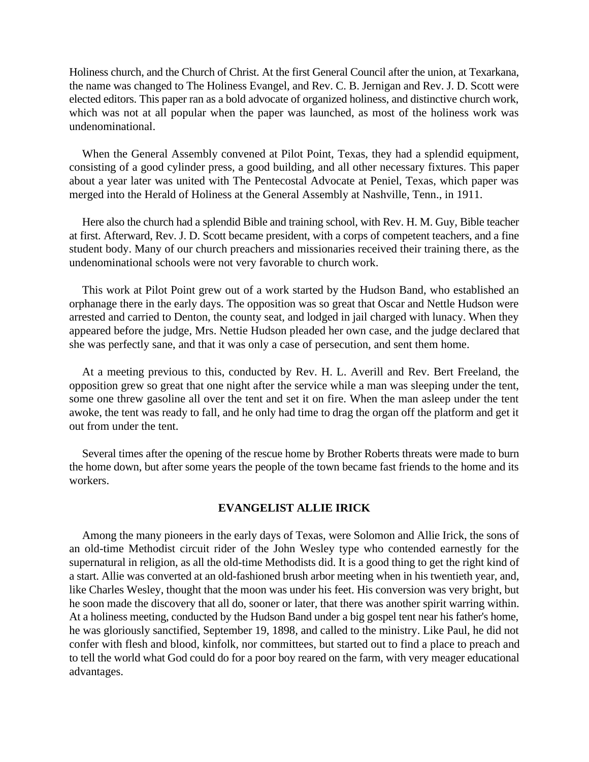Holiness church, and the Church of Christ. At the first General Council after the union, at Texarkana, the name was changed to The Holiness Evangel, and Rev. C. B. Jernigan and Rev. J. D. Scott were elected editors. This paper ran as a bold advocate of organized holiness, and distinctive church work, which was not at all popular when the paper was launched, as most of the holiness work was undenominational.

When the General Assembly convened at Pilot Point, Texas, they had a splendid equipment, consisting of a good cylinder press, a good building, and all other necessary fixtures. This paper about a year later was united with The Pentecostal Advocate at Peniel, Texas, which paper was merged into the Herald of Holiness at the General Assembly at Nashville, Tenn., in 1911.

Here also the church had a splendid Bible and training school, with Rev. H. M. Guy, Bible teacher at first. Afterward, Rev. J. D. Scott became president, with a corps of competent teachers, and a fine student body. Many of our church preachers and missionaries received their training there, as the undenominational schools were not very favorable to church work.

This work at Pilot Point grew out of a work started by the Hudson Band, who established an orphanage there in the early days. The opposition was so great that Oscar and Nettle Hudson were arrested and carried to Denton, the county seat, and lodged in jail charged with lunacy. When they appeared before the judge, Mrs. Nettie Hudson pleaded her own case, and the judge declared that she was perfectly sane, and that it was only a case of persecution, and sent them home.

At a meeting previous to this, conducted by Rev. H. L. Averill and Rev. Bert Freeland, the opposition grew so great that one night after the service while a man was sleeping under the tent, some one threw gasoline all over the tent and set it on fire. When the man asleep under the tent awoke, the tent was ready to fall, and he only had time to drag the organ off the platform and get it out from under the tent.

Several times after the opening of the rescue home by Brother Roberts threats were made to burn the home down, but after some years the people of the town became fast friends to the home and its workers.

## EVANGELIST ALLIE IRICK

Among the many pioneers in the early days of Texas, were Solomon and Allie Irick, the sons of an old-time Methodist circuit rider of the John Wesley type who contended earnestly for the supernatural in religion, as all the old-time Methodists did. It is a good thing to get the right kind of a start. Allie was converted at an old-fashioned brush arbor meeting when in his twentieth year, and, like Charles Wesley, thought that the moon was under his feet. His conversion was very bright, but he soon made the discovery that all do, sooner or later, that there was another spirit warring within. At a holiness meeting, conducted by the Hudson Band under a big gospel tent near his father's home, he was gloriously sanctified, September 19, 1898, and called to the ministry. Like Paul, he did not confer with flesh and blood, kinfolk, nor committees, but started out to find a place to preach and to tell the world what God could do for a poor boy reared on the farm, with very meager educational advantages.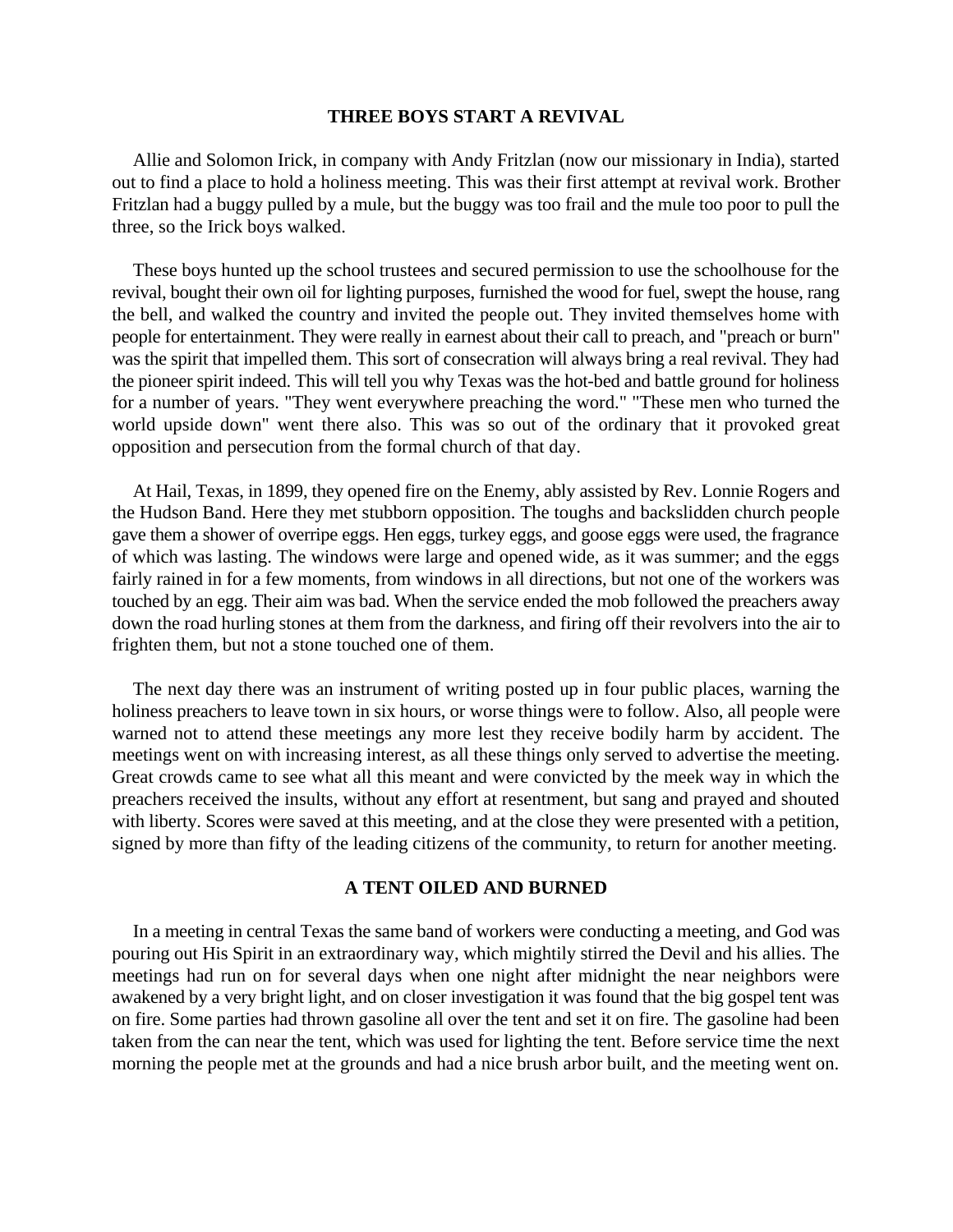## THREE BOYS START A REVIVAL

Allie and Solomon Irick, in company with Andy Fritzlan (now our missionary in India), started out to find a place to hold a holiness meeting. This was their first attempt at revival work. Brother Fritzlan had a buggy pulled by a mule, but the buggy was too frail and the mule too poor to pull the three, so the Irick boys walked.

These boys hunted up the school trustees and secured permission to use the schoolhouse for the revival, bought their own oil for lighting purposes, furnished the wood for fuel, swept the house, rang the bell, and walked the country and invited the people out. They invited themselves home with people for entertainment. They were really in earnest about their call to preach, and "preach or burn" was the spirit that impelled them. This sort of consecration will always bring a real revival. They had the pioneer spirit indeed. This will tell you why Texas was the hot-bed and battle ground for holiness for a number of years. "They went everywhere preaching the word." "These men who turned the world upside down" went there also. This was so out of the ordinary that it provoked great opposition and persecution from the formal church of that day.

At Hail, Texas, in 1899, they opened fire on the Enemy, ably assisted by Rev. Lonnie Rogers and the Hudson Band. Here they met stubborn opposition. The toughs and backslidden church people gave them a shower of overripe eggs. Hen eggs, turkey eggs, and goose eggs were used, the fragrance of which was lasting. The windows were large and opened wide, as it was summer; and the eggs fairly rained in for a few moments, from windows in all directions, but not one of the workers was touched by an egg. Their aim was bad. When the service ended the mob followed the preachers away down the road hurling stones at them from the darkness, and firing off their revolvers into the air to frighten them, but not a stone touched one of them.

The next day there was an instrument of writing posted up in four public places, warning the holiness preachers to leave town in six hours, or worse things were to follow. Also, all people were warned not to attend these meetings any more lest they receive bodily harm by accident. The meetings went on with increasing interest, as all these things only served to advertise the meeting. Great crowds came to see what all this meant and were convicted by the meek way in which the preachers received the insults, without any effort at resentment, but sang and prayed and shouted with liberty. Scores were saved at this meeting, and at the close they were presented with a petition, signed by more than fifty of the leading citizens of the community, to return for another meeting.

## A TENT OILED AND BURNED

In a meeting in central Texas the same band of workers were conducting a meeting, and God was pouring out His Spirit in an extraordinary way, which mightily stirred the Devil and his allies. The meetings had run on for several days when one night after midnight the near neighbors were awakened by a very bright light, and on closer investigation it was found that the big gospel tent was on fire. Some parties had thrown gasoline all over the tent and set it on fire. The gasoline had been taken from the can near the tent, which was used for lighting the tent. Before service time the next morning the people met at the grounds and had a nice brush arbor built, and the meeting went on.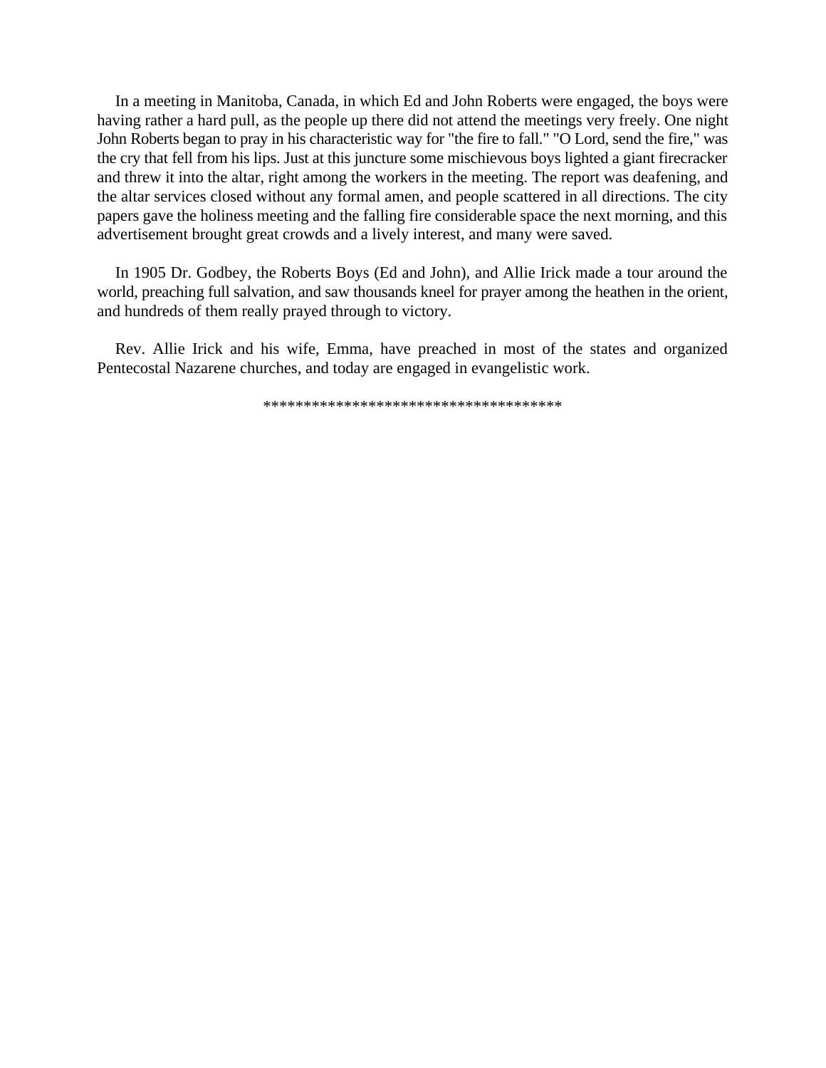In a meeting in Manitoba, Canada, in which Ed and John Roberts were engaged, the boys were having rather a hard pull, as the people up there did not attend the meetings very freely. One night John Roberts began to pray in his characteristic way for "the fire to fall." "O Lord, send the fire," was the cry that fell from his lips. Just at this juncture some mischievous boys lighted a giant firecracker and threw it into the altar, right among the workers in the meeting. The report was deafening, and the altar services closed without any formal amen, and people scattered in all directions. The city papers gave the holiness meeting and the falling fire considerable space the next morning, and this advertisement brought great crowds and a lively interest, and many were saved.

In 1905 Dr. Godbey, the Roberts Boys (Ed and John), and Allie Irick made a tour around the world, preaching full salvation, and saw thousands kneel for prayer among the heathen in the orient, and hundreds of them really prayed through to victory.

Rev. Allie Irick and his wife, Emma, have preached in most of the states and organized Pentecostal Nazarene churches, and today are engaged in evangelistic work.

*************************************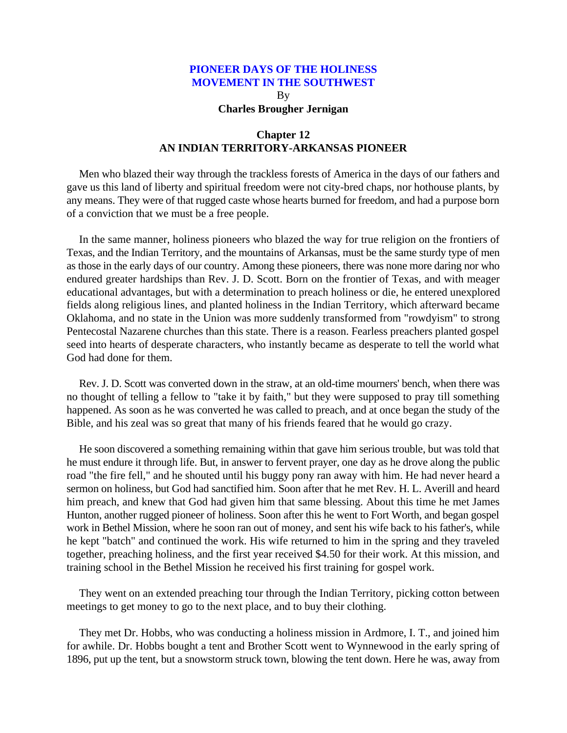# PIONEER DAYS OF THE HOLINESS MOVEMENT IN THE SOUTHWEST

By

**Charles Brougher Jernigan**

## Chapter 12
## AN INDIAN TERRITORY-ARKANSAS PIONEER

Men who blazed their way through the trackless forests of America in the days of our fathers and gave us this land of liberty and spiritual freedom were not city-bred chaps, nor hothouse plants, by any means. They were of that rugged caste whose hearts burned for freedom, and had a purpose born of a conviction that we must be a free people.

In the same manner, holiness pioneers who blazed the way for true religion on the frontiers of Texas, and the Indian Territory, and the mountains of Arkansas, must be the same sturdy type of men as those in the early days of our country. Among these pioneers, there was none more daring nor who endured greater hardships than Rev. J. D. Scott. Born on the frontier of Texas, and with meager educational advantages, but with a determination to preach holiness or die, he entered unexplored fields along religious lines, and planted holiness in the Indian Territory, which afterward became Oklahoma, and no state in the Union was more suddenly transformed from "rowdyism" to strong Pentecostal Nazarene churches than this state. There is a reason. Fearless preachers planted gospel seed into hearts of desperate characters, who instantly became as desperate to tell the world what God had done for them.

Rev. J. D. Scott was converted down in the straw, at an old-time mourners' bench, when there was no thought of telling a fellow to "take it by faith," but they were supposed to pray till something happened. As soon as he was converted he was called to preach, and at once began the study of the Bible, and his zeal was so great that many of his friends feared that he would go crazy.

He soon discovered a something remaining within that gave him serious trouble, but was told that he must endure it through life. But, in answer to fervent prayer, one day as he drove along the public road "the fire fell," and he shouted until his buggy pony ran away with him. He had never heard a sermon on holiness, but God had sanctified him. Soon after that he met Rev. H. L. Averill and heard him preach, and knew that God had given him that same blessing. About this time he met James Hunton, another rugged pioneer of holiness. Soon after this he went to Fort Worth, and began gospel work in Bethel Mission, where he soon ran out of money, and sent his wife back to his father's, while he kept "batch" and continued the work. His wife returned to him in the spring and they traveled together, preaching holiness, and the first year received $4.50 for their work. At this mission, and training school in the Bethel Mission he received his first training for gospel work.

They went on an extended preaching tour through the Indian Territory, picking cotton between meetings to get money to go to the next place, and to buy their clothing.

They met Dr. Hobbs, who was conducting a holiness mission in Ardmore, I. T., and joined him for awhile. Dr. Hobbs bought a tent and Brother Scott went to Wynnewood in the early spring of 1896, put up the tent, but a snowstorm struck town, blowing the tent down. Here he was, away from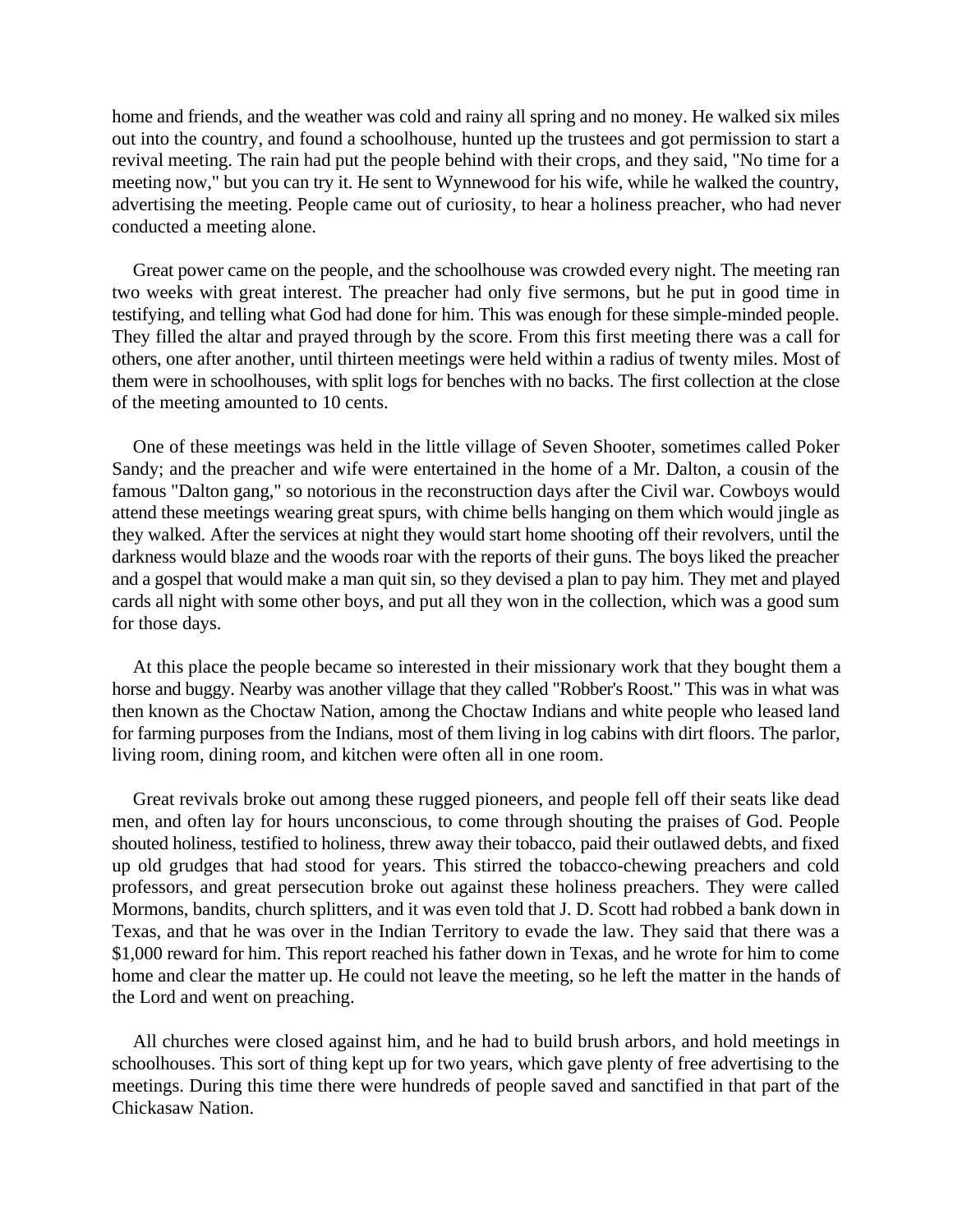home and friends, and the weather was cold and rainy all spring and no money. He walked six miles out into the country, and found a schoolhouse, hunted up the trustees and got permission to start a revival meeting. The rain had put the people behind with their crops, and they said, "No time for a meeting now," but you can try it. He sent to Wynnewood for his wife, while he walked the country, advertising the meeting. People came out of curiosity, to hear a holiness preacher, who had never conducted a meeting alone.

Great power came on the people, and the schoolhouse was crowded every night. The meeting ran two weeks with great interest. The preacher had only five sermons, but he put in good time in testifying, and telling what God had done for him. This was enough for these simple-minded people. They filled the altar and prayed through by the score. From this first meeting there was a call for others, one after another, until thirteen meetings were held within a radius of twenty miles. Most of them were in schoolhouses, with split logs for benches with no backs. The first collection at the close of the meeting amounted to 10 cents.

One of these meetings was held in the little village of Seven Shooter, sometimes called Poker Sandy; and the preacher and wife were entertained in the home of a Mr. Dalton, a cousin of the famous "Dalton gang," so notorious in the reconstruction days after the Civil war. Cowboys would attend these meetings wearing great spurs, with chime bells hanging on them which would jingle as they walked. After the services at night they would start home shooting off their revolvers, until the darkness would blaze and the woods roar with the reports of their guns. The boys liked the preacher and a gospel that would make a man quit sin, so they devised a plan to pay him. They met and played cards all night with some other boys, and put all they won in the collection, which was a good sum for those days.

At this place the people became so interested in their missionary work that they bought them a horse and buggy. Nearby was another village that they called "Robber's Roost." This was in what was then known as the Choctaw Nation, among the Choctaw Indians and white people who leased land for farming purposes from the Indians, most of them living in log cabins with dirt floors. The parlor, living room, dining room, and kitchen were often all in one room.

Great revivals broke out among these rugged pioneers, and people fell off their seats like dead men, and often lay for hours unconscious, to come through shouting the praises of God. People shouted holiness, testified to holiness, threw away their tobacco, paid their outlawed debts, and fixed up old grudges that had stood for years. This stirred the tobacco-chewing preachers and cold professors, and great persecution broke out against these holiness preachers. They were called Mormons, bandits, church splitters, and it was even told that J. D. Scott had robbed a bank down in Texas, and that he was over in the Indian Territory to evade the law. They said that there was a $1,000 reward for him. This report reached his father down in Texas, and he wrote for him to come home and clear the matter up. He could not leave the meeting, so he left the matter in the hands of the Lord and went on preaching.

All churches were closed against him, and he had to build brush arbors, and hold meetings in schoolhouses. This sort of thing kept up for two years, which gave plenty of free advertising to the meetings. During this time there were hundreds of people saved and sanctified in that part of the Chickasaw Nation.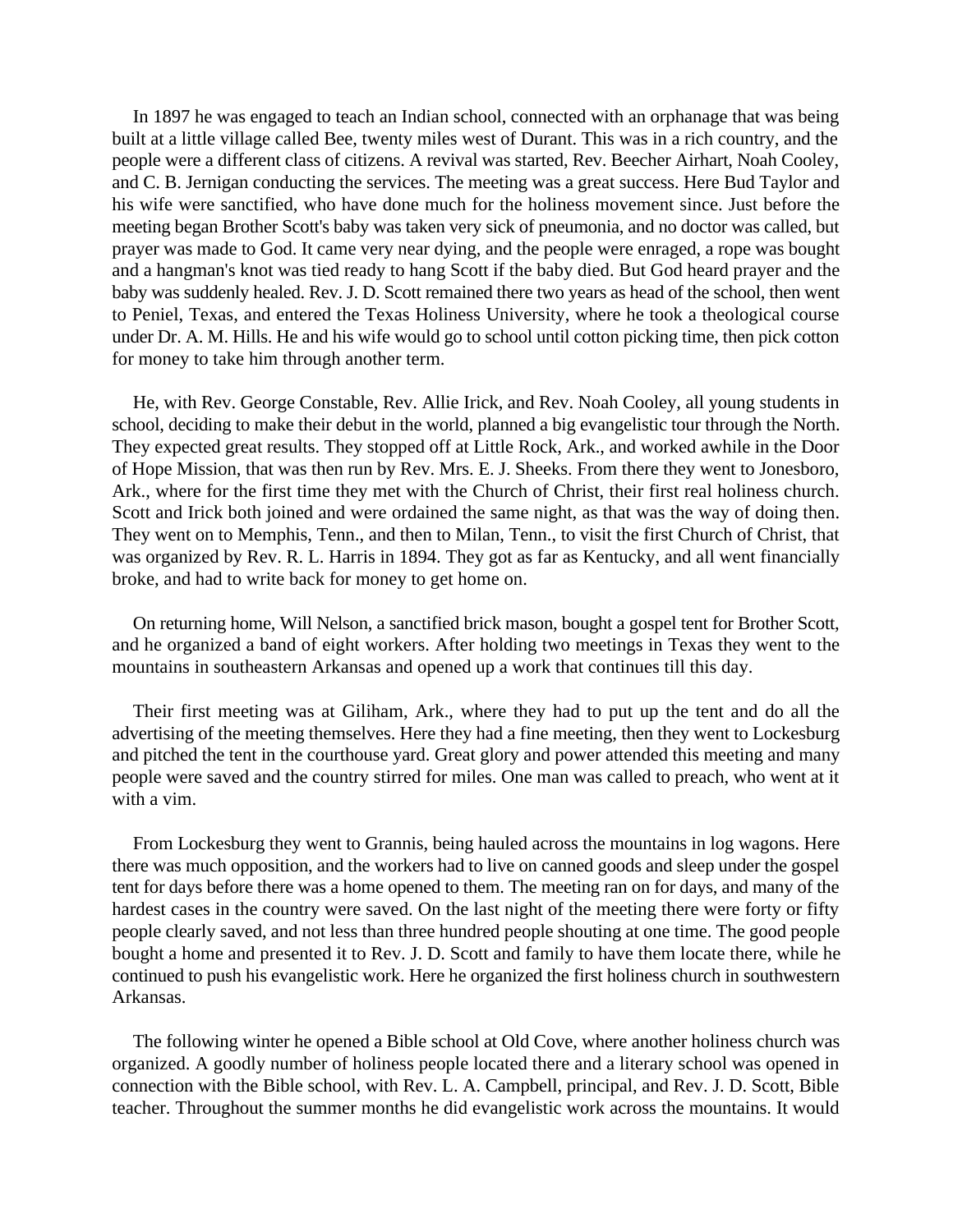In 1897 he was engaged to teach an Indian school, connected with an orphanage that was being built at a little village called Bee, twenty miles west of Durant. This was in a rich country, and the people were a different class of citizens. A revival was started, Rev. Beecher Airhart, Noah Cooley, and C. B. Jernigan conducting the services. The meeting was a great success. Here Bud Taylor and his wife were sanctified, who have done much for the holiness movement since. Just before the meeting began Brother Scott's baby was taken very sick of pneumonia, and no doctor was called, but prayer was made to God. It came very near dying, and the people were enraged, a rope was bought and a hangman's knot was tied ready to hang Scott if the baby died. But God heard prayer and the baby was suddenly healed. Rev. J. D. Scott remained there two years as head of the school, then went to Peniel, Texas, and entered the Texas Holiness University, where he took a theological course under Dr. A. M. Hills. He and his wife would go to school until cotton picking time, then pick cotton for money to take him through another term.

He, with Rev. George Constable, Rev. Allie Irick, and Rev. Noah Cooley, all young students in school, deciding to make their debut in the world, planned a big evangelistic tour through the North. They expected great results. They stopped off at Little Rock, Ark., and worked awhile in the Door of Hope Mission, that was then run by Rev. Mrs. E. J. Sheeks. From there they went to Jonesboro, Ark., where for the first time they met with the Church of Christ, their first real holiness church. Scott and Irick both joined and were ordained the same night, as that was the way of doing then. They went on to Memphis, Tenn., and then to Milan, Tenn., to visit the first Church of Christ, that was organized by Rev. R. L. Harris in 1894. They got as far as Kentucky, and all went financially broke, and had to write back for money to get home on.

On returning home, Will Nelson, a sanctified brick mason, bought a gospel tent for Brother Scott, and he organized a band of eight workers. After holding two meetings in Texas they went to the mountains in southeastern Arkansas and opened up a work that continues till this day.

Their first meeting was at Giliham, Ark., where they had to put up the tent and do all the advertising of the meeting themselves. Here they had a fine meeting, then they went to Lockesburg and pitched the tent in the courthouse yard. Great glory and power attended this meeting and many people were saved and the country stirred for miles. One man was called to preach, who went at it with a vim.

From Lockesburg they went to Grannis, being hauled across the mountains in log wagons. Here there was much opposition, and the workers had to live on canned goods and sleep under the gospel tent for days before there was a home opened to them. The meeting ran on for days, and many of the hardest cases in the country were saved. On the last night of the meeting there were forty or fifty people clearly saved, and not less than three hundred people shouting at one time. The good people bought a home and presented it to Rev. J. D. Scott and family to have them locate there, while he continued to push his evangelistic work. Here he organized the first holiness church in southwestern Arkansas.

The following winter he opened a Bible school at Old Cove, where another holiness church was organized. A goodly number of holiness people located there and a literary school was opened in connection with the Bible school, with Rev. L. A. Campbell, principal, and Rev. J. D. Scott, Bible teacher. Throughout the summer months he did evangelistic work across the mountains. It would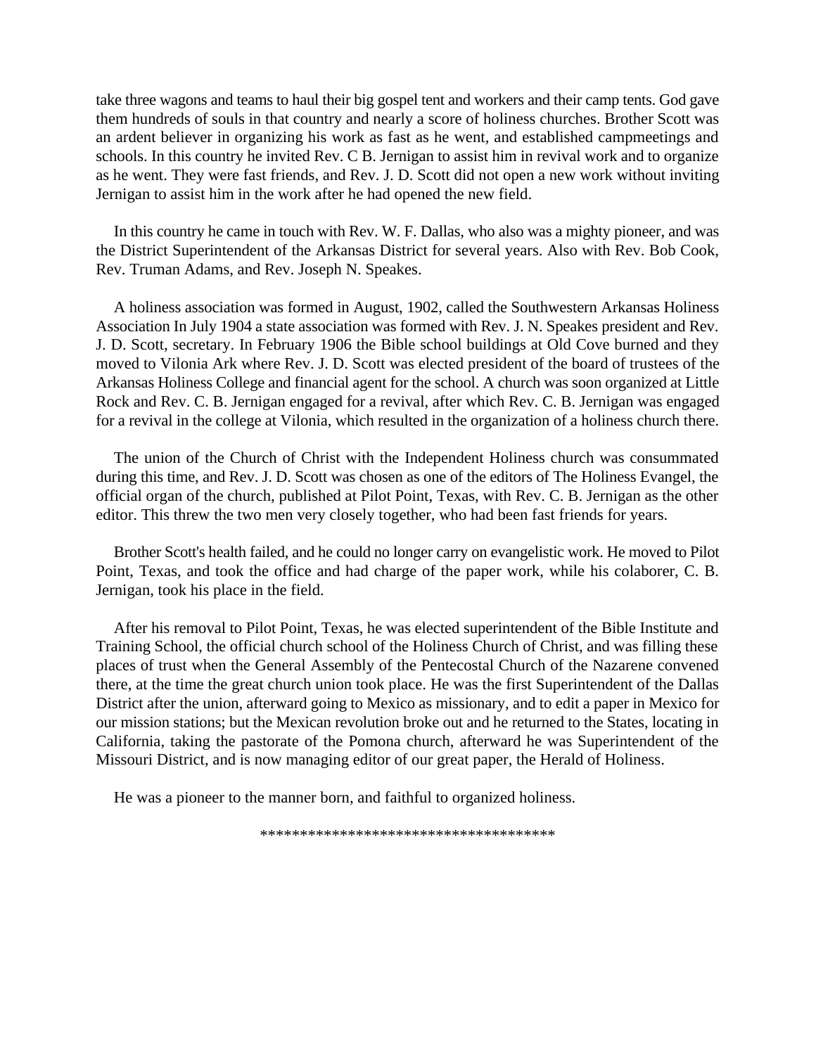take three wagons and teams to haul their big gospel tent and workers and their camp tents. God gave them hundreds of souls in that country and nearly a score of holiness churches. Brother Scott was an ardent believer in organizing his work as fast as he went, and established campmeetings and schools. In this country he invited Rev. C B. Jernigan to assist him in revival work and to organize as he went. They were fast friends, and Rev. J. D. Scott did not open a new work without inviting Jernigan to assist him in the work after he had opened the new field.

In this country he came in touch with Rev. W. F. Dallas, who also was a mighty pioneer, and was the District Superintendent of the Arkansas District for several years. Also with Rev. Bob Cook, Rev. Truman Adams, and Rev. Joseph N. Speakes.

A holiness association was formed in August, 1902, called the Southwestern Arkansas Holiness Association In July 1904 a state association was formed with Rev. J. N. Speakes president and Rev. J. D. Scott, secretary. In February 1906 the Bible school buildings at Old Cove burned and they moved to Vilonia Ark where Rev. J. D. Scott was elected president of the board of trustees of the Arkansas Holiness College and financial agent for the school. A church was soon organized at Little Rock and Rev. C. B. Jernigan engaged for a revival, after which Rev. C. B. Jernigan was engaged for a revival in the college at Vilonia, which resulted in the organization of a holiness church there.

The union of the Church of Christ with the Independent Holiness church was consummated during this time, and Rev. J. D. Scott was chosen as one of the editors of The Holiness Evangel, the official organ of the church, published at Pilot Point, Texas, with Rev. C. B. Jernigan as the other editor. This threw the two men very closely together, who had been fast friends for years.

Brother Scott's health failed, and he could no longer carry on evangelistic work. He moved to Pilot Point, Texas, and took the office and had charge of the paper work, while his colaborer, C. B. Jernigan, took his place in the field.

After his removal to Pilot Point, Texas, he was elected superintendent of the Bible Institute and Training School, the official church school of the Holiness Church of Christ, and was filling these places of trust when the General Assembly of the Pentecostal Church of the Nazarene convened there, at the time the great church union took place. He was the first Superintendent of the Dallas District after the union, afterward going to Mexico as missionary, and to edit a paper in Mexico for our mission stations; but the Mexican revolution broke out and he returned to the States, locating in California, taking the pastorate of the Pomona church, afterward he was Superintendent of the Missouri District, and is now managing editor of our great paper, the Herald of Holiness.

He was a pioneer to the manner born, and faithful to organized holiness.

*************************************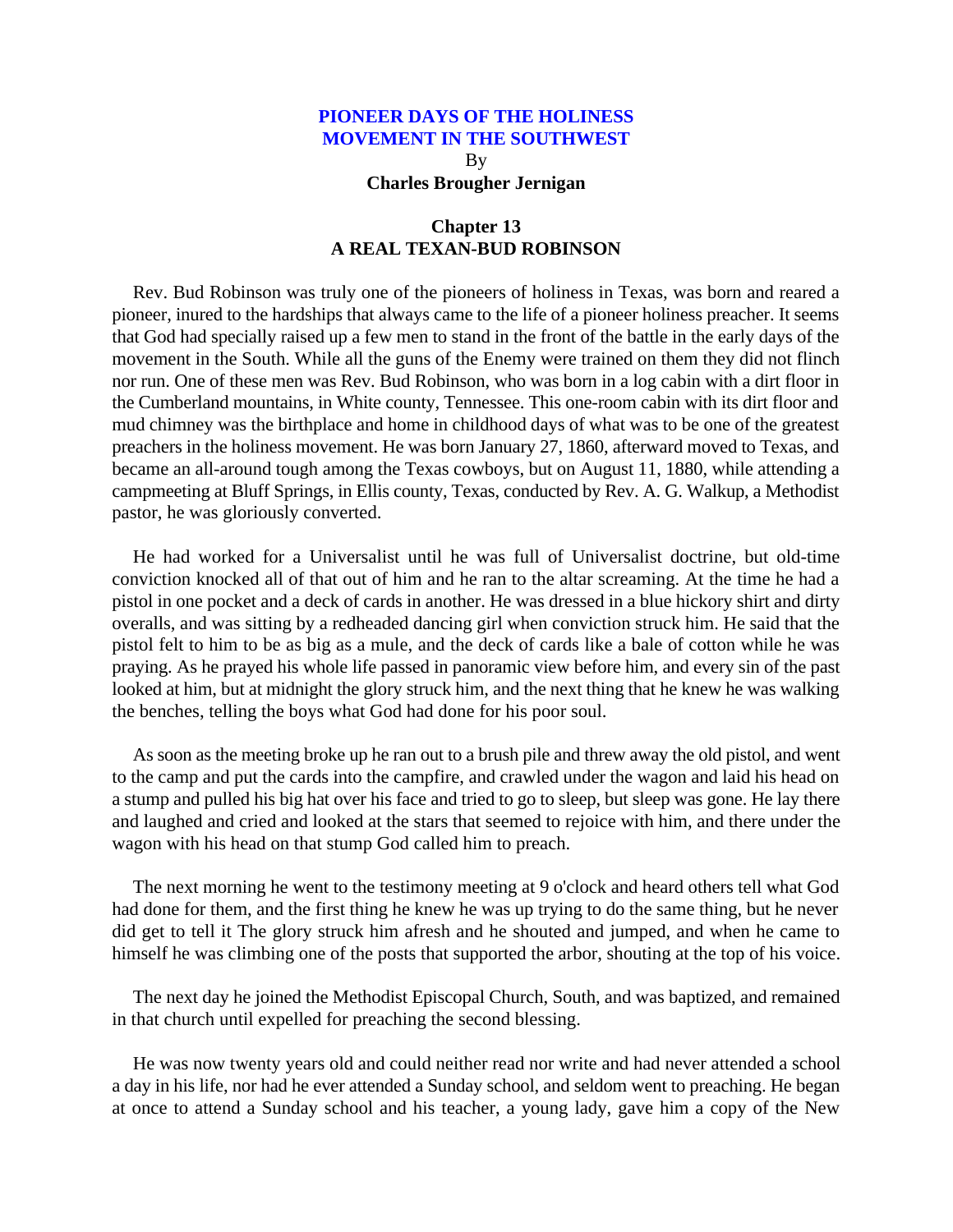# PIONEER DAYS OF THE HOLINESS MOVEMENT IN THE SOUTHWEST

By

**Charles Brougher Jernigan**

## Chapter 13
## A REAL TEXAN-BUD ROBINSON

Rev. Bud Robinson was truly one of the pioneers of holiness in Texas, was born and reared a pioneer, inured to the hardships that always came to the life of a pioneer holiness preacher. It seems that God had specially raised up a few men to stand in the front of the battle in the early days of the movement in the South. While all the guns of the Enemy were trained on them they did not flinch nor run. One of these men was Rev. Bud Robinson, who was born in a log cabin with a dirt floor in the Cumberland mountains, in White county, Tennessee. This one-room cabin with its dirt floor and mud chimney was the birthplace and home in childhood days of what was to be one of the greatest preachers in the holiness movement. He was born January 27, 1860, afterward moved to Texas, and became an all-around tough among the Texas cowboys, but on August 11, 1880, while attending a campmeeting at Bluff Springs, in Ellis county, Texas, conducted by Rev. A. G. Walkup, a Methodist pastor, he was gloriously converted.

He had worked for a Universalist until he was full of Universalist doctrine, but old-time conviction knocked all of that out of him and he ran to the altar screaming. At the time he had a pistol in one pocket and a deck of cards in another. He was dressed in a blue hickory shirt and dirty overalls, and was sitting by a redheaded dancing girl when conviction struck him. He said that the pistol felt to him to be as big as a mule, and the deck of cards like a bale of cotton while he was praying. As he prayed his whole life passed in panoramic view before him, and every sin of the past looked at him, but at midnight the glory struck him, and the next thing that he knew he was walking the benches, telling the boys what God had done for his poor soul.

As soon as the meeting broke up he ran out to a brush pile and threw away the old pistol, and went to the camp and put the cards into the campfire, and crawled under the wagon and laid his head on a stump and pulled his big hat over his face and tried to go to sleep, but sleep was gone. He lay there and laughed and cried and looked at the stars that seemed to rejoice with him, and there under the wagon with his head on that stump God called him to preach.

The next morning he went to the testimony meeting at 9 o'clock and heard others tell what God had done for them, and the first thing he knew he was up trying to do the same thing, but he never did get to tell it The glory struck him afresh and he shouted and jumped, and when he came to himself he was climbing one of the posts that supported the arbor, shouting at the top of his voice.

The next day he joined the Methodist Episcopal Church, South, and was baptized, and remained in that church until expelled for preaching the second blessing.

He was now twenty years old and could neither read nor write and had never attended a school a day in his life, nor had he ever attended a Sunday school, and seldom went to preaching. He began at once to attend a Sunday school and his teacher, a young lady, gave him a copy of the New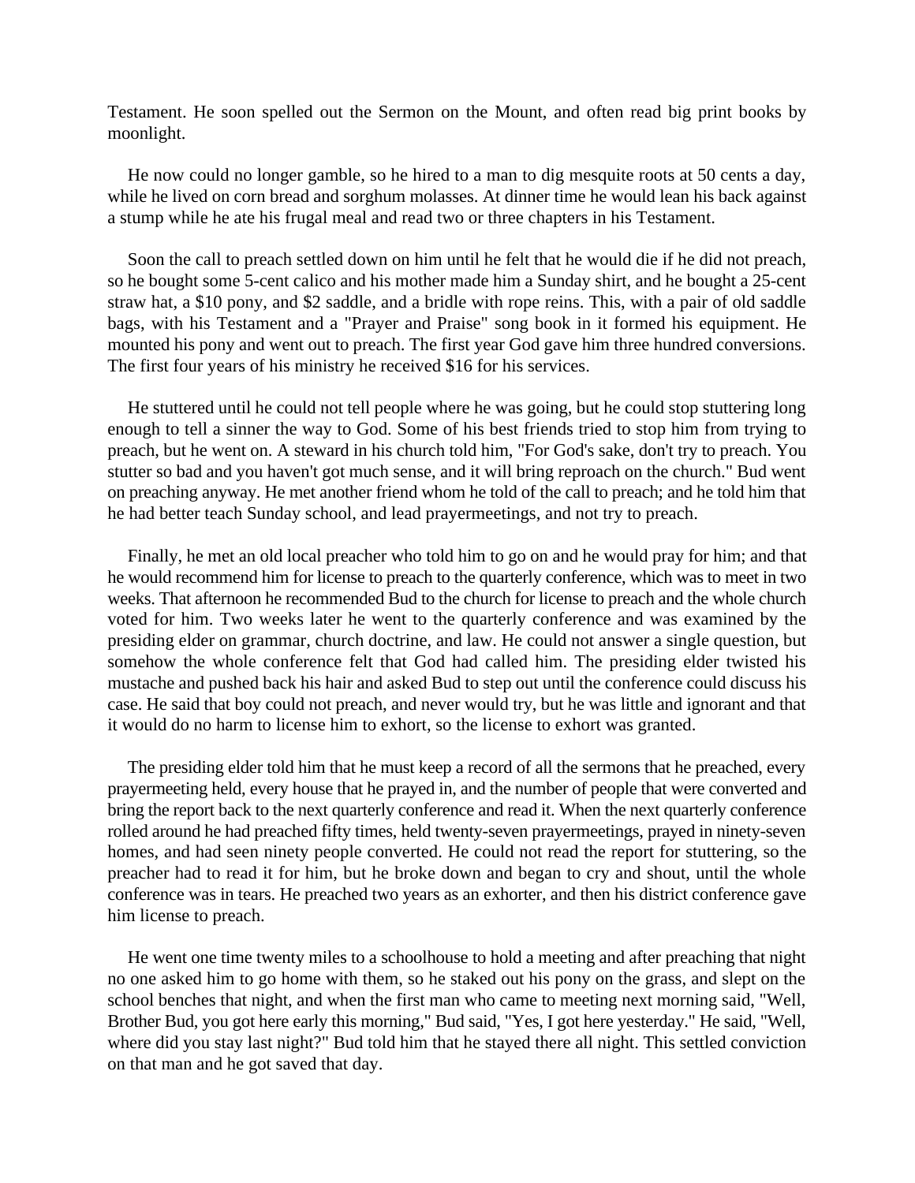Testament. He soon spelled out the Sermon on the Mount, and often read big print books by moonlight.

He now could no longer gamble, so he hired to a man to dig mesquite roots at 50 cents a day, while he lived on corn bread and sorghum molasses. At dinner time he would lean his back against a stump while he ate his frugal meal and read two or three chapters in his Testament.

Soon the call to preach settled down on him until he felt that he would die if he did not preach, so he bought some 5-cent calico and his mother made him a Sunday shirt, and he bought a 25-cent straw hat, a $10 pony, and $2 saddle, and a bridle with rope reins. This, with a pair of old saddle bags, with his Testament and a "Prayer and Praise" song book in it formed his equipment. He mounted his pony and went out to preach. The first year God gave him three hundred conversions. The first four years of his ministry he received $16 for his services.

He stuttered until he could not tell people where he was going, but he could stop stuttering long enough to tell a sinner the way to God. Some of his best friends tried to stop him from trying to preach, but he went on. A steward in his church told him, "For God's sake, don't try to preach. You stutter so bad and you haven't got much sense, and it will bring reproach on the church." Bud went on preaching anyway. He met another friend whom he told of the call to preach; and he told him that he had better teach Sunday school, and lead prayermeetings, and not try to preach.

Finally, he met an old local preacher who told him to go on and he would pray for him; and that he would recommend him for license to preach to the quarterly conference, which was to meet in two weeks. That afternoon he recommended Bud to the church for license to preach and the whole church voted for him. Two weeks later he went to the quarterly conference and was examined by the presiding elder on grammar, church doctrine, and law. He could not answer a single question, but somehow the whole conference felt that God had called him. The presiding elder twisted his mustache and pushed back his hair and asked Bud to step out until the conference could discuss his case. He said that boy could not preach, and never would try, but he was little and ignorant and that it would do no harm to license him to exhort, so the license to exhort was granted.

The presiding elder told him that he must keep a record of all the sermons that he preached, every prayermeeting held, every house that he prayed in, and the number of people that were converted and bring the report back to the next quarterly conference and read it. When the next quarterly conference rolled around he had preached fifty times, held twenty-seven prayermeetings, prayed in ninety-seven homes, and had seen ninety people converted. He could not read the report for stuttering, so the preacher had to read it for him, but he broke down and began to cry and shout, until the whole conference was in tears. He preached two years as an exhorter, and then his district conference gave him license to preach.

He went one time twenty miles to a schoolhouse to hold a meeting and after preaching that night no one asked him to go home with them, so he staked out his pony on the grass, and slept on the school benches that night, and when the first man who came to meeting next morning said, "Well, Brother Bud, you got here early this morning," Bud said, "Yes, I got here yesterday." He said, "Well, where did you stay last night?" Bud told him that he stayed there all night. This settled conviction on that man and he got saved that day.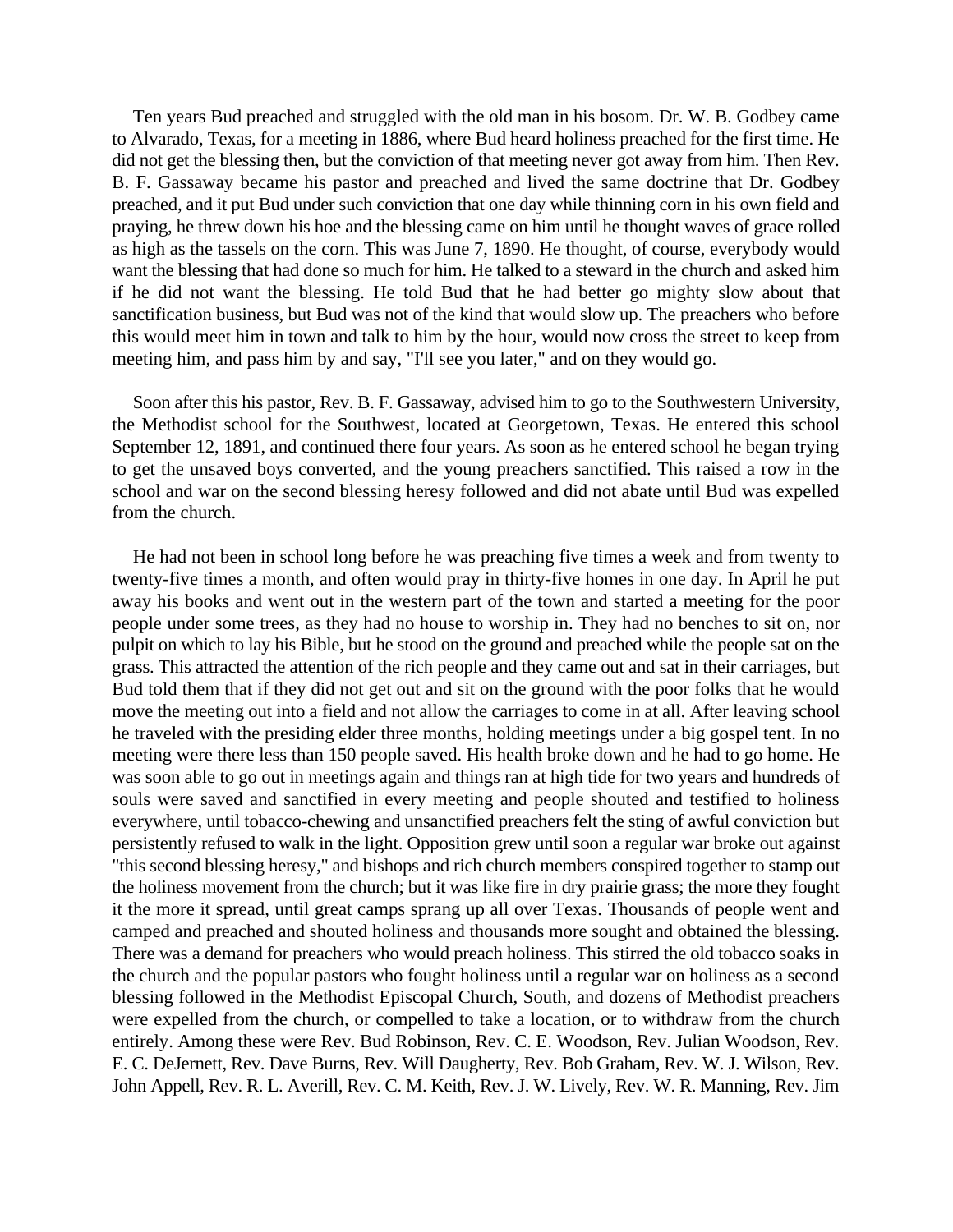Ten years Bud preached and struggled with the old man in his bosom. Dr. W. B. Godbey came to Alvarado, Texas, for a meeting in 1886, where Bud heard holiness preached for the first time. He did not get the blessing then, but the conviction of that meeting never got away from him. Then Rev. B. F. Gassaway became his pastor and preached and lived the same doctrine that Dr. Godbey preached, and it put Bud under such conviction that one day while thinning corn in his own field and praying, he threw down his hoe and the blessing came on him until he thought waves of grace rolled as high as the tassels on the corn. This was June 7, 1890. He thought, of course, everybody would want the blessing that had done so much for him. He talked to a steward in the church and asked him if he did not want the blessing. He told Bud that he had better go mighty slow about that sanctification business, but Bud was not of the kind that would slow up. The preachers who before this would meet him in town and talk to him by the hour, would now cross the street to keep from meeting him, and pass him by and say, "I'll see you later," and on they would go.

Soon after this his pastor, Rev. B. F. Gassaway, advised him to go to the Southwestern University, the Methodist school for the Southwest, located at Georgetown, Texas. He entered this school September 12, 1891, and continued there four years. As soon as he entered school he began trying to get the unsaved boys converted, and the young preachers sanctified. This raised a row in the school and war on the second blessing heresy followed and did not abate until Bud was expelled from the church.

He had not been in school long before he was preaching five times a week and from twenty to twenty-five times a month, and often would pray in thirty-five homes in one day. In April he put away his books and went out in the western part of the town and started a meeting for the poor people under some trees, as they had no house to worship in. They had no benches to sit on, nor pulpit on which to lay his Bible, but he stood on the ground and preached while the people sat on the grass. This attracted the attention of the rich people and they came out and sat in their carriages, but Bud told them that if they did not get out and sit on the ground with the poor folks that he would move the meeting out into a field and not allow the carriages to come in at all. After leaving school he traveled with the presiding elder three months, holding meetings under a big gospel tent. In no meeting were there less than 150 people saved. His health broke down and he had to go home. He was soon able to go out in meetings again and things ran at high tide for two years and hundreds of souls were saved and sanctified in every meeting and people shouted and testified to holiness everywhere, until tobacco-chewing and unsanctified preachers felt the sting of awful conviction but persistently refused to walk in the light. Opposition grew until soon a regular war broke out against "this second blessing heresy," and bishops and rich church members conspired together to stamp out the holiness movement from the church; but it was like fire in dry prairie grass; the more they fought it the more it spread, until great camps sprang up all over Texas. Thousands of people went and camped and preached and shouted holiness and thousands more sought and obtained the blessing. There was a demand for preachers who would preach holiness. This stirred the old tobacco soaks in the church and the popular pastors who fought holiness until a regular war on holiness as a second blessing followed in the Methodist Episcopal Church, South, and dozens of Methodist preachers were expelled from the church, or compelled to take a location, or to withdraw from the church entirely. Among these were Rev. Bud Robinson, Rev. C. E. Woodson, Rev. Julian Woodson, Rev. E. C. DeJernett, Rev. Dave Burns, Rev. Will Daugherty, Rev. Bob Graham, Rev. W. J. Wilson, Rev. John Appell, Rev. R. L. Averill, Rev. C. M. Keith, Rev. J. W. Lively, Rev. W. R. Manning, Rev. Jim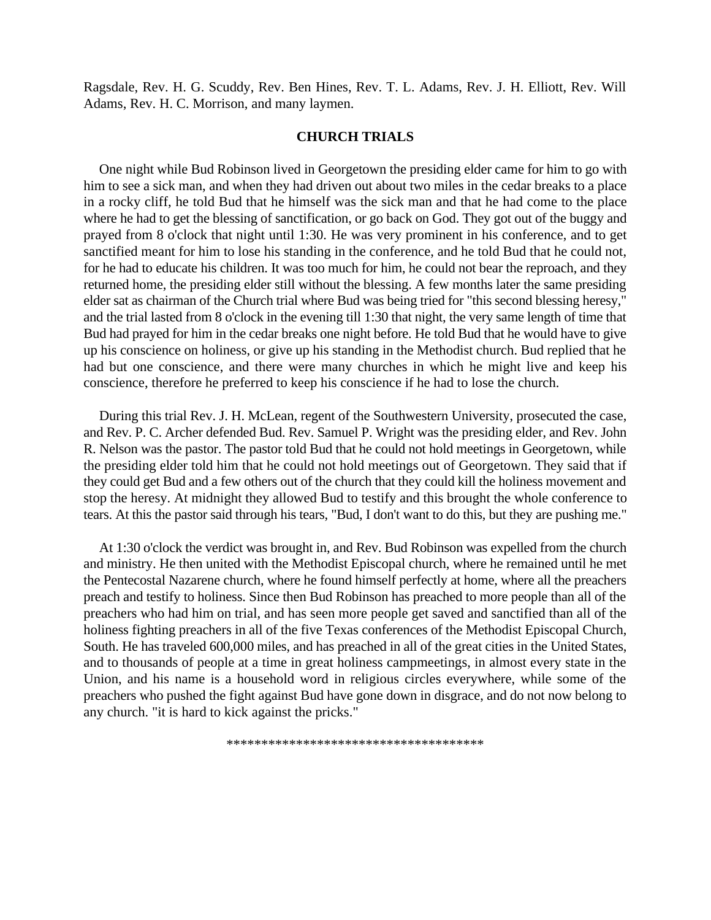Ragsdale, Rev. H. G. Scuddy, Rev. Ben Hines, Rev. T. L. Adams, Rev. J. H. Elliott, Rev. Will Adams, Rev. H. C. Morrison, and many laymen.

## CHURCH TRIALS

One night while Bud Robinson lived in Georgetown the presiding elder came for him to go with him to see a sick man, and when they had driven out about two miles in the cedar breaks to a place in a rocky cliff, he told Bud that he himself was the sick man and that he had come to the place where he had to get the blessing of sanctification, or go back on God. They got out of the buggy and prayed from 8 o'clock that night until 1:30. He was very prominent in his conference, and to get sanctified meant for him to lose his standing in the conference, and he told Bud that he could not, for he had to educate his children. It was too much for him, he could not bear the reproach, and they returned home, the presiding elder still without the blessing. A few months later the same presiding elder sat as chairman of the Church trial where Bud was being tried for "this second blessing heresy," and the trial lasted from 8 o'clock in the evening till 1:30 that night, the very same length of time that Bud had prayed for him in the cedar breaks one night before. He told Bud that he would have to give up his conscience on holiness, or give up his standing in the Methodist church. Bud replied that he had but one conscience, and there were many churches in which he might live and keep his conscience, therefore he preferred to keep his conscience if he had to lose the church.

During this trial Rev. J. H. McLean, regent of the Southwestern University, prosecuted the case, and Rev. P. C. Archer defended Bud. Rev. Samuel P. Wright was the presiding elder, and Rev. John R. Nelson was the pastor. The pastor told Bud that he could not hold meetings in Georgetown, while the presiding elder told him that he could not hold meetings out of Georgetown. They said that if they could get Bud and a few others out of the church that they could kill the holiness movement and stop the heresy. At midnight they allowed Bud to testify and this brought the whole conference to tears. At this the pastor said through his tears, "Bud, I don't want to do this, but they are pushing me."

At 1:30 o'clock the verdict was brought in, and Rev. Bud Robinson was expelled from the church and ministry. He then united with the Methodist Episcopal church, where he remained until he met the Pentecostal Nazarene church, where he found himself perfectly at home, where all the preachers preach and testify to holiness. Since then Bud Robinson has preached to more people than all of the preachers who had him on trial, and has seen more people get saved and sanctified than all of the holiness fighting preachers in all of the five Texas conferences of the Methodist Episcopal Church, South. He has traveled 600,000 miles, and has preached in all of the great cities in the United States, and to thousands of people at a time in great holiness campmeetings, in almost every state in the Union, and his name is a household word in religious circles everywhere, while some of the preachers who pushed the fight against Bud have gone down in disgrace, and do not now belong to any church. "it is hard to kick against the pricks."

*************************************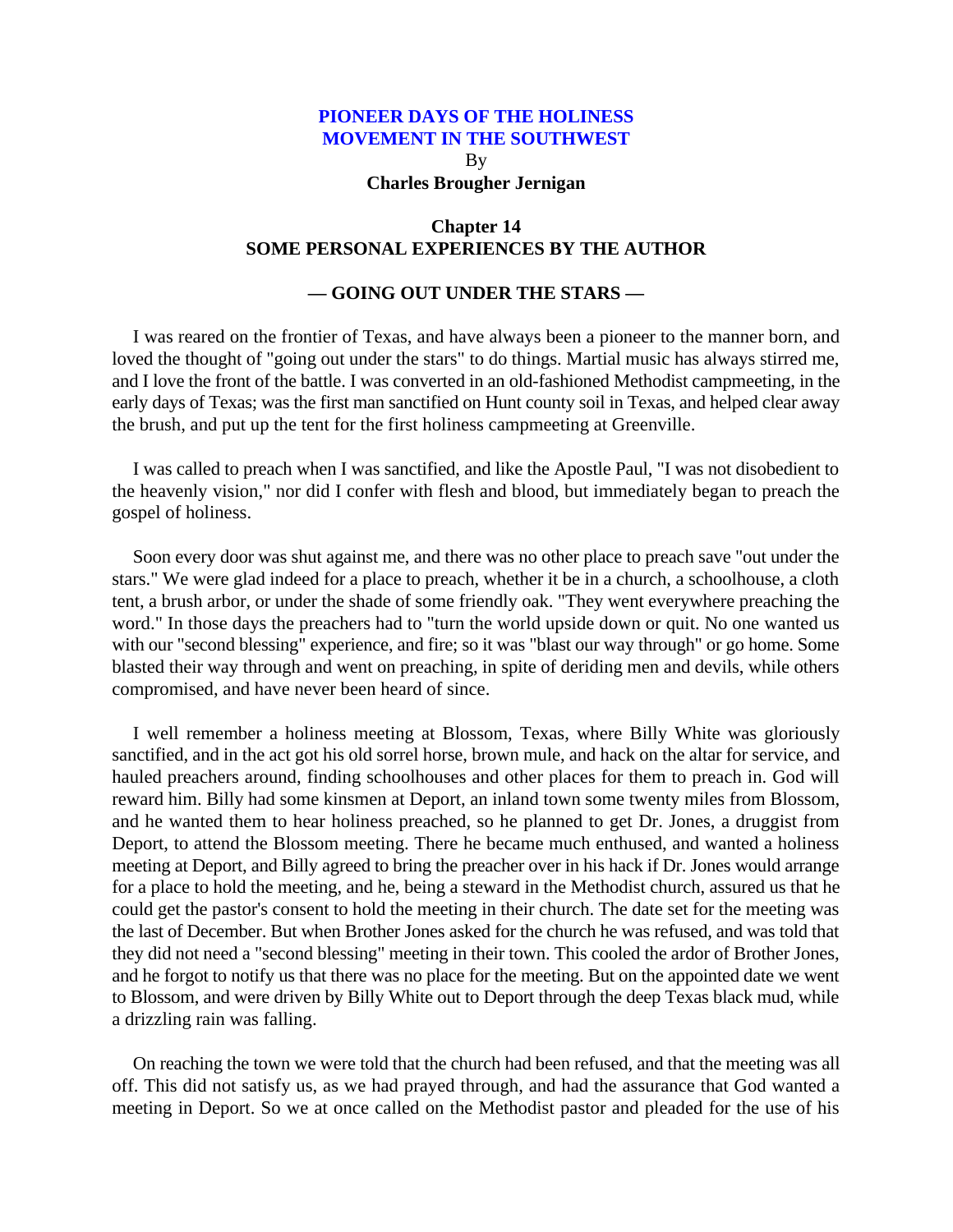# PIONEER DAYS OF THE HOLINESS MOVEMENT IN THE SOUTHWEST

By

**Charles Brougher Jernigan**

## Chapter 14
## SOME PERSONAL EXPERIENCES BY THE AUTHOR

### — GOING OUT UNDER THE STARS —

I was reared on the frontier of Texas, and have always been a pioneer to the manner born, and loved the thought of "going out under the stars" to do things. Martial music has always stirred me, and I love the front of the battle. I was converted in an old-fashioned Methodist campmeeting, in the early days of Texas; was the first man sanctified on Hunt county soil in Texas, and helped clear away the brush, and put up the tent for the first holiness campmeeting at Greenville.

I was called to preach when I was sanctified, and like the Apostle Paul, "I was not disobedient to the heavenly vision," nor did I confer with flesh and blood, but immediately began to preach the gospel of holiness.

Soon every door was shut against me, and there was no other place to preach save "out under the stars." We were glad indeed for a place to preach, whether it be in a church, a schoolhouse, a cloth tent, a brush arbor, or under the shade of some friendly oak. "They went everywhere preaching the word." In those days the preachers had to "turn the world upside down or quit. No one wanted us with our "second blessing" experience, and fire; so it was "blast our way through" or go home. Some blasted their way through and went on preaching, in spite of deriding men and devils, while others compromised, and have never been heard of since.

I well remember a holiness meeting at Blossom, Texas, where Billy White was gloriously sanctified, and in the act got his old sorrel horse, brown mule, and hack on the altar for service, and hauled preachers around, finding schoolhouses and other places for them to preach in. God will reward him. Billy had some kinsmen at Deport, an inland town some twenty miles from Blossom, and he wanted them to hear holiness preached, so he planned to get Dr. Jones, a druggist from Deport, to attend the Blossom meeting. There he became much enthused, and wanted a holiness meeting at Deport, and Billy agreed to bring the preacher over in his hack if Dr. Jones would arrange for a place to hold the meeting, and he, being a steward in the Methodist church, assured us that he could get the pastor's consent to hold the meeting in their church. The date set for the meeting was the last of December. But when Brother Jones asked for the church he was refused, and was told that they did not need a "second blessing" meeting in their town. This cooled the ardor of Brother Jones, and he forgot to notify us that there was no place for the meeting. But on the appointed date we went to Blossom, and were driven by Billy White out to Deport through the deep Texas black mud, while a drizzling rain was falling.

On reaching the town we were told that the church had been refused, and that the meeting was all off. This did not satisfy us, as we had prayed through, and had the assurance that God wanted a meeting in Deport. So we at once called on the Methodist pastor and pleaded for the use of his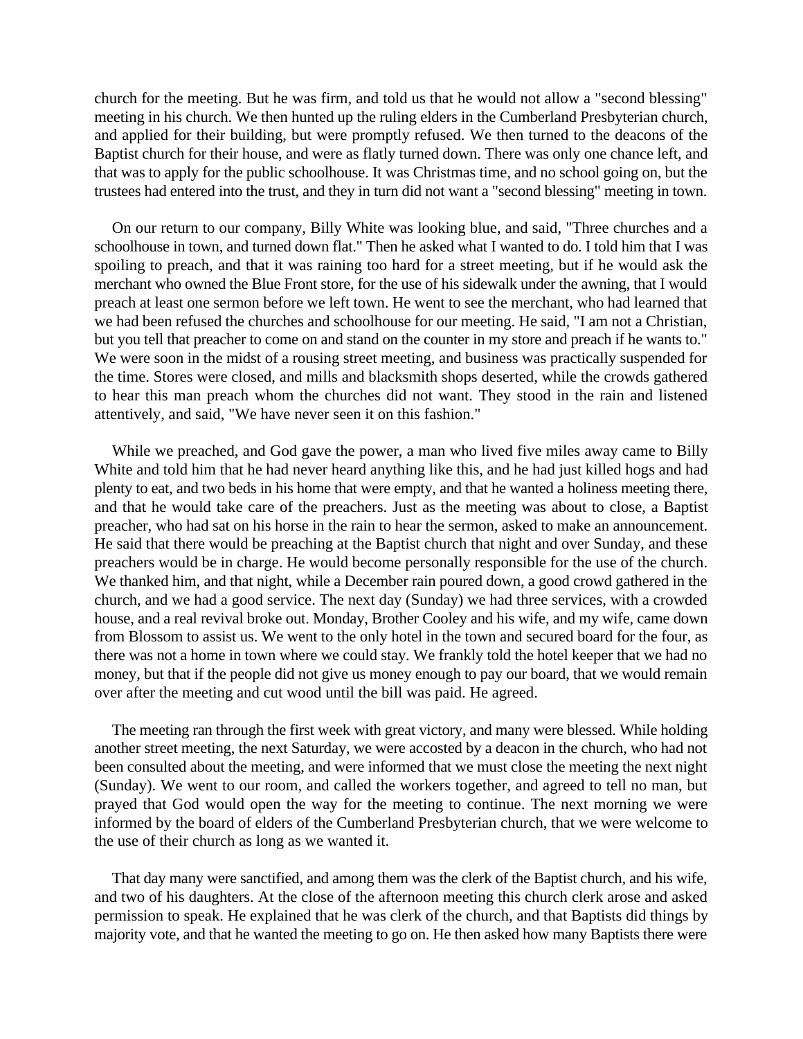church for the meeting. But he was firm, and told us that he would not allow a "second blessing" meeting in his church. We then hunted up the ruling elders in the Cumberland Presbyterian church, and applied for their building, but were promptly refused. We then turned to the deacons of the Baptist church for their house, and were as flatly turned down. There was only one chance left, and that was to apply for the public schoolhouse. It was Christmas time, and no school going on, but the trustees had entered into the trust, and they in turn did not want a "second blessing" meeting in town.

On our return to our company, Billy White was looking blue, and said, "Three churches and a schoolhouse in town, and turned down flat." Then he asked what I wanted to do. I told him that I was spoiling to preach, and that it was raining too hard for a street meeting, but if he would ask the merchant who owned the Blue Front store, for the use of his sidewalk under the awning, that I would preach at least one sermon before we left town. He went to see the merchant, who had learned that we had been refused the churches and schoolhouse for our meeting. He said, "I am not a Christian, but you tell that preacher to come on and stand on the counter in my store and preach if he wants to." We were soon in the midst of a rousing street meeting, and business was practically suspended for the time. Stores were closed, and mills and blacksmith shops deserted, while the crowds gathered to hear this man preach whom the churches did not want. They stood in the rain and listened attentively, and said, "We have never seen it on this fashion."

While we preached, and God gave the power, a man who lived five miles away came to Billy White and told him that he had never heard anything like this, and he had just killed hogs and had plenty to eat, and two beds in his home that were empty, and that he wanted a holiness meeting there, and that he would take care of the preachers. Just as the meeting was about to close, a Baptist preacher, who had sat on his horse in the rain to hear the sermon, asked to make an announcement. He said that there would be preaching at the Baptist church that night and over Sunday, and these preachers would be in charge. He would become personally responsible for the use of the church. We thanked him, and that night, while a December rain poured down, a good crowd gathered in the church, and we had a good service. The next day (Sunday) we had three services, with a crowded house, and a real revival broke out. Monday, Brother Cooley and his wife, and my wife, came down from Blossom to assist us. We went to the only hotel in the town and secured board for the four, as there was not a home in town where we could stay. We frankly told the hotel keeper that we had no money, but that if the people did not give us money enough to pay our board, that we would remain over after the meeting and cut wood until the bill was paid. He agreed.

The meeting ran through the first week with great victory, and many were blessed. While holding another street meeting, the next Saturday, we were accosted by a deacon in the church, who had not been consulted about the meeting, and were informed that we must close the meeting the next night (Sunday). We went to our room, and called the workers together, and agreed to tell no man, but prayed that God would open the way for the meeting to continue. The next morning we were informed by the board of elders of the Cumberland Presbyterian church, that we were welcome to the use of their church as long as we wanted it.

That day many were sanctified, and among them was the clerk of the Baptist church, and his wife, and two of his daughters. At the close of the afternoon meeting this church clerk arose and asked permission to speak. He explained that he was clerk of the church, and that Baptists did things by majority vote, and that he wanted the meeting to go on. He then asked how many Baptists there were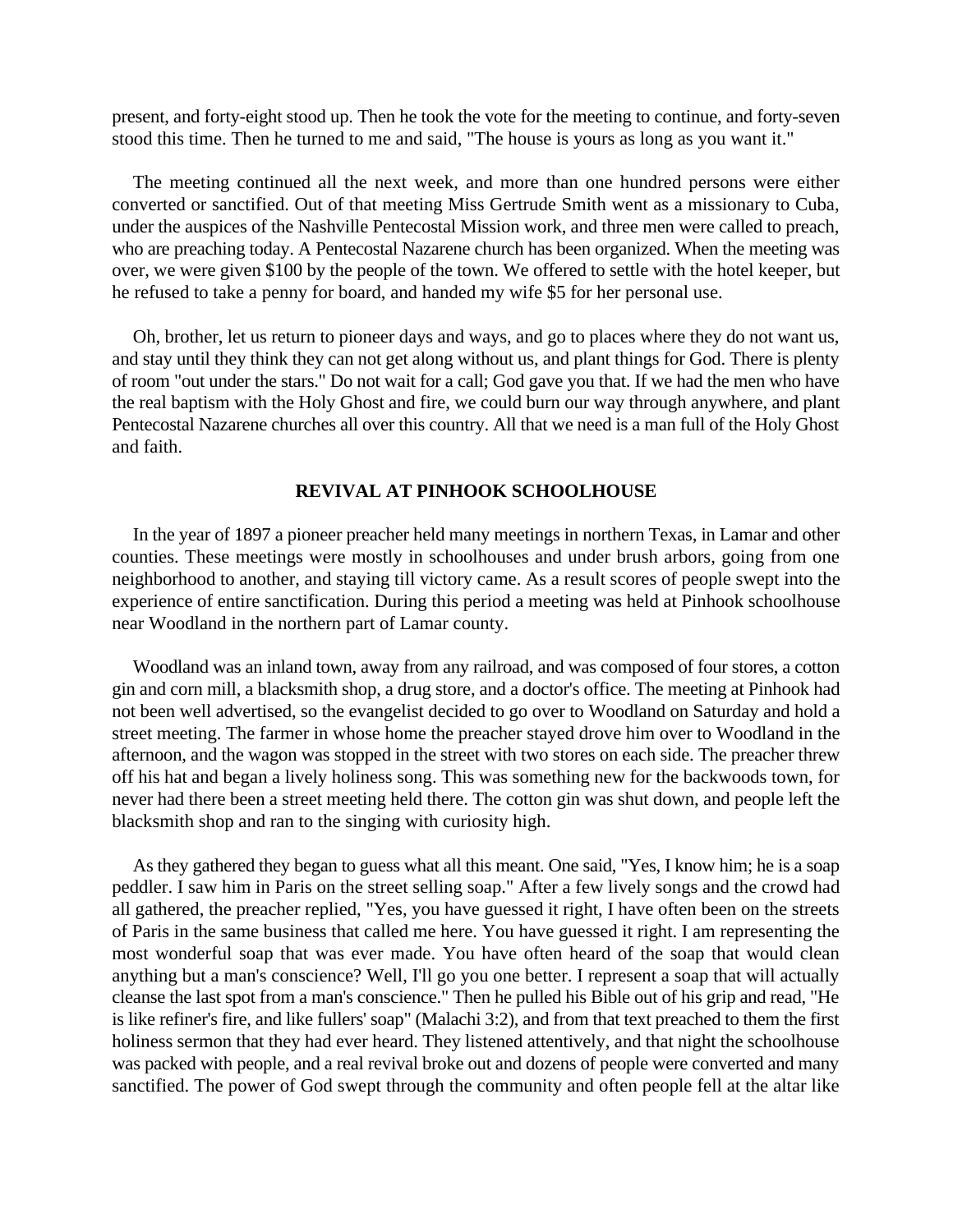present, and forty-eight stood up. Then he took the vote for the meeting to continue, and forty-seven stood this time. Then he turned to me and said, "The house is yours as long as you want it."

The meeting continued all the next week, and more than one hundred persons were either converted or sanctified. Out of that meeting Miss Gertrude Smith went as a missionary to Cuba, under the auspices of the Nashville Pentecostal Mission work, and three men were called to preach, who are preaching today. A Pentecostal Nazarene church has been organized. When the meeting was over, we were given $100 by the people of the town. We offered to settle with the hotel keeper, but he refused to take a penny for board, and handed my wife $5 for her personal use.

Oh, brother, let us return to pioneer days and ways, and go to places where they do not want us, and stay until they think they can not get along without us, and plant things for God. There is plenty of room "out under the stars." Do not wait for a call; God gave you that. If we had the men who have the real baptism with the Holy Ghost and fire, we could burn our way through anywhere, and plant Pentecostal Nazarene churches all over this country. All that we need is a man full of the Holy Ghost and faith.

### REVIVAL AT PINHOOK SCHOOLHOUSE

In the year of 1897 a pioneer preacher held many meetings in northern Texas, in Lamar and other counties. These meetings were mostly in schoolhouses and under brush arbors, going from one neighborhood to another, and staying till victory came. As a result scores of people swept into the experience of entire sanctification. During this period a meeting was held at Pinhook schoolhouse near Woodland in the northern part of Lamar county.

Woodland was an inland town, away from any railroad, and was composed of four stores, a cotton gin and corn mill, a blacksmith shop, a drug store, and a doctor's office. The meeting at Pinhook had not been well advertised, so the evangelist decided to go over to Woodland on Saturday and hold a street meeting. The farmer in whose home the preacher stayed drove him over to Woodland in the afternoon, and the wagon was stopped in the street with two stores on each side. The preacher threw off his hat and began a lively holiness song. This was something new for the backwoods town, for never had there been a street meeting held there. The cotton gin was shut down, and people left the blacksmith shop and ran to the singing with curiosity high.

As they gathered they began to guess what all this meant. One said, "Yes, I know him; he is a soap peddler. I saw him in Paris on the street selling soap." After a few lively songs and the crowd had all gathered, the preacher replied, "Yes, you have guessed it right, I have often been on the streets of Paris in the same business that called me here. You have guessed it right. I am representing the most wonderful soap that was ever made. You have often heard of the soap that would clean anything but a man's conscience? Well, I'll go you one better. I represent a soap that will actually cleanse the last spot from a man's conscience." Then he pulled his Bible out of his grip and read, "He is like refiner's fire, and like fullers' soap" (Malachi 3:2), and from that text preached to them the first holiness sermon that they had ever heard. They listened attentively, and that night the schoolhouse was packed with people, and a real revival broke out and dozens of people were converted and many sanctified. The power of God swept through the community and often people fell at the altar like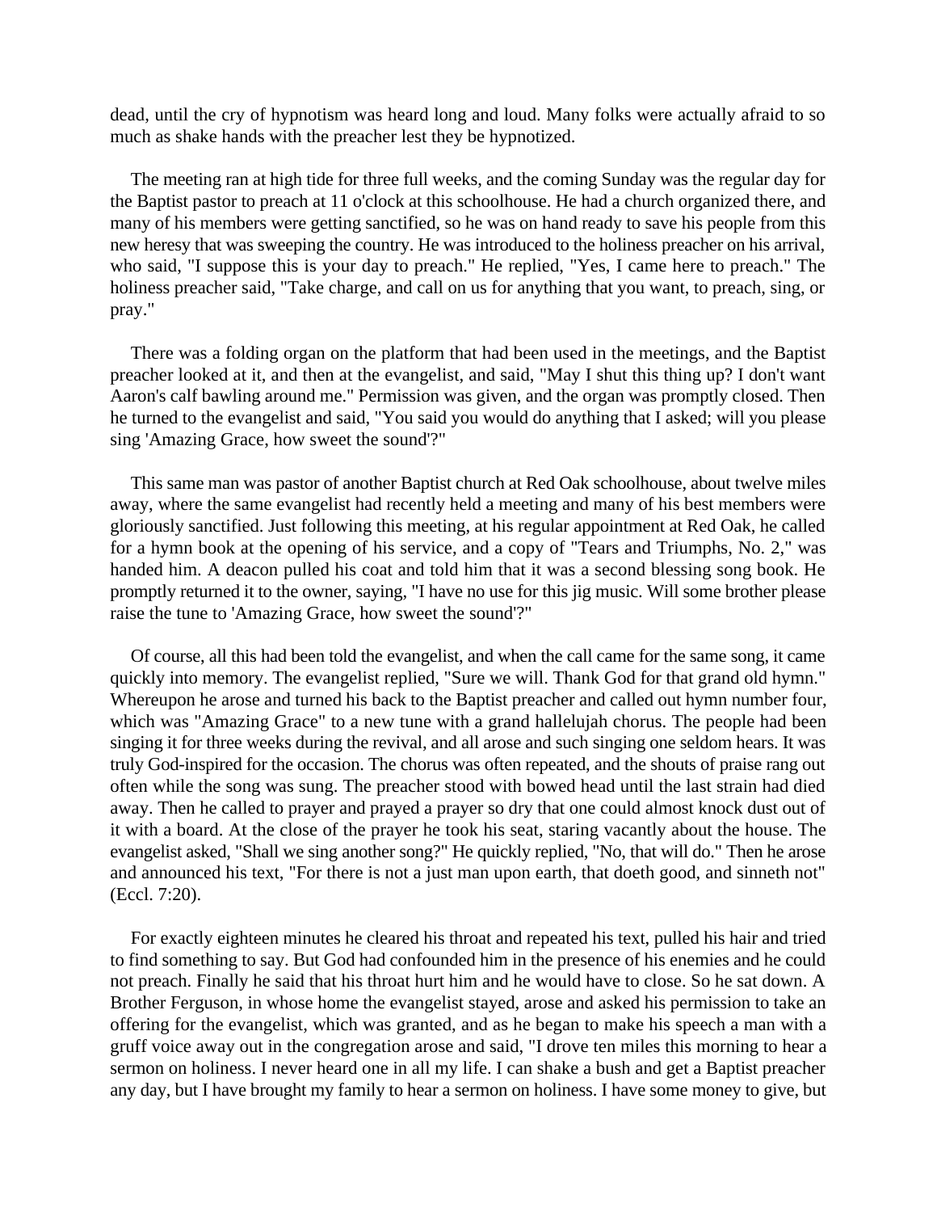dead, until the cry of hypnotism was heard long and loud. Many folks were actually afraid to so much as shake hands with the preacher lest they be hypnotized.

The meeting ran at high tide for three full weeks, and the coming Sunday was the regular day for the Baptist pastor to preach at 11 o'clock at this schoolhouse. He had a church organized there, and many of his members were getting sanctified, so he was on hand ready to save his people from this new heresy that was sweeping the country. He was introduced to the holiness preacher on his arrival, who said, "I suppose this is your day to preach." He replied, "Yes, I came here to preach." The holiness preacher said, "Take charge, and call on us for anything that you want, to preach, sing, or pray."

There was a folding organ on the platform that had been used in the meetings, and the Baptist preacher looked at it, and then at the evangelist, and said, "May I shut this thing up? I don't want Aaron's calf bawling around me." Permission was given, and the organ was promptly closed. Then he turned to the evangelist and said, "You said you would do anything that I asked; will you please sing 'Amazing Grace, how sweet the sound'?"

This same man was pastor of another Baptist church at Red Oak schoolhouse, about twelve miles away, where the same evangelist had recently held a meeting and many of his best members were gloriously sanctified. Just following this meeting, at his regular appointment at Red Oak, he called for a hymn book at the opening of his service, and a copy of "Tears and Triumphs, No. 2," was handed him. A deacon pulled his coat and told him that it was a second blessing song book. He promptly returned it to the owner, saying, "I have no use for this jig music. Will some brother please raise the tune to 'Amazing Grace, how sweet the sound'?"

Of course, all this had been told the evangelist, and when the call came for the same song, it came quickly into memory. The evangelist replied, "Sure we will. Thank God for that grand old hymn." Whereupon he arose and turned his back to the Baptist preacher and called out hymn number four, which was "Amazing Grace" to a new tune with a grand hallelujah chorus. The people had been singing it for three weeks during the revival, and all arose and such singing one seldom hears. It was truly God-inspired for the occasion. The chorus was often repeated, and the shouts of praise rang out often while the song was sung. The preacher stood with bowed head until the last strain had died away. Then he called to prayer and prayed a prayer so dry that one could almost knock dust out of it with a board. At the close of the prayer he took his seat, staring vacantly about the house. The evangelist asked, "Shall we sing another song?" He quickly replied, "No, that will do." Then he arose and announced his text, "For there is not a just man upon earth, that doeth good, and sinneth not" (Eccl. 7:20).

For exactly eighteen minutes he cleared his throat and repeated his text, pulled his hair and tried to find something to say. But God had confounded him in the presence of his enemies and he could not preach. Finally he said that his throat hurt him and he would have to close. So he sat down. A Brother Ferguson, in whose home the evangelist stayed, arose and asked his permission to take an offering for the evangelist, which was granted, and as he began to make his speech a man with a gruff voice away out in the congregation arose and said, "I drove ten miles this morning to hear a sermon on holiness. I never heard one in all my life. I can shake a bush and get a Baptist preacher any day, but I have brought my family to hear a sermon on holiness. I have some money to give, but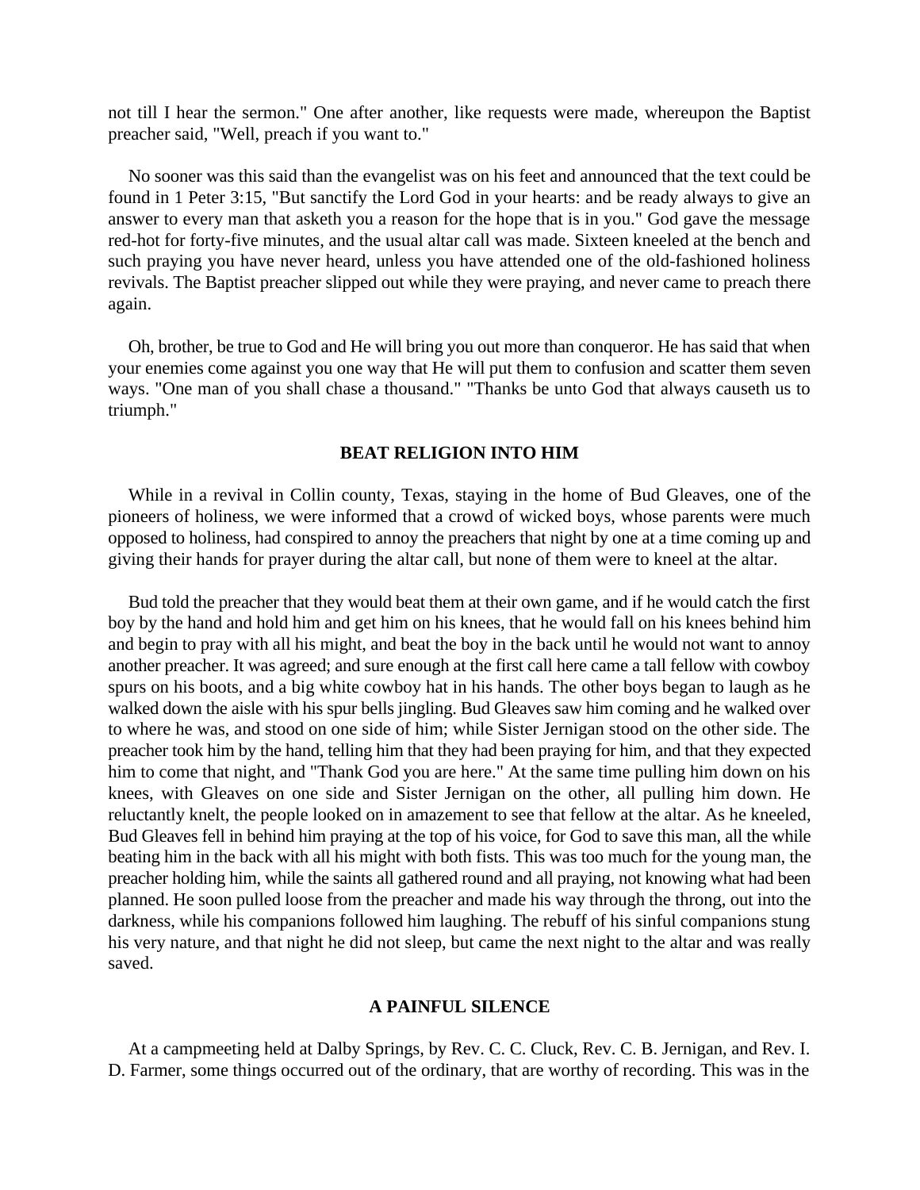not till I hear the sermon." One after another, like requests were made, whereupon the Baptist preacher said, "Well, preach if you want to."

No sooner was this said than the evangelist was on his feet and announced that the text could be found in 1 Peter 3:15, "But sanctify the Lord God in your hearts: and be ready always to give an answer to every man that asketh you a reason for the hope that is in you." God gave the message red-hot for forty-five minutes, and the usual altar call was made. Sixteen kneeled at the bench and such praying you have never heard, unless you have attended one of the old-fashioned holiness revivals. The Baptist preacher slipped out while they were praying, and never came to preach there again.

Oh, brother, be true to God and He will bring you out more than conqueror. He has said that when your enemies come against you one way that He will put them to confusion and scatter them seven ways. "One man of you shall chase a thousand." "Thanks be unto God that always causeth us to triumph."

### BEAT RELIGION INTO HIM

While in a revival in Collin county, Texas, staying in the home of Bud Gleaves, one of the pioneers of holiness, we were informed that a crowd of wicked boys, whose parents were much opposed to holiness, had conspired to annoy the preachers that night by one at a time coming up and giving their hands for prayer during the altar call, but none of them were to kneel at the altar.

Bud told the preacher that they would beat them at their own game, and if he would catch the first boy by the hand and hold him and get him on his knees, that he would fall on his knees behind him and begin to pray with all his might, and beat the boy in the back until he would not want to annoy another preacher. It was agreed; and sure enough at the first call here came a tall fellow with cowboy spurs on his boots, and a big white cowboy hat in his hands. The other boys began to laugh as he walked down the aisle with his spur bells jingling. Bud Gleaves saw him coming and he walked over to where he was, and stood on one side of him; while Sister Jernigan stood on the other side. The preacher took him by the hand, telling him that they had been praying for him, and that they expected him to come that night, and "Thank God you are here." At the same time pulling him down on his knees, with Gleaves on one side and Sister Jernigan on the other, all pulling him down. He reluctantly knelt, the people looked on in amazement to see that fellow at the altar. As he kneeled, Bud Gleaves fell in behind him praying at the top of his voice, for God to save this man, all the while beating him in the back with all his might with both fists. This was too much for the young man, the preacher holding him, while the saints all gathered round and all praying, not knowing what had been planned. He soon pulled loose from the preacher and made his way through the throng, out into the darkness, while his companions followed him laughing. The rebuff of his sinful companions stung his very nature, and that night he did not sleep, but came the next night to the altar and was really saved.

### A PAINFUL SILENCE

At a campmeeting held at Dalby Springs, by Rev. C. C. Cluck, Rev. C. B. Jernigan, and Rev. I. D. Farmer, some things occurred out of the ordinary, that are worthy of recording. This was in the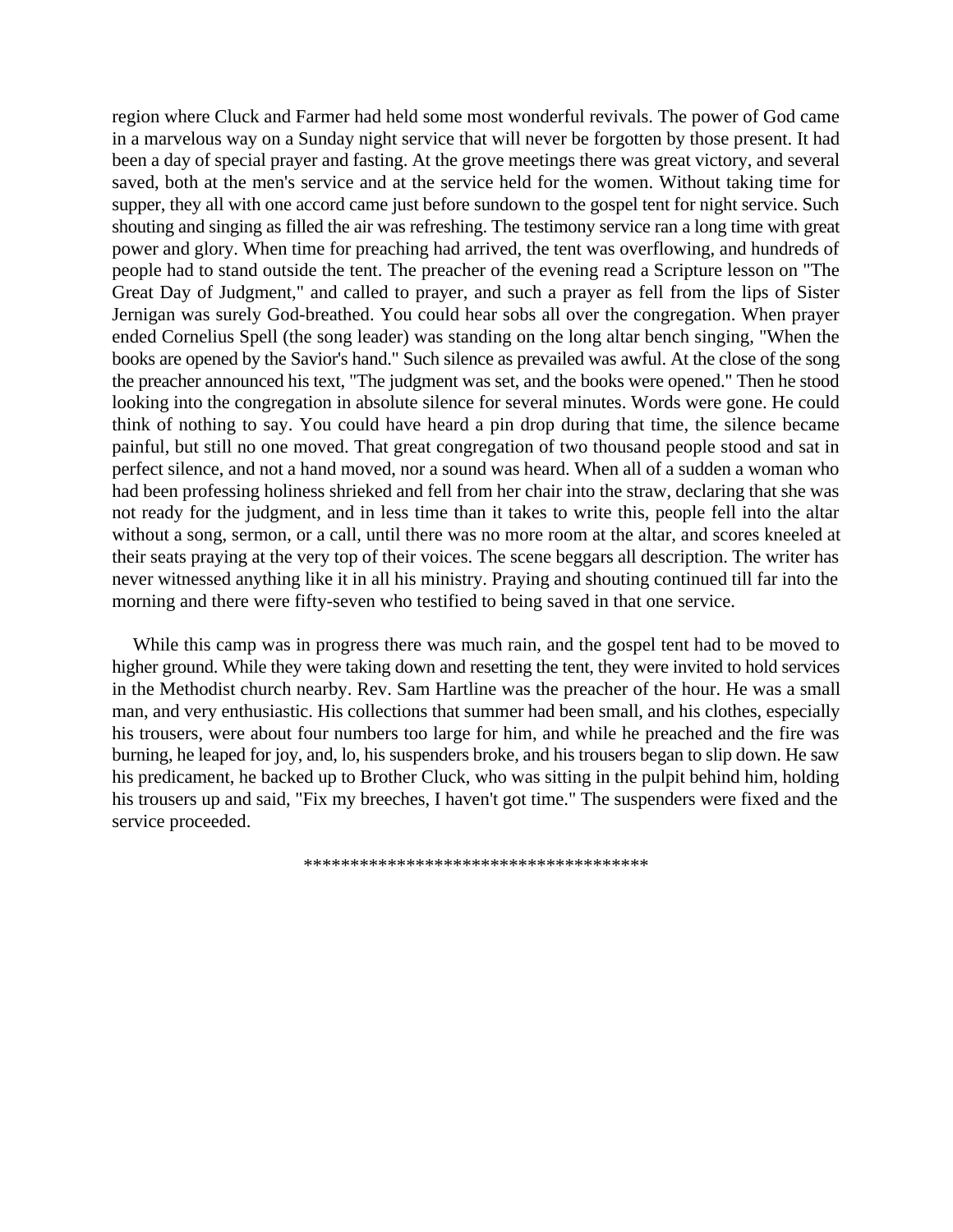region where Cluck and Farmer had held some most wonderful revivals. The power of God came in a marvelous way on a Sunday night service that will never be forgotten by those present. It had been a day of special prayer and fasting. At the grove meetings there was great victory, and several saved, both at the men's service and at the service held for the women. Without taking time for supper, they all with one accord came just before sundown to the gospel tent for night service. Such shouting and singing as filled the air was refreshing. The testimony service ran a long time with great power and glory. When time for preaching had arrived, the tent was overflowing, and hundreds of people had to stand outside the tent. The preacher of the evening read a Scripture lesson on "The Great Day of Judgment," and called to prayer, and such a prayer as fell from the lips of Sister Jernigan was surely God-breathed. You could hear sobs all over the congregation. When prayer ended Cornelius Spell (the song leader) was standing on the long altar bench singing, "When the books are opened by the Savior's hand." Such silence as prevailed was awful. At the close of the song the preacher announced his text, "The judgment was set, and the books were opened." Then he stood looking into the congregation in absolute silence for several minutes. Words were gone. He could think of nothing to say. You could have heard a pin drop during that time, the silence became painful, but still no one moved. That great congregation of two thousand people stood and sat in perfect silence, and not a hand moved, nor a sound was heard. When all of a sudden a woman who had been professing holiness shrieked and fell from her chair into the straw, declaring that she was not ready for the judgment, and in less time than it takes to write this, people fell into the altar without a song, sermon, or a call, until there was no more room at the altar, and scores kneeled at their seats praying at the very top of their voices. The scene beggars all description. The writer has never witnessed anything like it in all his ministry. Praying and shouting continued till far into the morning and there were fifty-seven who testified to being saved in that one service.

While this camp was in progress there was much rain, and the gospel tent had to be moved to higher ground. While they were taking down and resetting the tent, they were invited to hold services in the Methodist church nearby. Rev. Sam Hartline was the preacher of the hour. He was a small man, and very enthusiastic. His collections that summer had been small, and his clothes, especially his trousers, were about four numbers too large for him, and while he preached and the fire was burning, he leaped for joy, and, lo, his suspenders broke, and his trousers began to slip down. He saw his predicament, he backed up to Brother Cluck, who was sitting in the pulpit behind him, holding his trousers up and said, "Fix my breeches, I haven't got time." The suspenders were fixed and the service proceeded.

************************************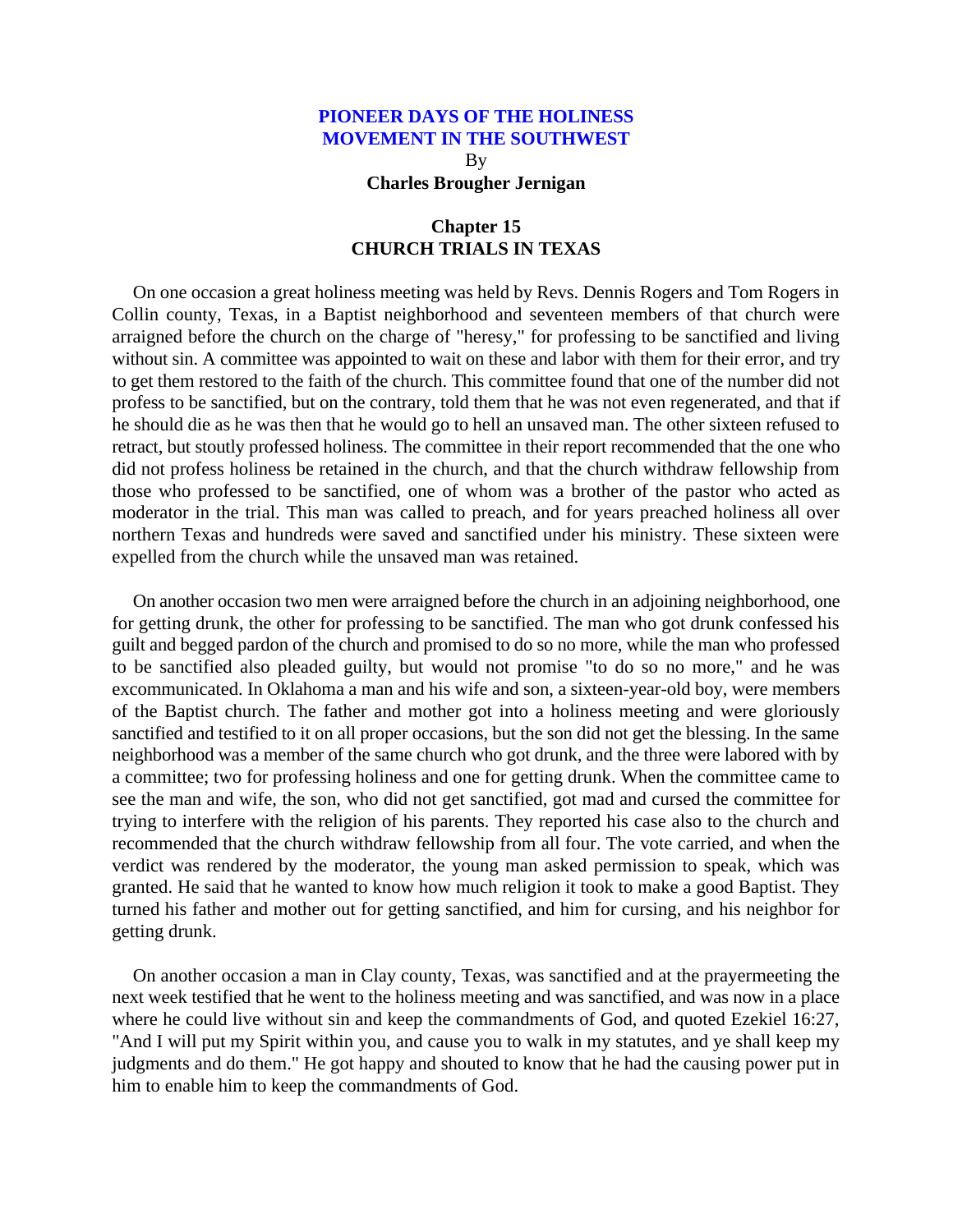# PIONEER DAYS OF THE HOLINESS MOVEMENT IN THE SOUTHWEST

By

**Charles Brougher Jernigan**

## Chapter 15
## CHURCH TRIALS IN TEXAS

On one occasion a great holiness meeting was held by Revs. Dennis Rogers and Tom Rogers in Collin county, Texas, in a Baptist neighborhood and seventeen members of that church were arraigned before the church on the charge of "heresy," for professing to be sanctified and living without sin. A committee was appointed to wait on these and labor with them for their error, and try to get them restored to the faith of the church. This committee found that one of the number did not profess to be sanctified, but on the contrary, told them that he was not even regenerated, and that if he should die as he was then that he would go to hell an unsaved man. The other sixteen refused to retract, but stoutly professed holiness. The committee in their report recommended that the one who did not profess holiness be retained in the church, and that the church withdraw fellowship from those who professed to be sanctified, one of whom was a brother of the pastor who acted as moderator in the trial. This man was called to preach, and for years preached holiness all over northern Texas and hundreds were saved and sanctified under his ministry. These sixteen were expelled from the church while the unsaved man was retained.

On another occasion two men were arraigned before the church in an adjoining neighborhood, one for getting drunk, the other for professing to be sanctified. The man who got drunk confessed his guilt and begged pardon of the church and promised to do so no more, while the man who professed to be sanctified also pleaded guilty, but would not promise "to do so no more," and he was excommunicated. In Oklahoma a man and his wife and son, a sixteen-year-old boy, were members of the Baptist church. The father and mother got into a holiness meeting and were gloriously sanctified and testified to it on all proper occasions, but the son did not get the blessing. In the same neighborhood was a member of the same church who got drunk, and the three were labored with by a committee; two for professing holiness and one for getting drunk. When the committee came to see the man and wife, the son, who did not get sanctified, got mad and cursed the committee for trying to interfere with the religion of his parents. They reported his case also to the church and recommended that the church withdraw fellowship from all four. The vote carried, and when the verdict was rendered by the moderator, the young man asked permission to speak, which was granted. He said that he wanted to know how much religion it took to make a good Baptist. They turned his father and mother out for getting sanctified, and him for cursing, and his neighbor for getting drunk.

On another occasion a man in Clay county, Texas, was sanctified and at the prayermeeting the next week testified that he went to the holiness meeting and was sanctified, and was now in a place where he could live without sin and keep the commandments of God, and quoted Ezekiel 16:27, "And I will put my Spirit within you, and cause you to walk in my statutes, and ye shall keep my judgments and do them." He got happy and shouted to know that he had the causing power put in him to enable him to keep the commandments of God.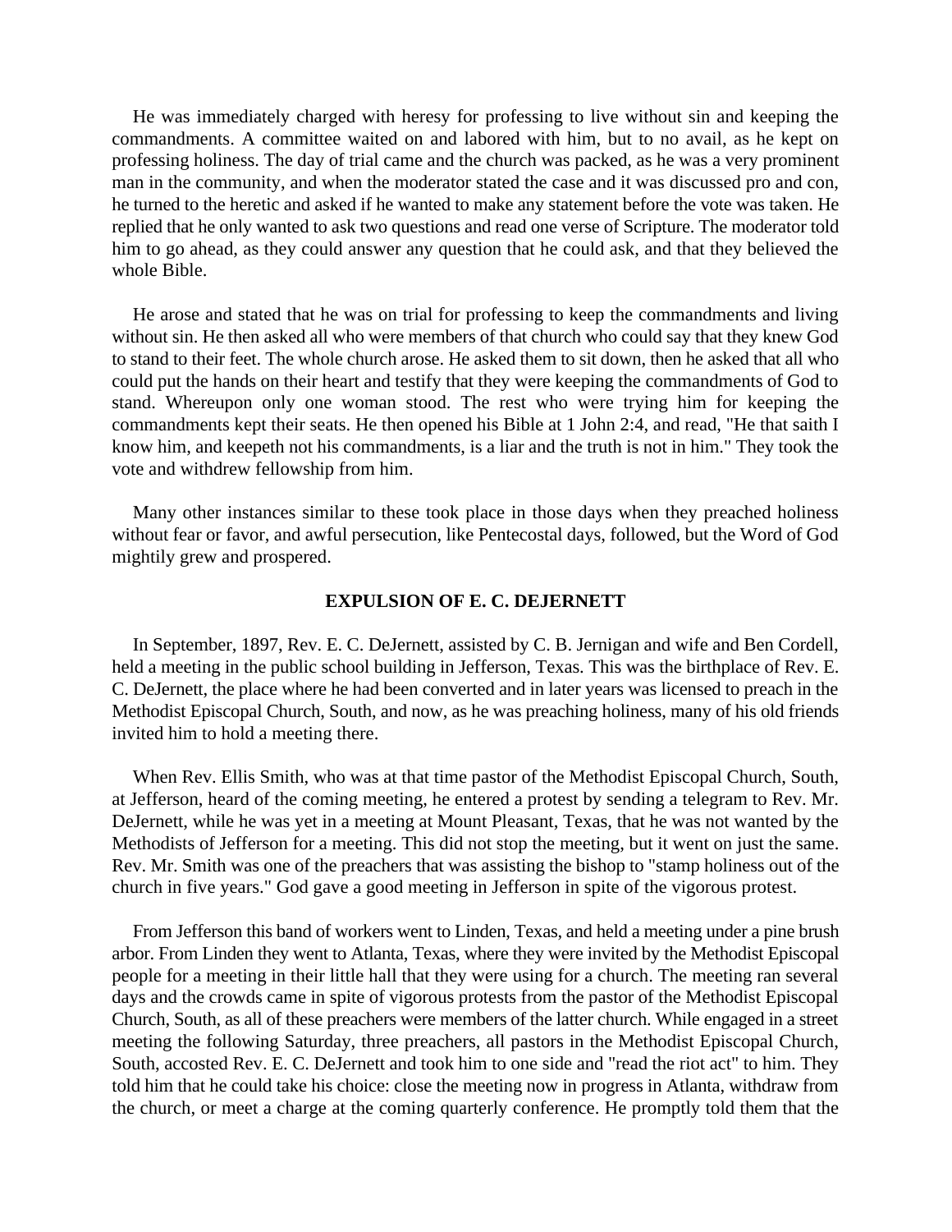He was immediately charged with heresy for professing to live without sin and keeping the commandments. A committee waited on and labored with him, but to no avail, as he kept on professing holiness. The day of trial came and the church was packed, as he was a very prominent man in the community, and when the moderator stated the case and it was discussed pro and con, he turned to the heretic and asked if he wanted to make any statement before the vote was taken. He replied that he only wanted to ask two questions and read one verse of Scripture. The moderator told him to go ahead, as they could answer any question that he could ask, and that they believed the whole Bible.

He arose and stated that he was on trial for professing to keep the commandments and living without sin. He then asked all who were members of that church who could say that they knew God to stand to their feet. The whole church arose. He asked them to sit down, then he asked that all who could put the hands on their heart and testify that they were keeping the commandments of God to stand. Whereupon only one woman stood. The rest who were trying him for keeping the commandments kept their seats. He then opened his Bible at 1 John 2:4, and read, "He that saith I know him, and keepeth not his commandments, is a liar and the truth is not in him." They took the vote and withdrew fellowship from him.

Many other instances similar to these took place in those days when they preached holiness without fear or favor, and awful persecution, like Pentecostal days, followed, but the Word of God mightily grew and prospered.

### EXPULSION OF E. C. DEJERNETT

In September, 1897, Rev. E. C. DeJernett, assisted by C. B. Jernigan and wife and Ben Cordell, held a meeting in the public school building in Jefferson, Texas. This was the birthplace of Rev. E. C. DeJernett, the place where he had been converted and in later years was licensed to preach in the Methodist Episcopal Church, South, and now, as he was preaching holiness, many of his old friends invited him to hold a meeting there.

When Rev. Ellis Smith, who was at that time pastor of the Methodist Episcopal Church, South, at Jefferson, heard of the coming meeting, he entered a protest by sending a telegram to Rev. Mr. DeJernett, while he was yet in a meeting at Mount Pleasant, Texas, that he was not wanted by the Methodists of Jefferson for a meeting. This did not stop the meeting, but it went on just the same. Rev. Mr. Smith was one of the preachers that was assisting the bishop to "stamp holiness out of the church in five years." God gave a good meeting in Jefferson in spite of the vigorous protest.

From Jefferson this band of workers went to Linden, Texas, and held a meeting under a pine brush arbor. From Linden they went to Atlanta, Texas, where they were invited by the Methodist Episcopal people for a meeting in their little hall that they were using for a church. The meeting ran several days and the crowds came in spite of vigorous protests from the pastor of the Methodist Episcopal Church, South, as all of these preachers were members of the latter church. While engaged in a street meeting the following Saturday, three preachers, all pastors in the Methodist Episcopal Church, South, accosted Rev. E. C. DeJernett and took him to one side and "read the riot act" to him. They told him that he could take his choice: close the meeting now in progress in Atlanta, withdraw from the church, or meet a charge at the coming quarterly conference. He promptly told them that the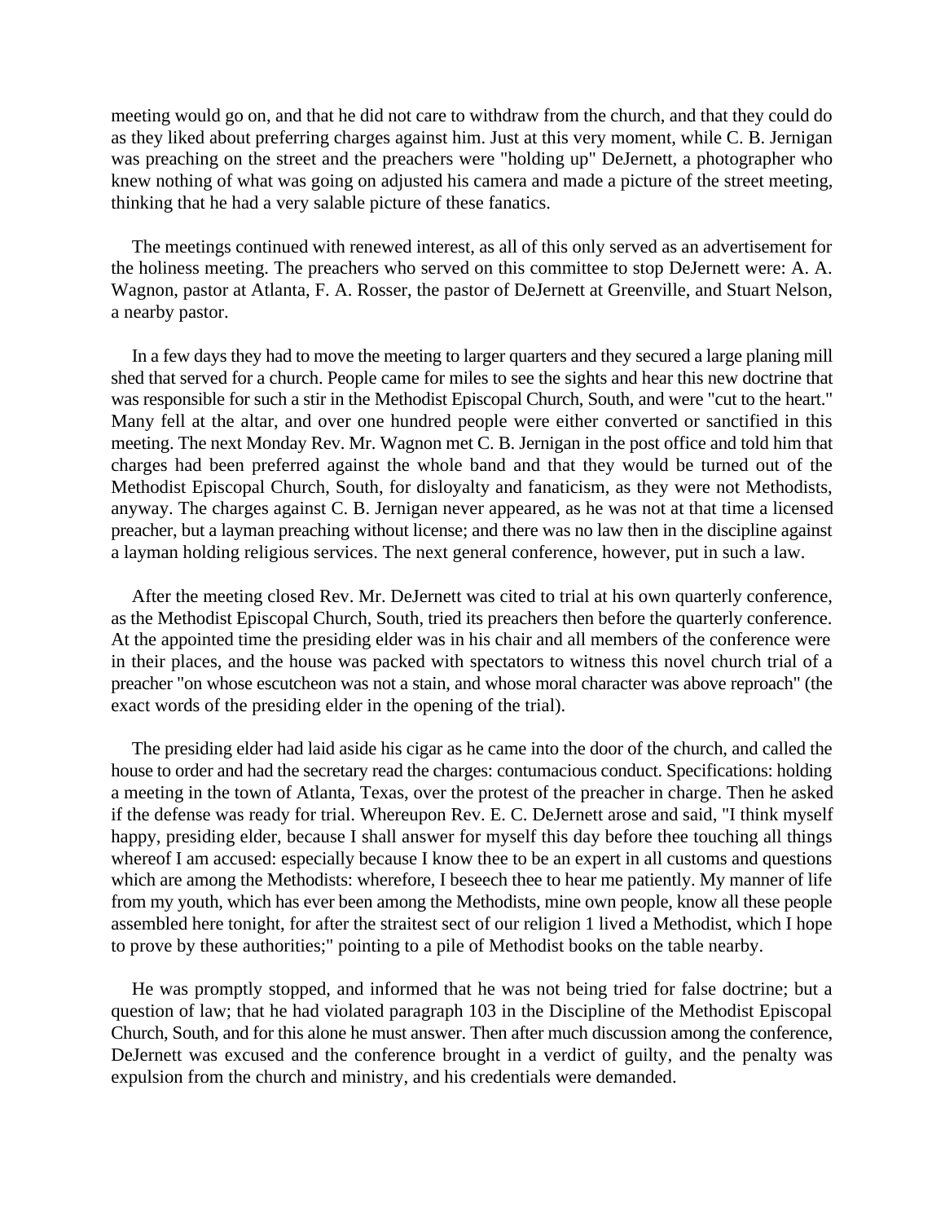meeting would go on, and that he did not care to withdraw from the church, and that they could do as they liked about preferring charges against him. Just at this very moment, while C. B. Jernigan was preaching on the street and the preachers were "holding up" DeJernett, a photographer who knew nothing of what was going on adjusted his camera and made a picture of the street meeting, thinking that he had a very salable picture of these fanatics.

The meetings continued with renewed interest, as all of this only served as an advertisement for the holiness meeting. The preachers who served on this committee to stop DeJernett were: A. A. Wagnon, pastor at Atlanta, F. A. Rosser, the pastor of DeJernett at Greenville, and Stuart Nelson, a nearby pastor.

In a few days they had to move the meeting to larger quarters and they secured a large planing mill shed that served for a church. People came for miles to see the sights and hear this new doctrine that was responsible for such a stir in the Methodist Episcopal Church, South, and were "cut to the heart." Many fell at the altar, and over one hundred people were either converted or sanctified in this meeting. The next Monday Rev. Mr. Wagnon met C. B. Jernigan in the post office and told him that charges had been preferred against the whole band and that they would be turned out of the Methodist Episcopal Church, South, for disloyalty and fanaticism, as they were not Methodists, anyway. The charges against C. B. Jernigan never appeared, as he was not at that time a licensed preacher, but a layman preaching without license; and there was no law then in the discipline against a layman holding religious services. The next general conference, however, put in such a law.

After the meeting closed Rev. Mr. DeJernett was cited to trial at his own quarterly conference, as the Methodist Episcopal Church, South, tried its preachers then before the quarterly conference. At the appointed time the presiding elder was in his chair and all members of the conference were in their places, and the house was packed with spectators to witness this novel church trial of a preacher "on whose escutcheon was not a stain, and whose moral character was above reproach" (the exact words of the presiding elder in the opening of the trial).

The presiding elder had laid aside his cigar as he came into the door of the church, and called the house to order and had the secretary read the charges: contumacious conduct. Specifications: holding a meeting in the town of Atlanta, Texas, over the protest of the preacher in charge. Then he asked if the defense was ready for trial. Whereupon Rev. E. C. DeJernett arose and said, "I think myself happy, presiding elder, because I shall answer for myself this day before thee touching all things whereof I am accused: especially because I know thee to be an expert in all customs and questions which are among the Methodists: wherefore, I beseech thee to hear me patiently. My manner of life from my youth, which has ever been among the Methodists, mine own people, know all these people assembled here tonight, for after the straitest sect of our religion 1 lived a Methodist, which I hope to prove by these authorities;" pointing to a pile of Methodist books on the table nearby.

He was promptly stopped, and informed that he was not being tried for false doctrine; but a question of law; that he had violated paragraph 103 in the Discipline of the Methodist Episcopal Church, South, and for this alone he must answer. Then after much discussion among the conference, DeJernett was excused and the conference brought in a verdict of guilty, and the penalty was expulsion from the church and ministry, and his credentials were demanded.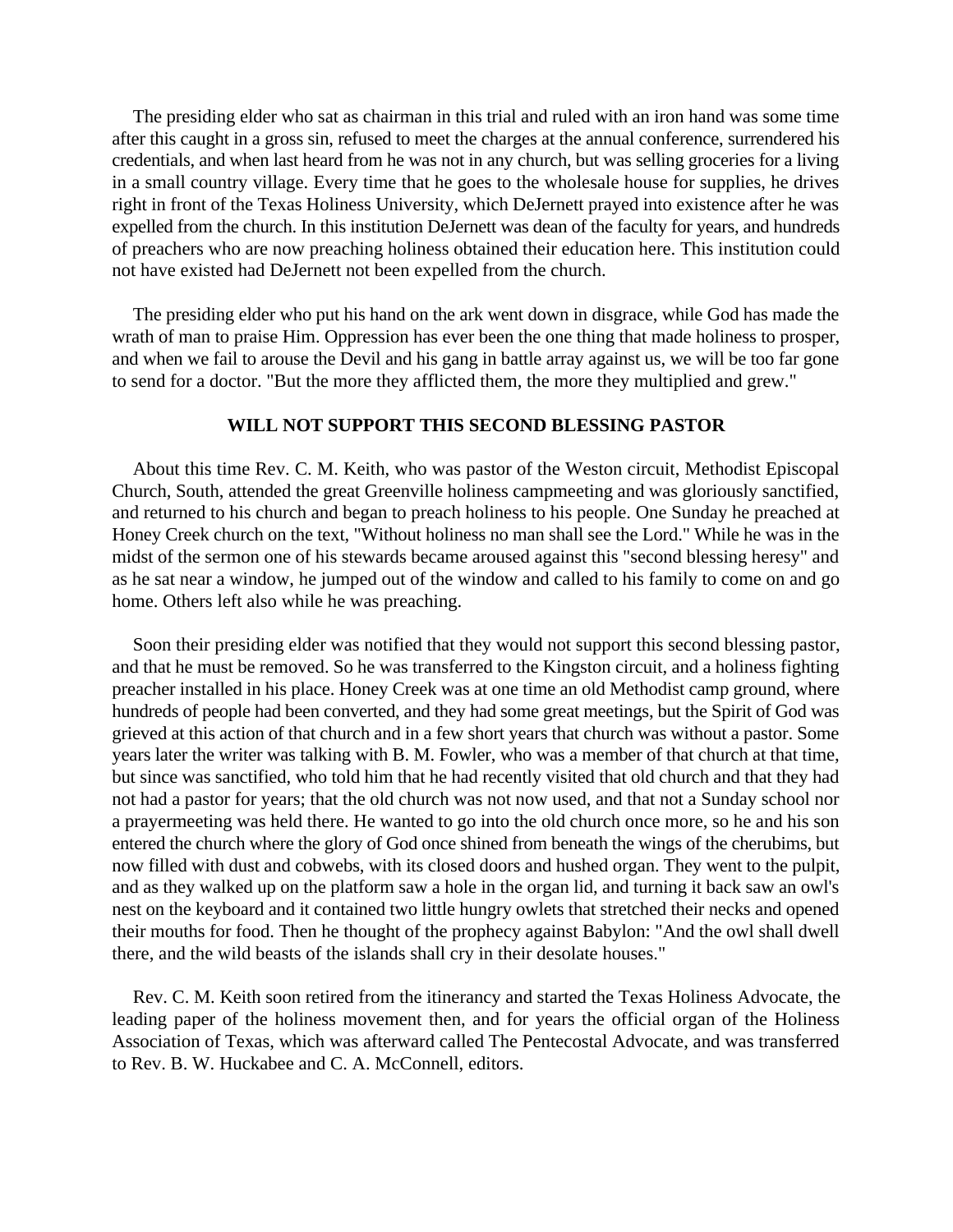The presiding elder who sat as chairman in this trial and ruled with an iron hand was some time after this caught in a gross sin, refused to meet the charges at the annual conference, surrendered his credentials, and when last heard from he was not in any church, but was selling groceries for a living in a small country village. Every time that he goes to the wholesale house for supplies, he drives right in front of the Texas Holiness University, which DeJernett prayed into existence after he was expelled from the church. In this institution DeJernett was dean of the faculty for years, and hundreds of preachers who are now preaching holiness obtained their education here. This institution could not have existed had DeJernett not been expelled from the church.

The presiding elder who put his hand on the ark went down in disgrace, while God has made the wrath of man to praise Him. Oppression has ever been the one thing that made holiness to prosper, and when we fail to arouse the Devil and his gang in battle array against us, we will be too far gone to send for a doctor. "But the more they afflicted them, the more they multiplied and grew."

### WILL NOT SUPPORT THIS SECOND BLESSING PASTOR

About this time Rev. C. M. Keith, who was pastor of the Weston circuit, Methodist Episcopal Church, South, attended the great Greenville holiness campmeeting and was gloriously sanctified, and returned to his church and began to preach holiness to his people. One Sunday he preached at Honey Creek church on the text, "Without holiness no man shall see the Lord." While he was in the midst of the sermon one of his stewards became aroused against this "second blessing heresy" and as he sat near a window, he jumped out of the window and called to his family to come on and go home. Others left also while he was preaching.

Soon their presiding elder was notified that they would not support this second blessing pastor, and that he must be removed. So he was transferred to the Kingston circuit, and a holiness fighting preacher installed in his place. Honey Creek was at one time an old Methodist camp ground, where hundreds of people had been converted, and they had some great meetings, but the Spirit of God was grieved at this action of that church and in a few short years that church was without a pastor. Some years later the writer was talking with B. M. Fowler, who was a member of that church at that time, but since was sanctified, who told him that he had recently visited that old church and that they had not had a pastor for years; that the old church was not now used, and that not a Sunday school nor a prayermeeting was held there. He wanted to go into the old church once more, so he and his son entered the church where the glory of God once shined from beneath the wings of the cherubims, but now filled with dust and cobwebs, with its closed doors and hushed organ. They went to the pulpit, and as they walked up on the platform saw a hole in the organ lid, and turning it back saw an owl's nest on the keyboard and it contained two little hungry owlets that stretched their necks and opened their mouths for food. Then he thought of the prophecy against Babylon: "And the owl shall dwell there, and the wild beasts of the islands shall cry in their desolate houses."

Rev. C. M. Keith soon retired from the itinerancy and started the Texas Holiness Advocate, the leading paper of the holiness movement then, and for years the official organ of the Holiness Association of Texas, which was afterward called The Pentecostal Advocate, and was transferred to Rev. B. W. Huckabee and C. A. McConnell, editors.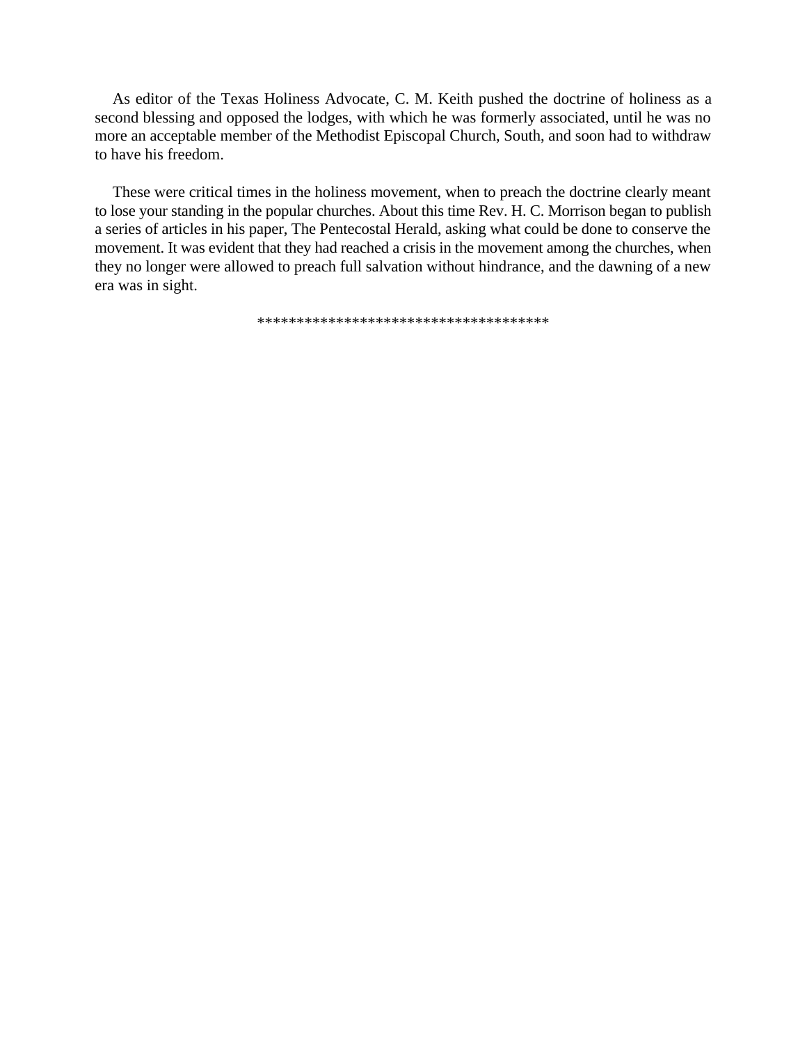As editor of the Texas Holiness Advocate, C. M. Keith pushed the doctrine of holiness as a second blessing and opposed the lodges, with which he was formerly associated, until he was no more an acceptable member of the Methodist Episcopal Church, South, and soon had to withdraw to have his freedom.

These were critical times in the holiness movement, when to preach the doctrine clearly meant to lose your standing in the popular churches. About this time Rev. H. C. Morrison began to publish a series of articles in his paper, The Pentecostal Herald, asking what could be done to conserve the movement. It was evident that they had reached a crisis in the movement among the churches, when they no longer were allowed to preach full salvation without hindrance, and the dawning of a new era was in sight.

************************************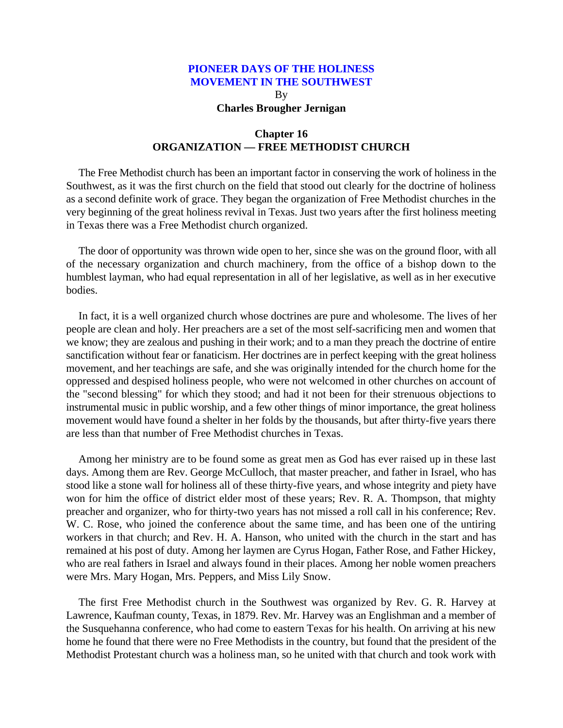# PIONEER DAYS OF THE HOLINESS MOVEMENT IN THE SOUTHWEST

By

**Charles Brougher Jernigan**

## Chapter 16
## ORGANIZATION — FREE METHODIST CHURCH

The Free Methodist church has been an important factor in conserving the work of holiness in the Southwest, as it was the first church on the field that stood out clearly for the doctrine of holiness as a second definite work of grace. They began the organization of Free Methodist churches in the very beginning of the great holiness revival in Texas. Just two years after the first holiness meeting in Texas there was a Free Methodist church organized.

The door of opportunity was thrown wide open to her, since she was on the ground floor, with all of the necessary organization and church machinery, from the office of a bishop down to the humblest layman, who had equal representation in all of her legislative, as well as in her executive bodies.

In fact, it is a well organized church whose doctrines are pure and wholesome. The lives of her people are clean and holy. Her preachers are a set of the most self-sacrificing men and women that we know; they are zealous and pushing in their work; and to a man they preach the doctrine of entire sanctification without fear or fanaticism. Her doctrines are in perfect keeping with the great holiness movement, and her teachings are safe, and she was originally intended for the church home for the oppressed and despised holiness people, who were not welcomed in other churches on account of the "second blessing" for which they stood; and had it not been for their strenuous objections to instrumental music in public worship, and a few other things of minor importance, the great holiness movement would have found a shelter in her folds by the thousands, but after thirty-five years there are less than that number of Free Methodist churches in Texas.

Among her ministry are to be found some as great men as God has ever raised up in these last days. Among them are Rev. George McCulloch, that master preacher, and father in Israel, who has stood like a stone wall for holiness all of these thirty-five years, and whose integrity and piety have won for him the office of district elder most of these years; Rev. R. A. Thompson, that mighty preacher and organizer, who for thirty-two years has not missed a roll call in his conference; Rev. W. C. Rose, who joined the conference about the same time, and has been one of the untiring workers in that church; and Rev. H. A. Hanson, who united with the church in the start and has remained at his post of duty. Among her laymen are Cyrus Hogan, Father Rose, and Father Hickey, who are real fathers in Israel and always found in their places. Among her noble women preachers were Mrs. Mary Hogan, Mrs. Peppers, and Miss Lily Snow.

The first Free Methodist church in the Southwest was organized by Rev. G. R. Harvey at Lawrence, Kaufman county, Texas, in 1879. Rev. Mr. Harvey was an Englishman and a member of the Susquehanna conference, who had come to eastern Texas for his health. On arriving at his new home he found that there were no Free Methodists in the country, but found that the president of the Methodist Protestant church was a holiness man, so he united with that church and took work with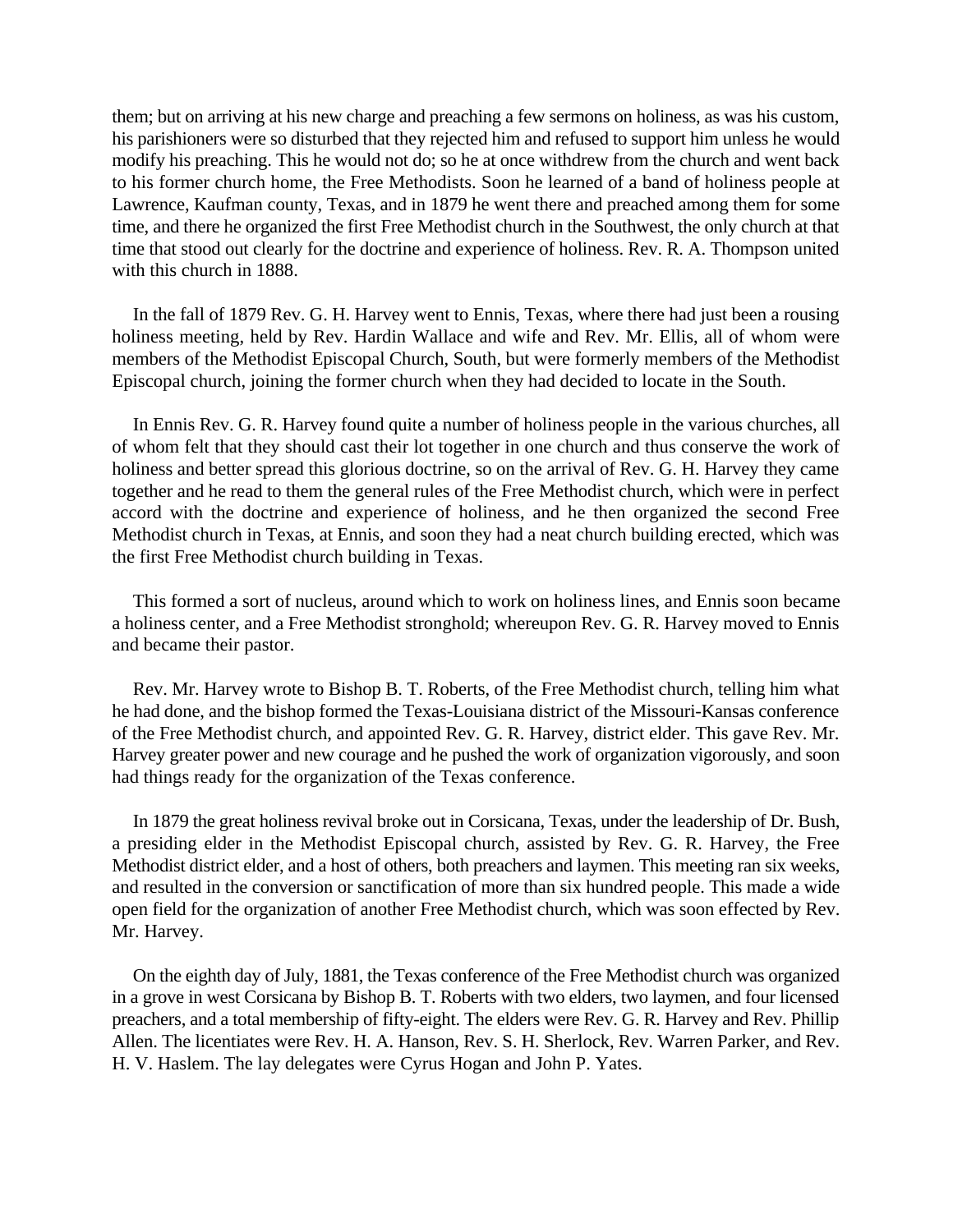them; but on arriving at his new charge and preaching a few sermons on holiness, as was his custom, his parishioners were so disturbed that they rejected him and refused to support him unless he would modify his preaching. This he would not do; so he at once withdrew from the church and went back to his former church home, the Free Methodists. Soon he learned of a band of holiness people at Lawrence, Kaufman county, Texas, and in 1879 he went there and preached among them for some time, and there he organized the first Free Methodist church in the Southwest, the only church at that time that stood out clearly for the doctrine and experience of holiness. Rev. R. A. Thompson united with this church in 1888.

In the fall of 1879 Rev. G. H. Harvey went to Ennis, Texas, where there had just been a rousing holiness meeting, held by Rev. Hardin Wallace and wife and Rev. Mr. Ellis, all of whom were members of the Methodist Episcopal Church, South, but were formerly members of the Methodist Episcopal church, joining the former church when they had decided to locate in the South.

In Ennis Rev. G. R. Harvey found quite a number of holiness people in the various churches, all of whom felt that they should cast their lot together in one church and thus conserve the work of holiness and better spread this glorious doctrine, so on the arrival of Rev. G. H. Harvey they came together and he read to them the general rules of the Free Methodist church, which were in perfect accord with the doctrine and experience of holiness, and he then organized the second Free Methodist church in Texas, at Ennis, and soon they had a neat church building erected, which was the first Free Methodist church building in Texas.

This formed a sort of nucleus, around which to work on holiness lines, and Ennis soon became a holiness center, and a Free Methodist stronghold; whereupon Rev. G. R. Harvey moved to Ennis and became their pastor.

Rev. Mr. Harvey wrote to Bishop B. T. Roberts, of the Free Methodist church, telling him what he had done, and the bishop formed the Texas-Louisiana district of the Missouri-Kansas conference of the Free Methodist church, and appointed Rev. G. R. Harvey, district elder. This gave Rev. Mr. Harvey greater power and new courage and he pushed the work of organization vigorously, and soon had things ready for the organization of the Texas conference.

In 1879 the great holiness revival broke out in Corsicana, Texas, under the leadership of Dr. Bush, a presiding elder in the Methodist Episcopal church, assisted by Rev. G. R. Harvey, the Free Methodist district elder, and a host of others, both preachers and laymen. This meeting ran six weeks, and resulted in the conversion or sanctification of more than six hundred people. This made a wide open field for the organization of another Free Methodist church, which was soon effected by Rev. Mr. Harvey.

On the eighth day of July, 1881, the Texas conference of the Free Methodist church was organized in a grove in west Corsicana by Bishop B. T. Roberts with two elders, two laymen, and four licensed preachers, and a total membership of fifty-eight. The elders were Rev. G. R. Harvey and Rev. Phillip Allen. The licentiates were Rev. H. A. Hanson, Rev. S. H. Sherlock, Rev. Warren Parker, and Rev. H. V. Haslem. The lay delegates were Cyrus Hogan and John P. Yates.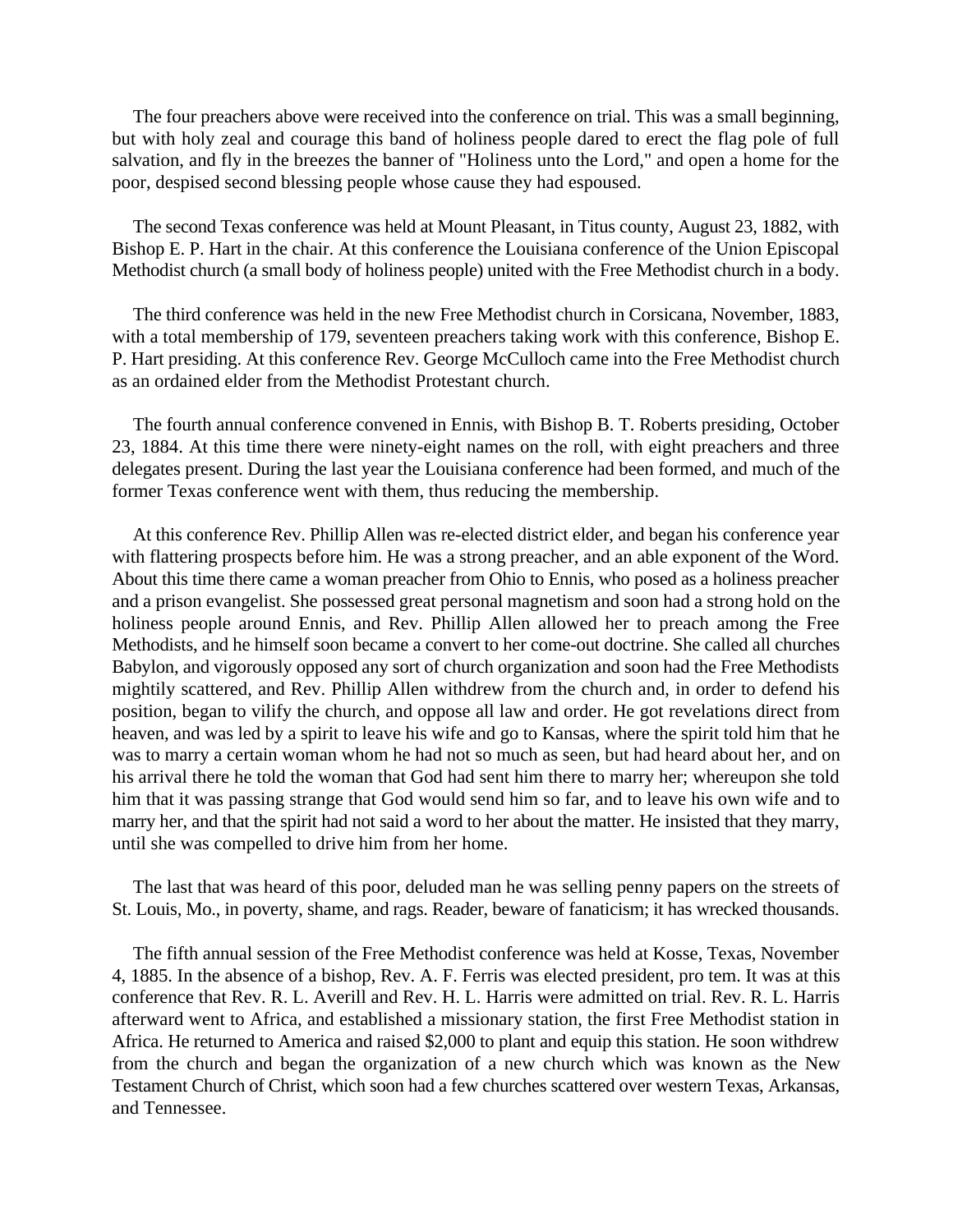The four preachers above were received into the conference on trial. This was a small beginning, but with holy zeal and courage this band of holiness people dared to erect the flag pole of full salvation, and fly in the breezes the banner of "Holiness unto the Lord," and open a home for the poor, despised second blessing people whose cause they had espoused.

The second Texas conference was held at Mount Pleasant, in Titus county, August 23, 1882, with Bishop E. P. Hart in the chair. At this conference the Louisiana conference of the Union Episcopal Methodist church (a small body of holiness people) united with the Free Methodist church in a body.

The third conference was held in the new Free Methodist church in Corsicana, November, 1883, with a total membership of 179, seventeen preachers taking work with this conference, Bishop E. P. Hart presiding. At this conference Rev. George McCulloch came into the Free Methodist church as an ordained elder from the Methodist Protestant church.

The fourth annual conference convened in Ennis, with Bishop B. T. Roberts presiding, October 23, 1884. At this time there were ninety-eight names on the roll, with eight preachers and three delegates present. During the last year the Louisiana conference had been formed, and much of the former Texas conference went with them, thus reducing the membership.

At this conference Rev. Phillip Allen was re-elected district elder, and began his conference year with flattering prospects before him. He was a strong preacher, and an able exponent of the Word. About this time there came a woman preacher from Ohio to Ennis, who posed as a holiness preacher and a prison evangelist. She possessed great personal magnetism and soon had a strong hold on the holiness people around Ennis, and Rev. Phillip Allen allowed her to preach among the Free Methodists, and he himself soon became a convert to her come-out doctrine. She called all churches Babylon, and vigorously opposed any sort of church organization and soon had the Free Methodists mightily scattered, and Rev. Phillip Allen withdrew from the church and, in order to defend his position, began to vilify the church, and oppose all law and order. He got revelations direct from heaven, and was led by a spirit to leave his wife and go to Kansas, where the spirit told him that he was to marry a certain woman whom he had not so much as seen, but had heard about her, and on his arrival there he told the woman that God had sent him there to marry her; whereupon she told him that it was passing strange that God would send him so far, and to leave his own wife and to marry her, and that the spirit had not said a word to her about the matter. He insisted that they marry, until she was compelled to drive him from her home.

The last that was heard of this poor, deluded man he was selling penny papers on the streets of St. Louis, Mo., in poverty, shame, and rags. Reader, beware of fanaticism; it has wrecked thousands.

The fifth annual session of the Free Methodist conference was held at Kosse, Texas, November 4, 1885. In the absence of a bishop, Rev. A. F. Ferris was elected president, pro tem. It was at this conference that Rev. R. L. Averill and Rev. H. L. Harris were admitted on trial. Rev. R. L. Harris afterward went to Africa, and established a missionary station, the first Free Methodist station in Africa. He returned to America and raised $2,000 to plant and equip this station. He soon withdrew from the church and began the organization of a new church which was known as the New Testament Church of Christ, which soon had a few churches scattered over western Texas, Arkansas, and Tennessee.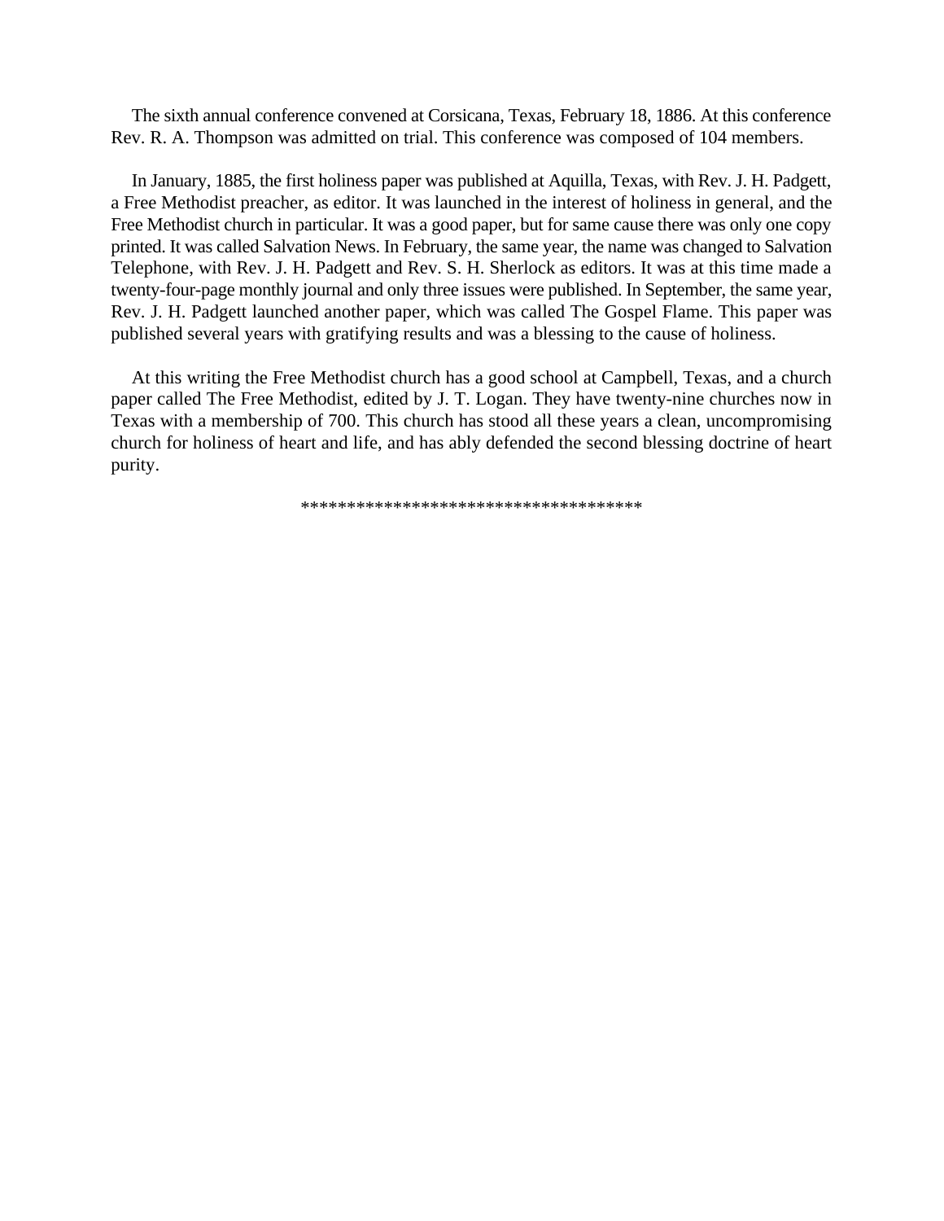The sixth annual conference convened at Corsicana, Texas, February 18, 1886. At this conference Rev. R. A. Thompson was admitted on trial. This conference was composed of 104 members.

In January, 1885, the first holiness paper was published at Aquilla, Texas, with Rev. J. H. Padgett, a Free Methodist preacher, as editor. It was launched in the interest of holiness in general, and the Free Methodist church in particular. It was a good paper, but for same cause there was only one copy printed. It was called Salvation News. In February, the same year, the name was changed to Salvation Telephone, with Rev. J. H. Padgett and Rev. S. H. Sherlock as editors. It was at this time made a twenty-four-page monthly journal and only three issues were published. In September, the same year, Rev. J. H. Padgett launched another paper, which was called The Gospel Flame. This paper was published several years with gratifying results and was a blessing to the cause of holiness.

At this writing the Free Methodist church has a good school at Campbell, Texas, and a church paper called The Free Methodist, edited by J. T. Logan. They have twenty-nine churches now in Texas with a membership of 700. This church has stood all these years a clean, uncompromising church for holiness of heart and life, and has ably defended the second blessing doctrine of heart purity.

************************************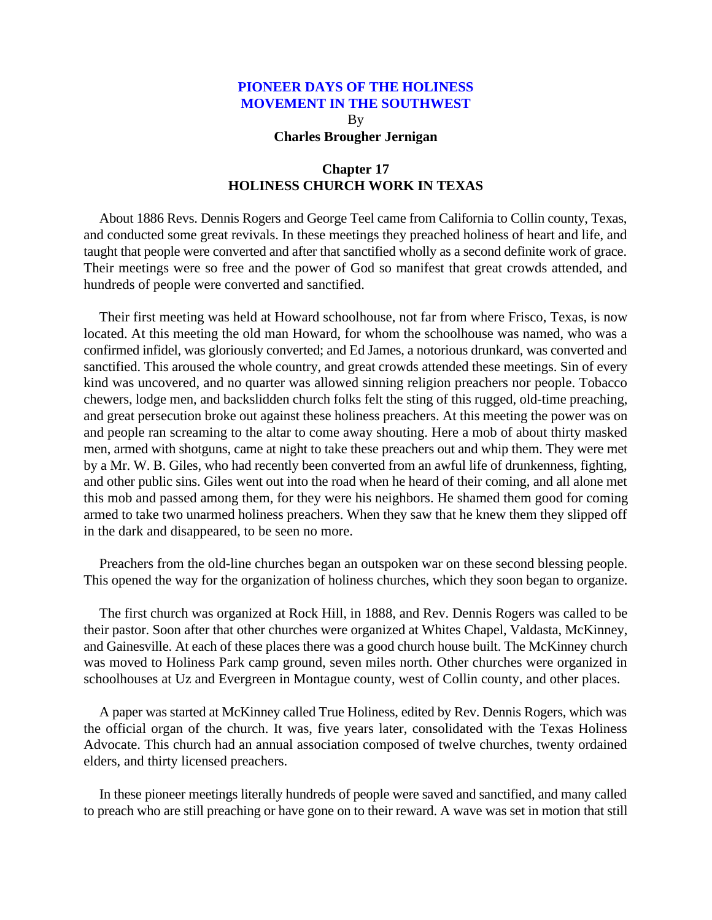# PIONEER DAYS OF THE HOLINESS MOVEMENT IN THE SOUTHWEST

By

**Charles Brougher Jernigan**

## Chapter 17
## HOLINESS CHURCH WORK IN TEXAS

About 1886 Revs. Dennis Rogers and George Teel came from California to Collin county, Texas, and conducted some great revivals. In these meetings they preached holiness of heart and life, and taught that people were converted and after that sanctified wholly as a second definite work of grace. Their meetings were so free and the power of God so manifest that great crowds attended, and hundreds of people were converted and sanctified.

Their first meeting was held at Howard schoolhouse, not far from where Frisco, Texas, is now located. At this meeting the old man Howard, for whom the schoolhouse was named, who was a confirmed infidel, was gloriously converted; and Ed James, a notorious drunkard, was converted and sanctified. This aroused the whole country, and great crowds attended these meetings. Sin of every kind was uncovered, and no quarter was allowed sinning religion preachers nor people. Tobacco chewers, lodge men, and backslidden church folks felt the sting of this rugged, old-time preaching, and great persecution broke out against these holiness preachers. At this meeting the power was on and people ran screaming to the altar to come away shouting. Here a mob of about thirty masked men, armed with shotguns, came at night to take these preachers out and whip them. They were met by a Mr. W. B. Giles, who had recently been converted from an awful life of drunkenness, fighting, and other public sins. Giles went out into the road when he heard of their coming, and all alone met this mob and passed among them, for they were his neighbors. He shamed them good for coming armed to take two unarmed holiness preachers. When they saw that he knew them they slipped off in the dark and disappeared, to be seen no more.

Preachers from the old-line churches began an outspoken war on these second blessing people. This opened the way for the organization of holiness churches, which they soon began to organize.

The first church was organized at Rock Hill, in 1888, and Rev. Dennis Rogers was called to be their pastor. Soon after that other churches were organized at Whites Chapel, Valdasta, McKinney, and Gainesville. At each of these places there was a good church house built. The McKinney church was moved to Holiness Park camp ground, seven miles north. Other churches were organized in schoolhouses at Uz and Evergreen in Montague county, west of Collin county, and other places.

A paper was started at McKinney called True Holiness, edited by Rev. Dennis Rogers, which was the official organ of the church. It was, five years later, consolidated with the Texas Holiness Advocate. This church had an annual association composed of twelve churches, twenty ordained elders, and thirty licensed preachers.

In these pioneer meetings literally hundreds of people were saved and sanctified, and many called to preach who are still preaching or have gone on to their reward. A wave was set in motion that still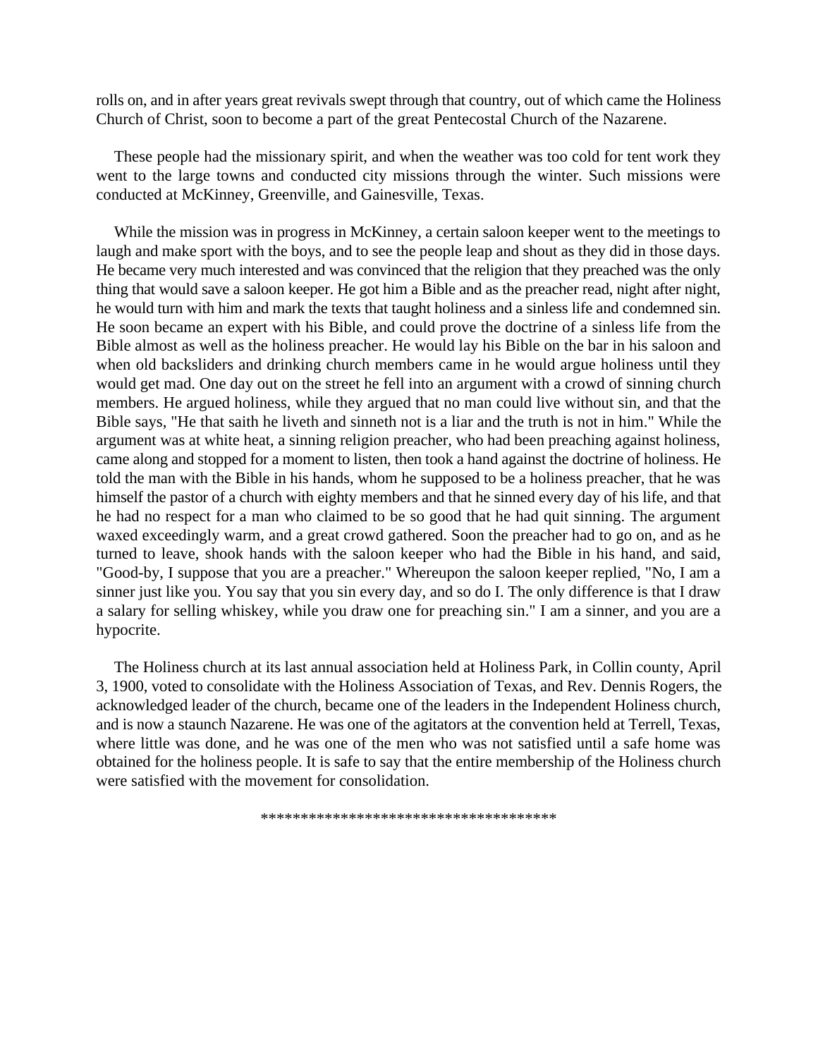rolls on, and in after years great revivals swept through that country, out of which came the Holiness Church of Christ, soon to become a part of the great Pentecostal Church of the Nazarene.

These people had the missionary spirit, and when the weather was too cold for tent work they went to the large towns and conducted city missions through the winter. Such missions were conducted at McKinney, Greenville, and Gainesville, Texas.

While the mission was in progress in McKinney, a certain saloon keeper went to the meetings to laugh and make sport with the boys, and to see the people leap and shout as they did in those days. He became very much interested and was convinced that the religion that they preached was the only thing that would save a saloon keeper. He got him a Bible and as the preacher read, night after night, he would turn with him and mark the texts that taught holiness and a sinless life and condemned sin. He soon became an expert with his Bible, and could prove the doctrine of a sinless life from the Bible almost as well as the holiness preacher. He would lay his Bible on the bar in his saloon and when old backsliders and drinking church members came in he would argue holiness until they would get mad. One day out on the street he fell into an argument with a crowd of sinning church members. He argued holiness, while they argued that no man could live without sin, and that the Bible says, "He that saith he liveth and sinneth not is a liar and the truth is not in him." While the argument was at white heat, a sinning religion preacher, who had been preaching against holiness, came along and stopped for a moment to listen, then took a hand against the doctrine of holiness. He told the man with the Bible in his hands, whom he supposed to be a holiness preacher, that he was himself the pastor of a church with eighty members and that he sinned every day of his life, and that he had no respect for a man who claimed to be so good that he had quit sinning. The argument waxed exceedingly warm, and a great crowd gathered. Soon the preacher had to go on, and as he turned to leave, shook hands with the saloon keeper who had the Bible in his hand, and said, "Good-by, I suppose that you are a preacher." Whereupon the saloon keeper replied, "No, I am a sinner just like you. You say that you sin every day, and so do I. The only difference is that I draw a salary for selling whiskey, while you draw one for preaching sin." I am a sinner, and you are a hypocrite.

The Holiness church at its last annual association held at Holiness Park, in Collin county, April 3, 1900, voted to consolidate with the Holiness Association of Texas, and Rev. Dennis Rogers, the acknowledged leader of the church, became one of the leaders in the Independent Holiness church, and is now a staunch Nazarene. He was one of the agitators at the convention held at Terrell, Texas, where little was done, and he was one of the men who was not satisfied until a safe home was obtained for the holiness people. It is safe to say that the entire membership of the Holiness church were satisfied with the movement for consolidation.

\*\*\*\*\*\*\*\*\*\*\*\*\*\*\*\*\*\*\*\*\*\*\*\*\*\*\*\*\*\*\*\*\*\*\*\*\*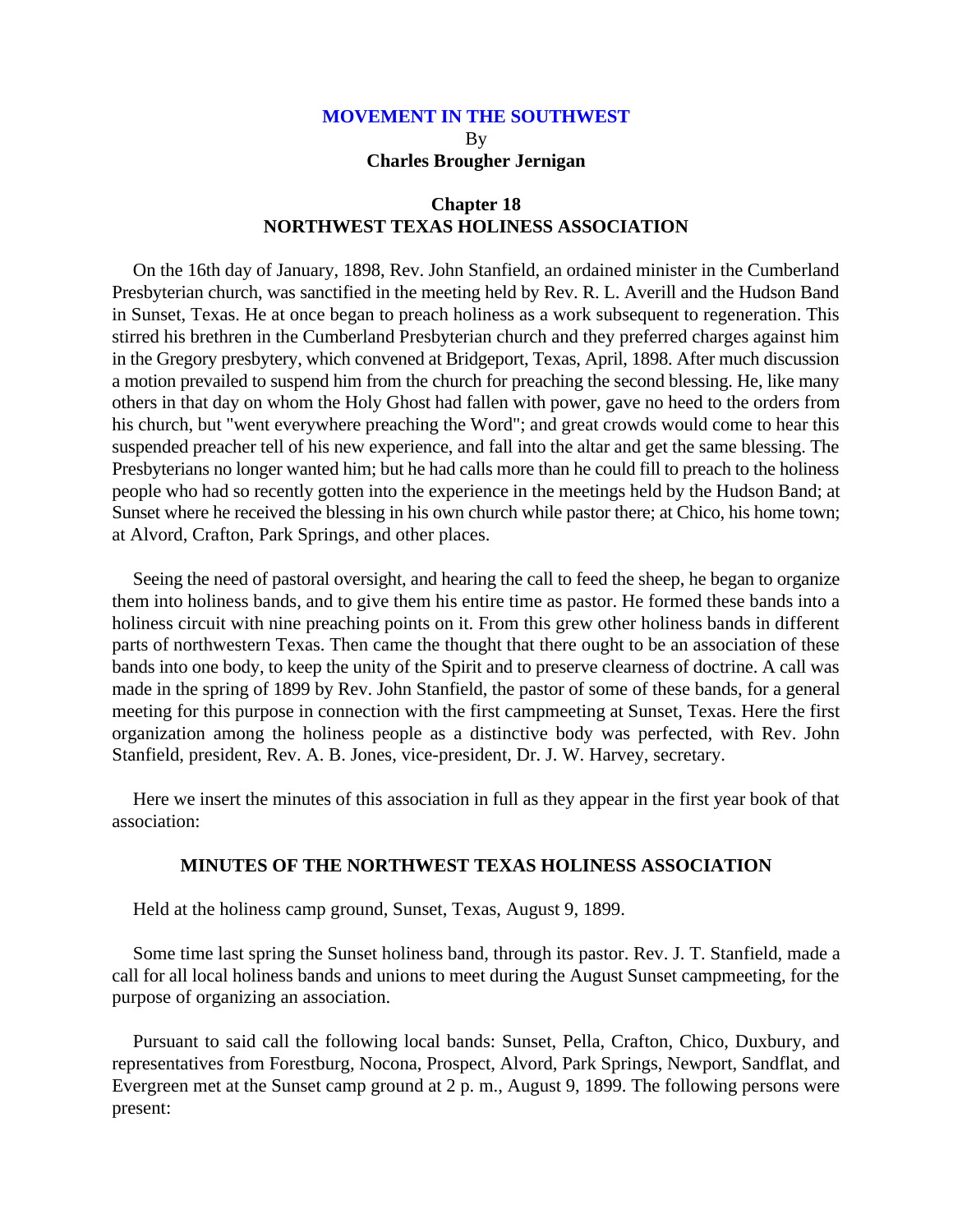**MOVEMENT IN THE SOUTHWEST**
By
**Charles Brougher Jernigan**

## Chapter 18
## NORTHWEST TEXAS HOLINESS ASSOCIATION

On the 16th day of January, 1898, Rev. John Stanfield, an ordained minister in the Cumberland Presbyterian church, was sanctified in the meeting held by Rev. R. L. Averill and the Hudson Band in Sunset, Texas. He at once began to preach holiness as a work subsequent to regeneration. This stirred his brethren in the Cumberland Presbyterian church and they preferred charges against him in the Gregory presbytery, which convened at Bridgeport, Texas, April, 1898. After much discussion a motion prevailed to suspend him from the church for preaching the second blessing. He, like many others in that day on whom the Holy Ghost had fallen with power, gave no heed to the orders from his church, but "went everywhere preaching the Word"; and great crowds would come to hear this suspended preacher tell of his new experience, and fall into the altar and get the same blessing. The Presbyterians no longer wanted him; but he had calls more than he could fill to preach to the holiness people who had so recently gotten into the experience in the meetings held by the Hudson Band; at Sunset where he received the blessing in his own church while pastor there; at Chico, his home town; at Alvord, Crafton, Park Springs, and other places.

Seeing the need of pastoral oversight, and hearing the call to feed the sheep, he began to organize them into holiness bands, and to give them his entire time as pastor. He formed these bands into a holiness circuit with nine preaching points on it. From this grew other holiness bands in different parts of northwestern Texas. Then came the thought that there ought to be an association of these bands into one body, to keep the unity of the Spirit and to preserve clearness of doctrine. A call was made in the spring of 1899 by Rev. John Stanfield, the pastor of some of these bands, for a general meeting for this purpose in connection with the first campmeeting at Sunset, Texas. Here the first organization among the holiness people as a distinctive body was perfected, with Rev. John Stanfield, president, Rev. A. B. Jones, vice-president, Dr. J. W. Harvey, secretary.

Here we insert the minutes of this association in full as they appear in the first year book of that association:

### MINUTES OF THE NORTHWEST TEXAS HOLINESS ASSOCIATION

Held at the holiness camp ground, Sunset, Texas, August 9, 1899.

Some time last spring the Sunset holiness band, through its pastor. Rev. J. T. Stanfield, made a call for all local holiness bands and unions to meet during the August Sunset campmeeting, for the purpose of organizing an association.

Pursuant to said call the following local bands: Sunset, Pella, Crafton, Chico, Duxbury, and representatives from Forestburg, Nocona, Prospect, Alvord, Park Springs, Newport, Sandflat, and Evergreen met at the Sunset camp ground at 2 p. m., August 9, 1899. The following persons were present: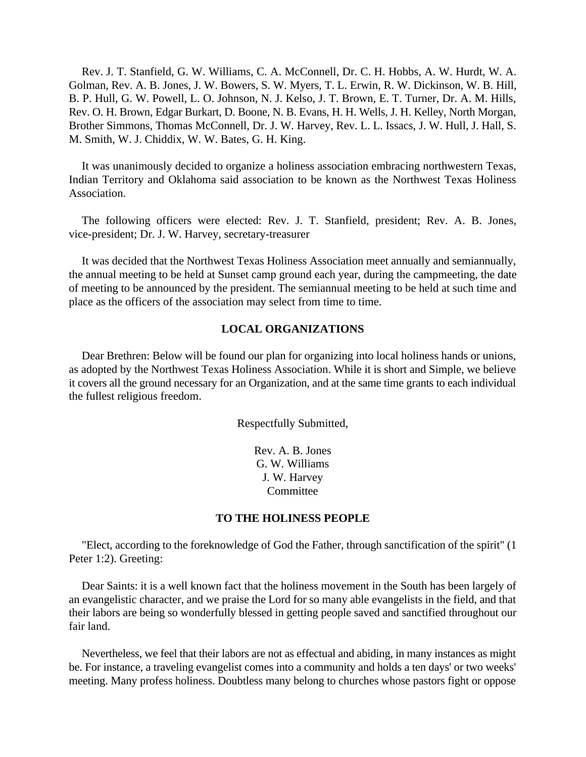Rev. J. T. Stanfield, G. W. Williams, C. A. McConnell, Dr. C. H. Hobbs, A. W. Hurdt, W. A. Golman, Rev. A. B. Jones, J. W. Bowers, S. W. Myers, T. L. Erwin, R. W. Dickinson, W. B. Hill, B. P. Hull, G. W. Powell, L. O. Johnson, N. J. Kelso, J. T. Brown, E. T. Turner, Dr. A. M. Hills, Rev. O. H. Brown, Edgar Burkart, D. Boone, N. B. Evans, H. H. Wells, J. H. Kelley, North Morgan, Brother Simmons, Thomas McConnell, Dr. J. W. Harvey, Rev. L. L. Issacs, J. W. Hull, J. Hall, S. M. Smith, W. J. Chiddix, W. W. Bates, G. H. King.

It was unanimously decided to organize a holiness association embracing northwestern Texas, Indian Territory and Oklahoma said association to be known as the Northwest Texas Holiness Association.

The following officers were elected: Rev. J. T. Stanfield, president; Rev. A. B. Jones, vice-president; Dr. J. W. Harvey, secretary-treasurer

It was decided that the Northwest Texas Holiness Association meet annually and semiannually, the annual meeting to be held at Sunset camp ground each year, during the campmeeting, the date of meeting to be announced by the president. The semiannual meeting to be held at such time and place as the officers of the association may select from time to time.

### LOCAL ORGANIZATIONS

Dear Brethren: Below will be found our plan for organizing into local holiness hands or unions, as adopted by the Northwest Texas Holiness Association. While it is short and Simple, we believe it covers all the ground necessary for an Organization, and at the same time grants to each individual the fullest religious freedom.

Respectfully Submitted,

Rev. A. B. Jones
G. W. Williams
J. W. Harvey
Committee

### TO THE HOLINESS PEOPLE

"Elect, according to the foreknowledge of God the Father, through sanctification of the spirit" (1 Peter 1:2). Greeting:

Dear Saints: it is a well known fact that the holiness movement in the South has been largely of an evangelistic character, and we praise the Lord for so many able evangelists in the field, and that their labors are being so wonderfully blessed in getting people saved and sanctified throughout our fair land.

Nevertheless, we feel that their labors are not as effectual and abiding, in many instances as might be. For instance, a traveling evangelist comes into a community and holds a ten days' or two weeks' meeting. Many profess holiness. Doubtless many belong to churches whose pastors fight or oppose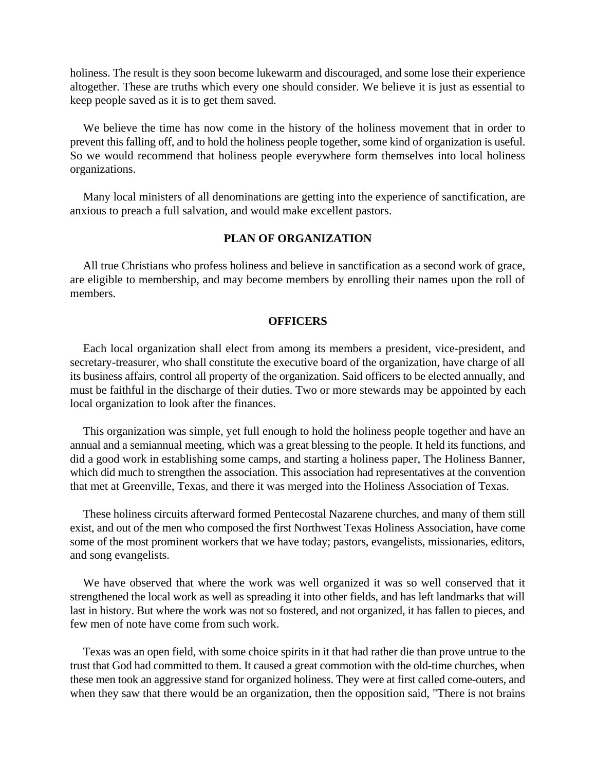holiness. The result is they soon become lukewarm and discouraged, and some lose their experience altogether. These are truths which every one should consider. We believe it is just as essential to keep people saved as it is to get them saved.

We believe the time has now come in the history of the holiness movement that in order to prevent this falling off, and to hold the holiness people together, some kind of organization is useful. So we would recommend that holiness people everywhere form themselves into local holiness organizations.

Many local ministers of all denominations are getting into the experience of sanctification, are anxious to preach a full salvation, and would make excellent pastors.

**PLAN OF ORGANIZATION**

All true Christians who profess holiness and believe in sanctification as a second work of grace, are eligible to membership, and may become members by enrolling their names upon the roll of members.

**OFFICERS**

Each local organization shall elect from among its members a president, vice-president, and secretary-treasurer, who shall constitute the executive board of the organization, have charge of all its business affairs, control all property of the organization. Said officers to be elected annually, and must be faithful in the discharge of their duties. Two or more stewards may be appointed by each local organization to look after the finances.

This organization was simple, yet full enough to hold the holiness people together and have an annual and a semiannual meeting, which was a great blessing to the people. It held its functions, and did a good work in establishing some camps, and starting a holiness paper, The Holiness Banner, which did much to strengthen the association. This association had representatives at the convention that met at Greenville, Texas, and there it was merged into the Holiness Association of Texas.

These holiness circuits afterward formed Pentecostal Nazarene churches, and many of them still exist, and out of the men who composed the first Northwest Texas Holiness Association, have come some of the most prominent workers that we have today; pastors, evangelists, missionaries, editors, and song evangelists.

We have observed that where the work was well organized it was so well conserved that it strengthened the local work as well as spreading it into other fields, and has left landmarks that will last in history. But where the work was not so fostered, and not organized, it has fallen to pieces, and few men of note have come from such work.

Texas was an open field, with some choice spirits in it that had rather die than prove untrue to the trust that God had committed to them. It caused a great commotion with the old-time churches, when these men took an aggressive stand for organized holiness. They were at first called come-outers, and when they saw that there would be an organization, then the opposition said, "There is not brains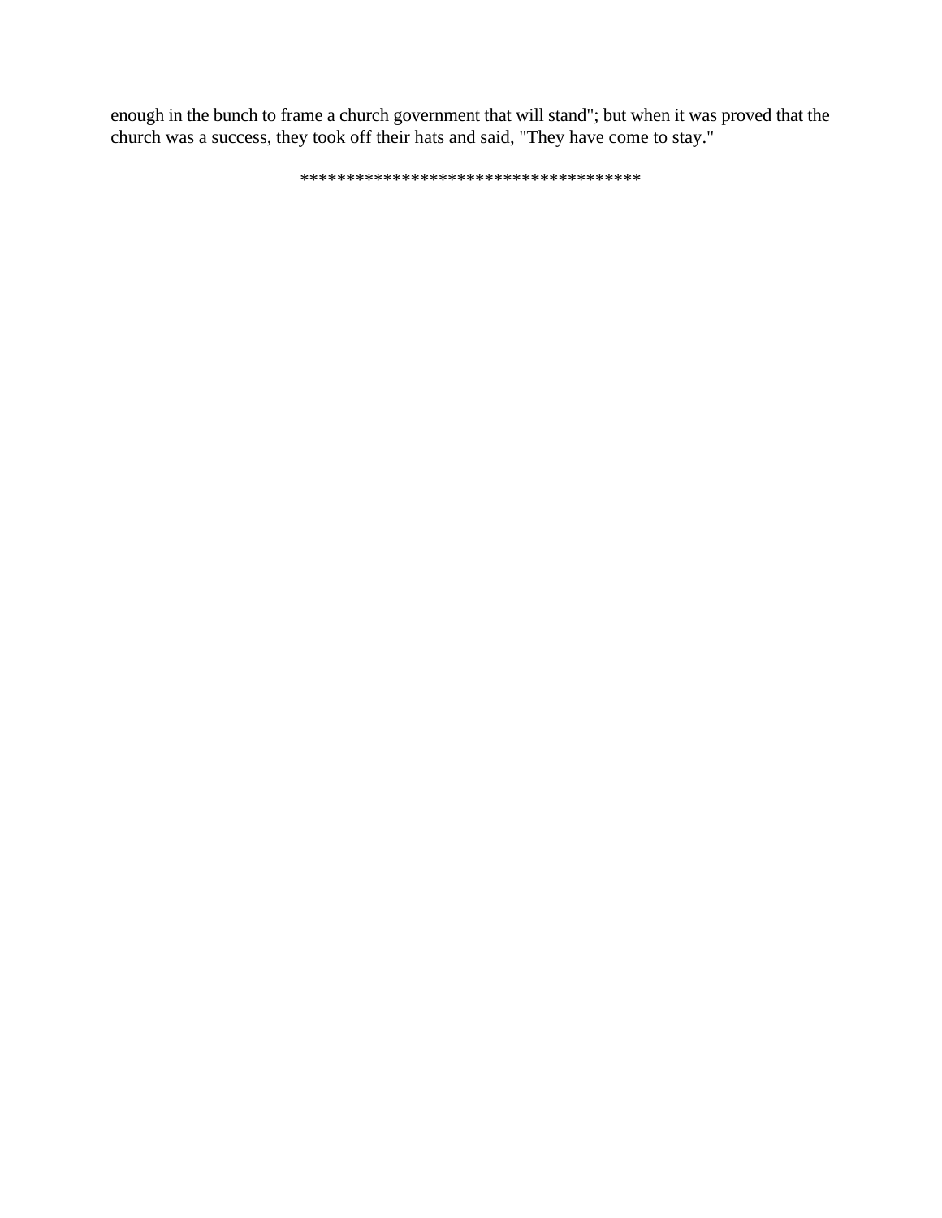enough in the bunch to frame a church government that will stand"; but when it was proved that the church was a success, they took off their hats and said, "They have come to stay."

************************************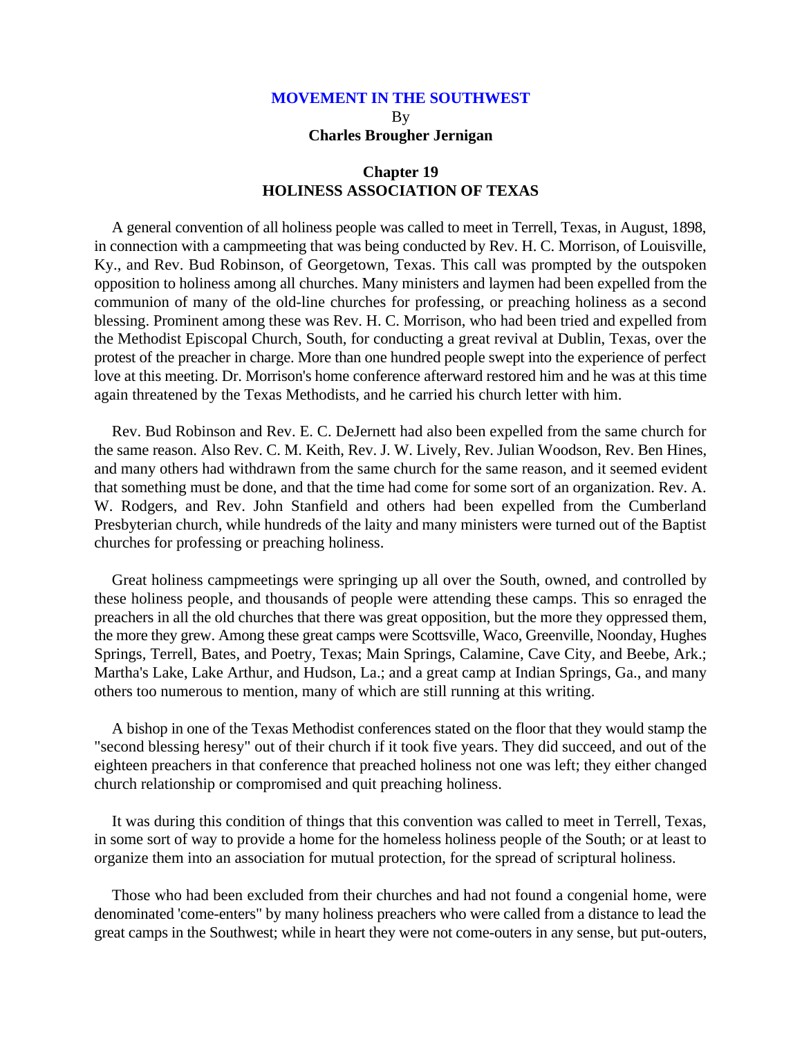**MOVEMENT IN THE SOUTHWEST**

By

**Charles Brougher Jernigan**

## Chapter 19
## HOLINESS ASSOCIATION OF TEXAS

A general convention of all holiness people was called to meet in Terrell, Texas, in August, 1898, in connection with a campmeeting that was being conducted by Rev. H. C. Morrison, of Louisville, Ky., and Rev. Bud Robinson, of Georgetown, Texas. This call was prompted by the outspoken opposition to holiness among all churches. Many ministers and laymen had been expelled from the communion of many of the old-line churches for professing, or preaching holiness as a second blessing. Prominent among these was Rev. H. C. Morrison, who had been tried and expelled from the Methodist Episcopal Church, South, for conducting a great revival at Dublin, Texas, over the protest of the preacher in charge. More than one hundred people swept into the experience of perfect love at this meeting. Dr. Morrison's home conference afterward restored him and he was at this time again threatened by the Texas Methodists, and he carried his church letter with him.

Rev. Bud Robinson and Rev. E. C. DeJernett had also been expelled from the same church for the same reason. Also Rev. C. M. Keith, Rev. J. W. Lively, Rev. Julian Woodson, Rev. Ben Hines, and many others had withdrawn from the same church for the same reason, and it seemed evident that something must be done, and that the time had come for some sort of an organization. Rev. A. W. Rodgers, and Rev. John Stanfield and others had been expelled from the Cumberland Presbyterian church, while hundreds of the laity and many ministers were turned out of the Baptist churches for professing or preaching holiness.

Great holiness campmeetings were springing up all over the South, owned, and controlled by these holiness people, and thousands of people were attending these camps. This so enraged the preachers in all the old churches that there was great opposition, but the more they oppressed them, the more they grew. Among these great camps were Scottsville, Waco, Greenville, Noonday, Hughes Springs, Terrell, Bates, and Poetry, Texas; Main Springs, Calamine, Cave City, and Beebe, Ark.; Martha's Lake, Lake Arthur, and Hudson, La.; and a great camp at Indian Springs, Ga., and many others too numerous to mention, many of which are still running at this writing.

A bishop in one of the Texas Methodist conferences stated on the floor that they would stamp the "second blessing heresy" out of their church if it took five years. They did succeed, and out of the eighteen preachers in that conference that preached holiness not one was left; they either changed church relationship or compromised and quit preaching holiness.

It was during this condition of things that this convention was called to meet in Terrell, Texas, in some sort of way to provide a home for the homeless holiness people of the South; or at least to organize them into an association for mutual protection, for the spread of scriptural holiness.

Those who had been excluded from their churches and had not found a congenial home, were denominated 'come-enters" by many holiness preachers who were called from a distance to lead the great camps in the Southwest; while in heart they were not come-outers in any sense, but put-outers,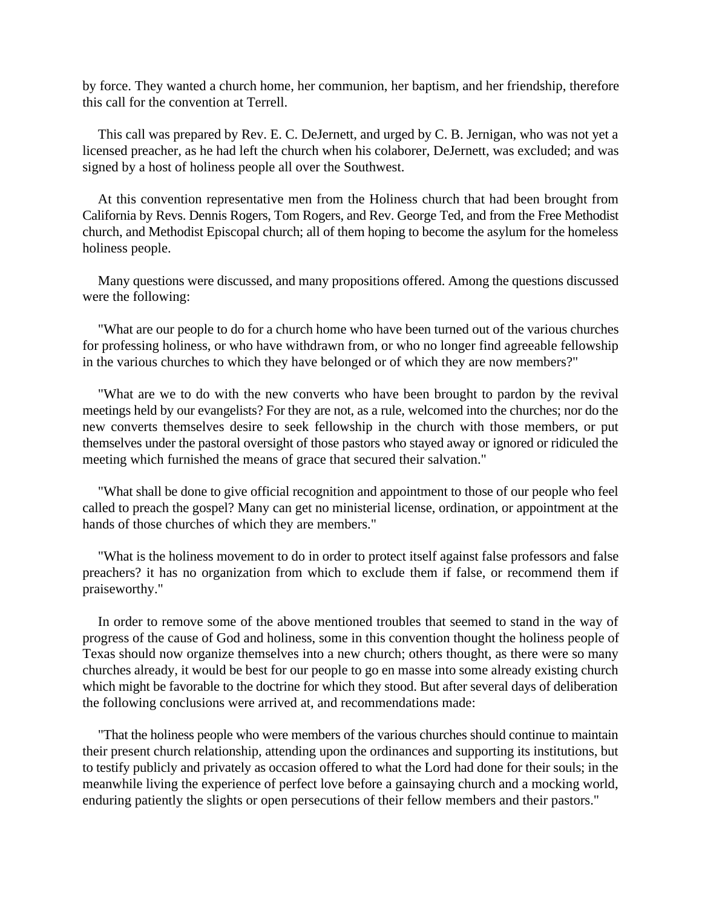by force. They wanted a church home, her communion, her baptism, and her friendship, therefore this call for the convention at Terrell.

This call was prepared by Rev. E. C. DeJernett, and urged by C. B. Jernigan, who was not yet a licensed preacher, as he had left the church when his colaborer, DeJernett, was excluded; and was signed by a host of holiness people all over the Southwest.

At this convention representative men from the Holiness church that had been brought from California by Revs. Dennis Rogers, Tom Rogers, and Rev. George Ted, and from the Free Methodist church, and Methodist Episcopal church; all of them hoping to become the asylum for the homeless holiness people.

Many questions were discussed, and many propositions offered. Among the questions discussed were the following:

"What are our people to do for a church home who have been turned out of the various churches for professing holiness, or who have withdrawn from, or who no longer find agreeable fellowship in the various churches to which they have belonged or of which they are now members?"

"What are we to do with the new converts who have been brought to pardon by the revival meetings held by our evangelists? For they are not, as a rule, welcomed into the churches; nor do the new converts themselves desire to seek fellowship in the church with those members, or put themselves under the pastoral oversight of those pastors who stayed away or ignored or ridiculed the meeting which furnished the means of grace that secured their salvation."

"What shall be done to give official recognition and appointment to those of our people who feel called to preach the gospel? Many can get no ministerial license, ordination, or appointment at the hands of those churches of which they are members."

"What is the holiness movement to do in order to protect itself against false professors and false preachers? it has no organization from which to exclude them if false, or recommend them if praiseworthy."

In order to remove some of the above mentioned troubles that seemed to stand in the way of progress of the cause of God and holiness, some in this convention thought the holiness people of Texas should now organize themselves into a new church; others thought, as there were so many churches already, it would be best for our people to go en masse into some already existing church which might be favorable to the doctrine for which they stood. But after several days of deliberation the following conclusions were arrived at, and recommendations made:

"That the holiness people who were members of the various churches should continue to maintain their present church relationship, attending upon the ordinances and supporting its institutions, but to testify publicly and privately as occasion offered to what the Lord had done for their souls; in the meanwhile living the experience of perfect love before a gainsaying church and a mocking world, enduring patiently the slights or open persecutions of their fellow members and their pastors."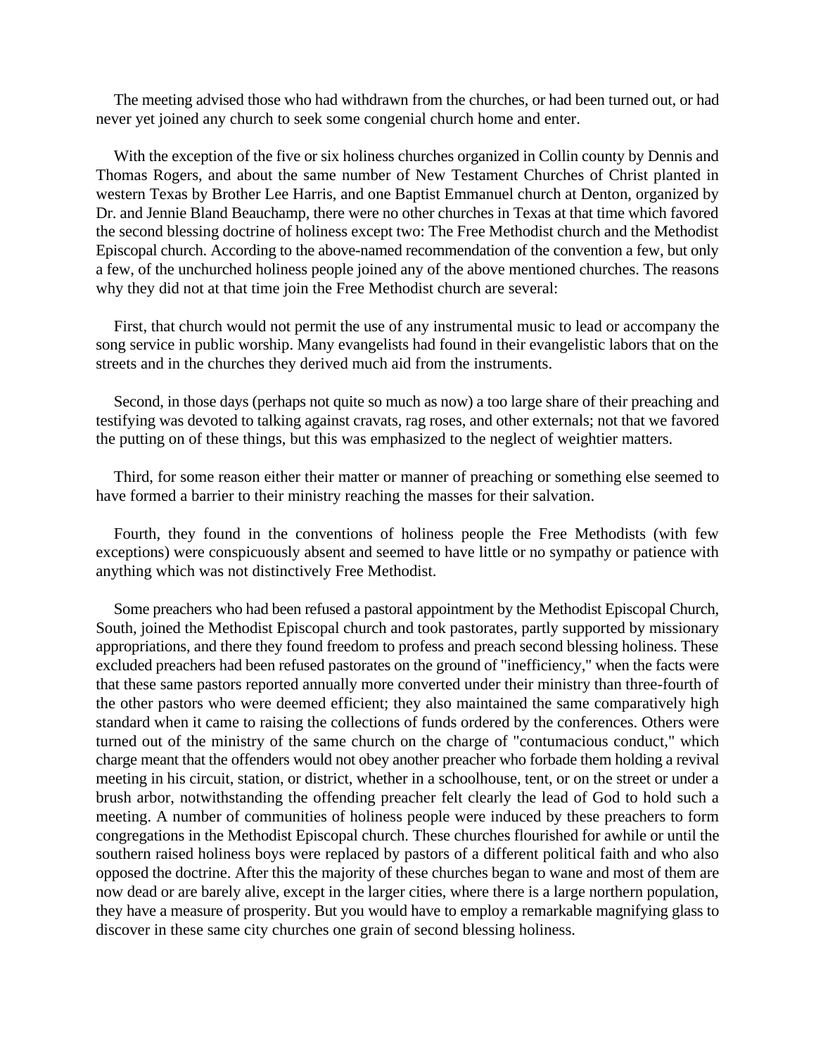The meeting advised those who had withdrawn from the churches, or had been turned out, or had never yet joined any church to seek some congenial church home and enter.

With the exception of the five or six holiness churches organized in Collin county by Dennis and Thomas Rogers, and about the same number of New Testament Churches of Christ planted in western Texas by Brother Lee Harris, and one Baptist Emmanuel church at Denton, organized by Dr. and Jennie Bland Beauchamp, there were no other churches in Texas at that time which favored the second blessing doctrine of holiness except two: The Free Methodist church and the Methodist Episcopal church. According to the above-named recommendation of the convention a few, but only a few, of the unchurched holiness people joined any of the above mentioned churches. The reasons why they did not at that time join the Free Methodist church are several:

First, that church would not permit the use of any instrumental music to lead or accompany the song service in public worship. Many evangelists had found in their evangelistic labors that on the streets and in the churches they derived much aid from the instruments.

Second, in those days (perhaps not quite so much as now) a too large share of their preaching and testifying was devoted to talking against cravats, rag roses, and other externals; not that we favored the putting on of these things, but this was emphasized to the neglect of weightier matters.

Third, for some reason either their matter or manner of preaching or something else seemed to have formed a barrier to their ministry reaching the masses for their salvation.

Fourth, they found in the conventions of holiness people the Free Methodists (with few exceptions) were conspicuously absent and seemed to have little or no sympathy or patience with anything which was not distinctively Free Methodist.

Some preachers who had been refused a pastoral appointment by the Methodist Episcopal Church, South, joined the Methodist Episcopal church and took pastorates, partly supported by missionary appropriations, and there they found freedom to profess and preach second blessing holiness. These excluded preachers had been refused pastorates on the ground of "inefficiency," when the facts were that these same pastors reported annually more converted under their ministry than three-fourth of the other pastors who were deemed efficient; they also maintained the same comparatively high standard when it came to raising the collections of funds ordered by the conferences. Others were turned out of the ministry of the same church on the charge of "contumacious conduct," which charge meant that the offenders would not obey another preacher who forbade them holding a revival meeting in his circuit, station, or district, whether in a schoolhouse, tent, or on the street or under a brush arbor, notwithstanding the offending preacher felt clearly the lead of God to hold such a meeting. A number of communities of holiness people were induced by these preachers to form congregations in the Methodist Episcopal church. These churches flourished for awhile or until the southern raised holiness boys were replaced by pastors of a different political faith and who also opposed the doctrine. After this the majority of these churches began to wane and most of them are now dead or are barely alive, except in the larger cities, where there is a large northern population, they have a measure of prosperity. But you would have to employ a remarkable magnifying glass to discover in these same city churches one grain of second blessing holiness.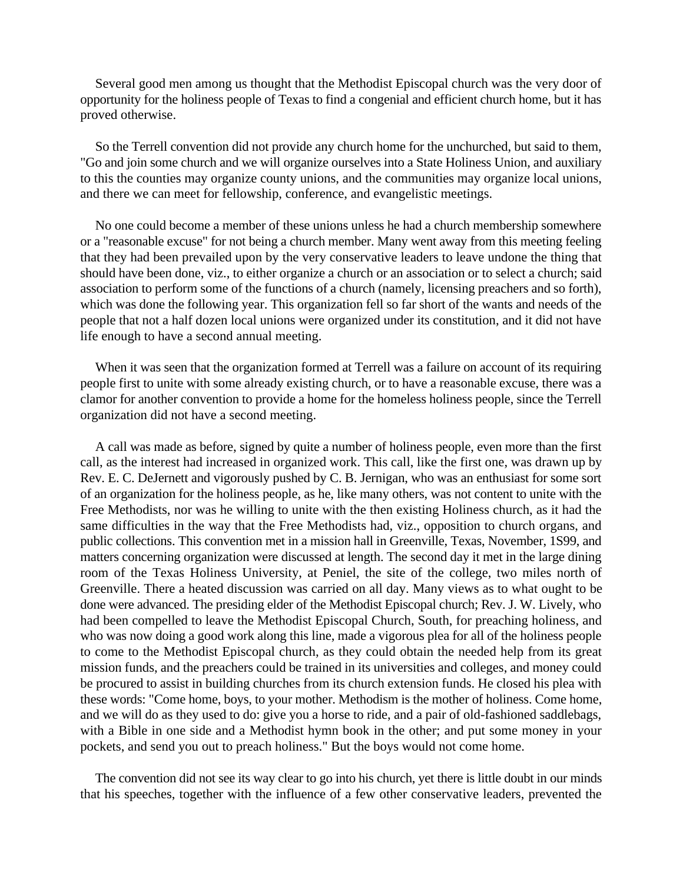Several good men among us thought that the Methodist Episcopal church was the very door of opportunity for the holiness people of Texas to find a congenial and efficient church home, but it has proved otherwise.

So the Terrell convention did not provide any church home for the unchurched, but said to them, "Go and join some church and we will organize ourselves into a State Holiness Union, and auxiliary to this the counties may organize county unions, and the communities may organize local unions, and there we can meet for fellowship, conference, and evangelistic meetings.

No one could become a member of these unions unless he had a church membership somewhere or a "reasonable excuse" for not being a church member. Many went away from this meeting feeling that they had been prevailed upon by the very conservative leaders to leave undone the thing that should have been done, viz., to either organize a church or an association or to select a church; said association to perform some of the functions of a church (namely, licensing preachers and so forth), which was done the following year. This organization fell so far short of the wants and needs of the people that not a half dozen local unions were organized under its constitution, and it did not have life enough to have a second annual meeting.

When it was seen that the organization formed at Terrell was a failure on account of its requiring people first to unite with some already existing church, or to have a reasonable excuse, there was a clamor for another convention to provide a home for the homeless holiness people, since the Terrell organization did not have a second meeting.

A call was made as before, signed by quite a number of holiness people, even more than the first call, as the interest had increased in organized work. This call, like the first one, was drawn up by Rev. E. C. DeJernett and vigorously pushed by C. B. Jernigan, who was an enthusiast for some sort of an organization for the holiness people, as he, like many others, was not content to unite with the Free Methodists, nor was he willing to unite with the then existing Holiness church, as it had the same difficulties in the way that the Free Methodists had, viz., opposition to church organs, and public collections. This convention met in a mission hall in Greenville, Texas, November, 1S99, and matters concerning organization were discussed at length. The second day it met in the large dining room of the Texas Holiness University, at Peniel, the site of the college, two miles north of Greenville. There a heated discussion was carried on all day. Many views as to what ought to be done were advanced. The presiding elder of the Methodist Episcopal church; Rev. J. W. Lively, who had been compelled to leave the Methodist Episcopal Church, South, for preaching holiness, and who was now doing a good work along this line, made a vigorous plea for all of the holiness people to come to the Methodist Episcopal church, as they could obtain the needed help from its great mission funds, and the preachers could be trained in its universities and colleges, and money could be procured to assist in building churches from its church extension funds. He closed his plea with these words: "Come home, boys, to your mother. Methodism is the mother of holiness. Come home, and we will do as they used to do: give you a horse to ride, and a pair of old-fashioned saddlebags, with a Bible in one side and a Methodist hymn book in the other; and put some money in your pockets, and send you out to preach holiness." But the boys would not come home.

The convention did not see its way clear to go into his church, yet there is little doubt in our minds that his speeches, together with the influence of a few other conservative leaders, prevented the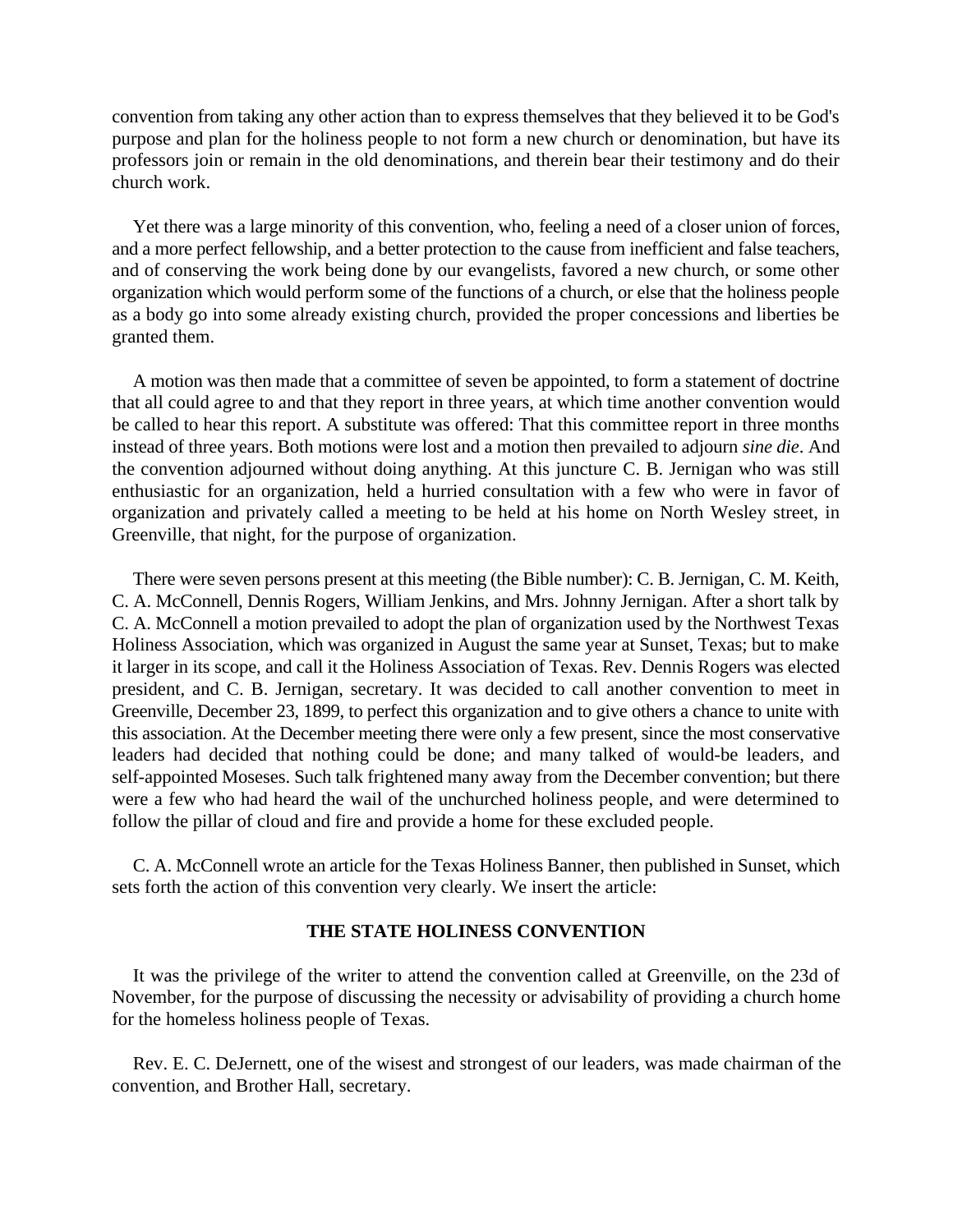convention from taking any other action than to express themselves that they believed it to be God's purpose and plan for the holiness people to not form a new church or denomination, but have its professors join or remain in the old denominations, and therein bear their testimony and do their church work.

Yet there was a large minority of this convention, who, feeling a need of a closer union of forces, and a more perfect fellowship, and a better protection to the cause from inefficient and false teachers, and of conserving the work being done by our evangelists, favored a new church, or some other organization which would perform some of the functions of a church, or else that the holiness people as a body go into some already existing church, provided the proper concessions and liberties be granted them.

A motion was then made that a committee of seven be appointed, to form a statement of doctrine that all could agree to and that they report in three years, at which time another convention would be called to hear this report. A substitute was offered: That this committee report in three months instead of three years. Both motions were lost and a motion then prevailed to adjourn *sine die*. And the convention adjourned without doing anything. At this juncture C. B. Jernigan who was still enthusiastic for an organization, held a hurried consultation with a few who were in favor of organization and privately called a meeting to be held at his home on North Wesley street, in Greenville, that night, for the purpose of organization.

There were seven persons present at this meeting (the Bible number): C. B. Jernigan, C. M. Keith, C. A. McConnell, Dennis Rogers, William Jenkins, and Mrs. Johnny Jernigan. After a short talk by C. A. McConnell a motion prevailed to adopt the plan of organization used by the Northwest Texas Holiness Association, which was organized in August the same year at Sunset, Texas; but to make it larger in its scope, and call it the Holiness Association of Texas. Rev. Dennis Rogers was elected president, and C. B. Jernigan, secretary. It was decided to call another convention to meet in Greenville, December 23, 1899, to perfect this organization and to give others a chance to unite with this association. At the December meeting there were only a few present, since the most conservative leaders had decided that nothing could be done; and many talked of would-be leaders, and self-appointed Moseses. Such talk frightened many away from the December convention; but there were a few who had heard the wail of the unchurched holiness people, and were determined to follow the pillar of cloud and fire and provide a home for these excluded people.

C. A. McConnell wrote an article for the Texas Holiness Banner, then published in Sunset, which sets forth the action of this convention very clearly. We insert the article:

### THE STATE HOLINESS CONVENTION

It was the privilege of the writer to attend the convention called at Greenville, on the 23d of November, for the purpose of discussing the necessity or advisability of providing a church home for the homeless holiness people of Texas.

Rev. E. C. DeJernett, one of the wisest and strongest of our leaders, was made chairman of the convention, and Brother Hall, secretary.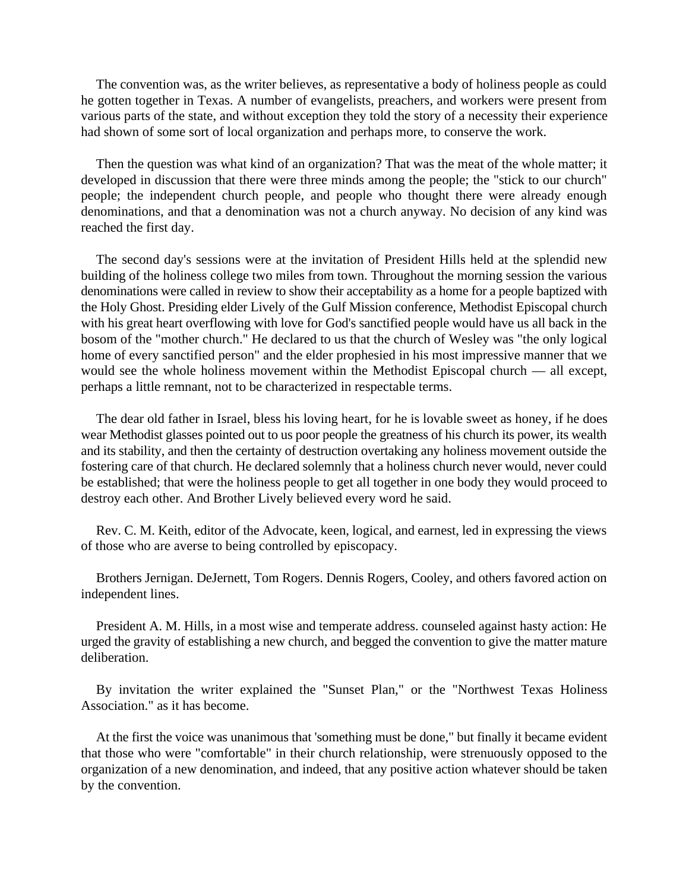The convention was, as the writer believes, as representative a body of holiness people as could he gotten together in Texas. A number of evangelists, preachers, and workers were present from various parts of the state, and without exception they told the story of a necessity their experience had shown of some sort of local organization and perhaps more, to conserve the work.

Then the question was what kind of an organization? That was the meat of the whole matter; it developed in discussion that there were three minds among the people; the "stick to our church" people; the independent church people, and people who thought there were already enough denominations, and that a denomination was not a church anyway. No decision of any kind was reached the first day.

The second day's sessions were at the invitation of President Hills held at the splendid new building of the holiness college two miles from town. Throughout the morning session the various denominations were called in review to show their acceptability as a home for a people baptized with the Holy Ghost. Presiding elder Lively of the Gulf Mission conference, Methodist Episcopal church with his great heart overflowing with love for God's sanctified people would have us all back in the bosom of the "mother church." He declared to us that the church of Wesley was "the only logical home of every sanctified person" and the elder prophesied in his most impressive manner that we would see the whole holiness movement within the Methodist Episcopal church — all except, perhaps a little remnant, not to be characterized in respectable terms.

The dear old father in Israel, bless his loving heart, for he is lovable sweet as honey, if he does wear Methodist glasses pointed out to us poor people the greatness of his church its power, its wealth and its stability, and then the certainty of destruction overtaking any holiness movement outside the fostering care of that church. He declared solemnly that a holiness church never would, never could be established; that were the holiness people to get all together in one body they would proceed to destroy each other. And Brother Lively believed every word he said.

Rev. C. M. Keith, editor of the Advocate, keen, logical, and earnest, led in expressing the views of those who are averse to being controlled by episcopacy.

Brothers Jernigan. DeJernett, Tom Rogers. Dennis Rogers, Cooley, and others favored action on independent lines.

President A. M. Hills, in a most wise and temperate address. counseled against hasty action: He urged the gravity of establishing a new church, and begged the convention to give the matter mature deliberation.

By invitation the writer explained the "Sunset Plan," or the "Northwest Texas Holiness Association." as it has become.

At the first the voice was unanimous that 'something must be done," but finally it became evident that those who were "comfortable" in their church relationship, were strenuously opposed to the organization of a new denomination, and indeed, that any positive action whatever should be taken by the convention.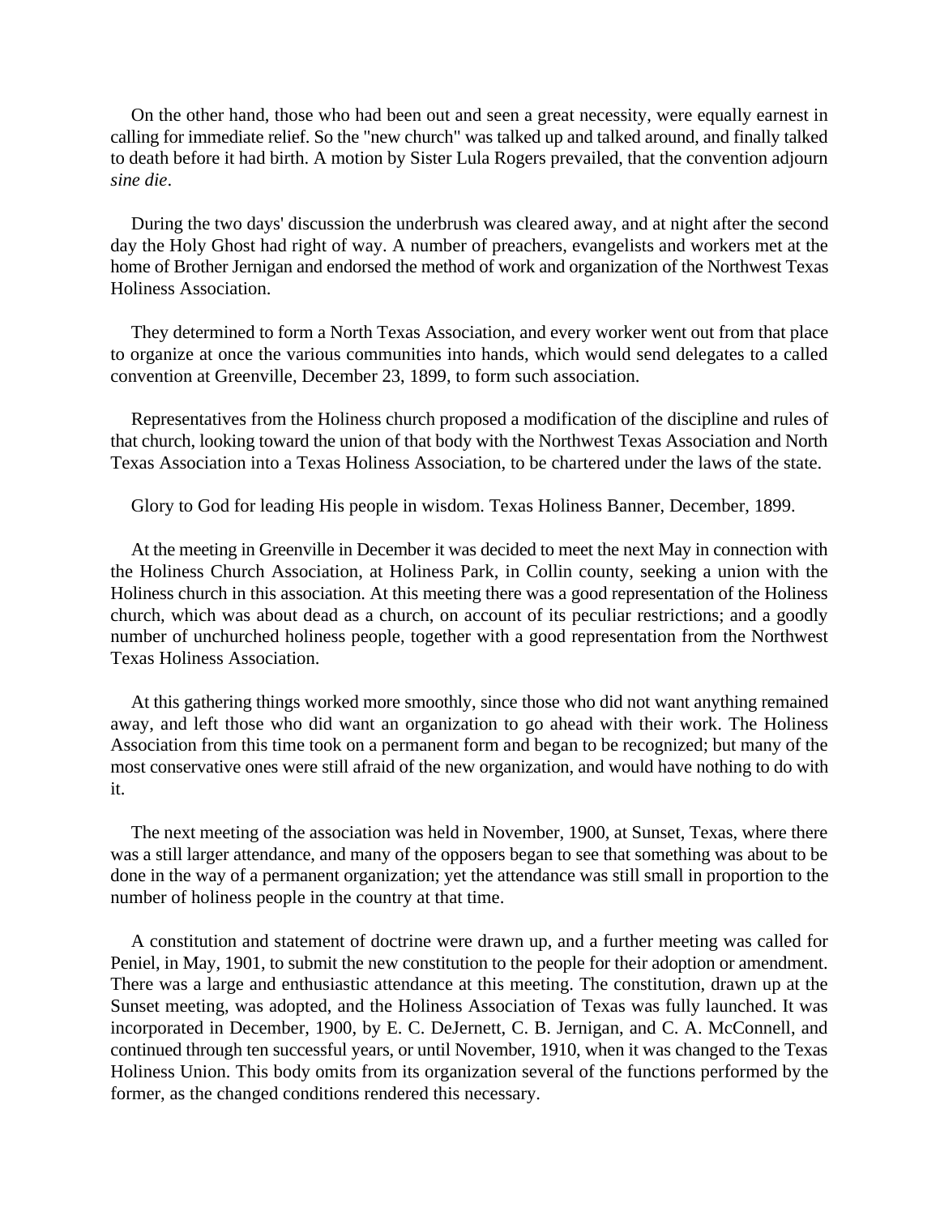On the other hand, those who had been out and seen a great necessity, were equally earnest in calling for immediate relief. So the "new church" was talked up and talked around, and finally talked to death before it had birth. A motion by Sister Lula Rogers prevailed, that the convention adjourn *sine die*.

During the two days' discussion the underbrush was cleared away, and at night after the second day the Holy Ghost had right of way. A number of preachers, evangelists and workers met at the home of Brother Jernigan and endorsed the method of work and organization of the Northwest Texas Holiness Association.

They determined to form a North Texas Association, and every worker went out from that place to organize at once the various communities into hands, which would send delegates to a called convention at Greenville, December 23, 1899, to form such association.

Representatives from the Holiness church proposed a modification of the discipline and rules of that church, looking toward the union of that body with the Northwest Texas Association and North Texas Association into a Texas Holiness Association, to be chartered under the laws of the state.

Glory to God for leading His people in wisdom. Texas Holiness Banner, December, 1899.

At the meeting in Greenville in December it was decided to meet the next May in connection with the Holiness Church Association, at Holiness Park, in Collin county, seeking a union with the Holiness church in this association. At this meeting there was a good representation of the Holiness church, which was about dead as a church, on account of its peculiar restrictions; and a goodly number of unchurched holiness people, together with a good representation from the Northwest Texas Holiness Association.

At this gathering things worked more smoothly, since those who did not want anything remained away, and left those who did want an organization to go ahead with their work. The Holiness Association from this time took on a permanent form and began to be recognized; but many of the most conservative ones were still afraid of the new organization, and would have nothing to do with it.

The next meeting of the association was held in November, 1900, at Sunset, Texas, where there was a still larger attendance, and many of the opposers began to see that something was about to be done in the way of a permanent organization; yet the attendance was still small in proportion to the number of holiness people in the country at that time.

A constitution and statement of doctrine were drawn up, and a further meeting was called for Peniel, in May, 1901, to submit the new constitution to the people for their adoption or amendment. There was a large and enthusiastic attendance at this meeting. The constitution, drawn up at the Sunset meeting, was adopted, and the Holiness Association of Texas was fully launched. It was incorporated in December, 1900, by E. C. DeJernett, C. B. Jernigan, and C. A. McConnell, and continued through ten successful years, or until November, 1910, when it was changed to the Texas Holiness Union. This body omits from its organization several of the functions performed by the former, as the changed conditions rendered this necessary.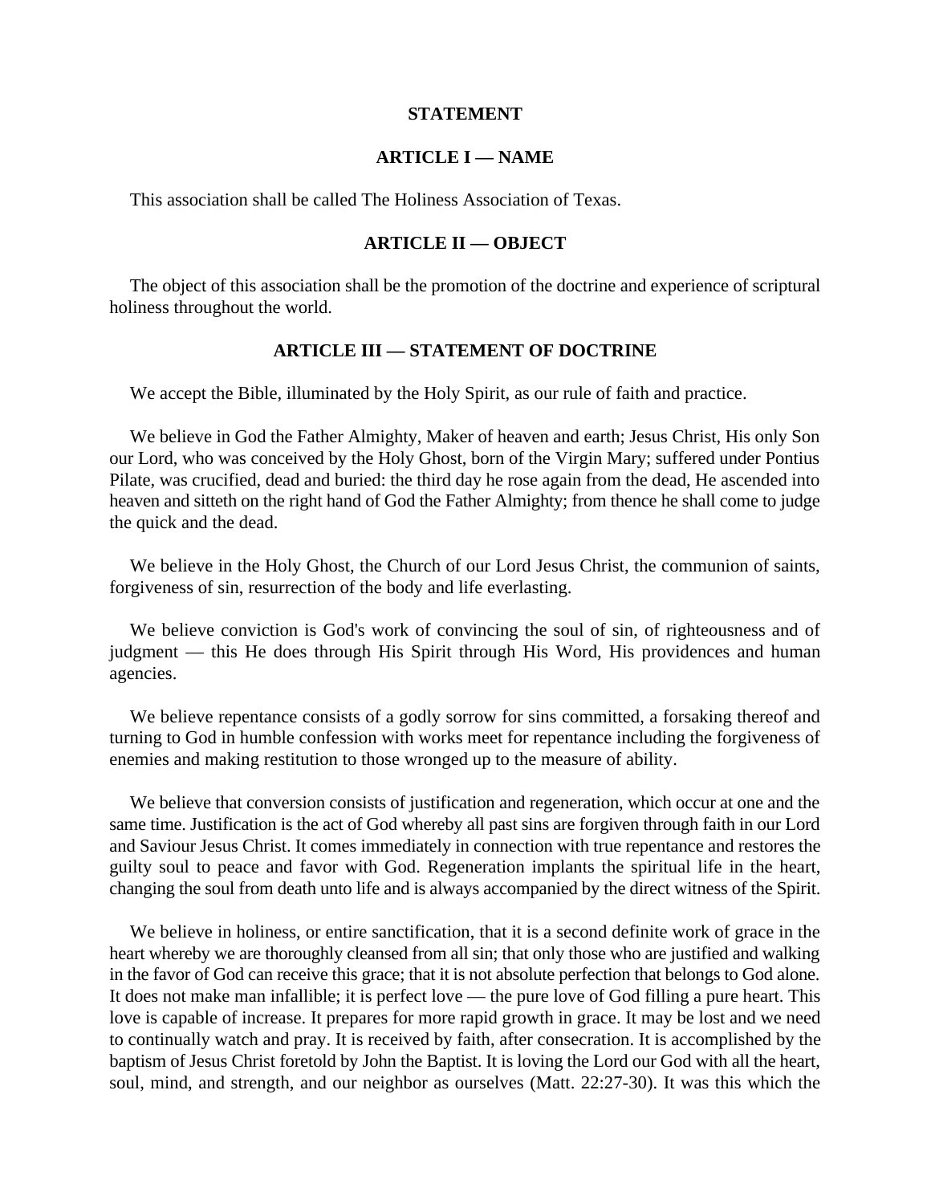## STATEMENT

### ARTICLE I — NAME

This association shall be called The Holiness Association of Texas.

### ARTICLE II — OBJECT

The object of this association shall be the promotion of the doctrine and experience of scriptural holiness throughout the world.

### ARTICLE III — STATEMENT OF DOCTRINE

We accept the Bible, illuminated by the Holy Spirit, as our rule of faith and practice.

We believe in God the Father Almighty, Maker of heaven and earth; Jesus Christ, His only Son our Lord, who was conceived by the Holy Ghost, born of the Virgin Mary; suffered under Pontius Pilate, was crucified, dead and buried: the third day he rose again from the dead, He ascended into heaven and sitteth on the right hand of God the Father Almighty; from thence he shall come to judge the quick and the dead.

We believe in the Holy Ghost, the Church of our Lord Jesus Christ, the communion of saints, forgiveness of sin, resurrection of the body and life everlasting.

We believe conviction is God's work of convincing the soul of sin, of righteousness and of judgment — this He does through His Spirit through His Word, His providences and human agencies.

We believe repentance consists of a godly sorrow for sins committed, a forsaking thereof and turning to God in humble confession with works meet for repentance including the forgiveness of enemies and making restitution to those wronged up to the measure of ability.

We believe that conversion consists of justification and regeneration, which occur at one and the same time. Justification is the act of God whereby all past sins are forgiven through faith in our Lord and Saviour Jesus Christ. It comes immediately in connection with true repentance and restores the guilty soul to peace and favor with God. Regeneration implants the spiritual life in the heart, changing the soul from death unto life and is always accompanied by the direct witness of the Spirit.

We believe in holiness, or entire sanctification, that it is a second definite work of grace in the heart whereby we are thoroughly cleansed from all sin; that only those who are justified and walking in the favor of God can receive this grace; that it is not absolute perfection that belongs to God alone. It does not make man infallible; it is perfect love — the pure love of God filling a pure heart. This love is capable of increase. It prepares for more rapid growth in grace. It may be lost and we need to continually watch and pray. It is received by faith, after consecration. It is accomplished by the baptism of Jesus Christ foretold by John the Baptist. It is loving the Lord our God with all the heart, soul, mind, and strength, and our neighbor as ourselves (Matt. 22:27-30). It was this which the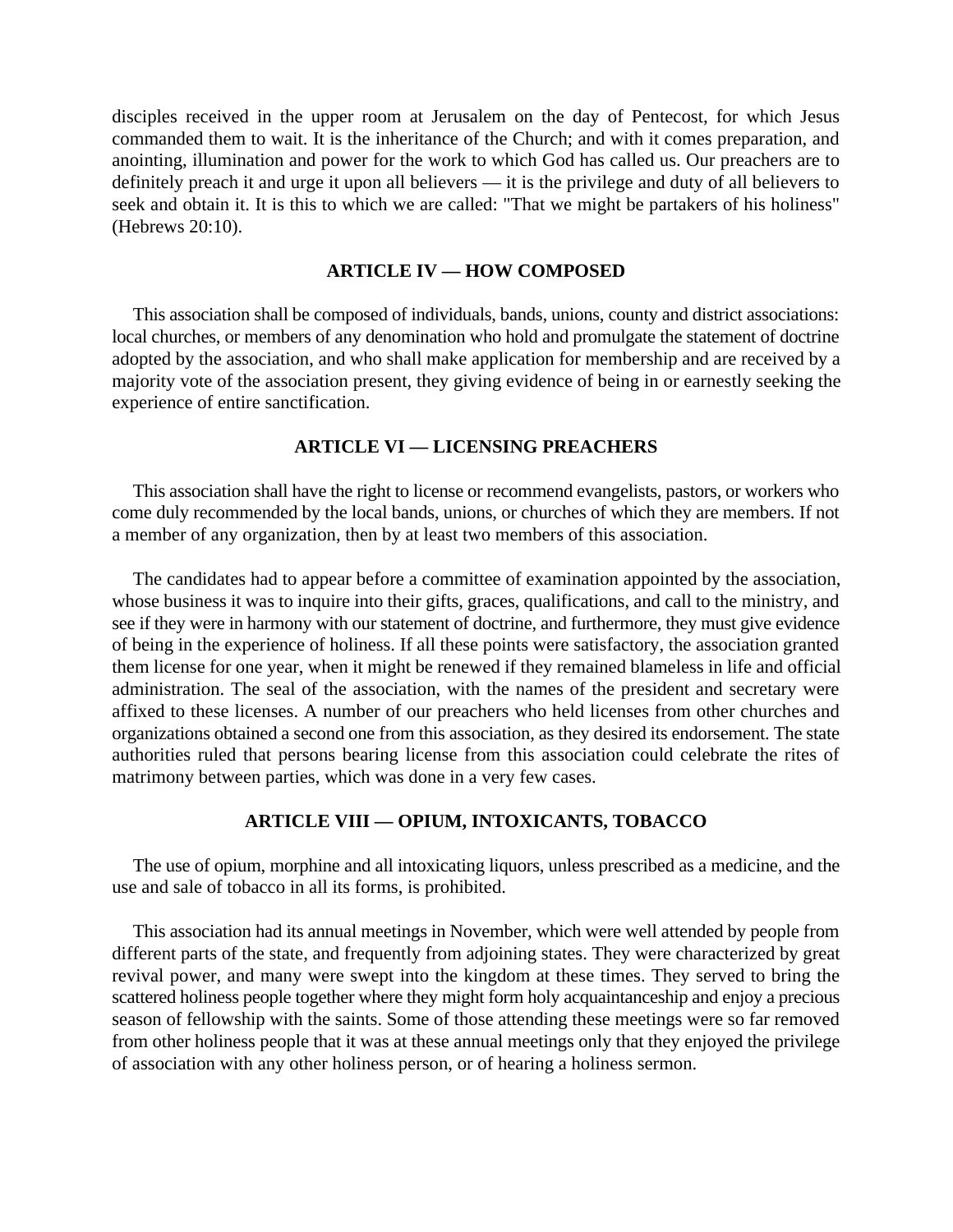disciples received in the upper room at Jerusalem on the day of Pentecost, for which Jesus commanded them to wait. It is the inheritance of the Church; and with it comes preparation, and anointing, illumination and power for the work to which God has called us. Our preachers are to definitely preach it and urge it upon all believers — it is the privilege and duty of all believers to seek and obtain it. It is this to which we are called: "That we might be partakers of his holiness" (Hebrews 20:10).

### ARTICLE IV — HOW COMPOSED

This association shall be composed of individuals, bands, unions, county and district associations: local churches, or members of any denomination who hold and promulgate the statement of doctrine adopted by the association, and who shall make application for membership and are received by a majority vote of the association present, they giving evidence of being in or earnestly seeking the experience of entire sanctification.

### ARTICLE VI — LICENSING PREACHERS

This association shall have the right to license or recommend evangelists, pastors, or workers who come duly recommended by the local bands, unions, or churches of which they are members. If not a member of any organization, then by at least two members of this association.

The candidates had to appear before a committee of examination appointed by the association, whose business it was to inquire into their gifts, graces, qualifications, and call to the ministry, and see if they were in harmony with our statement of doctrine, and furthermore, they must give evidence of being in the experience of holiness. If all these points were satisfactory, the association granted them license for one year, when it might be renewed if they remained blameless in life and official administration. The seal of the association, with the names of the president and secretary were affixed to these licenses. A number of our preachers who held licenses from other churches and organizations obtained a second one from this association, as they desired its endorsement. The state authorities ruled that persons bearing license from this association could celebrate the rites of matrimony between parties, which was done in a very few cases.

### ARTICLE VIII — OPIUM, INTOXICANTS, TOBACCO

The use of opium, morphine and all intoxicating liquors, unless prescribed as a medicine, and the use and sale of tobacco in all its forms, is prohibited.

This association had its annual meetings in November, which were well attended by people from different parts of the state, and frequently from adjoining states. They were characterized by great revival power, and many were swept into the kingdom at these times. They served to bring the scattered holiness people together where they might form holy acquaintanceship and enjoy a precious season of fellowship with the saints. Some of those attending these meetings were so far removed from other holiness people that it was at these annual meetings only that they enjoyed the privilege of association with any other holiness person, or of hearing a holiness sermon.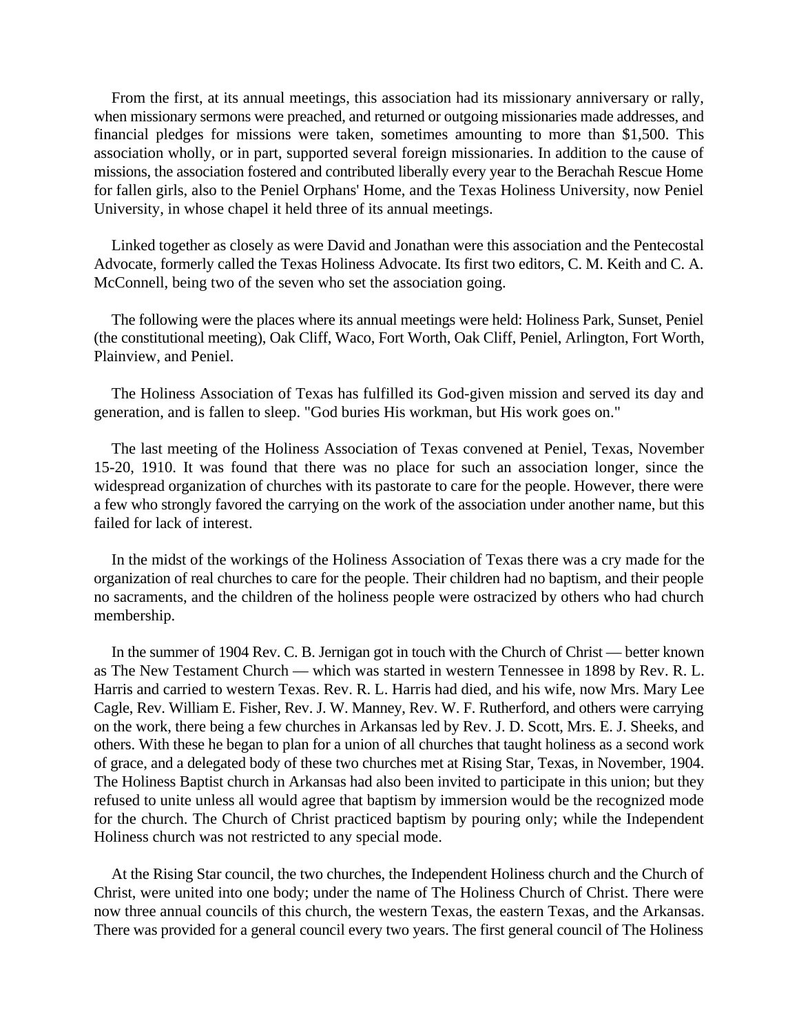From the first, at its annual meetings, this association had its missionary anniversary or rally, when missionary sermons were preached, and returned or outgoing missionaries made addresses, and financial pledges for missions were taken, sometimes amounting to more than $1,500. This association wholly, or in part, supported several foreign missionaries. In addition to the cause of missions, the association fostered and contributed liberally every year to the Berachah Rescue Home for fallen girls, also to the Peniel Orphans' Home, and the Texas Holiness University, now Peniel University, in whose chapel it held three of its annual meetings.

Linked together as closely as were David and Jonathan were this association and the Pentecostal Advocate, formerly called the Texas Holiness Advocate. Its first two editors, C. M. Keith and C. A. McConnell, being two of the seven who set the association going.

The following were the places where its annual meetings were held: Holiness Park, Sunset, Peniel (the constitutional meeting), Oak Cliff, Waco, Fort Worth, Oak Cliff, Peniel, Arlington, Fort Worth, Plainview, and Peniel.

The Holiness Association of Texas has fulfilled its God-given mission and served its day and generation, and is fallen to sleep. "God buries His workman, but His work goes on."

The last meeting of the Holiness Association of Texas convened at Peniel, Texas, November 15-20, 1910. It was found that there was no place for such an association longer, since the widespread organization of churches with its pastorate to care for the people. However, there were a few who strongly favored the carrying on the work of the association under another name, but this failed for lack of interest.

In the midst of the workings of the Holiness Association of Texas there was a cry made for the organization of real churches to care for the people. Their children had no baptism, and their people no sacraments, and the children of the holiness people were ostracized by others who had church membership.

In the summer of 1904 Rev. C. B. Jernigan got in touch with the Church of Christ — better known as The New Testament Church — which was started in western Tennessee in 1898 by Rev. R. L. Harris and carried to western Texas. Rev. R. L. Harris had died, and his wife, now Mrs. Mary Lee Cagle, Rev. William E. Fisher, Rev. J. W. Manney, Rev. W. F. Rutherford, and others were carrying on the work, there being a few churches in Arkansas led by Rev. J. D. Scott, Mrs. E. J. Sheeks, and others. With these he began to plan for a union of all churches that taught holiness as a second work of grace, and a delegated body of these two churches met at Rising Star, Texas, in November, 1904. The Holiness Baptist church in Arkansas had also been invited to participate in this union; but they refused to unite unless all would agree that baptism by immersion would be the recognized mode for the church. The Church of Christ practiced baptism by pouring only; while the Independent Holiness church was not restricted to any special mode.

At the Rising Star council, the two churches, the Independent Holiness church and the Church of Christ, were united into one body; under the name of The Holiness Church of Christ. There were now three annual councils of this church, the western Texas, the eastern Texas, and the Arkansas. There was provided for a general council every two years. The first general council of The Holiness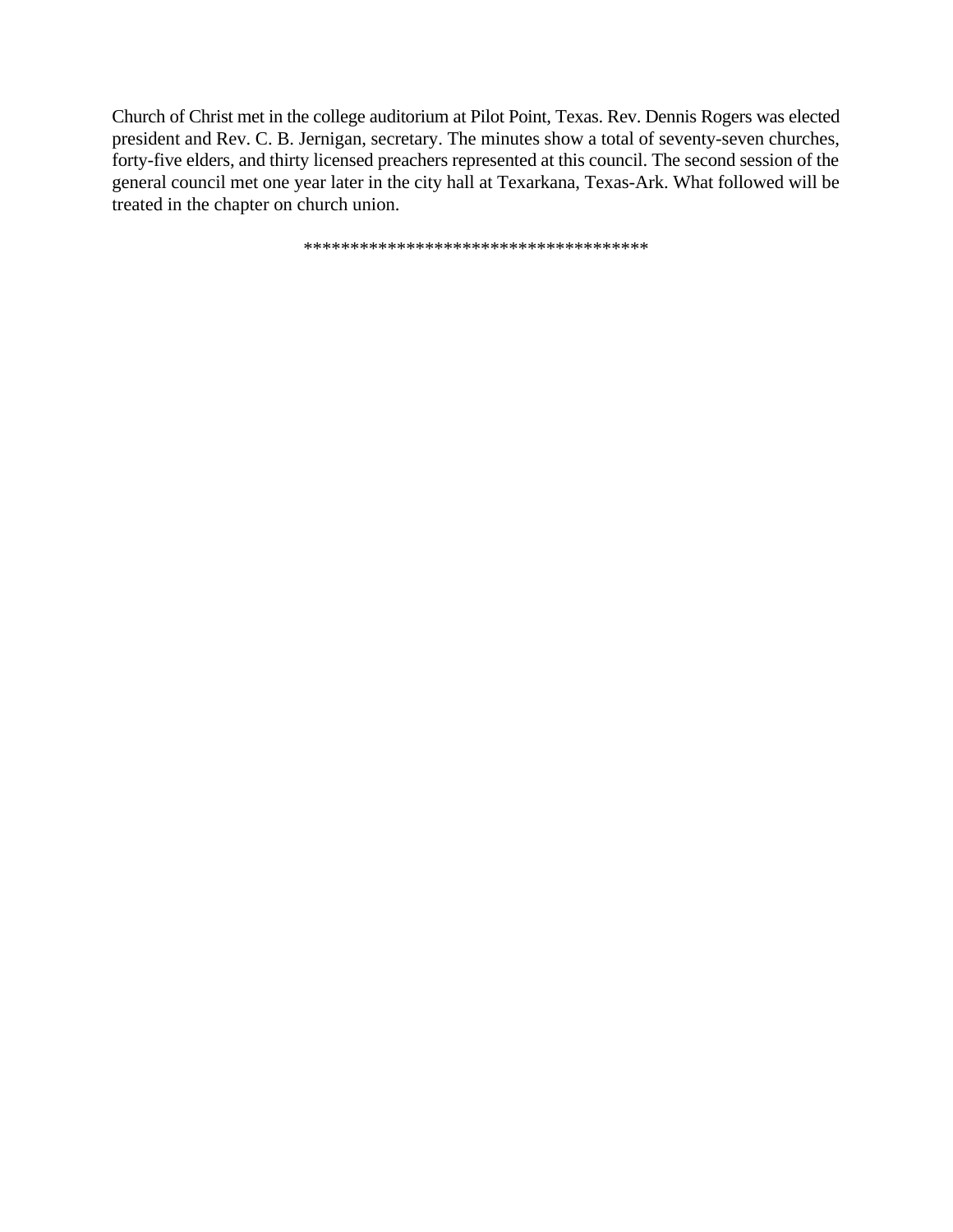Church of Christ met in the college auditorium at Pilot Point, Texas. Rev. Dennis Rogers was elected president and Rev. C. B. Jernigan, secretary. The minutes show a total of seventy-seven churches, forty-five elders, and thirty licensed preachers represented at this council. The second session of the general council met one year later in the city hall at Texarkana, Texas-Ark. What followed will be treated in the chapter on church union.

****************************************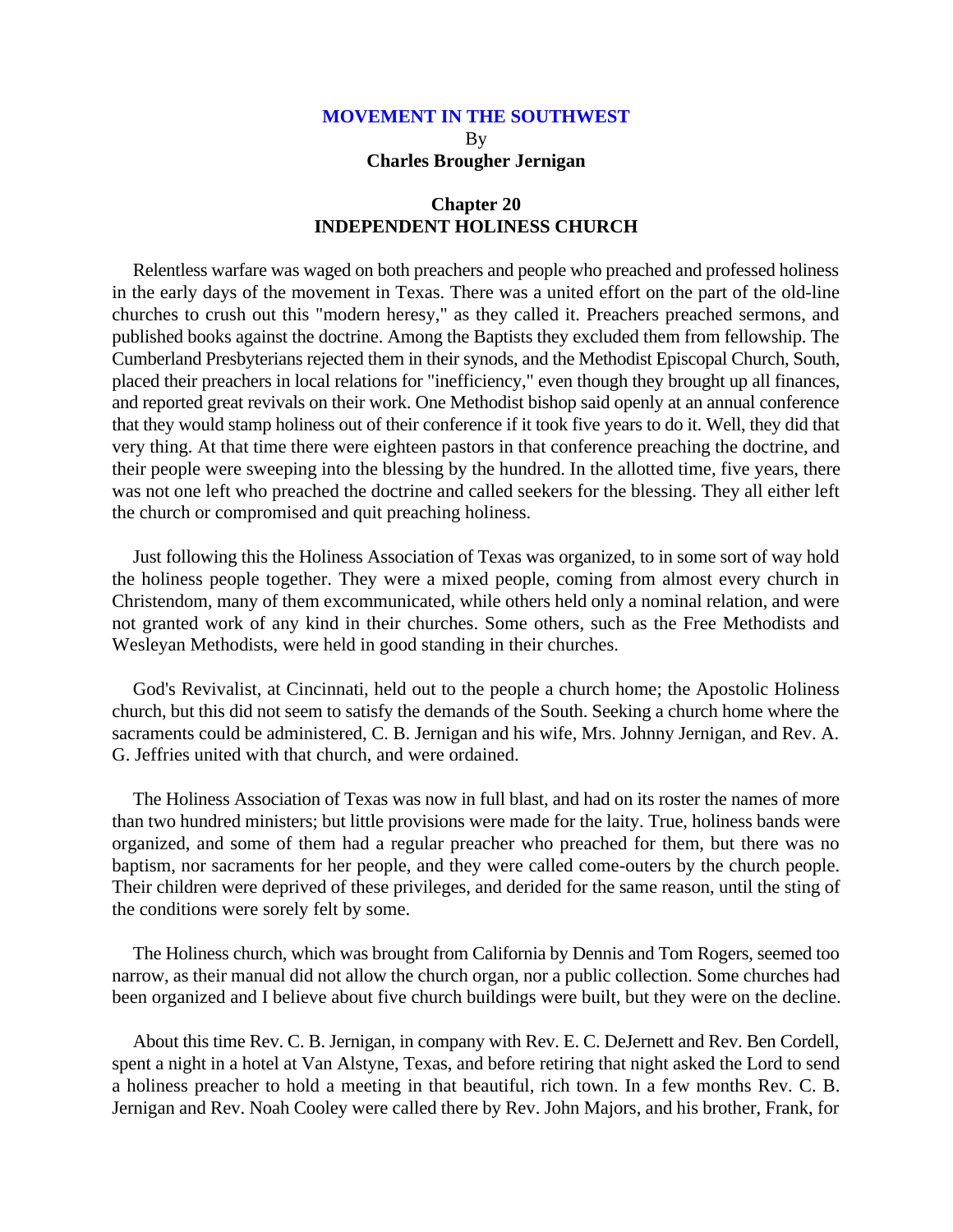## MOVEMENT IN THE SOUTHWEST

By

**Charles Brougher Jernigan**

### Chapter 20
### INDEPENDENT HOLINESS CHURCH

Relentless warfare was waged on both preachers and people who preached and professed holiness in the early days of the movement in Texas. There was a united effort on the part of the old-line churches to crush out this "modern heresy," as they called it. Preachers preached sermons, and published books against the doctrine. Among the Baptists they excluded them from fellowship. The Cumberland Presbyterians rejected them in their synods, and the Methodist Episcopal Church, South, placed their preachers in local relations for "inefficiency," even though they brought up all finances, and reported great revivals on their work. One Methodist bishop said openly at an annual conference that they would stamp holiness out of their conference if it took five years to do it. Well, they did that very thing. At that time there were eighteen pastors in that conference preaching the doctrine, and their people were sweeping into the blessing by the hundred. In the allotted time, five years, there was not one left who preached the doctrine and called seekers for the blessing. They all either left the church or compromised and quit preaching holiness.

Just following this the Holiness Association of Texas was organized, to in some sort of way hold the holiness people together. They were a mixed people, coming from almost every church in Christendom, many of them excommunicated, while others held only a nominal relation, and were not granted work of any kind in their churches. Some others, such as the Free Methodists and Wesleyan Methodists, were held in good standing in their churches.

God's Revivalist, at Cincinnati, held out to the people a church home; the Apostolic Holiness church, but this did not seem to satisfy the demands of the South. Seeking a church home where the sacraments could be administered, C. B. Jernigan and his wife, Mrs. Johnny Jernigan, and Rev. A. G. Jeffries united with that church, and were ordained.

The Holiness Association of Texas was now in full blast, and had on its roster the names of more than two hundred ministers; but little provisions were made for the laity. True, holiness bands were organized, and some of them had a regular preacher who preached for them, but there was no baptism, nor sacraments for her people, and they were called come-outers by the church people. Their children were deprived of these privileges, and derided for the same reason, until the sting of the conditions were sorely felt by some.

The Holiness church, which was brought from California by Dennis and Tom Rogers, seemed too narrow, as their manual did not allow the church organ, nor a public collection. Some churches had been organized and I believe about five church buildings were built, but they were on the decline.

About this time Rev. C. B. Jernigan, in company with Rev. E. C. DeJernett and Rev. Ben Cordell, spent a night in a hotel at Van Alstyne, Texas, and before retiring that night asked the Lord to send a holiness preacher to hold a meeting in that beautiful, rich town. In a few months Rev. C. B. Jernigan and Rev. Noah Cooley were called there by Rev. John Majors, and his brother, Frank, for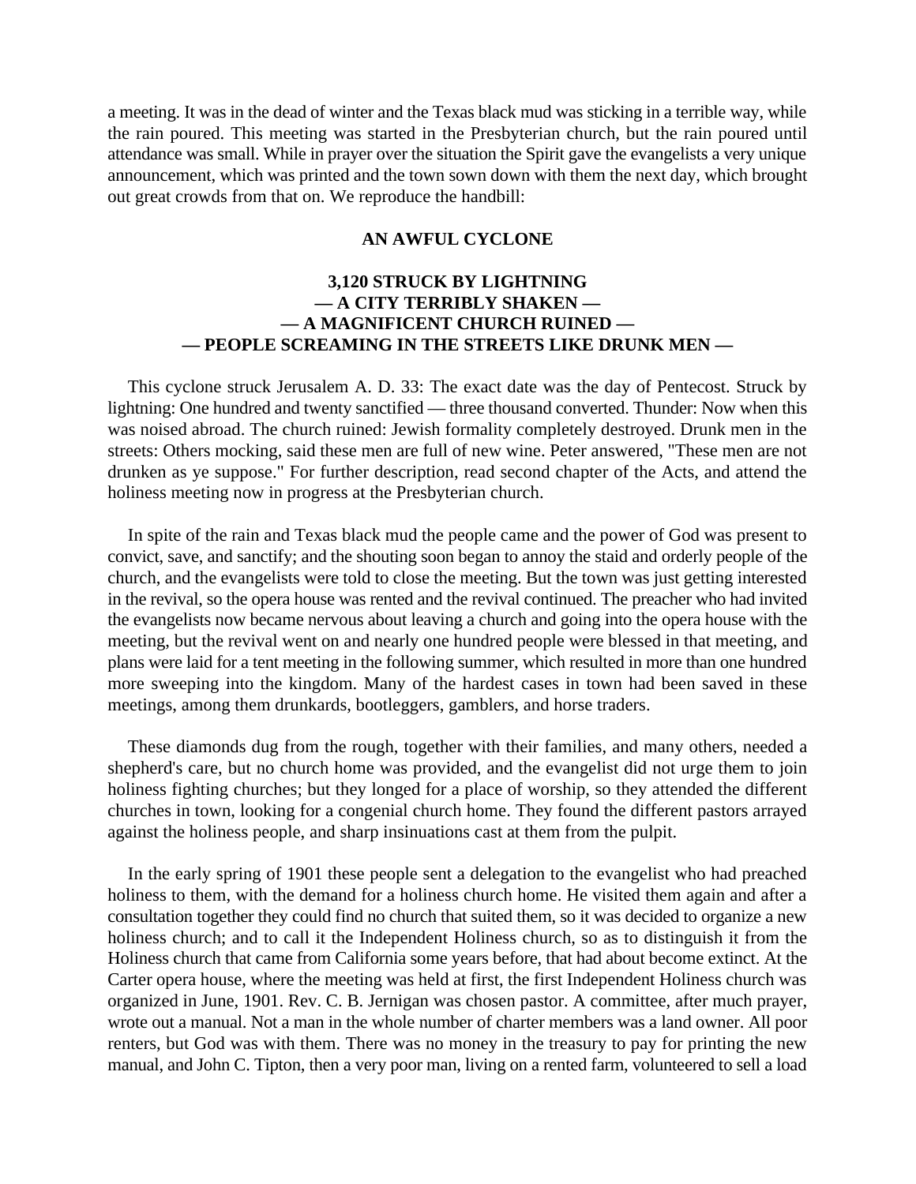a meeting. It was in the dead of winter and the Texas black mud was sticking in a terrible way, while the rain poured. This meeting was started in the Presbyterian church, but the rain poured until attendance was small. While in prayer over the situation the Spirit gave the evangelists a very unique announcement, which was printed and the town sown down with them the next day, which brought out great crowds from that on. We reproduce the handbill:

**AN AWFUL CYCLONE**

**3,120 STRUCK BY LIGHTNING**
**— A CITY TERRIBLY SHAKEN —**
**— A MAGNIFICENT CHURCH RUINED —**
**— PEOPLE SCREAMING IN THE STREETS LIKE DRUNK MEN —**

This cyclone struck Jerusalem A. D. 33: The exact date was the day of Pentecost. Struck by lightning: One hundred and twenty sanctified — three thousand converted. Thunder: Now when this was noised abroad. The church ruined: Jewish formality completely destroyed. Drunk men in the streets: Others mocking, said these men are full of new wine. Peter answered, "These men are not drunken as ye suppose." For further description, read second chapter of the Acts, and attend the holiness meeting now in progress at the Presbyterian church.

In spite of the rain and Texas black mud the people came and the power of God was present to convict, save, and sanctify; and the shouting soon began to annoy the staid and orderly people of the church, and the evangelists were told to close the meeting. But the town was just getting interested in the revival, so the opera house was rented and the revival continued. The preacher who had invited the evangelists now became nervous about leaving a church and going into the opera house with the meeting, but the revival went on and nearly one hundred people were blessed in that meeting, and plans were laid for a tent meeting in the following summer, which resulted in more than one hundred more sweeping into the kingdom. Many of the hardest cases in town had been saved in these meetings, among them drunkards, bootleggers, gamblers, and horse traders.

These diamonds dug from the rough, together with their families, and many others, needed a shepherd's care, but no church home was provided, and the evangelist did not urge them to join holiness fighting churches; but they longed for a place of worship, so they attended the different churches in town, looking for a congenial church home. They found the different pastors arrayed against the holiness people, and sharp insinuations cast at them from the pulpit.

In the early spring of 1901 these people sent a delegation to the evangelist who had preached holiness to them, with the demand for a holiness church home. He visited them again and after a consultation together they could find no church that suited them, so it was decided to organize a new holiness church; and to call it the Independent Holiness church, so as to distinguish it from the Holiness church that came from California some years before, that had about become extinct. At the Carter opera house, where the meeting was held at first, the first Independent Holiness church was organized in June, 1901. Rev. C. B. Jernigan was chosen pastor. A committee, after much prayer, wrote out a manual. Not a man in the whole number of charter members was a land owner. All poor renters, but God was with them. There was no money in the treasury to pay for printing the new manual, and John C. Tipton, then a very poor man, living on a rented farm, volunteered to sell a load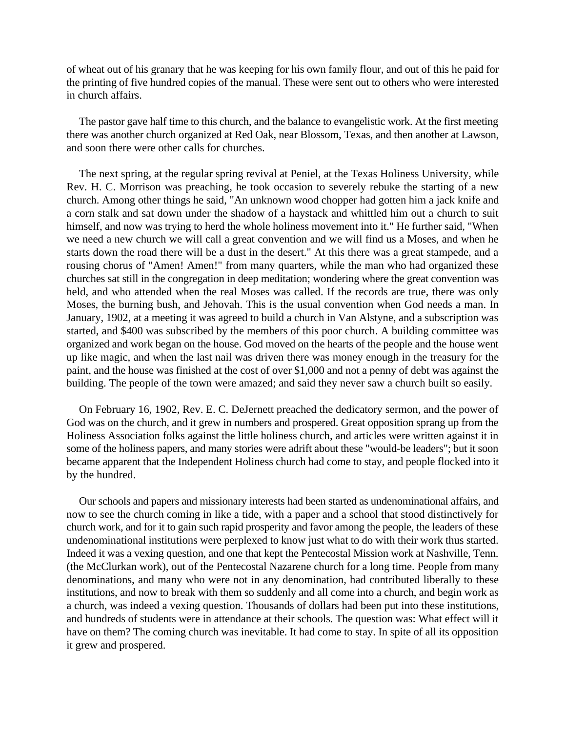of wheat out of his granary that he was keeping for his own family flour, and out of this he paid for the printing of five hundred copies of the manual. These were sent out to others who were interested in church affairs.

The pastor gave half time to this church, and the balance to evangelistic work. At the first meeting there was another church organized at Red Oak, near Blossom, Texas, and then another at Lawson, and soon there were other calls for churches.

The next spring, at the regular spring revival at Peniel, at the Texas Holiness University, while Rev. H. C. Morrison was preaching, he took occasion to severely rebuke the starting of a new church. Among other things he said, "An unknown wood chopper had gotten him a jack knife and a corn stalk and sat down under the shadow of a haystack and whittled him out a church to suit himself, and now was trying to herd the whole holiness movement into it." He further said, "When we need a new church we will call a great convention and we will find us a Moses, and when he starts down the road there will be a dust in the desert." At this there was a great stampede, and a rousing chorus of "Amen! Amen!" from many quarters, while the man who had organized these churches sat still in the congregation in deep meditation; wondering where the great convention was held, and who attended when the real Moses was called. If the records are true, there was only Moses, the burning bush, and Jehovah. This is the usual convention when God needs a man. In January, 1902, at a meeting it was agreed to build a church in Van Alstyne, and a subscription was started, and $400 was subscribed by the members of this poor church. A building committee was organized and work began on the house. God moved on the hearts of the people and the house went up like magic, and when the last nail was driven there was money enough in the treasury for the paint, and the house was finished at the cost of over $1,000 and not a penny of debt was against the building. The people of the town were amazed; and said they never saw a church built so easily.

On February 16, 1902, Rev. E. C. DeJernett preached the dedicatory sermon, and the power of God was on the church, and it grew in numbers and prospered. Great opposition sprang up from the Holiness Association folks against the little holiness church, and articles were written against it in some of the holiness papers, and many stories were adrift about these "would-be leaders"; but it soon became apparent that the Independent Holiness church had come to stay, and people flocked into it by the hundred.

Our schools and papers and missionary interests had been started as undenominational affairs, and now to see the church coming in like a tide, with a paper and a school that stood distinctively for church work, and for it to gain such rapid prosperity and favor among the people, the leaders of these undenominational institutions were perplexed to know just what to do with their work thus started. Indeed it was a vexing question, and one that kept the Pentecostal Mission work at Nashville, Tenn. (the McClurkan work), out of the Pentecostal Nazarene church for a long time. People from many denominations, and many who were not in any denomination, had contributed liberally to these institutions, and now to break with them so suddenly and all come into a church, and begin work as a church, was indeed a vexing question. Thousands of dollars had been put into these institutions, and hundreds of students were in attendance at their schools. The question was: What effect will it have on them? The coming church was inevitable. It had come to stay. In spite of all its opposition it grew and prospered.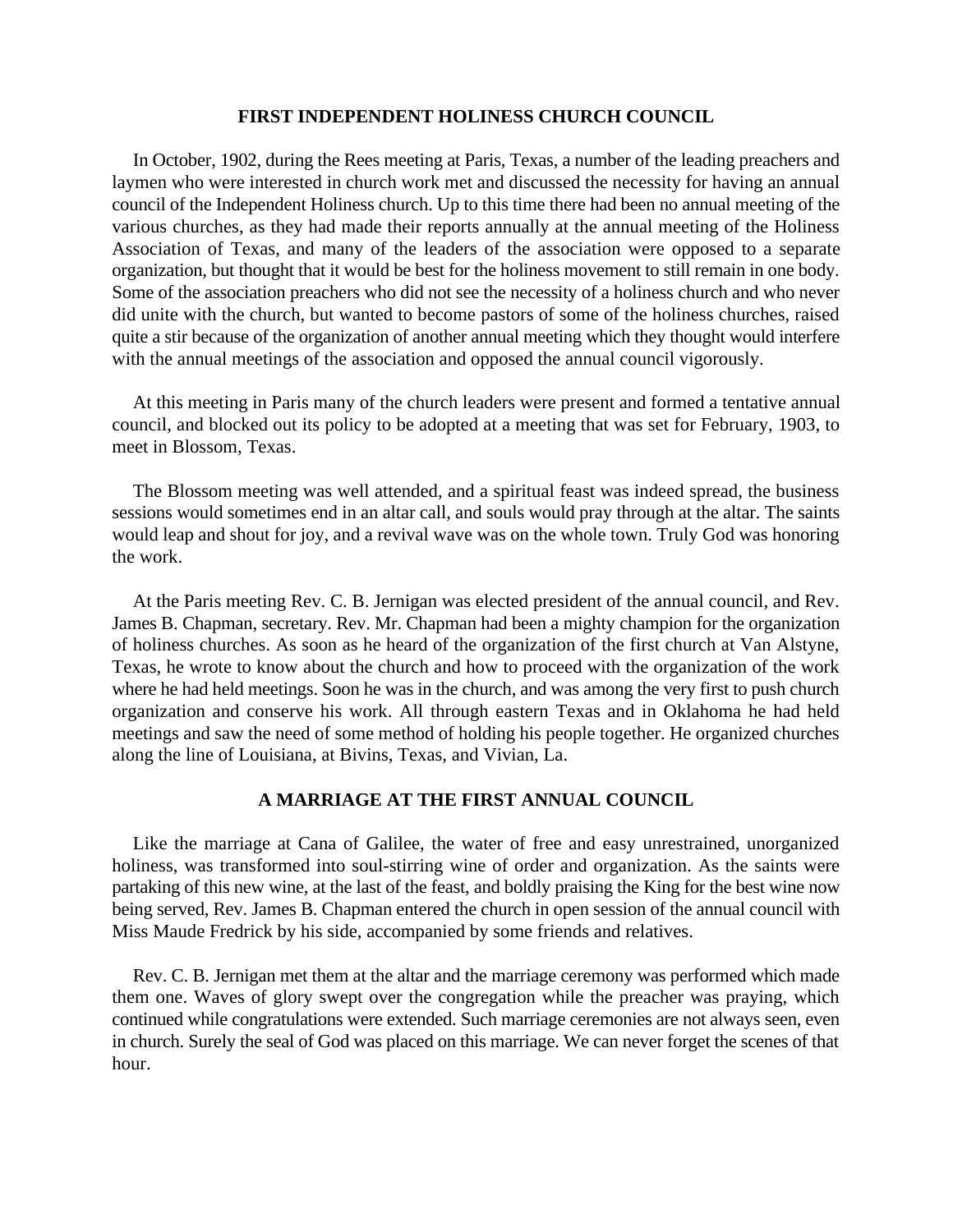## FIRST INDEPENDENT HOLINESS CHURCH COUNCIL

In October, 1902, during the Rees meeting at Paris, Texas, a number of the leading preachers and laymen who were interested in church work met and discussed the necessity for having an annual council of the Independent Holiness church. Up to this time there had been no annual meeting of the various churches, as they had made their reports annually at the annual meeting of the Holiness Association of Texas, and many of the leaders of the association were opposed to a separate organization, but thought that it would be best for the holiness movement to still remain in one body. Some of the association preachers who did not see the necessity of a holiness church and who never did unite with the church, but wanted to become pastors of some of the holiness churches, raised quite a stir because of the organization of another annual meeting which they thought would interfere with the annual meetings of the association and opposed the annual council vigorously.

At this meeting in Paris many of the church leaders were present and formed a tentative annual council, and blocked out its policy to be adopted at a meeting that was set for February, 1903, to meet in Blossom, Texas.

The Blossom meeting was well attended, and a spiritual feast was indeed spread, the business sessions would sometimes end in an altar call, and souls would pray through at the altar. The saints would leap and shout for joy, and a revival wave was on the whole town. Truly God was honoring the work.

At the Paris meeting Rev. C. B. Jernigan was elected president of the annual council, and Rev. James B. Chapman, secretary. Rev. Mr. Chapman had been a mighty champion for the organization of holiness churches. As soon as he heard of the organization of the first church at Van Alstyne, Texas, he wrote to know about the church and how to proceed with the organization of the work where he had held meetings. Soon he was in the church, and was among the very first to push church organization and conserve his work. All through eastern Texas and in Oklahoma he had held meetings and saw the need of some method of holding his people together. He organized churches along the line of Louisiana, at Bivins, Texas, and Vivian, La.

## A MARRIAGE AT THE FIRST ANNUAL COUNCIL

Like the marriage at Cana of Galilee, the water of free and easy unrestrained, unorganized holiness, was transformed into soul-stirring wine of order and organization. As the saints were partaking of this new wine, at the last of the feast, and boldly praising the King for the best wine now being served, Rev. James B. Chapman entered the church in open session of the annual council with Miss Maude Fredrick by his side, accompanied by some friends and relatives.

Rev. C. B. Jernigan met them at the altar and the marriage ceremony was performed which made them one. Waves of glory swept over the congregation while the preacher was praying, which continued while congratulations were extended. Such marriage ceremonies are not always seen, even in church. Surely the seal of God was placed on this marriage. We can never forget the scenes of that hour.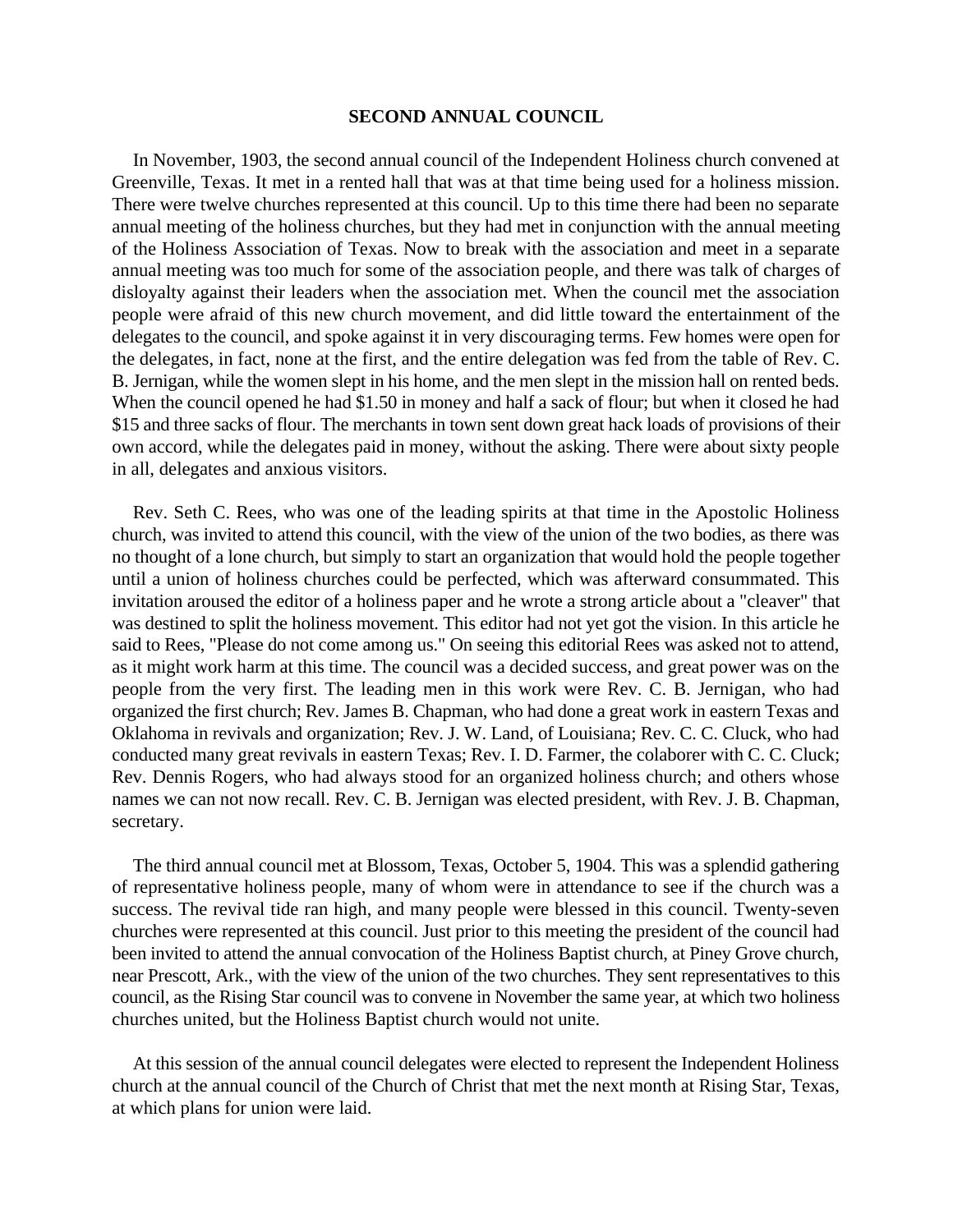## SECOND ANNUAL COUNCIL

In November, 1903, the second annual council of the Independent Holiness church convened at Greenville, Texas. It met in a rented hall that was at that time being used for a holiness mission. There were twelve churches represented at this council. Up to this time there had been no separate annual meeting of the holiness churches, but they had met in conjunction with the annual meeting of the Holiness Association of Texas. Now to break with the association and meet in a separate annual meeting was too much for some of the association people, and there was talk of charges of disloyalty against their leaders when the association met. When the council met the association people were afraid of this new church movement, and did little toward the entertainment of the delegates to the council, and spoke against it in very discouraging terms. Few homes were open for the delegates, in fact, none at the first, and the entire delegation was fed from the table of Rev. C. B. Jernigan, while the women slept in his home, and the men slept in the mission hall on rented beds. When the council opened he had $1.50 in money and half a sack of flour; but when it closed he had $15 and three sacks of flour. The merchants in town sent down great hack loads of provisions of their own accord, while the delegates paid in money, without the asking. There were about sixty people in all, delegates and anxious visitors.

Rev. Seth C. Rees, who was one of the leading spirits at that time in the Apostolic Holiness church, was invited to attend this council, with the view of the union of the two bodies, as there was no thought of a lone church, but simply to start an organization that would hold the people together until a union of holiness churches could be perfected, which was afterward consummated. This invitation aroused the editor of a holiness paper and he wrote a strong article about a "cleaver" that was destined to split the holiness movement. This editor had not yet got the vision. In this article he said to Rees, "Please do not come among us." On seeing this editorial Rees was asked not to attend, as it might work harm at this time. The council was a decided success, and great power was on the people from the very first. The leading men in this work were Rev. C. B. Jernigan, who had organized the first church; Rev. James B. Chapman, who had done a great work in eastern Texas and Oklahoma in revivals and organization; Rev. J. W. Land, of Louisiana; Rev. C. C. Cluck, who had conducted many great revivals in eastern Texas; Rev. I. D. Farmer, the colaborer with C. C. Cluck; Rev. Dennis Rogers, who had always stood for an organized holiness church; and others whose names we can not now recall. Rev. C. B. Jernigan was elected president, with Rev. J. B. Chapman, secretary.

The third annual council met at Blossom, Texas, October 5, 1904. This was a splendid gathering of representative holiness people, many of whom were in attendance to see if the church was a success. The revival tide ran high, and many people were blessed in this council. Twenty-seven churches were represented at this council. Just prior to this meeting the president of the council had been invited to attend the annual convocation of the Holiness Baptist church, at Piney Grove church, near Prescott, Ark., with the view of the union of the two churches. They sent representatives to this council, as the Rising Star council was to convene in November the same year, at which two holiness churches united, but the Holiness Baptist church would not unite.

At this session of the annual council delegates were elected to represent the Independent Holiness church at the annual council of the Church of Christ that met the next month at Rising Star, Texas, at which plans for union were laid.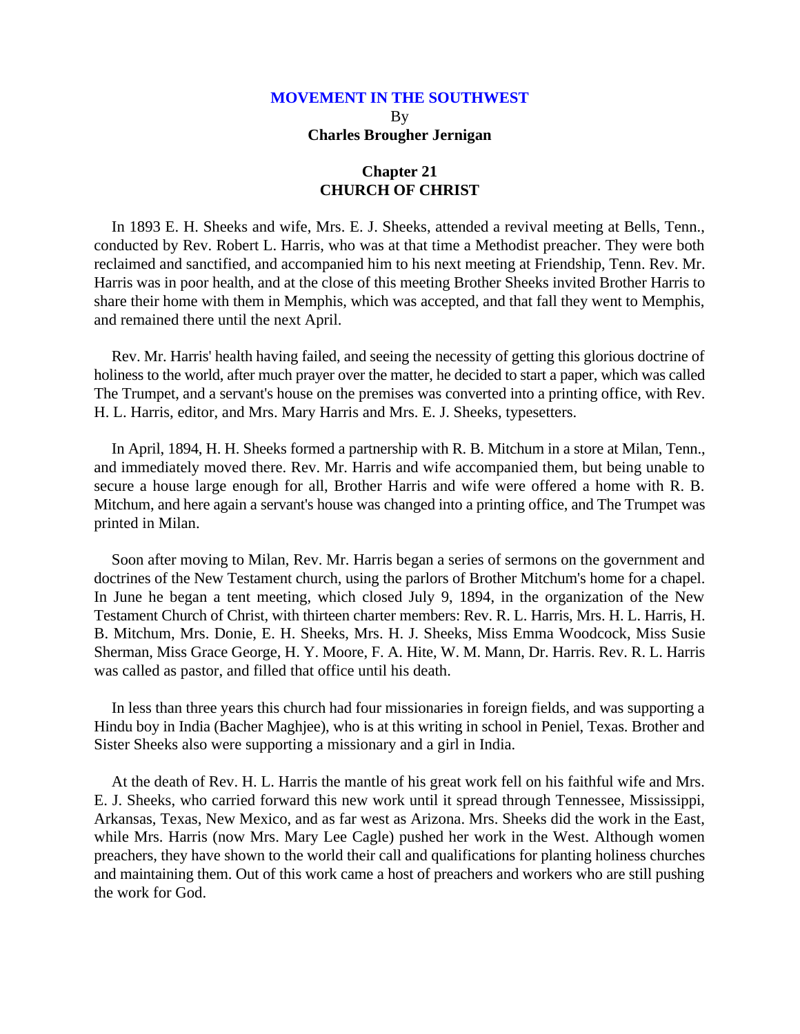# MOVEMENT IN THE SOUTHWEST

By

**Charles Brougher Jernigan**

## Chapter 21
## CHURCH OF CHRIST

In 1893 E. H. Sheeks and wife, Mrs. E. J. Sheeks, attended a revival meeting at Bells, Tenn., conducted by Rev. Robert L. Harris, who was at that time a Methodist preacher. They were both reclaimed and sanctified, and accompanied him to his next meeting at Friendship, Tenn. Rev. Mr. Harris was in poor health, and at the close of this meeting Brother Sheeks invited Brother Harris to share their home with them in Memphis, which was accepted, and that fall they went to Memphis, and remained there until the next April.

Rev. Mr. Harris' health having failed, and seeing the necessity of getting this glorious doctrine of holiness to the world, after much prayer over the matter, he decided to start a paper, which was called The Trumpet, and a servant's house on the premises was converted into a printing office, with Rev. H. L. Harris, editor, and Mrs. Mary Harris and Mrs. E. J. Sheeks, typesetters.

In April, 1894, H. H. Sheeks formed a partnership with R. B. Mitchum in a store at Milan, Tenn., and immediately moved there. Rev. Mr. Harris and wife accompanied them, but being unable to secure a house large enough for all, Brother Harris and wife were offered a home with R. B. Mitchum, and here again a servant's house was changed into a printing office, and The Trumpet was printed in Milan.

Soon after moving to Milan, Rev. Mr. Harris began a series of sermons on the government and doctrines of the New Testament church, using the parlors of Brother Mitchum's home for a chapel. In June he began a tent meeting, which closed July 9, 1894, in the organization of the New Testament Church of Christ, with thirteen charter members: Rev. R. L. Harris, Mrs. H. L. Harris, H. B. Mitchum, Mrs. Donie, E. H. Sheeks, Mrs. H. J. Sheeks, Miss Emma Woodcock, Miss Susie Sherman, Miss Grace George, H. Y. Moore, F. A. Hite, W. M. Mann, Dr. Harris. Rev. R. L. Harris was called as pastor, and filled that office until his death.

In less than three years this church had four missionaries in foreign fields, and was supporting a Hindu boy in India (Bacher Maghjee), who is at this writing in school in Peniel, Texas. Brother and Sister Sheeks also were supporting a missionary and a girl in India.

At the death of Rev. H. L. Harris the mantle of his great work fell on his faithful wife and Mrs. E. J. Sheeks, who carried forward this new work until it spread through Tennessee, Mississippi, Arkansas, Texas, New Mexico, and as far west as Arizona. Mrs. Sheeks did the work in the East, while Mrs. Harris (now Mrs. Mary Lee Cagle) pushed her work in the West. Although women preachers, they have shown to the world their call and qualifications for planting holiness churches and maintaining them. Out of this work came a host of preachers and workers who are still pushing the work for God.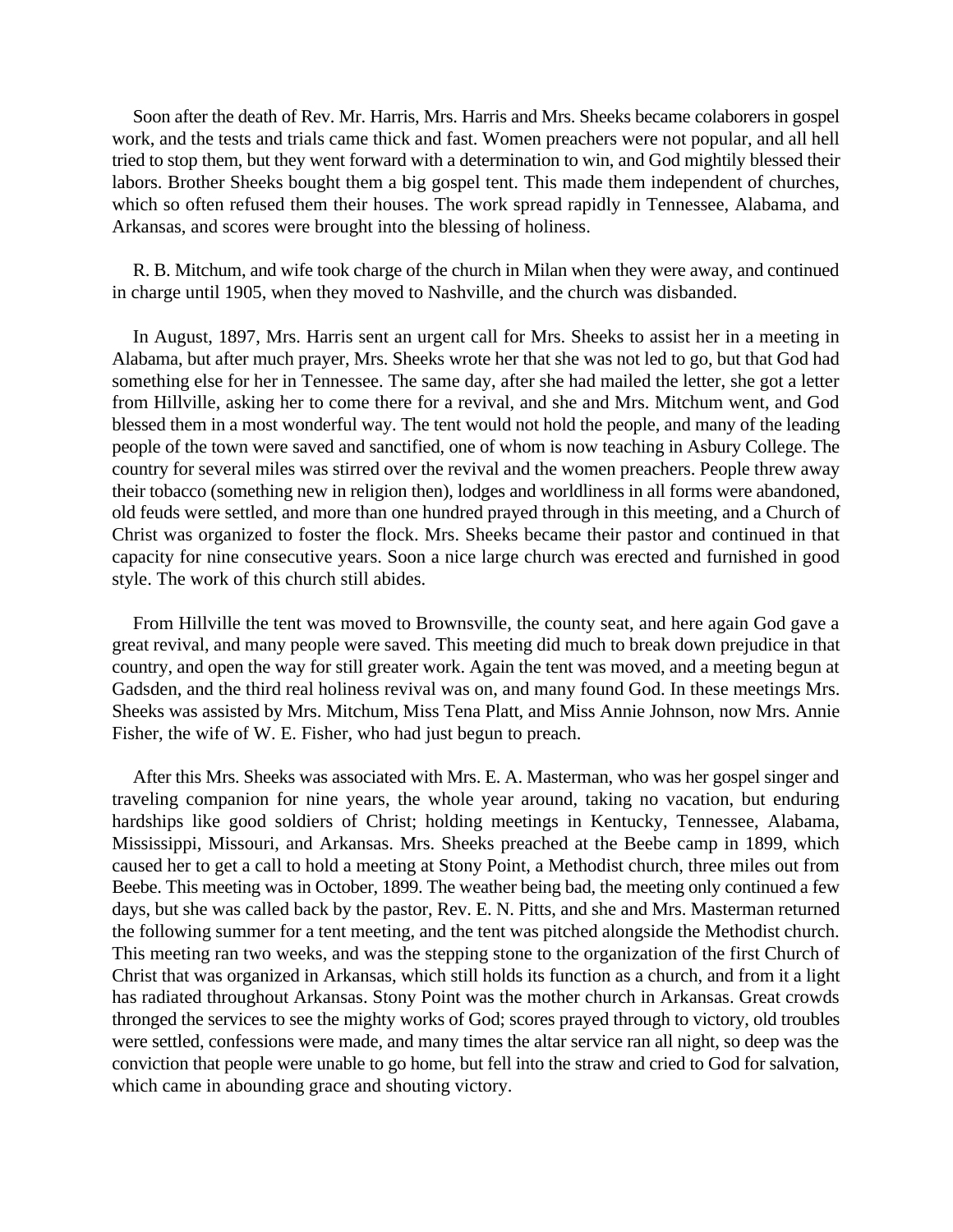Soon after the death of Rev. Mr. Harris, Mrs. Harris and Mrs. Sheeks became colaborers in gospel work, and the tests and trials came thick and fast. Women preachers were not popular, and all hell tried to stop them, but they went forward with a determination to win, and God mightily blessed their labors. Brother Sheeks bought them a big gospel tent. This made them independent of churches, which so often refused them their houses. The work spread rapidly in Tennessee, Alabama, and Arkansas, and scores were brought into the blessing of holiness.

R. B. Mitchum, and wife took charge of the church in Milan when they were away, and continued in charge until 1905, when they moved to Nashville, and the church was disbanded.

In August, 1897, Mrs. Harris sent an urgent call for Mrs. Sheeks to assist her in a meeting in Alabama, but after much prayer, Mrs. Sheeks wrote her that she was not led to go, but that God had something else for her in Tennessee. The same day, after she had mailed the letter, she got a letter from Hillville, asking her to come there for a revival, and she and Mrs. Mitchum went, and God blessed them in a most wonderful way. The tent would not hold the people, and many of the leading people of the town were saved and sanctified, one of whom is now teaching in Asbury College. The country for several miles was stirred over the revival and the women preachers. People threw away their tobacco (something new in religion then), lodges and worldliness in all forms were abandoned, old feuds were settled, and more than one hundred prayed through in this meeting, and a Church of Christ was organized to foster the flock. Mrs. Sheeks became their pastor and continued in that capacity for nine consecutive years. Soon a nice large church was erected and furnished in good style. The work of this church still abides.

From Hillville the tent was moved to Brownsville, the county seat, and here again God gave a great revival, and many people were saved. This meeting did much to break down prejudice in that country, and open the way for still greater work. Again the tent was moved, and a meeting begun at Gadsden, and the third real holiness revival was on, and many found God. In these meetings Mrs. Sheeks was assisted by Mrs. Mitchum, Miss Tena Platt, and Miss Annie Johnson, now Mrs. Annie Fisher, the wife of W. E. Fisher, who had just begun to preach.

After this Mrs. Sheeks was associated with Mrs. E. A. Masterman, who was her gospel singer and traveling companion for nine years, the whole year around, taking no vacation, but enduring hardships like good soldiers of Christ; holding meetings in Kentucky, Tennessee, Alabama, Mississippi, Missouri, and Arkansas. Mrs. Sheeks preached at the Beebe camp in 1899, which caused her to get a call to hold a meeting at Stony Point, a Methodist church, three miles out from Beebe. This meeting was in October, 1899. The weather being bad, the meeting only continued a few days, but she was called back by the pastor, Rev. E. N. Pitts, and she and Mrs. Masterman returned the following summer for a tent meeting, and the tent was pitched alongside the Methodist church. This meeting ran two weeks, and was the stepping stone to the organization of the first Church of Christ that was organized in Arkansas, which still holds its function as a church, and from it a light has radiated throughout Arkansas. Stony Point was the mother church in Arkansas. Great crowds thronged the services to see the mighty works of God; scores prayed through to victory, old troubles were settled, confessions were made, and many times the altar service ran all night, so deep was the conviction that people were unable to go home, but fell into the straw and cried to God for salvation, which came in abounding grace and shouting victory.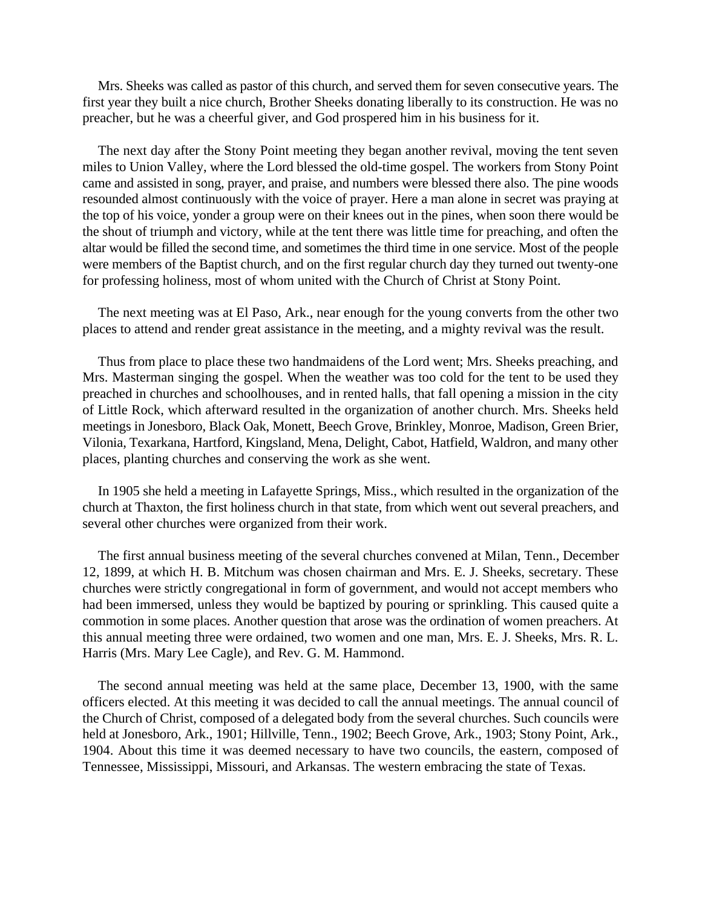Mrs. Sheeks was called as pastor of this church, and served them for seven consecutive years. The first year they built a nice church, Brother Sheeks donating liberally to its construction. He was no preacher, but he was a cheerful giver, and God prospered him in his business for it.

The next day after the Stony Point meeting they began another revival, moving the tent seven miles to Union Valley, where the Lord blessed the old-time gospel. The workers from Stony Point came and assisted in song, prayer, and praise, and numbers were blessed there also. The pine woods resounded almost continuously with the voice of prayer. Here a man alone in secret was praying at the top of his voice, yonder a group were on their knees out in the pines, when soon there would be the shout of triumph and victory, while at the tent there was little time for preaching, and often the altar would be filled the second time, and sometimes the third time in one service. Most of the people were members of the Baptist church, and on the first regular church day they turned out twenty-one for professing holiness, most of whom united with the Church of Christ at Stony Point.

The next meeting was at El Paso, Ark., near enough for the young converts from the other two places to attend and render great assistance in the meeting, and a mighty revival was the result.

Thus from place to place these two handmaidens of the Lord went; Mrs. Sheeks preaching, and Mrs. Masterman singing the gospel. When the weather was too cold for the tent to be used they preached in churches and schoolhouses, and in rented halls, that fall opening a mission in the city of Little Rock, which afterward resulted in the organization of another church. Mrs. Sheeks held meetings in Jonesboro, Black Oak, Monett, Beech Grove, Brinkley, Monroe, Madison, Green Brier, Vilonia, Texarkana, Hartford, Kingsland, Mena, Delight, Cabot, Hatfield, Waldron, and many other places, planting churches and conserving the work as she went.

In 1905 she held a meeting in Lafayette Springs, Miss., which resulted in the organization of the church at Thaxton, the first holiness church in that state, from which went out several preachers, and several other churches were organized from their work.

The first annual business meeting of the several churches convened at Milan, Tenn., December 12, 1899, at which H. B. Mitchum was chosen chairman and Mrs. E. J. Sheeks, secretary. These churches were strictly congregational in form of government, and would not accept members who had been immersed, unless they would be baptized by pouring or sprinkling. This caused quite a commotion in some places. Another question that arose was the ordination of women preachers. At this annual meeting three were ordained, two women and one man, Mrs. E. J. Sheeks, Mrs. R. L. Harris (Mrs. Mary Lee Cagle), and Rev. G. M. Hammond.

The second annual meeting was held at the same place, December 13, 1900, with the same officers elected. At this meeting it was decided to call the annual meetings. The annual council of the Church of Christ, composed of a delegated body from the several churches. Such councils were held at Jonesboro, Ark., 1901; Hillville, Tenn., 1902; Beech Grove, Ark., 1903; Stony Point, Ark., 1904. About this time it was deemed necessary to have two councils, the eastern, composed of Tennessee, Mississippi, Missouri, and Arkansas. The western embracing the state of Texas.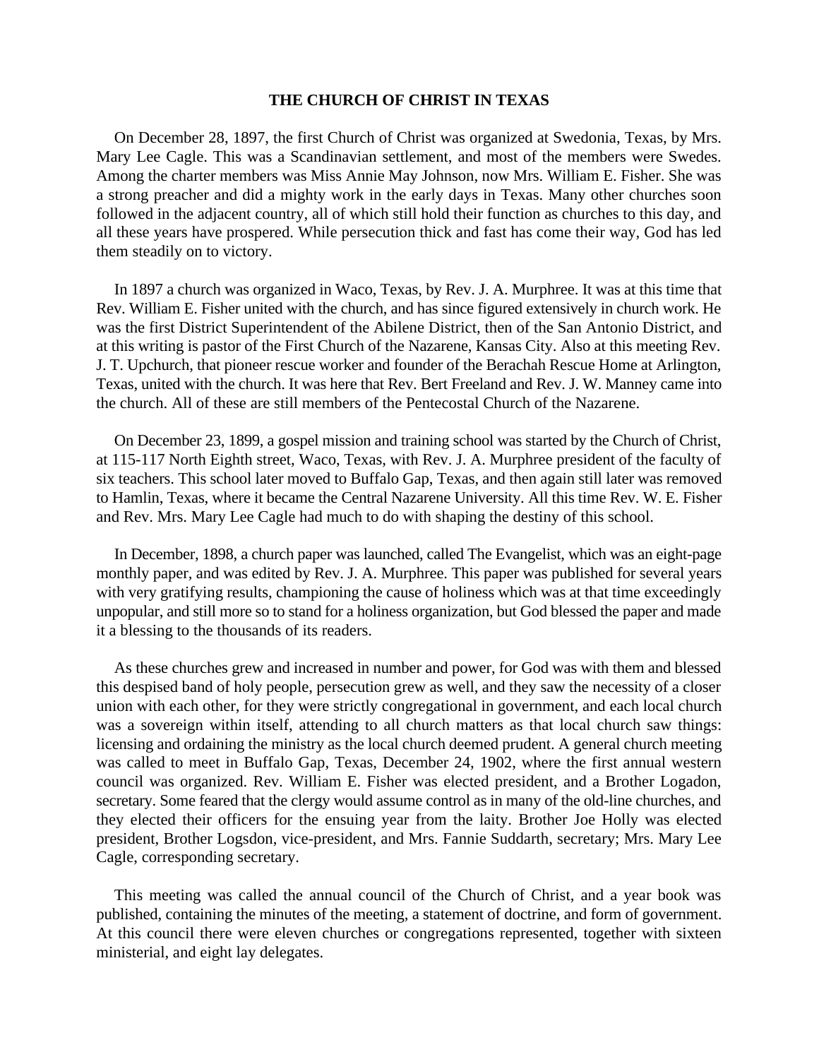## THE CHURCH OF CHRIST IN TEXAS

On December 28, 1897, the first Church of Christ was organized at Swedonia, Texas, by Mrs. Mary Lee Cagle. This was a Scandinavian settlement, and most of the members were Swedes. Among the charter members was Miss Annie May Johnson, now Mrs. William E. Fisher. She was a strong preacher and did a mighty work in the early days in Texas. Many other churches soon followed in the adjacent country, all of which still hold their function as churches to this day, and all these years have prospered. While persecution thick and fast has come their way, God has led them steadily on to victory.

In 1897 a church was organized in Waco, Texas, by Rev. J. A. Murphree. It was at this time that Rev. William E. Fisher united with the church, and has since figured extensively in church work. He was the first District Superintendent of the Abilene District, then of the San Antonio District, and at this writing is pastor of the First Church of the Nazarene, Kansas City. Also at this meeting Rev. J. T. Upchurch, that pioneer rescue worker and founder of the Berachah Rescue Home at Arlington, Texas, united with the church. It was here that Rev. Bert Freeland and Rev. J. W. Manney came into the church. All of these are still members of the Pentecostal Church of the Nazarene.

On December 23, 1899, a gospel mission and training school was started by the Church of Christ, at 115-117 North Eighth street, Waco, Texas, with Rev. J. A. Murphree president of the faculty of six teachers. This school later moved to Buffalo Gap, Texas, and then again still later was removed to Hamlin, Texas, where it became the Central Nazarene University. All this time Rev. W. E. Fisher and Rev. Mrs. Mary Lee Cagle had much to do with shaping the destiny of this school.

In December, 1898, a church paper was launched, called The Evangelist, which was an eight-page monthly paper, and was edited by Rev. J. A. Murphree. This paper was published for several years with very gratifying results, championing the cause of holiness which was at that time exceedingly unpopular, and still more so to stand for a holiness organization, but God blessed the paper and made it a blessing to the thousands of its readers.

As these churches grew and increased in number and power, for God was with them and blessed this despised band of holy people, persecution grew as well, and they saw the necessity of a closer union with each other, for they were strictly congregational in government, and each local church was a sovereign within itself, attending to all church matters as that local church saw things: licensing and ordaining the ministry as the local church deemed prudent. A general church meeting was called to meet in Buffalo Gap, Texas, December 24, 1902, where the first annual western council was organized. Rev. William E. Fisher was elected president, and a Brother Logadon, secretary. Some feared that the clergy would assume control as in many of the old-line churches, and they elected their officers for the ensuing year from the laity. Brother Joe Holly was elected president, Brother Logsdon, vice-president, and Mrs. Fannie Suddarth, secretary; Mrs. Mary Lee Cagle, corresponding secretary.

This meeting was called the annual council of the Church of Christ, and a year book was published, containing the minutes of the meeting, a statement of doctrine, and form of government. At this council there were eleven churches or congregations represented, together with sixteen ministerial, and eight lay delegates.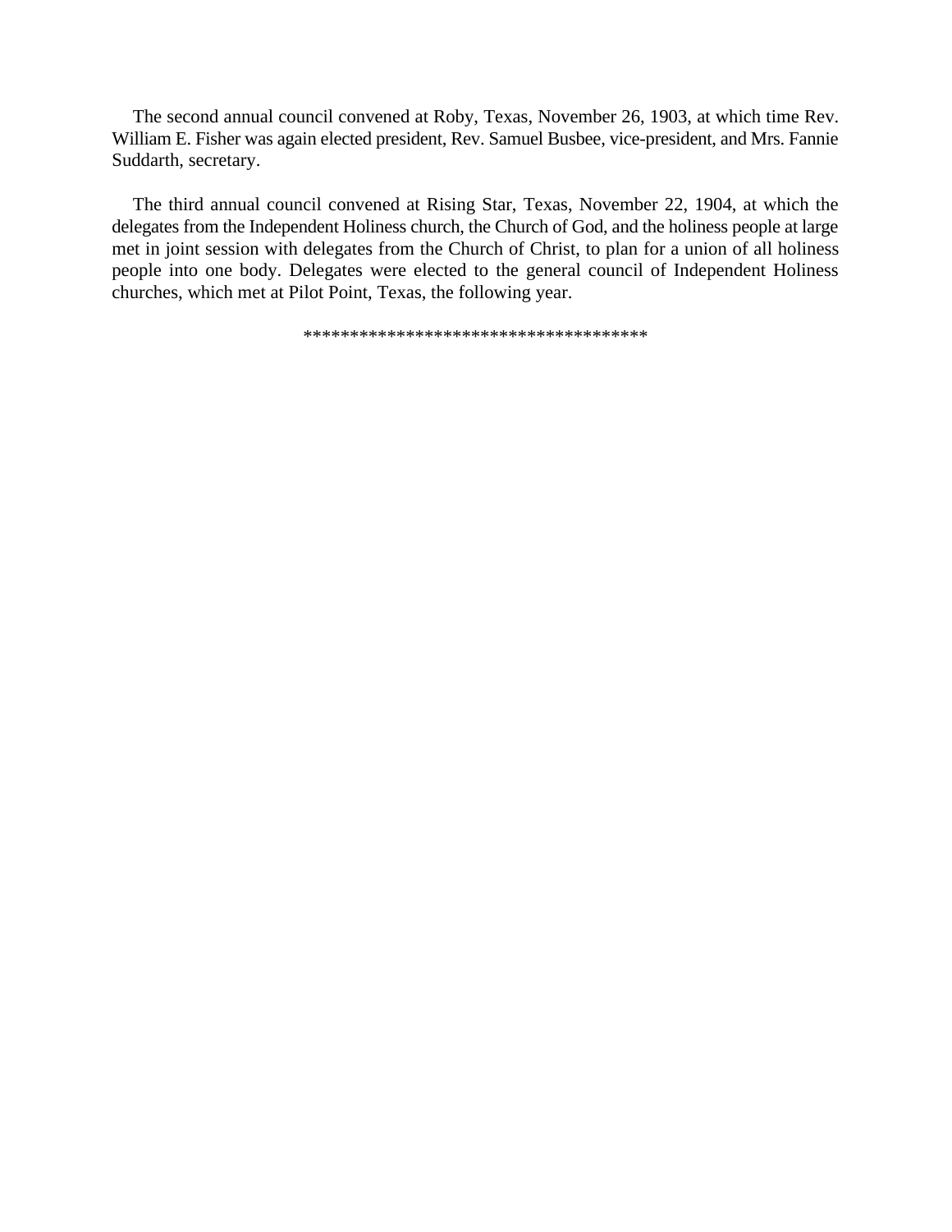The second annual council convened at Roby, Texas, November 26, 1903, at which time Rev. William E. Fisher was again elected president, Rev. Samuel Busbee, vice-president, and Mrs. Fannie Suddarth, secretary.

The third annual council convened at Rising Star, Texas, November 22, 1904, at which the delegates from the Independent Holiness church, the Church of God, and the holiness people at large met in joint session with delegates from the Church of Christ, to plan for a union of all holiness people into one body. Delegates were elected to the general council of Independent Holiness churches, which met at Pilot Point, Texas, the following year.

************************************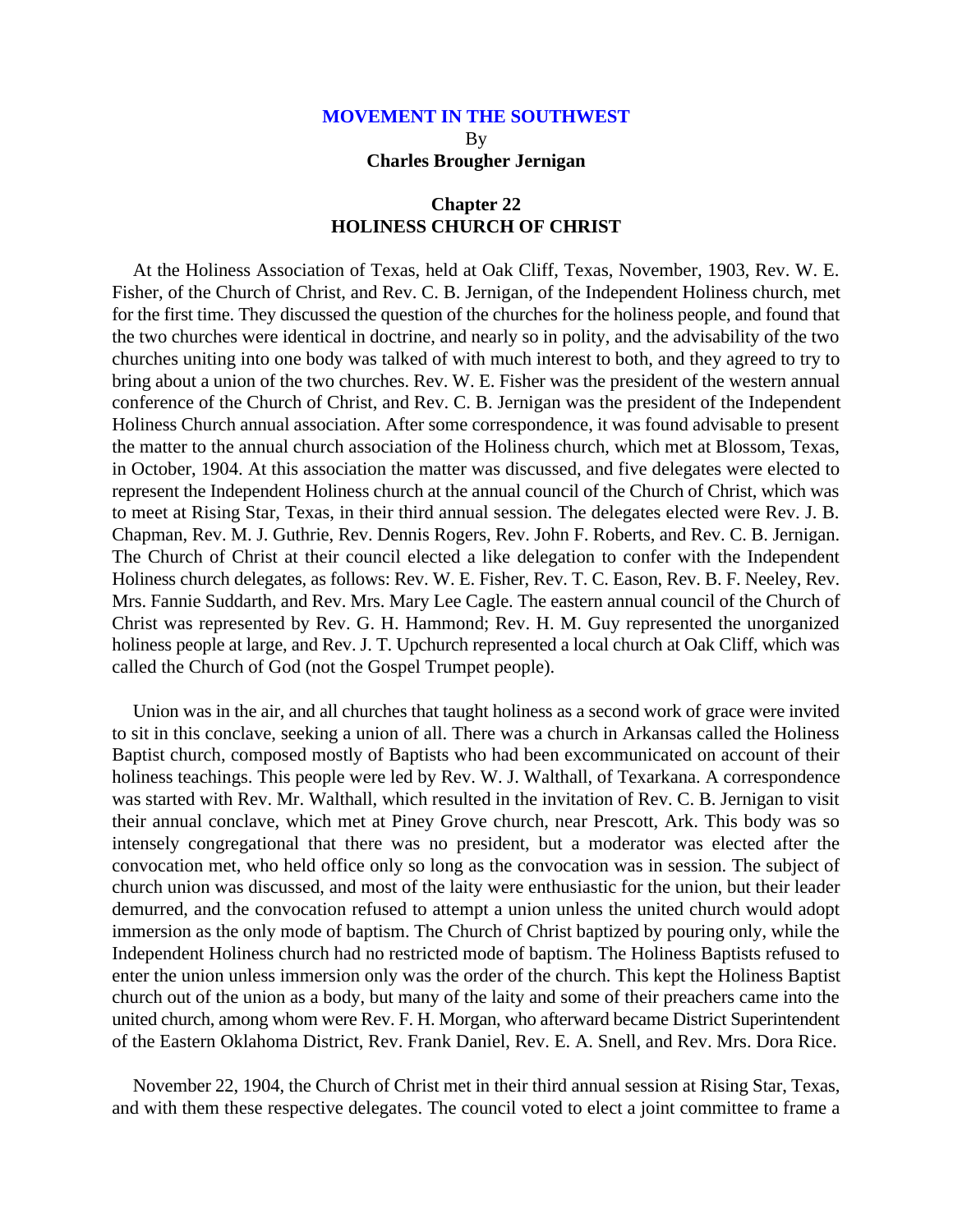## MOVEMENT IN THE SOUTHWEST

By

**Charles Brougher Jernigan**

### Chapter 22
### HOLINESS CHURCH OF CHRIST

At the Holiness Association of Texas, held at Oak Cliff, Texas, November, 1903, Rev. W. E. Fisher, of the Church of Christ, and Rev. C. B. Jernigan, of the Independent Holiness church, met for the first time. They discussed the question of the churches for the holiness people, and found that the two churches were identical in doctrine, and nearly so in polity, and the advisability of the two churches uniting into one body was talked of with much interest to both, and they agreed to try to bring about a union of the two churches. Rev. W. E. Fisher was the president of the western annual conference of the Church of Christ, and Rev. C. B. Jernigan was the president of the Independent Holiness Church annual association. After some correspondence, it was found advisable to present the matter to the annual church association of the Holiness church, which met at Blossom, Texas, in October, 1904. At this association the matter was discussed, and five delegates were elected to represent the Independent Holiness church at the annual council of the Church of Christ, which was to meet at Rising Star, Texas, in their third annual session. The delegates elected were Rev. J. B. Chapman, Rev. M. J. Guthrie, Rev. Dennis Rogers, Rev. John F. Roberts, and Rev. C. B. Jernigan. The Church of Christ at their council elected a like delegation to confer with the Independent Holiness church delegates, as follows: Rev. W. E. Fisher, Rev. T. C. Eason, Rev. B. F. Neeley, Rev. Mrs. Fannie Suddarth, and Rev. Mrs. Mary Lee Cagle. The eastern annual council of the Church of Christ was represented by Rev. G. H. Hammond; Rev. H. M. Guy represented the unorganized holiness people at large, and Rev. J. T. Upchurch represented a local church at Oak Cliff, which was called the Church of God (not the Gospel Trumpet people).

Union was in the air, and all churches that taught holiness as a second work of grace were invited to sit in this conclave, seeking a union of all. There was a church in Arkansas called the Holiness Baptist church, composed mostly of Baptists who had been excommunicated on account of their holiness teachings. This people were led by Rev. W. J. Walthall, of Texarkana. A correspondence was started with Rev. Mr. Walthall, which resulted in the invitation of Rev. C. B. Jernigan to visit their annual conclave, which met at Piney Grove church, near Prescott, Ark. This body was so intensely congregational that there was no president, but a moderator was elected after the convocation met, who held office only so long as the convocation was in session. The subject of church union was discussed, and most of the laity were enthusiastic for the union, but their leader demurred, and the convocation refused to attempt a union unless the united church would adopt immersion as the only mode of baptism. The Church of Christ baptized by pouring only, while the Independent Holiness church had no restricted mode of baptism. The Holiness Baptists refused to enter the union unless immersion only was the order of the church. This kept the Holiness Baptist church out of the union as a body, but many of the laity and some of their preachers came into the united church, among whom were Rev. F. H. Morgan, who afterward became District Superintendent of the Eastern Oklahoma District, Rev. Frank Daniel, Rev. E. A. Snell, and Rev. Mrs. Dora Rice.

November 22, 1904, the Church of Christ met in their third annual session at Rising Star, Texas, and with them these respective delegates. The council voted to elect a joint committee to frame a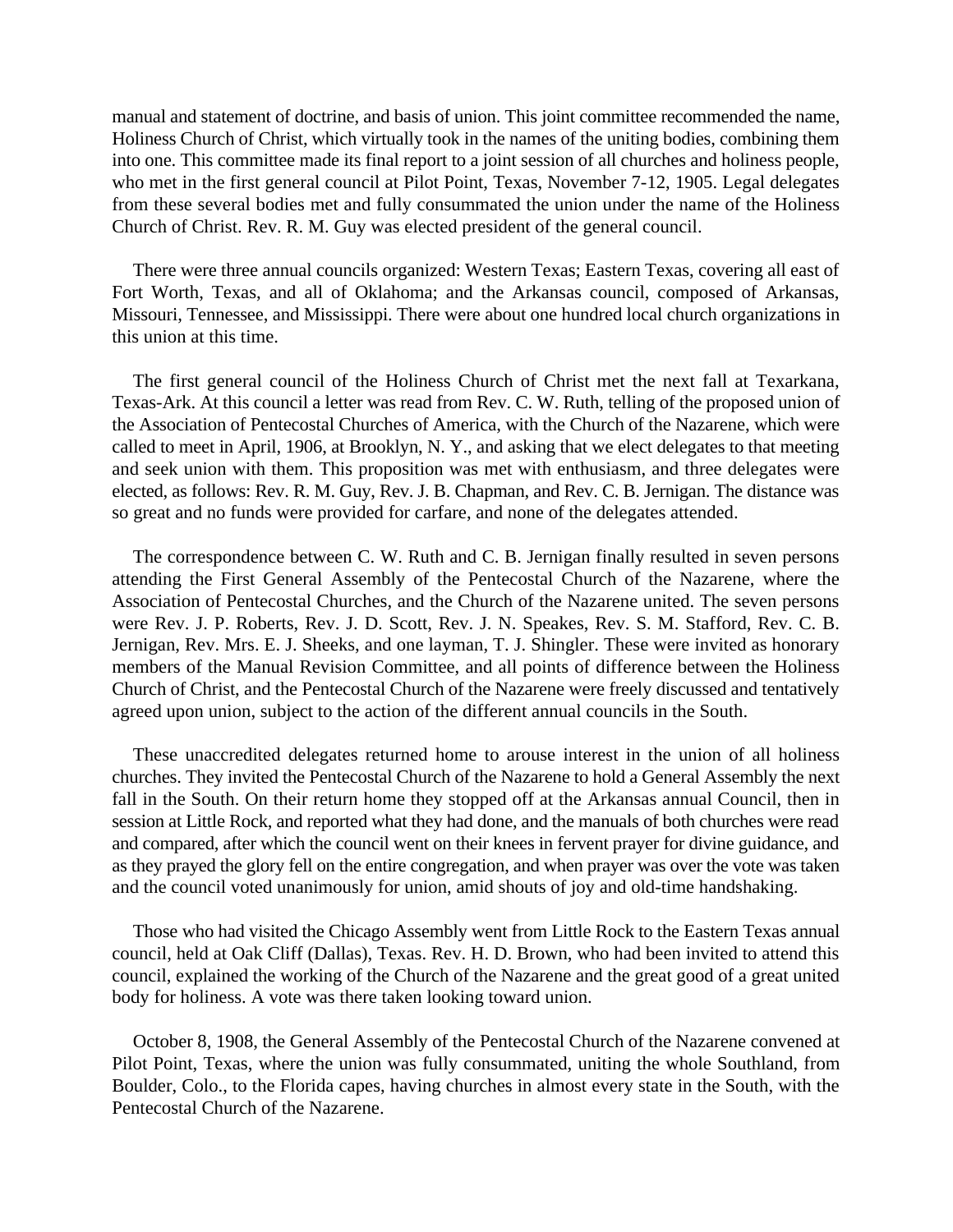manual and statement of doctrine, and basis of union. This joint committee recommended the name, Holiness Church of Christ, which virtually took in the names of the uniting bodies, combining them into one. This committee made its final report to a joint session of all churches and holiness people, who met in the first general council at Pilot Point, Texas, November 7-12, 1905. Legal delegates from these several bodies met and fully consummated the union under the name of the Holiness Church of Christ. Rev. R. M. Guy was elected president of the general council.

There were three annual councils organized: Western Texas; Eastern Texas, covering all east of Fort Worth, Texas, and all of Oklahoma; and the Arkansas council, composed of Arkansas, Missouri, Tennessee, and Mississippi. There were about one hundred local church organizations in this union at this time.

The first general council of the Holiness Church of Christ met the next fall at Texarkana, Texas-Ark. At this council a letter was read from Rev. C. W. Ruth, telling of the proposed union of the Association of Pentecostal Churches of America, with the Church of the Nazarene, which were called to meet in April, 1906, at Brooklyn, N. Y., and asking that we elect delegates to that meeting and seek union with them. This proposition was met with enthusiasm, and three delegates were elected, as follows: Rev. R. M. Guy, Rev. J. B. Chapman, and Rev. C. B. Jernigan. The distance was so great and no funds were provided for carfare, and none of the delegates attended.

The correspondence between C. W. Ruth and C. B. Jernigan finally resulted in seven persons attending the First General Assembly of the Pentecostal Church of the Nazarene, where the Association of Pentecostal Churches, and the Church of the Nazarene united. The seven persons were Rev. J. P. Roberts, Rev. J. D. Scott, Rev. J. N. Speakes, Rev. S. M. Stafford, Rev. C. B. Jernigan, Rev. Mrs. E. J. Sheeks, and one layman, T. J. Shingler. These were invited as honorary members of the Manual Revision Committee, and all points of difference between the Holiness Church of Christ, and the Pentecostal Church of the Nazarene were freely discussed and tentatively agreed upon union, subject to the action of the different annual councils in the South.

These unaccredited delegates returned home to arouse interest in the union of all holiness churches. They invited the Pentecostal Church of the Nazarene to hold a General Assembly the next fall in the South. On their return home they stopped off at the Arkansas annual Council, then in session at Little Rock, and reported what they had done, and the manuals of both churches were read and compared, after which the council went on their knees in fervent prayer for divine guidance, and as they prayed the glory fell on the entire congregation, and when prayer was over the vote was taken and the council voted unanimously for union, amid shouts of joy and old-time handshaking.

Those who had visited the Chicago Assembly went from Little Rock to the Eastern Texas annual council, held at Oak Cliff (Dallas), Texas. Rev. H. D. Brown, who had been invited to attend this council, explained the working of the Church of the Nazarene and the great good of a great united body for holiness. A vote was there taken looking toward union.

October 8, 1908, the General Assembly of the Pentecostal Church of the Nazarene convened at Pilot Point, Texas, where the union was fully consummated, uniting the whole Southland, from Boulder, Colo., to the Florida capes, having churches in almost every state in the South, with the Pentecostal Church of the Nazarene.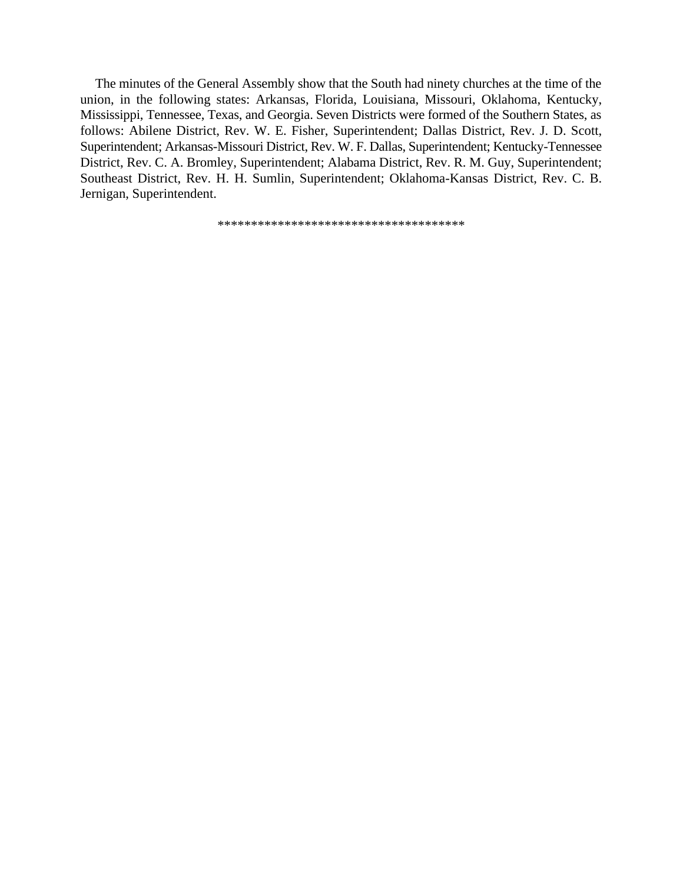The minutes of the General Assembly show that the South had ninety churches at the time of the union, in the following states: Arkansas, Florida, Louisiana, Missouri, Oklahoma, Kentucky, Mississippi, Tennessee, Texas, and Georgia. Seven Districts were formed of the Southern States, as follows: Abilene District, Rev. W. E. Fisher, Superintendent; Dallas District, Rev. J. D. Scott, Superintendent; Arkansas-Missouri District, Rev. W. F. Dallas, Superintendent; Kentucky-Tennessee District, Rev. C. A. Bromley, Superintendent; Alabama District, Rev. R. M. Guy, Superintendent; Southeast District, Rev. H. H. Sumlin, Superintendent; Oklahoma-Kansas District, Rev. C. B. Jernigan, Superintendent.

************************************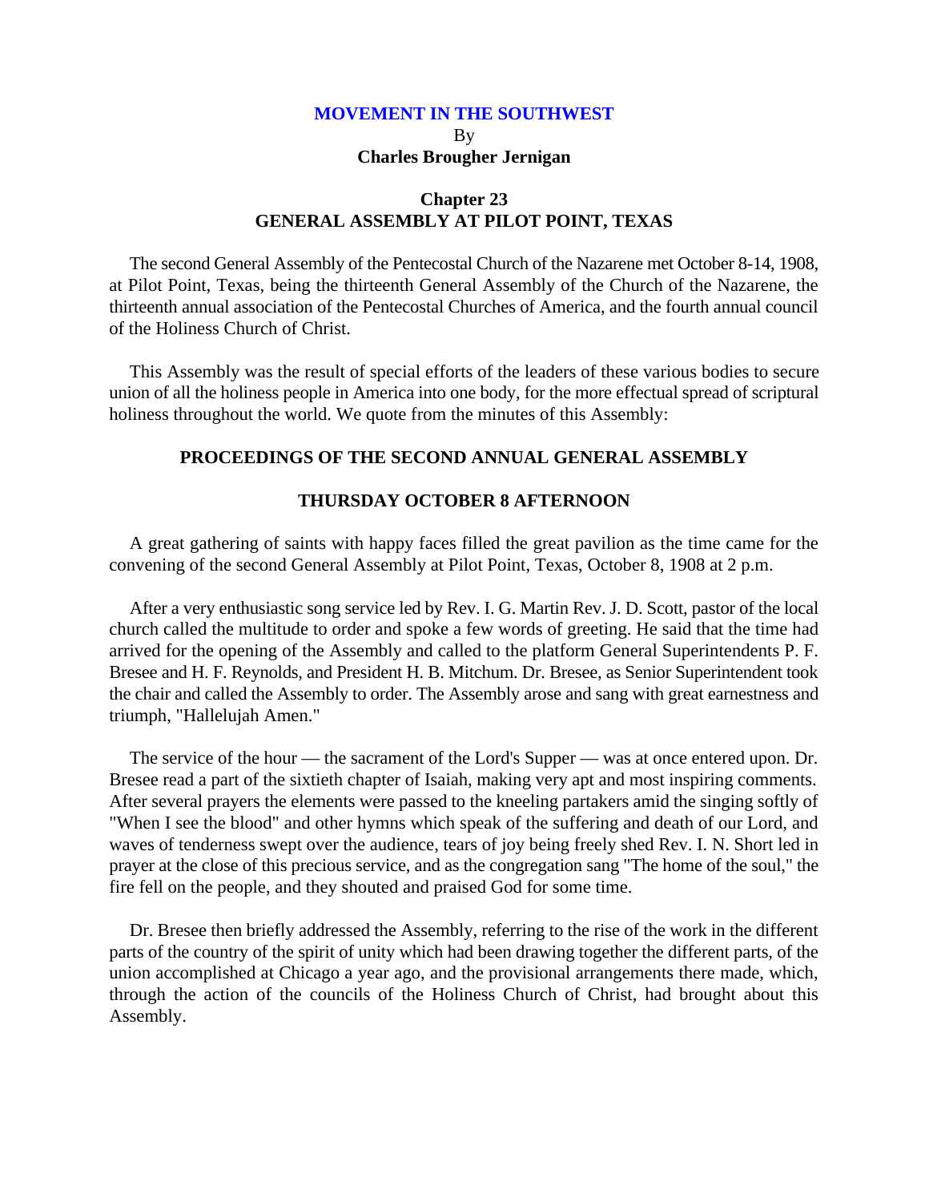**MOVEMENT IN THE SOUTHWEST**

By

**Charles Brougher Jernigan**

## Chapter 23
## GENERAL ASSEMBLY AT PILOT POINT, TEXAS

The second General Assembly of the Pentecostal Church of the Nazarene met October 8-14, 1908, at Pilot Point, Texas, being the thirteenth General Assembly of the Church of the Nazarene, the thirteenth annual association of the Pentecostal Churches of America, and the fourth annual council of the Holiness Church of Christ.

This Assembly was the result of special efforts of the leaders of these various bodies to secure union of all the holiness people in America into one body, for the more effectual spread of scriptural holiness throughout the world. We quote from the minutes of this Assembly:

### PROCEEDINGS OF THE SECOND ANNUAL GENERAL ASSEMBLY

### THURSDAY OCTOBER 8 AFTERNOON

A great gathering of saints with happy faces filled the great pavilion as the time came for the convening of the second General Assembly at Pilot Point, Texas, October 8, 1908 at 2 p.m.

After a very enthusiastic song service led by Rev. I. G. Martin Rev. J. D. Scott, pastor of the local church called the multitude to order and spoke a few words of greeting. He said that the time had arrived for the opening of the Assembly and called to the platform General Superintendents P. F. Bresee and H. F. Reynolds, and President H. B. Mitchum. Dr. Bresee, as Senior Superintendent took the chair and called the Assembly to order. The Assembly arose and sang with great earnestness and triumph, "Hallelujah Amen."

The service of the hour — the sacrament of the Lord's Supper — was at once entered upon. Dr. Bresee read a part of the sixtieth chapter of Isaiah, making very apt and most inspiring comments. After several prayers the elements were passed to the kneeling partakers amid the singing softly of "When I see the blood" and other hymns which speak of the suffering and death of our Lord, and waves of tenderness swept over the audience, tears of joy being freely shed Rev. I. N. Short led in prayer at the close of this precious service, and as the congregation sang "The home of the soul," the fire fell on the people, and they shouted and praised God for some time.

Dr. Bresee then briefly addressed the Assembly, referring to the rise of the work in the different parts of the country of the spirit of unity which had been drawing together the different parts, of the union accomplished at Chicago a year ago, and the provisional arrangements there made, which, through the action of the councils of the Holiness Church of Christ, had brought about this Assembly.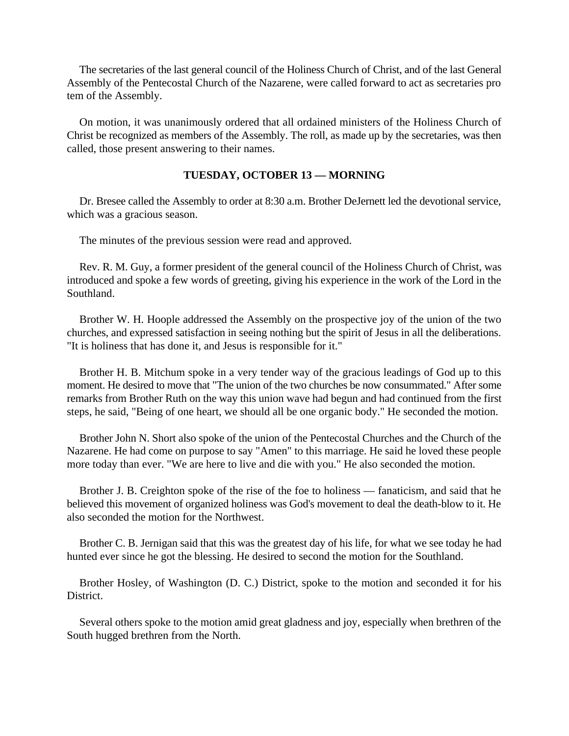The secretaries of the last general council of the Holiness Church of Christ, and of the last General Assembly of the Pentecostal Church of the Nazarene, were called forward to act as secretaries pro tem of the Assembly.

On motion, it was unanimously ordered that all ordained ministers of the Holiness Church of Christ be recognized as members of the Assembly. The roll, as made up by the secretaries, was then called, those present answering to their names.

### TUESDAY, OCTOBER 13 — MORNING

Dr. Bresee called the Assembly to order at 8:30 a.m. Brother DeJernett led the devotional service, which was a gracious season.

The minutes of the previous session were read and approved.

Rev. R. M. Guy, a former president of the general council of the Holiness Church of Christ, was introduced and spoke a few words of greeting, giving his experience in the work of the Lord in the Southland.

Brother W. H. Hoople addressed the Assembly on the prospective joy of the union of the two churches, and expressed satisfaction in seeing nothing but the spirit of Jesus in all the deliberations. "It is holiness that has done it, and Jesus is responsible for it."

Brother H. B. Mitchum spoke in a very tender way of the gracious leadings of God up to this moment. He desired to move that "The union of the two churches be now consummated." After some remarks from Brother Ruth on the way this union wave had begun and had continued from the first steps, he said, "Being of one heart, we should all be one organic body." He seconded the motion.

Brother John N. Short also spoke of the union of the Pentecostal Churches and the Church of the Nazarene. He had come on purpose to say "Amen" to this marriage. He said he loved these people more today than ever. "We are here to live and die with you." He also seconded the motion.

Brother J. B. Creighton spoke of the rise of the foe to holiness — fanaticism, and said that he believed this movement of organized holiness was God's movement to deal the death-blow to it. He also seconded the motion for the Northwest.

Brother C. B. Jernigan said that this was the greatest day of his life, for what we see today he had hunted ever since he got the blessing. He desired to second the motion for the Southland.

Brother Hosley, of Washington (D. C.) District, spoke to the motion and seconded it for his District.

Several others spoke to the motion amid great gladness and joy, especially when brethren of the South hugged brethren from the North.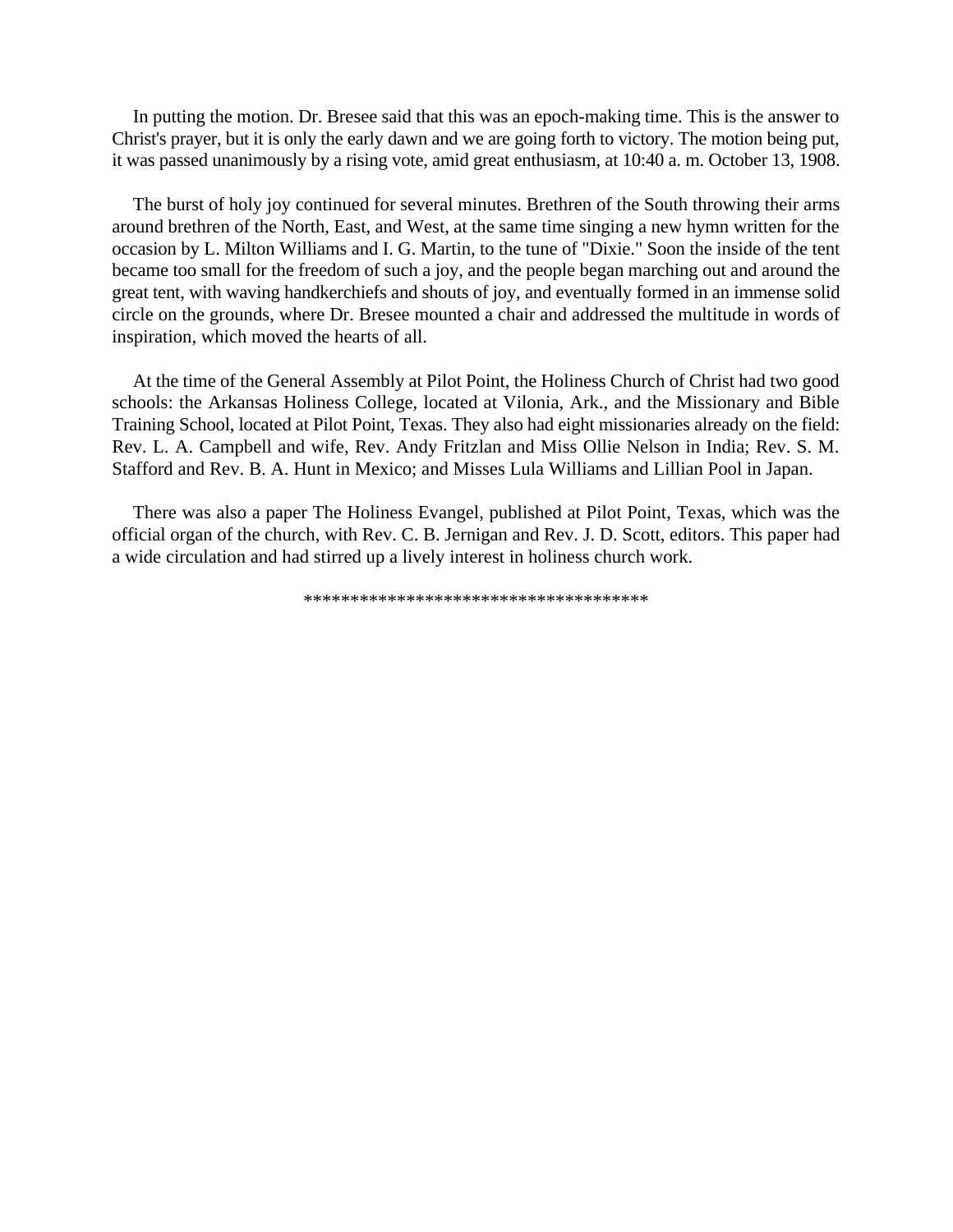In putting the motion. Dr. Bresee said that this was an epoch-making time. This is the answer to Christ's prayer, but it is only the early dawn and we are going forth to victory. The motion being put, it was passed unanimously by a rising vote, amid great enthusiasm, at 10:40 a. m. October 13, 1908.

The burst of holy joy continued for several minutes. Brethren of the South throwing their arms around brethren of the North, East, and West, at the same time singing a new hymn written for the occasion by L. Milton Williams and I. G. Martin, to the tune of "Dixie." Soon the inside of the tent became too small for the freedom of such a joy, and the people began marching out and around the great tent, with waving handkerchiefs and shouts of joy, and eventually formed in an immense solid circle on the grounds, where Dr. Bresee mounted a chair and addressed the multitude in words of inspiration, which moved the hearts of all.

At the time of the General Assembly at Pilot Point, the Holiness Church of Christ had two good schools: the Arkansas Holiness College, located at Vilonia, Ark., and the Missionary and Bible Training School, located at Pilot Point, Texas. They also had eight missionaries already on the field: Rev. L. A. Campbell and wife, Rev. Andy Fritzlan and Miss Ollie Nelson in India; Rev. S. M. Stafford and Rev. B. A. Hunt in Mexico; and Misses Lula Williams and Lillian Pool in Japan.

There was also a paper The Holiness Evangel, published at Pilot Point, Texas, which was the official organ of the church, with Rev. C. B. Jernigan and Rev. J. D. Scott, editors. This paper had a wide circulation and had stirred up a lively interest in holiness church work.

\*\*\*\*\*\*\*\*\*\*\*\*\*\*\*\*\*\*\*\*\*\*\*\*\*\*\*\*\*\*\*\*\*\*\*\*\*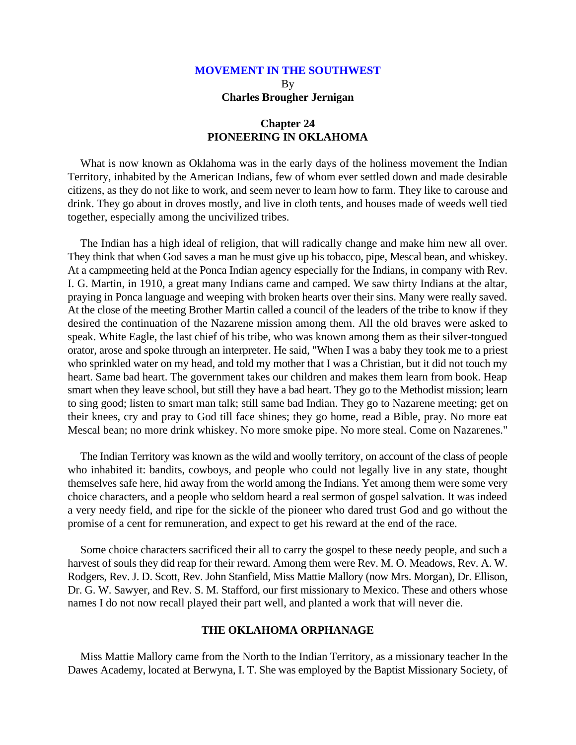**MOVEMENT IN THE SOUTHWEST**
By
**Charles Brougher Jernigan**

## Chapter 24
## PIONEERING IN OKLAHOMA

What is now known as Oklahoma was in the early days of the holiness movement the Indian Territory, inhabited by the American Indians, few of whom ever settled down and made desirable citizens, as they do not like to work, and seem never to learn how to farm. They like to carouse and drink. They go about in droves mostly, and live in cloth tents, and houses made of weeds well tied together, especially among the uncivilized tribes.

The Indian has a high ideal of religion, that will radically change and make him new all over. They think that when God saves a man he must give up his tobacco, pipe, Mescal bean, and whiskey. At a campmeeting held at the Ponca Indian agency especially for the Indians, in company with Rev. I. G. Martin, in 1910, a great many Indians came and camped. We saw thirty Indians at the altar, praying in Ponca language and weeping with broken hearts over their sins. Many were really saved. At the close of the meeting Brother Martin called a council of the leaders of the tribe to know if they desired the continuation of the Nazarene mission among them. All the old braves were asked to speak. White Eagle, the last chief of his tribe, who was known among them as their silver-tongued orator, arose and spoke through an interpreter. He said, "When I was a baby they took me to a priest who sprinkled water on my head, and told my mother that I was a Christian, but it did not touch my heart. Same bad heart. The government takes our children and makes them learn from book. Heap smart when they leave school, but still they have a bad heart. They go to the Methodist mission; learn to sing good; listen to smart man talk; still same bad Indian. They go to Nazarene meeting; get on their knees, cry and pray to God till face shines; they go home, read a Bible, pray. No more eat Mescal bean; no more drink whiskey. No more smoke pipe. No more steal. Come on Nazarenes."

The Indian Territory was known as the wild and woolly territory, on account of the class of people who inhabited it: bandits, cowboys, and people who could not legally live in any state, thought themselves safe here, hid away from the world among the Indians. Yet among them were some very choice characters, and a people who seldom heard a real sermon of gospel salvation. It was indeed a very needy field, and ripe for the sickle of the pioneer who dared trust God and go without the promise of a cent for remuneration, and expect to get his reward at the end of the race.

Some choice characters sacrificed their all to carry the gospel to these needy people, and such a harvest of souls they did reap for their reward. Among them were Rev. M. O. Meadows, Rev. A. W. Rodgers, Rev. J. D. Scott, Rev. John Stanfield, Miss Mattie Mallory (now Mrs. Morgan), Dr. Ellison, Dr. G. W. Sawyer, and Rev. S. M. Stafford, our first missionary to Mexico. These and others whose names I do not now recall played their part well, and planted a work that will never die.

### THE OKLAHOMA ORPHANAGE

Miss Mattie Mallory came from the North to the Indian Territory, as a missionary teacher In the Dawes Academy, located at Berwyna, I. T. She was employed by the Baptist Missionary Society, of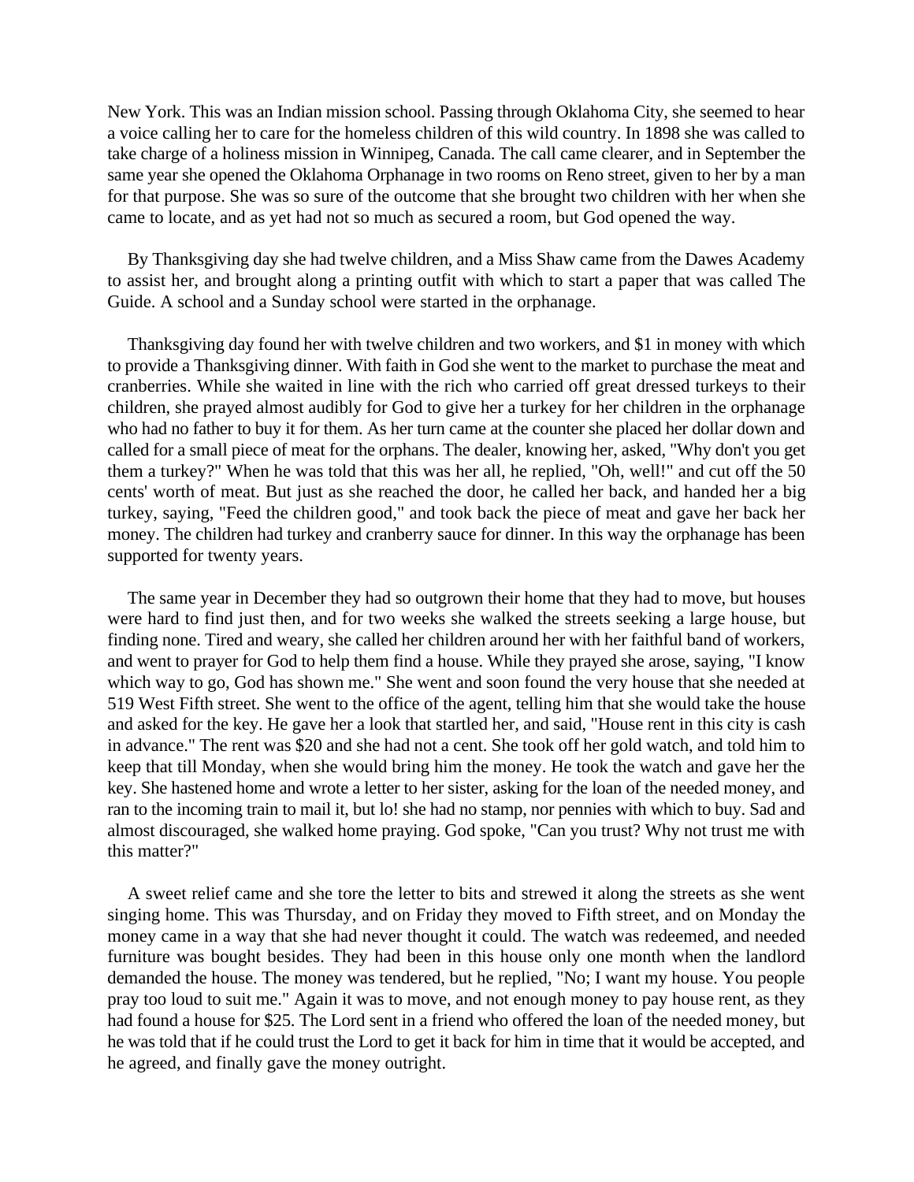New York. This was an Indian mission school. Passing through Oklahoma City, she seemed to hear a voice calling her to care for the homeless children of this wild country. In 1898 she was called to take charge of a holiness mission in Winnipeg, Canada. The call came clearer, and in September the same year she opened the Oklahoma Orphanage in two rooms on Reno street, given to her by a man for that purpose. She was so sure of the outcome that she brought two children with her when she came to locate, and as yet had not so much as secured a room, but God opened the way.

By Thanksgiving day she had twelve children, and a Miss Shaw came from the Dawes Academy to assist her, and brought along a printing outfit with which to start a paper that was called The Guide. A school and a Sunday school were started in the orphanage.

Thanksgiving day found her with twelve children and two workers, and $1 in money with which to provide a Thanksgiving dinner. With faith in God she went to the market to purchase the meat and cranberries. While she waited in line with the rich who carried off great dressed turkeys to their children, she prayed almost audibly for God to give her a turkey for her children in the orphanage who had no father to buy it for them. As her turn came at the counter she placed her dollar down and called for a small piece of meat for the orphans. The dealer, knowing her, asked, "Why don't you get them a turkey?" When he was told that this was her all, he replied, "Oh, well!" and cut off the 50 cents' worth of meat. But just as she reached the door, he called her back, and handed her a big turkey, saying, "Feed the children good," and took back the piece of meat and gave her back her money. The children had turkey and cranberry sauce for dinner. In this way the orphanage has been supported for twenty years.

The same year in December they had so outgrown their home that they had to move, but houses were hard to find just then, and for two weeks she walked the streets seeking a large house, but finding none. Tired and weary, she called her children around her with her faithful band of workers, and went to prayer for God to help them find a house. While they prayed she arose, saying, "I know which way to go, God has shown me." She went and soon found the very house that she needed at 519 West Fifth street. She went to the office of the agent, telling him that she would take the house and asked for the key. He gave her a look that startled her, and said, "House rent in this city is cash in advance." The rent was $20 and she had not a cent. She took off her gold watch, and told him to keep that till Monday, when she would bring him the money. He took the watch and gave her the key. She hastened home and wrote a letter to her sister, asking for the loan of the needed money, and ran to the incoming train to mail it, but lo! she had no stamp, nor pennies with which to buy. Sad and almost discouraged, she walked home praying. God spoke, "Can you trust? Why not trust me with this matter?"

A sweet relief came and she tore the letter to bits and strewed it along the streets as she went singing home. This was Thursday, and on Friday they moved to Fifth street, and on Monday the money came in a way that she had never thought it could. The watch was redeemed, and needed furniture was bought besides. They had been in this house only one month when the landlord demanded the house. The money was tendered, but he replied, "No; I want my house. You people pray too loud to suit me." Again it was to move, and not enough money to pay house rent, as they had found a house for $25. The Lord sent in a friend who offered the loan of the needed money, but he was told that if he could trust the Lord to get it back for him in time that it would be accepted, and he agreed, and finally gave the money outright.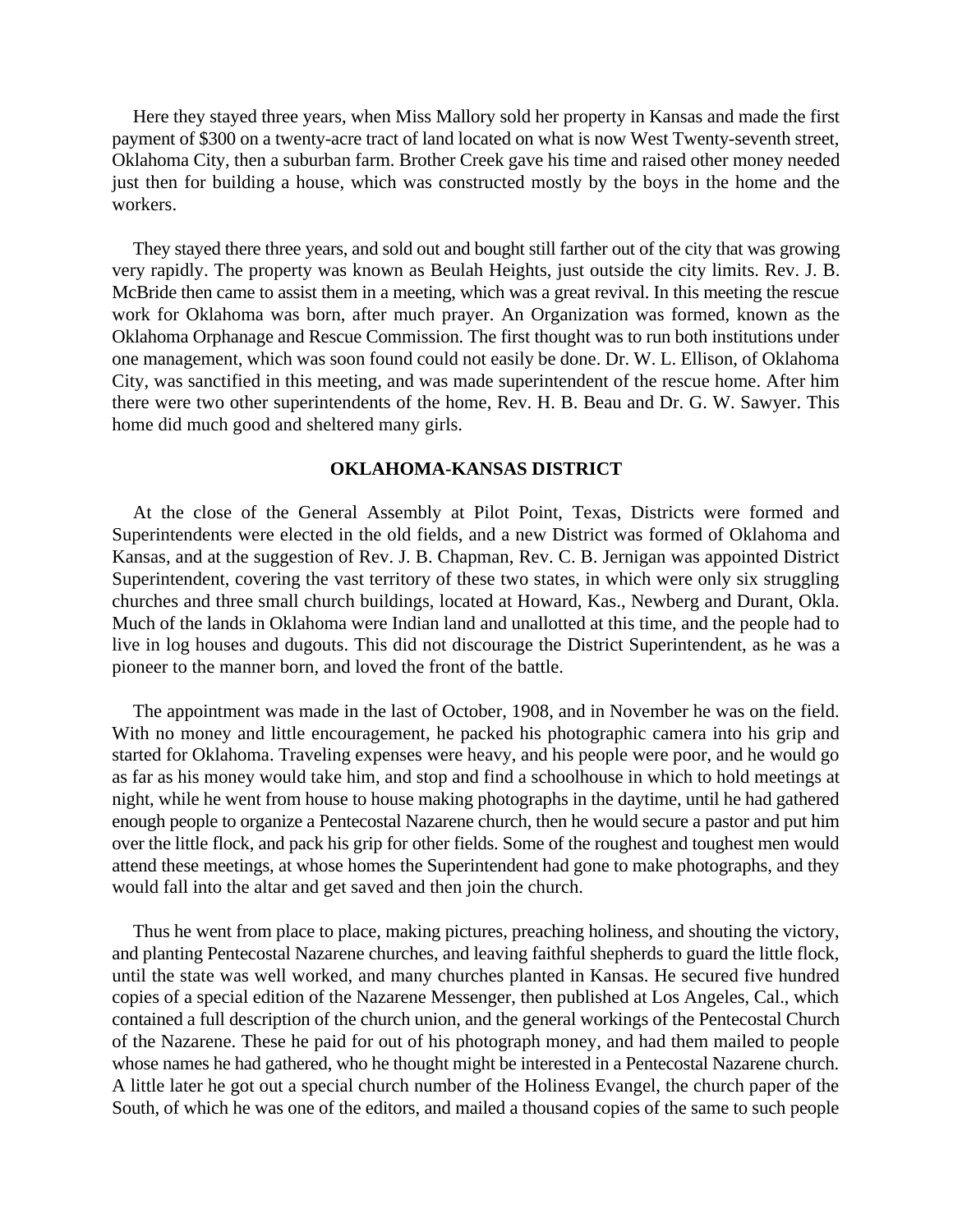Here they stayed three years, when Miss Mallory sold her property in Kansas and made the first payment of $300 on a twenty-acre tract of land located on what is now West Twenty-seventh street, Oklahoma City, then a suburban farm. Brother Creek gave his time and raised other money needed just then for building a house, which was constructed mostly by the boys in the home and the workers.

They stayed there three years, and sold out and bought still farther out of the city that was growing very rapidly. The property was known as Beulah Heights, just outside the city limits. Rev. J. B. McBride then came to assist them in a meeting, which was a great revival. In this meeting the rescue work for Oklahoma was born, after much prayer. An Organization was formed, known as the Oklahoma Orphanage and Rescue Commission. The first thought was to run both institutions under one management, which was soon found could not easily be done. Dr. W. L. Ellison, of Oklahoma City, was sanctified in this meeting, and was made superintendent of the rescue home. After him there were two other superintendents of the home, Rev. H. B. Beau and Dr. G. W. Sawyer. This home did much good and sheltered many girls.

### OKLAHOMA-KANSAS DISTRICT

At the close of the General Assembly at Pilot Point, Texas, Districts were formed and Superintendents were elected in the old fields, and a new District was formed of Oklahoma and Kansas, and at the suggestion of Rev. J. B. Chapman, Rev. C. B. Jernigan was appointed District Superintendent, covering the vast territory of these two states, in which were only six struggling churches and three small church buildings, located at Howard, Kas., Newberg and Durant, Okla. Much of the lands in Oklahoma were Indian land and unallotted at this time, and the people had to live in log houses and dugouts. This did not discourage the District Superintendent, as he was a pioneer to the manner born, and loved the front of the battle.

The appointment was made in the last of October, 1908, and in November he was on the field. With no money and little encouragement, he packed his photographic camera into his grip and started for Oklahoma. Traveling expenses were heavy, and his people were poor, and he would go as far as his money would take him, and stop and find a schoolhouse in which to hold meetings at night, while he went from house to house making photographs in the daytime, until he had gathered enough people to organize a Pentecostal Nazarene church, then he would secure a pastor and put him over the little flock, and pack his grip for other fields. Some of the roughest and toughest men would attend these meetings, at whose homes the Superintendent had gone to make photographs, and they would fall into the altar and get saved and then join the church.

Thus he went from place to place, making pictures, preaching holiness, and shouting the victory, and planting Pentecostal Nazarene churches, and leaving faithful shepherds to guard the little flock, until the state was well worked, and many churches planted in Kansas. He secured five hundred copies of a special edition of the Nazarene Messenger, then published at Los Angeles, Cal., which contained a full description of the church union, and the general workings of the Pentecostal Church of the Nazarene. These he paid for out of his photograph money, and had them mailed to people whose names he had gathered, who he thought might be interested in a Pentecostal Nazarene church. A little later he got out a special church number of the Holiness Evangel, the church paper of the South, of which he was one of the editors, and mailed a thousand copies of the same to such people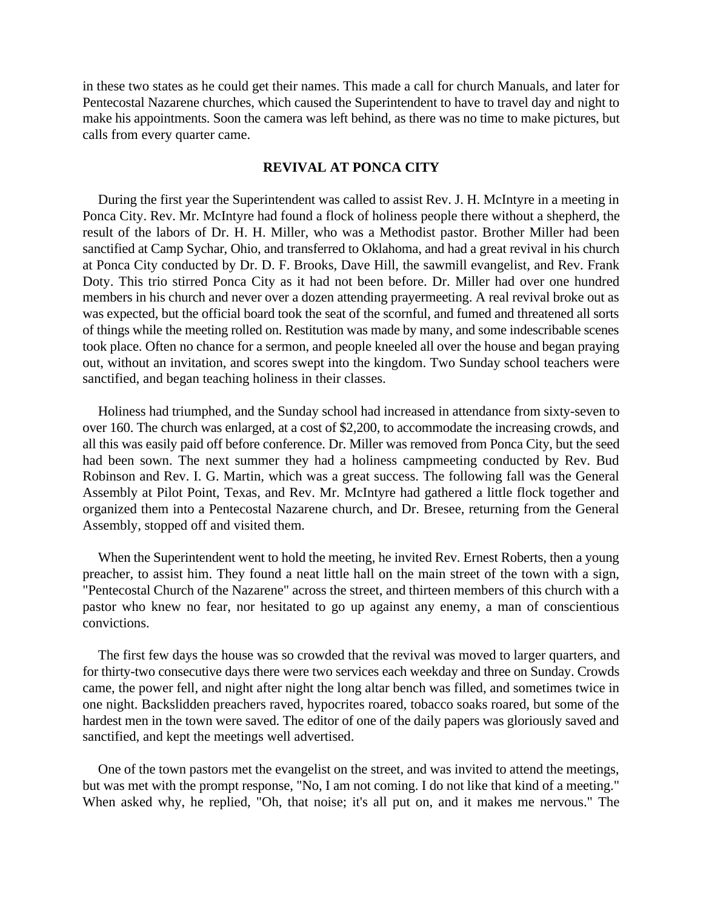in these two states as he could get their names. This made a call for church Manuals, and later for Pentecostal Nazarene churches, which caused the Superintendent to have to travel day and night to make his appointments. Soon the camera was left behind, as there was no time to make pictures, but calls from every quarter came.

## REVIVAL AT PONCA CITY

During the first year the Superintendent was called to assist Rev. J. H. McIntyre in a meeting in Ponca City. Rev. Mr. McIntyre had found a flock of holiness people there without a shepherd, the result of the labors of Dr. H. H. Miller, who was a Methodist pastor. Brother Miller had been sanctified at Camp Sychar, Ohio, and transferred to Oklahoma, and had a great revival in his church at Ponca City conducted by Dr. D. F. Brooks, Dave Hill, the sawmill evangelist, and Rev. Frank Doty. This trio stirred Ponca City as it had not been before. Dr. Miller had over one hundred members in his church and never over a dozen attending prayermeeting. A real revival broke out as was expected, but the official board took the seat of the scornful, and fumed and threatened all sorts of things while the meeting rolled on. Restitution was made by many, and some indescribable scenes took place. Often no chance for a sermon, and people kneeled all over the house and began praying out, without an invitation, and scores swept into the kingdom. Two Sunday school teachers were sanctified, and began teaching holiness in their classes.

Holiness had triumphed, and the Sunday school had increased in attendance from sixty-seven to over 160. The church was enlarged, at a cost of $2,200, to accommodate the increasing crowds, and all this was easily paid off before conference. Dr. Miller was removed from Ponca City, but the seed had been sown. The next summer they had a holiness campmeeting conducted by Rev. Bud Robinson and Rev. I. G. Martin, which was a great success. The following fall was the General Assembly at Pilot Point, Texas, and Rev. Mr. McIntyre had gathered a little flock together and organized them into a Pentecostal Nazarene church, and Dr. Bresee, returning from the General Assembly, stopped off and visited them.

When the Superintendent went to hold the meeting, he invited Rev. Ernest Roberts, then a young preacher, to assist him. They found a neat little hall on the main street of the town with a sign, "Pentecostal Church of the Nazarene" across the street, and thirteen members of this church with a pastor who knew no fear, nor hesitated to go up against any enemy, a man of conscientious convictions.

The first few days the house was so crowded that the revival was moved to larger quarters, and for thirty-two consecutive days there were two services each weekday and three on Sunday. Crowds came, the power fell, and night after night the long altar bench was filled, and sometimes twice in one night. Backslidden preachers raved, hypocrites roared, tobacco soaks roared, but some of the hardest men in the town were saved. The editor of one of the daily papers was gloriously saved and sanctified, and kept the meetings well advertised.

One of the town pastors met the evangelist on the street, and was invited to attend the meetings, but was met with the prompt response, "No, I am not coming. I do not like that kind of a meeting." When asked why, he replied, "Oh, that noise; it's all put on, and it makes me nervous." The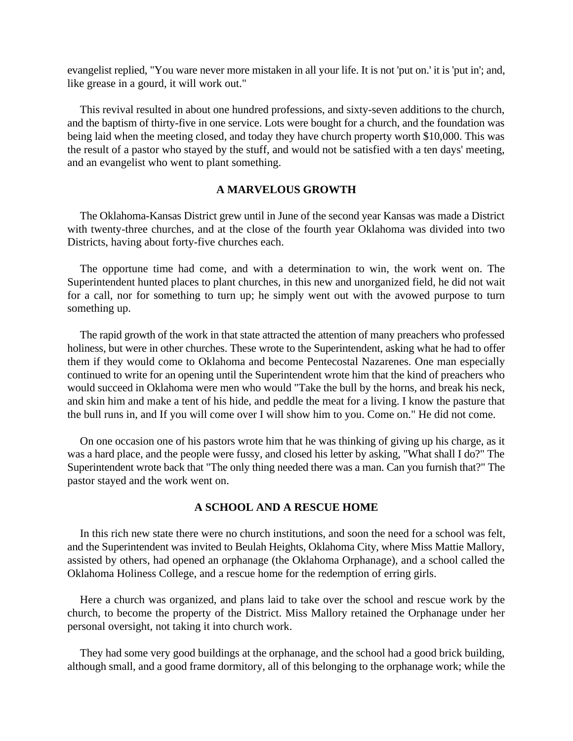evangelist replied, "You ware never more mistaken in all your life. It is not 'put on.' it is 'put in'; and, like grease in a gourd, it will work out."

This revival resulted in about one hundred professions, and sixty-seven additions to the church, and the baptism of thirty-five in one service. Lots were bought for a church, and the foundation was being laid when the meeting closed, and today they have church property worth $10,000. This was the result of a pastor who stayed by the stuff, and would not be satisfied with a ten days' meeting, and an evangelist who went to plant something.

### A MARVELOUS GROWTH

The Oklahoma-Kansas District grew until in June of the second year Kansas was made a District with twenty-three churches, and at the close of the fourth year Oklahoma was divided into two Districts, having about forty-five churches each.

The opportune time had come, and with a determination to win, the work went on. The Superintendent hunted places to plant churches, in this new and unorganized field, he did not wait for a call, nor for something to turn up; he simply went out with the avowed purpose to turn something up.

The rapid growth of the work in that state attracted the attention of many preachers who professed holiness, but were in other churches. These wrote to the Superintendent, asking what he had to offer them if they would come to Oklahoma and become Pentecostal Nazarenes. One man especially continued to write for an opening until the Superintendent wrote him that the kind of preachers who would succeed in Oklahoma were men who would "Take the bull by the horns, and break his neck, and skin him and make a tent of his hide, and peddle the meat for a living. I know the pasture that the bull runs in, and If you will come over I will show him to you. Come on." He did not come.

On one occasion one of his pastors wrote him that he was thinking of giving up his charge, as it was a hard place, and the people were fussy, and closed his letter by asking, "What shall I do?" The Superintendent wrote back that "The only thing needed there was a man. Can you furnish that?" The pastor stayed and the work went on.

### A SCHOOL AND A RESCUE HOME

In this rich new state there were no church institutions, and soon the need for a school was felt, and the Superintendent was invited to Beulah Heights, Oklahoma City, where Miss Mattie Mallory, assisted by others, had opened an orphanage (the Oklahoma Orphanage), and a school called the Oklahoma Holiness College, and a rescue home for the redemption of erring girls.

Here a church was organized, and plans laid to take over the school and rescue work by the church, to become the property of the District. Miss Mallory retained the Orphanage under her personal oversight, not taking it into church work.

They had some very good buildings at the orphanage, and the school had a good brick building, although small, and a good frame dormitory, all of this belonging to the orphanage work; while the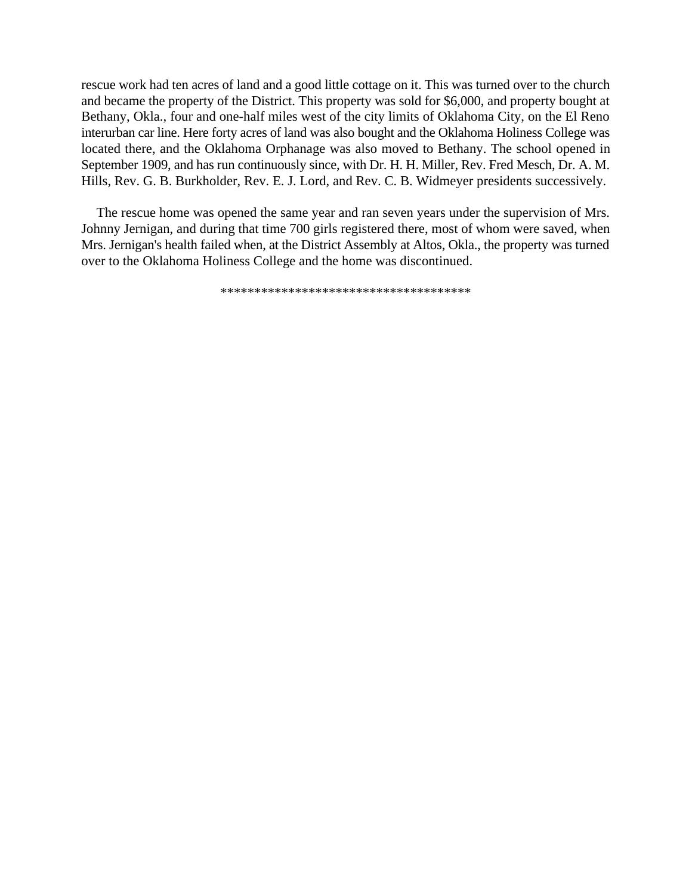rescue work had ten acres of land and a good little cottage on it. This was turned over to the church and became the property of the District. This property was sold for $6,000, and property bought at Bethany, Okla., four and one-half miles west of the city limits of Oklahoma City, on the El Reno interurban car line. Here forty acres of land was also bought and the Oklahoma Holiness College was located there, and the Oklahoma Orphanage was also moved to Bethany. The school opened in September 1909, and has run continuously since, with Dr. H. H. Miller, Rev. Fred Mesch, Dr. A. M. Hills, Rev. G. B. Burkholder, Rev. E. J. Lord, and Rev. C. B. Widmeyer presidents successively.

The rescue home was opened the same year and ran seven years under the supervision of Mrs. Johnny Jernigan, and during that time 700 girls registered there, most of whom were saved, when Mrs. Jernigan's health failed when, at the District Assembly at Altos, Okla., the property was turned over to the Oklahoma Holiness College and the home was discontinued.

*************************************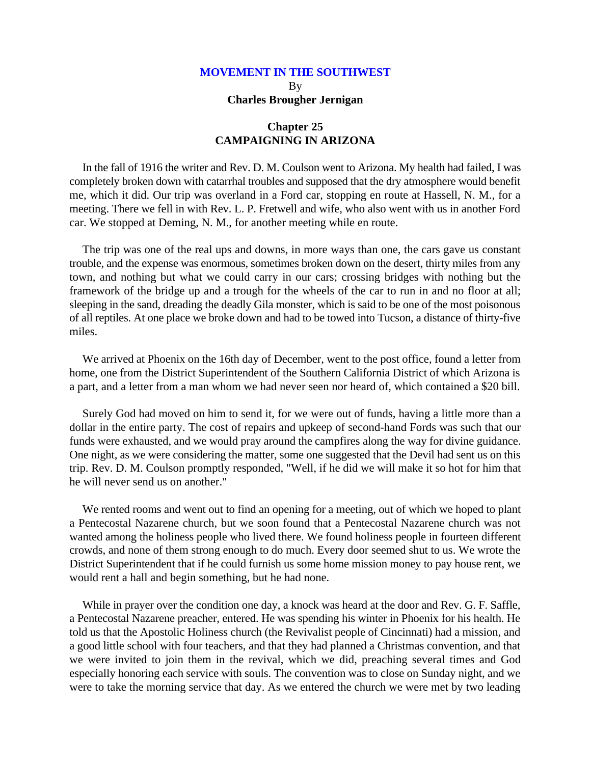**MOVEMENT IN THE SOUTHWEST**

By

**Charles Brougher Jernigan**

## Chapter 25
## CAMPAIGNING IN ARIZONA

In the fall of 1916 the writer and Rev. D. M. Coulson went to Arizona. My health had failed, I was completely broken down with catarrhal troubles and supposed that the dry atmosphere would benefit me, which it did. Our trip was overland in a Ford car, stopping en route at Hassell, N. M., for a meeting. There we fell in with Rev. L. P. Fretwell and wife, who also went with us in another Ford car. We stopped at Deming, N. M., for another meeting while en route.

The trip was one of the real ups and downs, in more ways than one, the cars gave us constant trouble, and the expense was enormous, sometimes broken down on the desert, thirty miles from any town, and nothing but what we could carry in our cars; crossing bridges with nothing but the framework of the bridge up and a trough for the wheels of the car to run in and no floor at all; sleeping in the sand, dreading the deadly Gila monster, which is said to be one of the most poisonous of all reptiles. At one place we broke down and had to be towed into Tucson, a distance of thirty-five miles.

We arrived at Phoenix on the 16th day of December, went to the post office, found a letter from home, one from the District Superintendent of the Southern California District of which Arizona is a part, and a letter from a man whom we had never seen nor heard of, which contained a $20 bill.

Surely God had moved on him to send it, for we were out of funds, having a little more than a dollar in the entire party. The cost of repairs and upkeep of second-hand Fords was such that our funds were exhausted, and we would pray around the campfires along the way for divine guidance. One night, as we were considering the matter, some one suggested that the Devil had sent us on this trip. Rev. D. M. Coulson promptly responded, "Well, if he did we will make it so hot for him that he will never send us on another."

We rented rooms and went out to find an opening for a meeting, out of which we hoped to plant a Pentecostal Nazarene church, but we soon found that a Pentecostal Nazarene church was not wanted among the holiness people who lived there. We found holiness people in fourteen different crowds, and none of them strong enough to do much. Every door seemed shut to us. We wrote the District Superintendent that if he could furnish us some home mission money to pay house rent, we would rent a hall and begin something, but he had none.

While in prayer over the condition one day, a knock was heard at the door and Rev. G. F. Saffle, a Pentecostal Nazarene preacher, entered. He was spending his winter in Phoenix for his health. He told us that the Apostolic Holiness church (the Revivalist people of Cincinnati) had a mission, and a good little school with four teachers, and that they had planned a Christmas convention, and that we were invited to join them in the revival, which we did, preaching several times and God especially honoring each service with souls. The convention was to close on Sunday night, and we were to take the morning service that day. As we entered the church we were met by two leading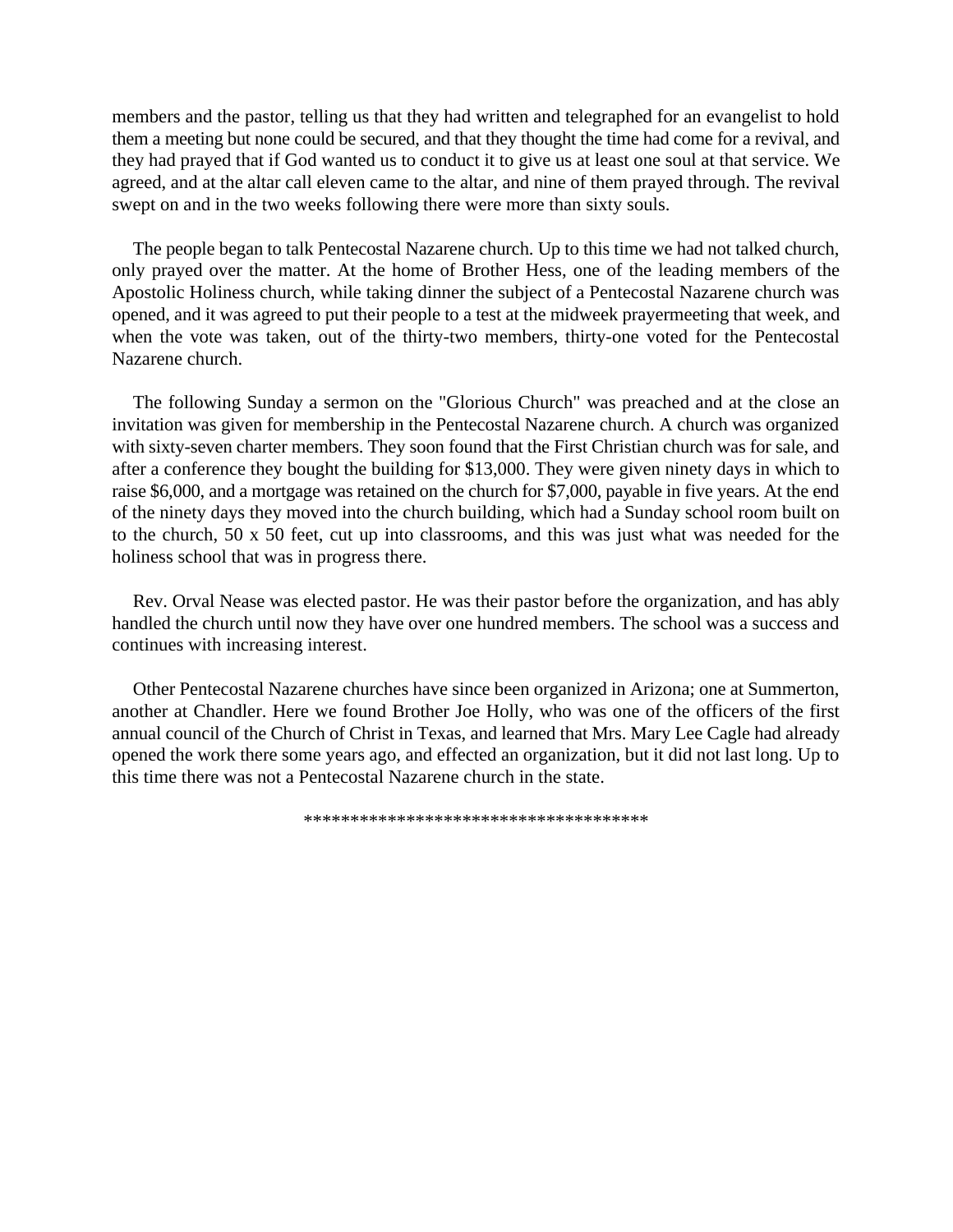members and the pastor, telling us that they had written and telegraphed for an evangelist to hold them a meeting but none could be secured, and that they thought the time had come for a revival, and they had prayed that if God wanted us to conduct it to give us at least one soul at that service. We agreed, and at the altar call eleven came to the altar, and nine of them prayed through. The revival swept on and in the two weeks following there were more than sixty souls.

The people began to talk Pentecostal Nazarene church. Up to this time we had not talked church, only prayed over the matter. At the home of Brother Hess, one of the leading members of the Apostolic Holiness church, while taking dinner the subject of a Pentecostal Nazarene church was opened, and it was agreed to put their people to a test at the midweek prayermeeting that week, and when the vote was taken, out of the thirty-two members, thirty-one voted for the Pentecostal Nazarene church.

The following Sunday a sermon on the "Glorious Church" was preached and at the close an invitation was given for membership in the Pentecostal Nazarene church. A church was organized with sixty-seven charter members. They soon found that the First Christian church was for sale, and after a conference they bought the building for $13,000. They were given ninety days in which to raise $6,000, and a mortgage was retained on the church for $7,000, payable in five years. At the end of the ninety days they moved into the church building, which had a Sunday school room built on to the church, 50 x 50 feet, cut up into classrooms, and this was just what was needed for the holiness school that was in progress there.

Rev. Orval Nease was elected pastor. He was their pastor before the organization, and has ably handled the church until now they have over one hundred members. The school was a success and continues with increasing interest.

Other Pentecostal Nazarene churches have since been organized in Arizona; one at Summerton, another at Chandler. Here we found Brother Joe Holly, who was one of the officers of the first annual council of the Church of Christ in Texas, and learned that Mrs. Mary Lee Cagle had already opened the work there some years ago, and effected an organization, but it did not last long. Up to this time there was not a Pentecostal Nazarene church in the state.

**************************************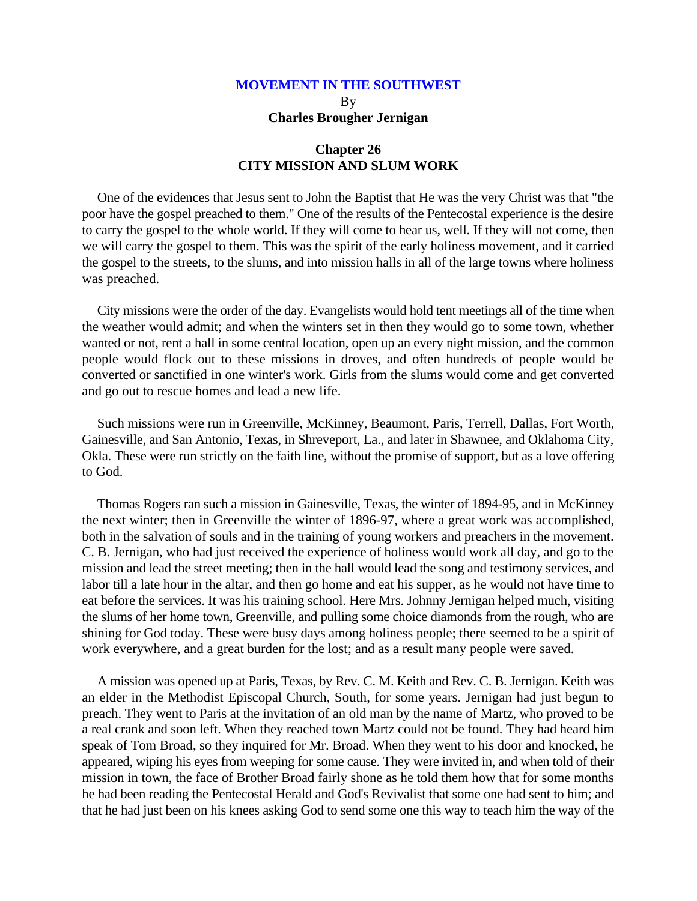# MOVEMENT IN THE SOUTHWEST

By

**Charles Brougher Jernigan**

## Chapter 26
## CITY MISSION AND SLUM WORK

One of the evidences that Jesus sent to John the Baptist that He was the very Christ was that "the poor have the gospel preached to them." One of the results of the Pentecostal experience is the desire to carry the gospel to the whole world. If they will come to hear us, well. If they will not come, then we will carry the gospel to them. This was the spirit of the early holiness movement, and it carried the gospel to the streets, to the slums, and into mission halls in all of the large towns where holiness was preached.

City missions were the order of the day. Evangelists would hold tent meetings all of the time when the weather would admit; and when the winters set in then they would go to some town, whether wanted or not, rent a hall in some central location, open up an every night mission, and the common people would flock out to these missions in droves, and often hundreds of people would be converted or sanctified in one winter's work. Girls from the slums would come and get converted and go out to rescue homes and lead a new life.

Such missions were run in Greenville, McKinney, Beaumont, Paris, Terrell, Dallas, Fort Worth, Gainesville, and San Antonio, Texas, in Shreveport, La., and later in Shawnee, and Oklahoma City, Okla. These were run strictly on the faith line, without the promise of support, but as a love offering to God.

Thomas Rogers ran such a mission in Gainesville, Texas, the winter of 1894-95, and in McKinney the next winter; then in Greenville the winter of 1896-97, where a great work was accomplished, both in the salvation of souls and in the training of young workers and preachers in the movement. C. B. Jernigan, who had just received the experience of holiness would work all day, and go to the mission and lead the street meeting; then in the hall would lead the song and testimony services, and labor till a late hour in the altar, and then go home and eat his supper, as he would not have time to eat before the services. It was his training school. Here Mrs. Johnny Jernigan helped much, visiting the slums of her home town, Greenville, and pulling some choice diamonds from the rough, who are shining for God today. These were busy days among holiness people; there seemed to be a spirit of work everywhere, and a great burden for the lost; and as a result many people were saved.

A mission was opened up at Paris, Texas, by Rev. C. M. Keith and Rev. C. B. Jernigan. Keith was an elder in the Methodist Episcopal Church, South, for some years. Jernigan had just begun to preach. They went to Paris at the invitation of an old man by the name of Martz, who proved to be a real crank and soon left. When they reached town Martz could not be found. They had heard him speak of Tom Broad, so they inquired for Mr. Broad. When they went to his door and knocked, he appeared, wiping his eyes from weeping for some cause. They were invited in, and when told of their mission in town, the face of Brother Broad fairly shone as he told them how that for some months he had been reading the Pentecostal Herald and God's Revivalist that some one had sent to him; and that he had just been on his knees asking God to send some one this way to teach him the way of the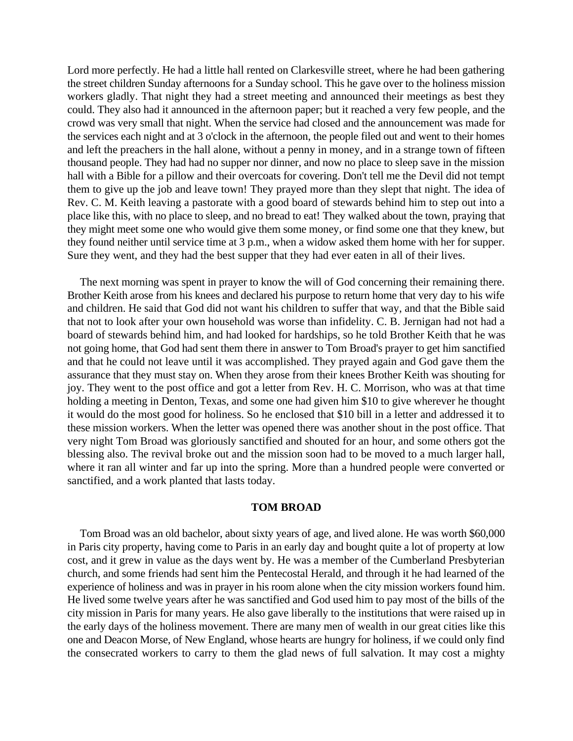Lord more perfectly. He had a little hall rented on Clarkesville street, where he had been gathering the street children Sunday afternoons for a Sunday school. This he gave over to the holiness mission workers gladly. That night they had a street meeting and announced their meetings as best they could. They also had it announced in the afternoon paper; but it reached a very few people, and the crowd was very small that night. When the service had closed and the announcement was made for the services each night and at 3 o'clock in the afternoon, the people filed out and went to their homes and left the preachers in the hall alone, without a penny in money, and in a strange town of fifteen thousand people. They had had no supper nor dinner, and now no place to sleep save in the mission hall with a Bible for a pillow and their overcoats for covering. Don't tell me the Devil did not tempt them to give up the job and leave town! They prayed more than they slept that night. The idea of Rev. C. M. Keith leaving a pastorate with a good board of stewards behind him to step out into a place like this, with no place to sleep, and no bread to eat! They walked about the town, praying that they might meet some one who would give them some money, or find some one that they knew, but they found neither until service time at 3 p.m., when a widow asked them home with her for supper. Sure they went, and they had the best supper that they had ever eaten in all of their lives.

The next morning was spent in prayer to know the will of God concerning their remaining there. Brother Keith arose from his knees and declared his purpose to return home that very day to his wife and children. He said that God did not want his children to suffer that way, and that the Bible said that not to look after your own household was worse than infidelity. C. B. Jernigan had not had a board of stewards behind him, and had looked for hardships, so he told Brother Keith that he was not going home, that God had sent them there in answer to Tom Broad's prayer to get him sanctified and that he could not leave until it was accomplished. They prayed again and God gave them the assurance that they must stay on. When they arose from their knees Brother Keith was shouting for joy. They went to the post office and got a letter from Rev. H. C. Morrison, who was at that time holding a meeting in Denton, Texas, and some one had given him $10 to give wherever he thought it would do the most good for holiness. So he enclosed that $10 bill in a letter and addressed it to these mission workers. When the letter was opened there was another shout in the post office. That very night Tom Broad was gloriously sanctified and shouted for an hour, and some others got the blessing also. The revival broke out and the mission soon had to be moved to a much larger hall, where it ran all winter and far up into the spring. More than a hundred people were converted or sanctified, and a work planted that lasts today.

### TOM BROAD

Tom Broad was an old bachelor, about sixty years of age, and lived alone. He was worth $60,000 in Paris city property, having come to Paris in an early day and bought quite a lot of property at low cost, and it grew in value as the days went by. He was a member of the Cumberland Presbyterian church, and some friends had sent him the Pentecostal Herald, and through it he had learned of the experience of holiness and was in prayer in his room alone when the city mission workers found him. He lived some twelve years after he was sanctified and God used him to pay most of the bills of the city mission in Paris for many years. He also gave liberally to the institutions that were raised up in the early days of the holiness movement. There are many men of wealth in our great cities like this one and Deacon Morse, of New England, whose hearts are hungry for holiness, if we could only find the consecrated workers to carry to them the glad news of full salvation. It may cost a mighty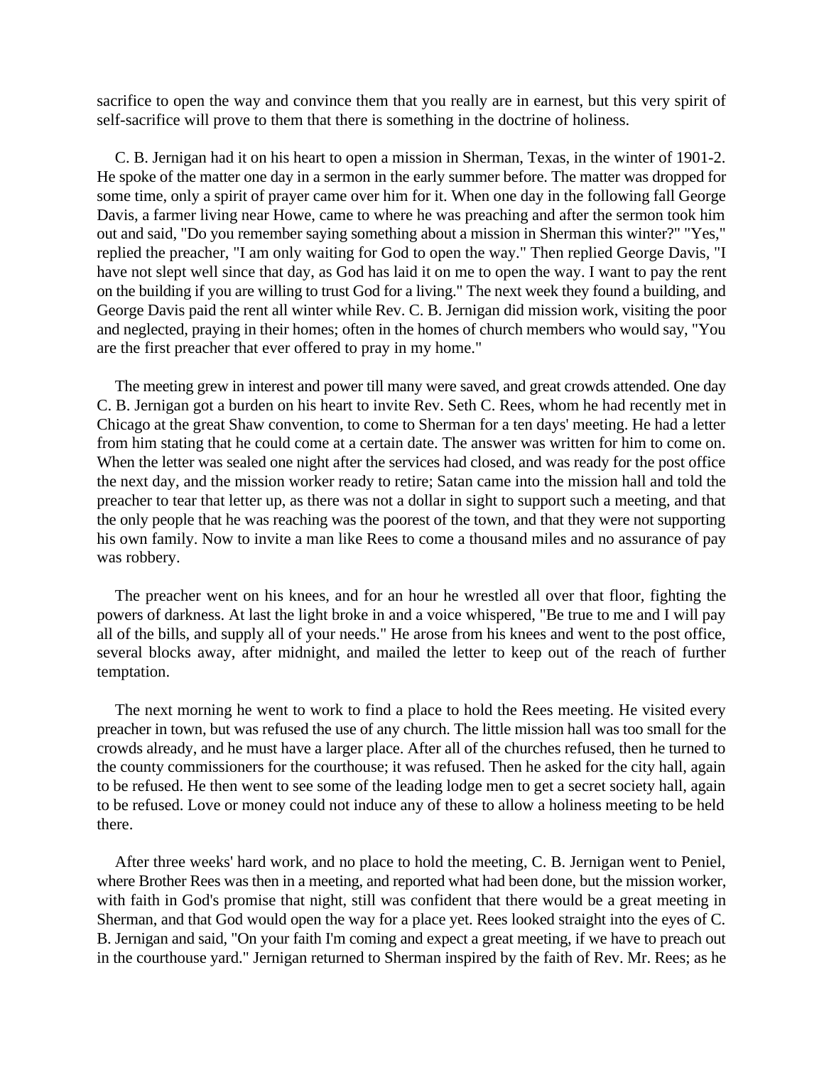sacrifice to open the way and convince them that you really are in earnest, but this very spirit of self-sacrifice will prove to them that there is something in the doctrine of holiness.

C. B. Jernigan had it on his heart to open a mission in Sherman, Texas, in the winter of 1901-2. He spoke of the matter one day in a sermon in the early summer before. The matter was dropped for some time, only a spirit of prayer came over him for it. When one day in the following fall George Davis, a farmer living near Howe, came to where he was preaching and after the sermon took him out and said, "Do you remember saying something about a mission in Sherman this winter?" "Yes," replied the preacher, "I am only waiting for God to open the way." Then replied George Davis, "I have not slept well since that day, as God has laid it on me to open the way. I want to pay the rent on the building if you are willing to trust God for a living." The next week they found a building, and George Davis paid the rent all winter while Rev. C. B. Jernigan did mission work, visiting the poor and neglected, praying in their homes; often in the homes of church members who would say, "You are the first preacher that ever offered to pray in my home."

The meeting grew in interest and power till many were saved, and great crowds attended. One day C. B. Jernigan got a burden on his heart to invite Rev. Seth C. Rees, whom he had recently met in Chicago at the great Shaw convention, to come to Sherman for a ten days' meeting. He had a letter from him stating that he could come at a certain date. The answer was written for him to come on. When the letter was sealed one night after the services had closed, and was ready for the post office the next day, and the mission worker ready to retire; Satan came into the mission hall and told the preacher to tear that letter up, as there was not a dollar in sight to support such a meeting, and that the only people that he was reaching was the poorest of the town, and that they were not supporting his own family. Now to invite a man like Rees to come a thousand miles and no assurance of pay was robbery.

The preacher went on his knees, and for an hour he wrestled all over that floor, fighting the powers of darkness. At last the light broke in and a voice whispered, "Be true to me and I will pay all of the bills, and supply all of your needs." He arose from his knees and went to the post office, several blocks away, after midnight, and mailed the letter to keep out of the reach of further temptation.

The next morning he went to work to find a place to hold the Rees meeting. He visited every preacher in town, but was refused the use of any church. The little mission hall was too small for the crowds already, and he must have a larger place. After all of the churches refused, then he turned to the county commissioners for the courthouse; it was refused. Then he asked for the city hall, again to be refused. He then went to see some of the leading lodge men to get a secret society hall, again to be refused. Love or money could not induce any of these to allow a holiness meeting to be held there.

After three weeks' hard work, and no place to hold the meeting, C. B. Jernigan went to Peniel, where Brother Rees was then in a meeting, and reported what had been done, but the mission worker, with faith in God's promise that night, still was confident that there would be a great meeting in Sherman, and that God would open the way for a place yet. Rees looked straight into the eyes of C. B. Jernigan and said, "On your faith I'm coming and expect a great meeting, if we have to preach out in the courthouse yard." Jernigan returned to Sherman inspired by the faith of Rev. Mr. Rees; as he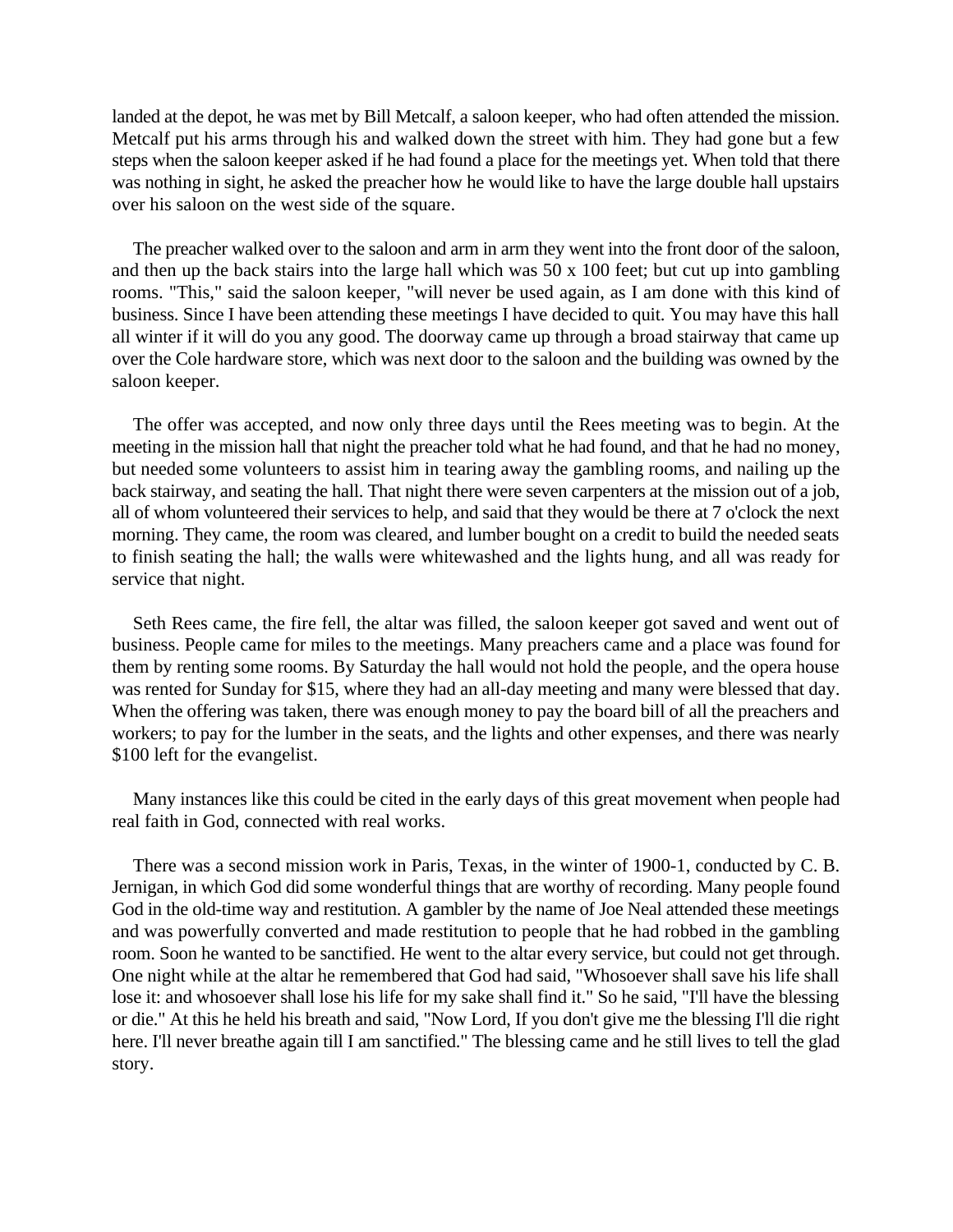landed at the depot, he was met by Bill Metcalf, a saloon keeper, who had often attended the mission. Metcalf put his arms through his and walked down the street with him. They had gone but a few steps when the saloon keeper asked if he had found a place for the meetings yet. When told that there was nothing in sight, he asked the preacher how he would like to have the large double hall upstairs over his saloon on the west side of the square.

The preacher walked over to the saloon and arm in arm they went into the front door of the saloon, and then up the back stairs into the large hall which was 50 x 100 feet; but cut up into gambling rooms. "This," said the saloon keeper, "will never be used again, as I am done with this kind of business. Since I have been attending these meetings I have decided to quit. You may have this hall all winter if it will do you any good. The doorway came up through a broad stairway that came up over the Cole hardware store, which was next door to the saloon and the building was owned by the saloon keeper.

The offer was accepted, and now only three days until the Rees meeting was to begin. At the meeting in the mission hall that night the preacher told what he had found, and that he had no money, but needed some volunteers to assist him in tearing away the gambling rooms, and nailing up the back stairway, and seating the hall. That night there were seven carpenters at the mission out of a job, all of whom volunteered their services to help, and said that they would be there at 7 o'clock the next morning. They came, the room was cleared, and lumber bought on a credit to build the needed seats to finish seating the hall; the walls were whitewashed and the lights hung, and all was ready for service that night.

Seth Rees came, the fire fell, the altar was filled, the saloon keeper got saved and went out of business. People came for miles to the meetings. Many preachers came and a place was found for them by renting some rooms. By Saturday the hall would not hold the people, and the opera house was rented for Sunday for $15, where they had an all-day meeting and many were blessed that day. When the offering was taken, there was enough money to pay the board bill of all the preachers and workers; to pay for the lumber in the seats, and the lights and other expenses, and there was nearly $100 left for the evangelist.

Many instances like this could be cited in the early days of this great movement when people had real faith in God, connected with real works.

There was a second mission work in Paris, Texas, in the winter of 1900-1, conducted by C. B. Jernigan, in which God did some wonderful things that are worthy of recording. Many people found God in the old-time way and restitution. A gambler by the name of Joe Neal attended these meetings and was powerfully converted and made restitution to people that he had robbed in the gambling room. Soon he wanted to be sanctified. He went to the altar every service, but could not get through. One night while at the altar he remembered that God had said, "Whosoever shall save his life shall lose it: and whosoever shall lose his life for my sake shall find it." So he said, "I'll have the blessing or die." At this he held his breath and said, "Now Lord, If you don't give me the blessing I'll die right here. I'll never breathe again till I am sanctified." The blessing came and he still lives to tell the glad story.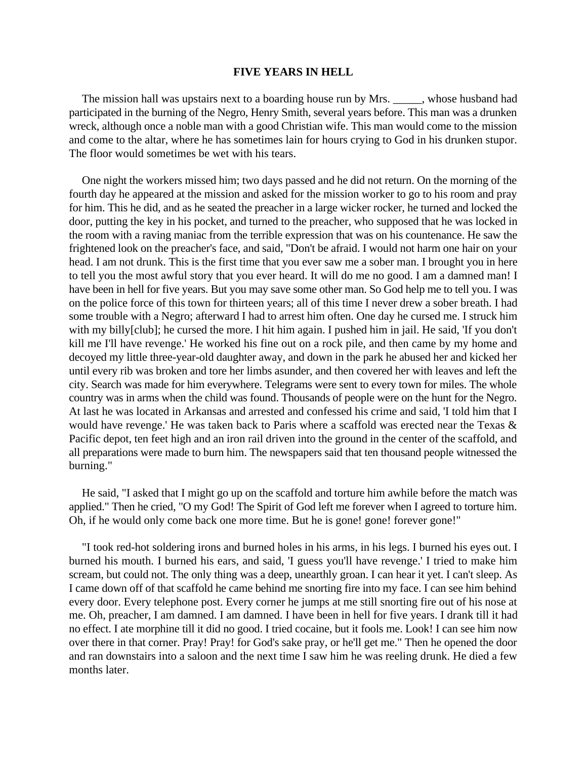## FIVE YEARS IN HELL

The mission hall was upstairs next to a boarding house run by Mrs. _____, whose husband had participated in the burning of the Negro, Henry Smith, several years before. This man was a drunken wreck, although once a noble man with a good Christian wife. This man would come to the mission and come to the altar, where he has sometimes lain for hours crying to God in his drunken stupor. The floor would sometimes be wet with his tears.

One night the workers missed him; two days passed and he did not return. On the morning of the fourth day he appeared at the mission and asked for the mission worker to go to his room and pray for him. This he did, and as he seated the preacher in a large wicker rocker, he turned and locked the door, putting the key in his pocket, and turned to the preacher, who supposed that he was locked in the room with a raving maniac from the terrible expression that was on his countenance. He saw the frightened look on the preacher's face, and said, "Don't be afraid. I would not harm one hair on your head. I am not drunk. This is the first time that you ever saw me a sober man. I brought you in here to tell you the most awful story that you ever heard. It will do me no good. I am a damned man! I have been in hell for five years. But you may save some other man. So God help me to tell you. I was on the police force of this town for thirteen years; all of this time I never drew a sober breath. I had some trouble with a Negro; afterward I had to arrest him often. One day he cursed me. I struck him with my billy[club]; he cursed the more. I hit him again. I pushed him in jail. He said, 'If you don't kill me I'll have revenge.' He worked his fine out on a rock pile, and then came by my home and decoyed my little three-year-old daughter away, and down in the park he abused her and kicked her until every rib was broken and tore her limbs asunder, and then covered her with leaves and left the city. Search was made for him everywhere. Telegrams were sent to every town for miles. The whole country was in arms when the child was found. Thousands of people were on the hunt for the Negro. At last he was located in Arkansas and arrested and confessed his crime and said, 'I told him that I would have revenge.' He was taken back to Paris where a scaffold was erected near the Texas & Pacific depot, ten feet high and an iron rail driven into the ground in the center of the scaffold, and all preparations were made to burn him. The newspapers said that ten thousand people witnessed the burning."

He said, "I asked that I might go up on the scaffold and torture him awhile before the match was applied." Then he cried, "O my God! The Spirit of God left me forever when I agreed to torture him. Oh, if he would only come back one more time. But he is gone! gone! forever gone!"

"I took red-hot soldering irons and burned holes in his arms, in his legs. I burned his eyes out. I burned his mouth. I burned his ears, and said, 'I guess you'll have revenge.' I tried to make him scream, but could not. The only thing was a deep, unearthly groan. I can hear it yet. I can't sleep. As I came down off of that scaffold he came behind me snorting fire into my face. I can see him behind every door. Every telephone post. Every corner he jumps at me still snorting fire out of his nose at me. Oh, preacher, I am damned. I am damned. I have been in hell for five years. I drank till it had no effect. I ate morphine till it did no good. I tried cocaine, but it fools me. Look! I can see him now over there in that corner. Pray! Pray! for God's sake pray, or he'll get me." Then he opened the door and ran downstairs into a saloon and the next time I saw him he was reeling drunk. He died a few months later.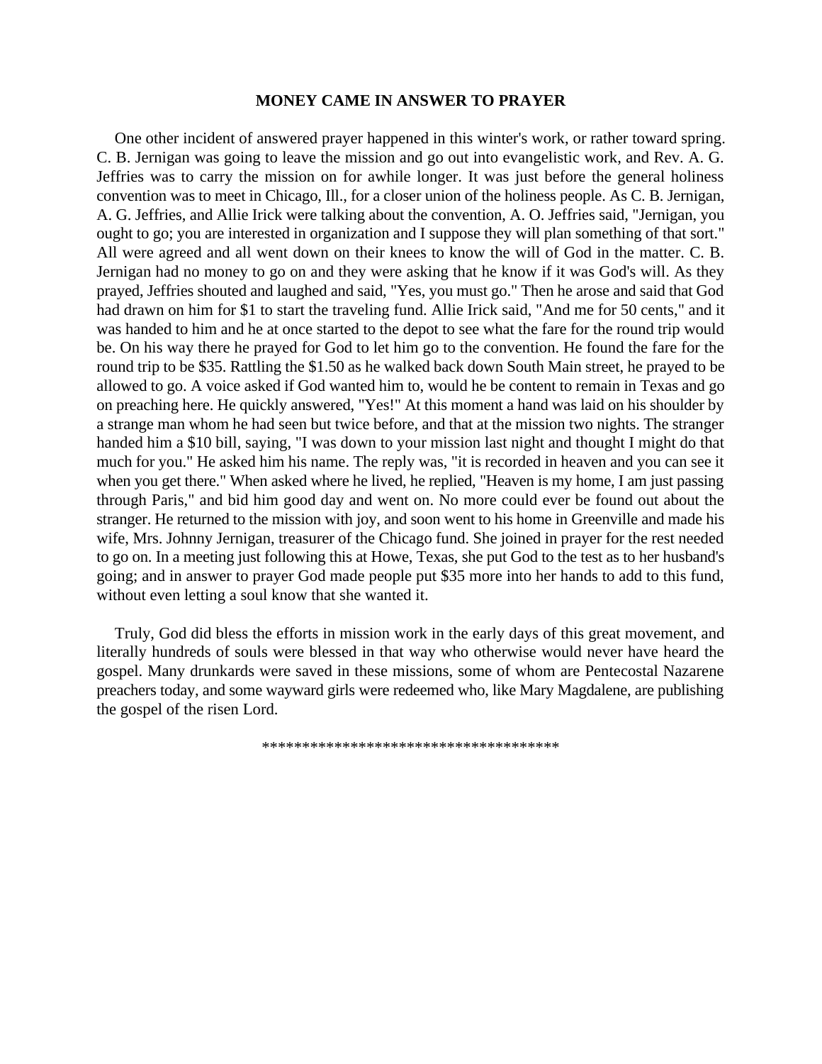**MONEY CAME IN ANSWER TO PRAYER**

One other incident of answered prayer happened in this winter's work, or rather toward spring. C. B. Jernigan was going to leave the mission and go out into evangelistic work, and Rev. A. G. Jeffries was to carry the mission on for awhile longer. It was just before the general holiness convention was to meet in Chicago, Ill., for a closer union of the holiness people. As C. B. Jernigan, A. G. Jeffries, and Allie Irick were talking about the convention, A. O. Jeffries said, "Jernigan, you ought to go; you are interested in organization and I suppose they will plan something of that sort." All were agreed and all went down on their knees to know the will of God in the matter. C. B. Jernigan had no money to go on and they were asking that he know if it was God's will. As they prayed, Jeffries shouted and laughed and said, "Yes, you must go." Then he arose and said that God had drawn on him for $1 to start the traveling fund. Allie Irick said, "And me for 50 cents," and it was handed to him and he at once started to the depot to see what the fare for the round trip would be. On his way there he prayed for God to let him go to the convention. He found the fare for the round trip to be $35. Rattling the $1.50 as he walked back down South Main street, he prayed to be allowed to go. A voice asked if God wanted him to, would he be content to remain in Texas and go on preaching here. He quickly answered, "Yes!" At this moment a hand was laid on his shoulder by a strange man whom he had seen but twice before, and that at the mission two nights. The stranger handed him a $10 bill, saying, "I was down to your mission last night and thought I might do that much for you." He asked him his name. The reply was, "it is recorded in heaven and you can see it when you get there." When asked where he lived, he replied, "Heaven is my home, I am just passing through Paris," and bid him good day and went on. No more could ever be found out about the stranger. He returned to the mission with joy, and soon went to his home in Greenville and made his wife, Mrs. Johnny Jernigan, treasurer of the Chicago fund. She joined in prayer for the rest needed to go on. In a meeting just following this at Howe, Texas, she put God to the test as to her husband's going; and in answer to prayer God made people put $35 more into her hands to add to this fund, without even letting a soul know that she wanted it.

Truly, God did bless the efforts in mission work in the early days of this great movement, and literally hundreds of souls were blessed in that way who otherwise would never have heard the gospel. Many drunkards were saved in these missions, some of whom are Pentecostal Nazarene preachers today, and some wayward girls were redeemed who, like Mary Magdalene, are publishing the gospel of the risen Lord.

*************************************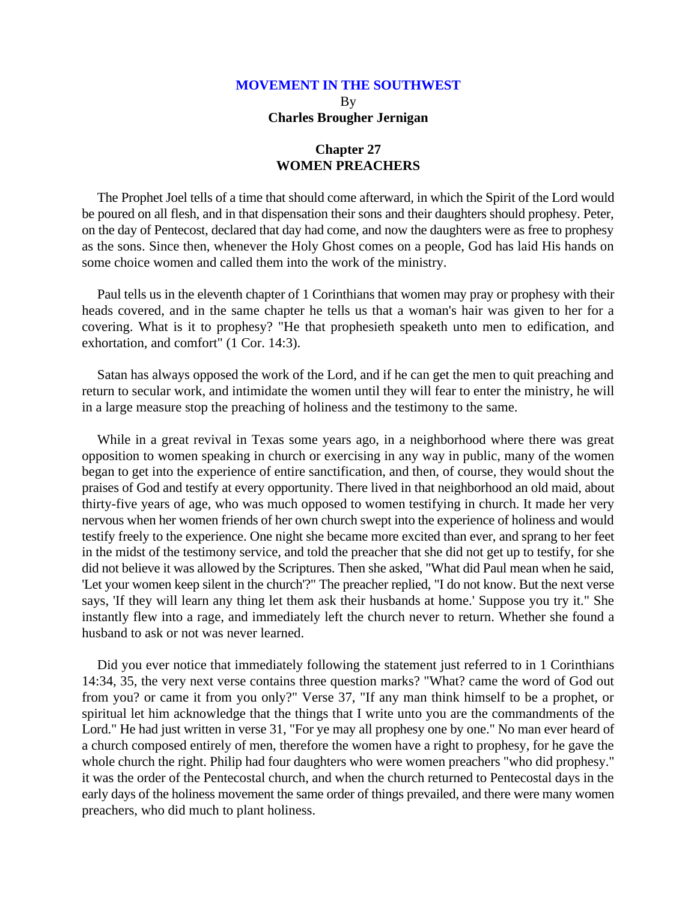**MOVEMENT IN THE SOUTHWEST**

By

**Charles Brougher Jernigan**

## Chapter 27
## WOMEN PREACHERS

The Prophet Joel tells of a time that should come afterward, in which the Spirit of the Lord would be poured on all flesh, and in that dispensation their sons and their daughters should prophesy. Peter, on the day of Pentecost, declared that day had come, and now the daughters were as free to prophesy as the sons. Since then, whenever the Holy Ghost comes on a people, God has laid His hands on some choice women and called them into the work of the ministry.

Paul tells us in the eleventh chapter of 1 Corinthians that women may pray or prophesy with their heads covered, and in the same chapter he tells us that a woman's hair was given to her for a covering. What is it to prophesy? "He that prophesieth speaketh unto men to edification, and exhortation, and comfort" (1 Cor. 14:3).

Satan has always opposed the work of the Lord, and if he can get the men to quit preaching and return to secular work, and intimidate the women until they will fear to enter the ministry, he will in a large measure stop the preaching of holiness and the testimony to the same.

While in a great revival in Texas some years ago, in a neighborhood where there was great opposition to women speaking in church or exercising in any way in public, many of the women began to get into the experience of entire sanctification, and then, of course, they would shout the praises of God and testify at every opportunity. There lived in that neighborhood an old maid, about thirty-five years of age, who was much opposed to women testifying in church. It made her very nervous when her women friends of her own church swept into the experience of holiness and would testify freely to the experience. One night she became more excited than ever, and sprang to her feet in the midst of the testimony service, and told the preacher that she did not get up to testify, for she did not believe it was allowed by the Scriptures. Then she asked, "What did Paul mean when he said, 'Let your women keep silent in the church'?" The preacher replied, "I do not know. But the next verse says, 'If they will learn any thing let them ask their husbands at home.' Suppose you try it." She instantly flew into a rage, and immediately left the church never to return. Whether she found a husband to ask or not was never learned.

Did you ever notice that immediately following the statement just referred to in 1 Corinthians 14:34, 35, the very next verse contains three question marks? "What? came the word of God out from you? or came it from you only?" Verse 37, "If any man think himself to be a prophet, or spiritual let him acknowledge that the things that I write unto you are the commandments of the Lord." He had just written in verse 31, "For ye may all prophesy one by one." No man ever heard of a church composed entirely of men, therefore the women have a right to prophesy, for he gave the whole church the right. Philip had four daughters who were women preachers "who did prophesy." it was the order of the Pentecostal church, and when the church returned to Pentecostal days in the early days of the holiness movement the same order of things prevailed, and there were many women preachers, who did much to plant holiness.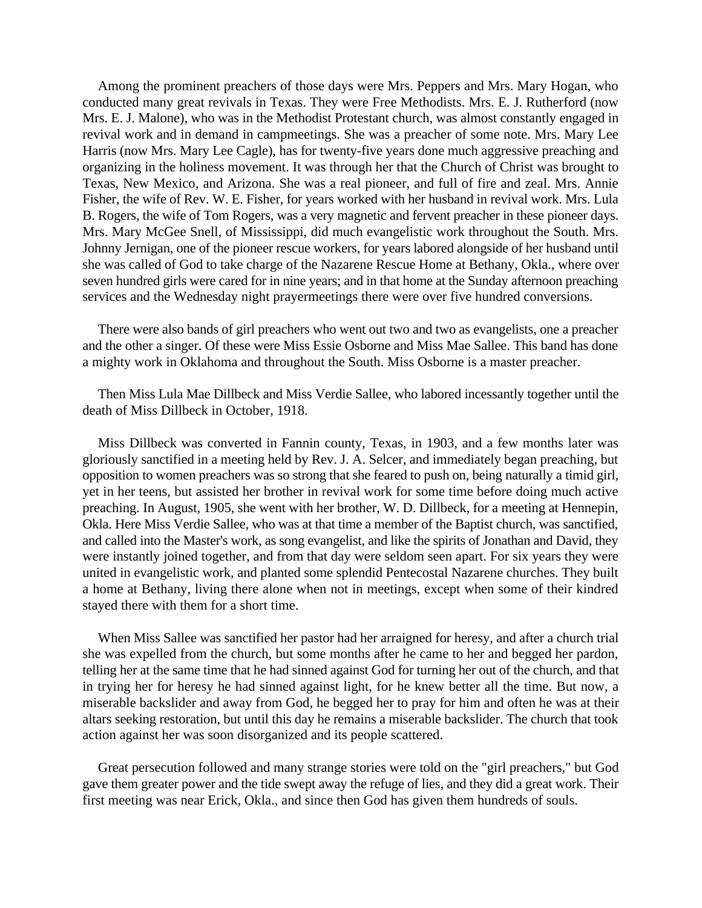Among the prominent preachers of those days were Mrs. Peppers and Mrs. Mary Hogan, who conducted many great revivals in Texas. They were Free Methodists. Mrs. E. J. Rutherford (now Mrs. E. J. Malone), who was in the Methodist Protestant church, was almost constantly engaged in revival work and in demand in campmeetings. She was a preacher of some note. Mrs. Mary Lee Harris (now Mrs. Mary Lee Cagle), has for twenty-five years done much aggressive preaching and organizing in the holiness movement. It was through her that the Church of Christ was brought to Texas, New Mexico, and Arizona. She was a real pioneer, and full of fire and zeal. Mrs. Annie Fisher, the wife of Rev. W. E. Fisher, for years worked with her husband in revival work. Mrs. Lula B. Rogers, the wife of Tom Rogers, was a very magnetic and fervent preacher in these pioneer days. Mrs. Mary McGee Snell, of Mississippi, did much evangelistic work throughout the South. Mrs. Johnny Jernigan, one of the pioneer rescue workers, for years labored alongside of her husband until she was called of God to take charge of the Nazarene Rescue Home at Bethany, Okla., where over seven hundred girls were cared for in nine years; and in that home at the Sunday afternoon preaching services and the Wednesday night prayermeetings there were over five hundred conversions.

There were also bands of girl preachers who went out two and two as evangelists, one a preacher and the other a singer. Of these were Miss Essie Osborne and Miss Mae Sallee. This band has done a mighty work in Oklahoma and throughout the South. Miss Osborne is a master preacher.

Then Miss Lula Mae Dillbeck and Miss Verdie Sallee, who labored incessantly together until the death of Miss Dillbeck in October, 1918.

Miss Dillbeck was converted in Fannin county, Texas, in 1903, and a few months later was gloriously sanctified in a meeting held by Rev. J. A. Selcer, and immediately began preaching, but opposition to women preachers was so strong that she feared to push on, being naturally a timid girl, yet in her teens, but assisted her brother in revival work for some time before doing much active preaching. In August, 1905, she went with her brother, W. D. Dillbeck, for a meeting at Hennepin, Okla. Here Miss Verdie Sallee, who was at that time a member of the Baptist church, was sanctified, and called into the Master's work, as song evangelist, and like the spirits of Jonathan and David, they were instantly joined together, and from that day were seldom seen apart. For six years they were united in evangelistic work, and planted some splendid Pentecostal Nazarene churches. They built a home at Bethany, living there alone when not in meetings, except when some of their kindred stayed there with them for a short time.

When Miss Sallee was sanctified her pastor had her arraigned for heresy, and after a church trial she was expelled from the church, but some months after he came to her and begged her pardon, telling her at the same time that he had sinned against God for turning her out of the church, and that in trying her for heresy he had sinned against light, for he knew better all the time. But now, a miserable backslider and away from God, he begged her to pray for him and often he was at their altars seeking restoration, but until this day he remains a miserable backslider. The church that took action against her was soon disorganized and its people scattered.

Great persecution followed and many strange stories were told on the "girl preachers," but God gave them greater power and the tide swept away the refuge of lies, and they did a great work. Their first meeting was near Erick, Okla., and since then God has given them hundreds of souls.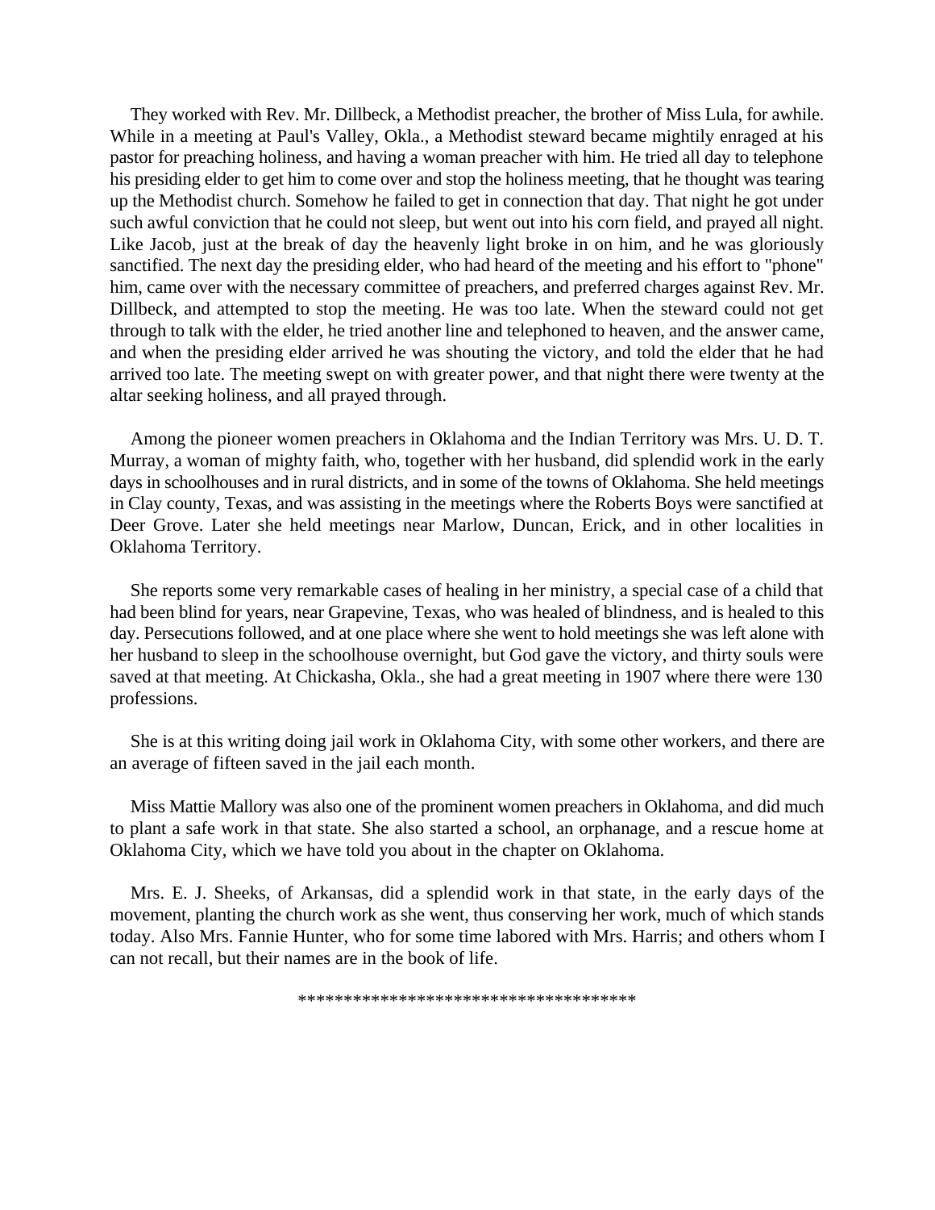They worked with Rev. Mr. Dillbeck, a Methodist preacher, the brother of Miss Lula, for awhile. While in a meeting at Paul's Valley, Okla., a Methodist steward became mightily enraged at his pastor for preaching holiness, and having a woman preacher with him. He tried all day to telephone his presiding elder to get him to come over and stop the holiness meeting, that he thought was tearing up the Methodist church. Somehow he failed to get in connection that day. That night he got under such awful conviction that he could not sleep, but went out into his corn field, and prayed all night. Like Jacob, just at the break of day the heavenly light broke in on him, and he was gloriously sanctified. The next day the presiding elder, who had heard of the meeting and his effort to "phone" him, came over with the necessary committee of preachers, and preferred charges against Rev. Mr. Dillbeck, and attempted to stop the meeting. He was too late. When the steward could not get through to talk with the elder, he tried another line and telephoned to heaven, and the answer came, and when the presiding elder arrived he was shouting the victory, and told the elder that he had arrived too late. The meeting swept on with greater power, and that night there were twenty at the altar seeking holiness, and all prayed through.

Among the pioneer women preachers in Oklahoma and the Indian Territory was Mrs. U. D. T. Murray, a woman of mighty faith, who, together with her husband, did splendid work in the early days in schoolhouses and in rural districts, and in some of the towns of Oklahoma. She held meetings in Clay county, Texas, and was assisting in the meetings where the Roberts Boys were sanctified at Deer Grove. Later she held meetings near Marlow, Duncan, Erick, and in other localities in Oklahoma Territory.

She reports some very remarkable cases of healing in her ministry, a special case of a child that had been blind for years, near Grapevine, Texas, who was healed of blindness, and is healed to this day. Persecutions followed, and at one place where she went to hold meetings she was left alone with her husband to sleep in the schoolhouse overnight, but God gave the victory, and thirty souls were saved at that meeting. At Chickasha, Okla., she had a great meeting in 1907 where there were 130 professions.

She is at this writing doing jail work in Oklahoma City, with some other workers, and there are an average of fifteen saved in the jail each month.

Miss Mattie Mallory was also one of the prominent women preachers in Oklahoma, and did much to plant a safe work in that state. She also started a school, an orphanage, and a rescue home at Oklahoma City, which we have told you about in the chapter on Oklahoma.

Mrs. E. J. Sheeks, of Arkansas, did a splendid work in that state, in the early days of the movement, planting the church work as she went, thus conserving her work, much of which stands today. Also Mrs. Fannie Hunter, who for some time labored with Mrs. Harris; and others whom I can not recall, but their names are in the book of life.

\*\*\*\*\*\*\*\*\*\*\*\*\*\*\*\*\*\*\*\*\*\*\*\*\*\*\*\*\*\*\*\*\*\*\*\*\*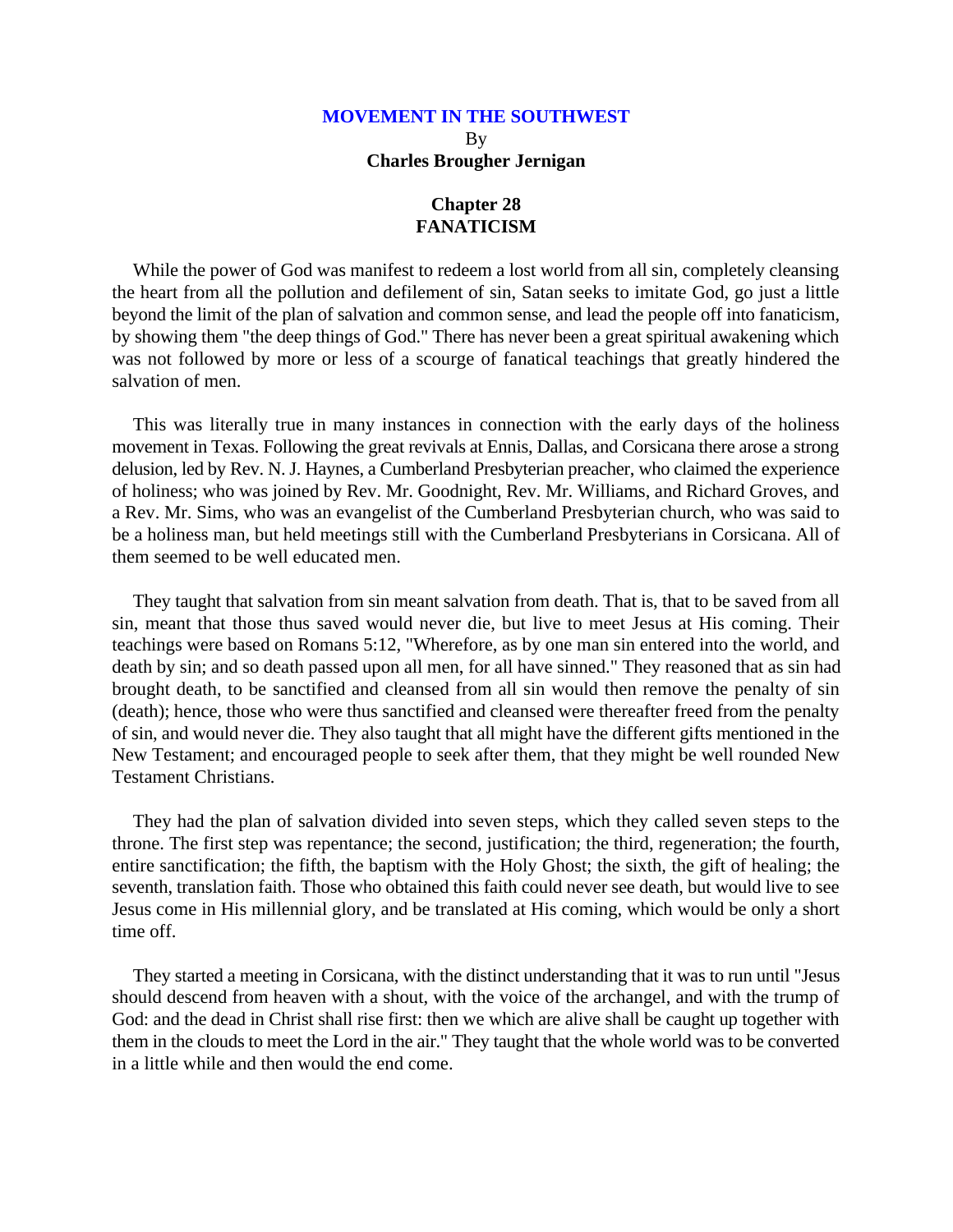# MOVEMENT IN THE SOUTHWEST

By

**Charles Brougher Jernigan**

## Chapter 28
## FANATICISM

While the power of God was manifest to redeem a lost world from all sin, completely cleansing the heart from all the pollution and defilement of sin, Satan seeks to imitate God, go just a little beyond the limit of the plan of salvation and common sense, and lead the people off into fanaticism, by showing them "the deep things of God." There has never been a great spiritual awakening which was not followed by more or less of a scourge of fanatical teachings that greatly hindered the salvation of men.

This was literally true in many instances in connection with the early days of the holiness movement in Texas. Following the great revivals at Ennis, Dallas, and Corsicana there arose a strong delusion, led by Rev. N. J. Haynes, a Cumberland Presbyterian preacher, who claimed the experience of holiness; who was joined by Rev. Mr. Goodnight, Rev. Mr. Williams, and Richard Groves, and a Rev. Mr. Sims, who was an evangelist of the Cumberland Presbyterian church, who was said to be a holiness man, but held meetings still with the Cumberland Presbyterians in Corsicana. All of them seemed to be well educated men.

They taught that salvation from sin meant salvation from death. That is, that to be saved from all sin, meant that those thus saved would never die, but live to meet Jesus at His coming. Their teachings were based on Romans 5:12, "Wherefore, as by one man sin entered into the world, and death by sin; and so death passed upon all men, for all have sinned." They reasoned that as sin had brought death, to be sanctified and cleansed from all sin would then remove the penalty of sin (death); hence, those who were thus sanctified and cleansed were thereafter freed from the penalty of sin, and would never die. They also taught that all might have the different gifts mentioned in the New Testament; and encouraged people to seek after them, that they might be well rounded New Testament Christians.

They had the plan of salvation divided into seven steps, which they called seven steps to the throne. The first step was repentance; the second, justification; the third, regeneration; the fourth, entire sanctification; the fifth, the baptism with the Holy Ghost; the sixth, the gift of healing; the seventh, translation faith. Those who obtained this faith could never see death, but would live to see Jesus come in His millennial glory, and be translated at His coming, which would be only a short time off.

They started a meeting in Corsicana, with the distinct understanding that it was to run until "Jesus should descend from heaven with a shout, with the voice of the archangel, and with the trump of God: and the dead in Christ shall rise first: then we which are alive shall be caught up together with them in the clouds to meet the Lord in the air." They taught that the whole world was to be converted in a little while and then would the end come.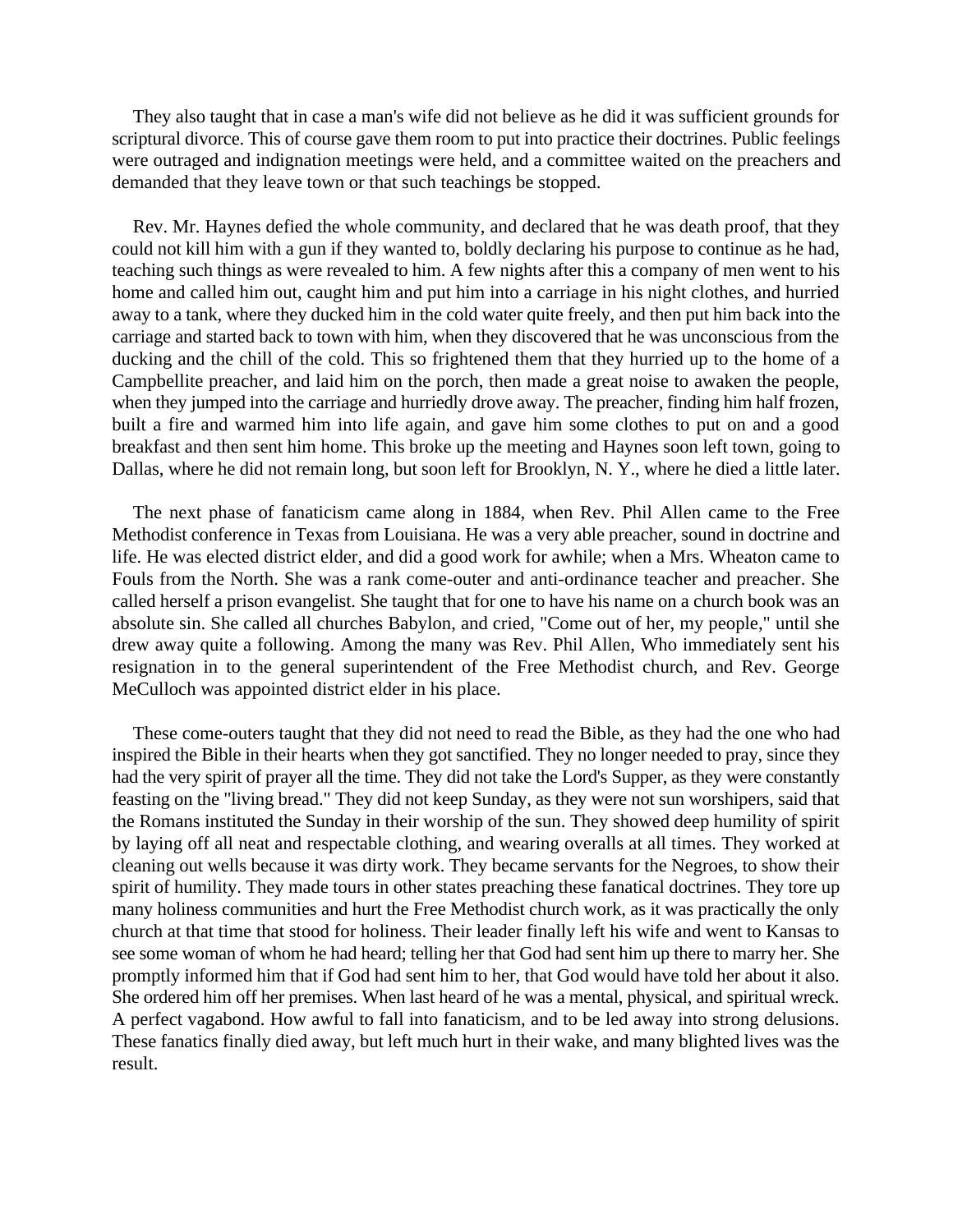They also taught that in case a man's wife did not believe as he did it was sufficient grounds for scriptural divorce. This of course gave them room to put into practice their doctrines. Public feelings were outraged and indignation meetings were held, and a committee waited on the preachers and demanded that they leave town or that such teachings be stopped.

Rev. Mr. Haynes defied the whole community, and declared that he was death proof, that they could not kill him with a gun if they wanted to, boldly declaring his purpose to continue as he had, teaching such things as were revealed to him. A few nights after this a company of men went to his home and called him out, caught him and put him into a carriage in his night clothes, and hurried away to a tank, where they ducked him in the cold water quite freely, and then put him back into the carriage and started back to town with him, when they discovered that he was unconscious from the ducking and the chill of the cold. This so frightened them that they hurried up to the home of a Campbellite preacher, and laid him on the porch, then made a great noise to awaken the people, when they jumped into the carriage and hurriedly drove away. The preacher, finding him half frozen, built a fire and warmed him into life again, and gave him some clothes to put on and a good breakfast and then sent him home. This broke up the meeting and Haynes soon left town, going to Dallas, where he did not remain long, but soon left for Brooklyn, N. Y., where he died a little later.

The next phase of fanaticism came along in 1884, when Rev. Phil Allen came to the Free Methodist conference in Texas from Louisiana. He was a very able preacher, sound in doctrine and life. He was elected district elder, and did a good work for awhile; when a Mrs. Wheaton came to Fouls from the North. She was a rank come-outer and anti-ordinance teacher and preacher. She called herself a prison evangelist. She taught that for one to have his name on a church book was an absolute sin. She called all churches Babylon, and cried, "Come out of her, my people," until she drew away quite a following. Among the many was Rev. Phil Allen, Who immediately sent his resignation in to the general superintendent of the Free Methodist church, and Rev. George MeCulloch was appointed district elder in his place.

These come-outers taught that they did not need to read the Bible, as they had the one who had inspired the Bible in their hearts when they got sanctified. They no longer needed to pray, since they had the very spirit of prayer all the time. They did not take the Lord's Supper, as they were constantly feasting on the "living bread." They did not keep Sunday, as they were not sun worshipers, said that the Romans instituted the Sunday in their worship of the sun. They showed deep humility of spirit by laying off all neat and respectable clothing, and wearing overalls at all times. They worked at cleaning out wells because it was dirty work. They became servants for the Negroes, to show their spirit of humility. They made tours in other states preaching these fanatical doctrines. They tore up many holiness communities and hurt the Free Methodist church work, as it was practically the only church at that time that stood for holiness. Their leader finally left his wife and went to Kansas to see some woman of whom he had heard; telling her that God had sent him up there to marry her. She promptly informed him that if God had sent him to her, that God would have told her about it also. She ordered him off her premises. When last heard of he was a mental, physical, and spiritual wreck. A perfect vagabond. How awful to fall into fanaticism, and to be led away into strong delusions. These fanatics finally died away, but left much hurt in their wake, and many blighted lives was the result.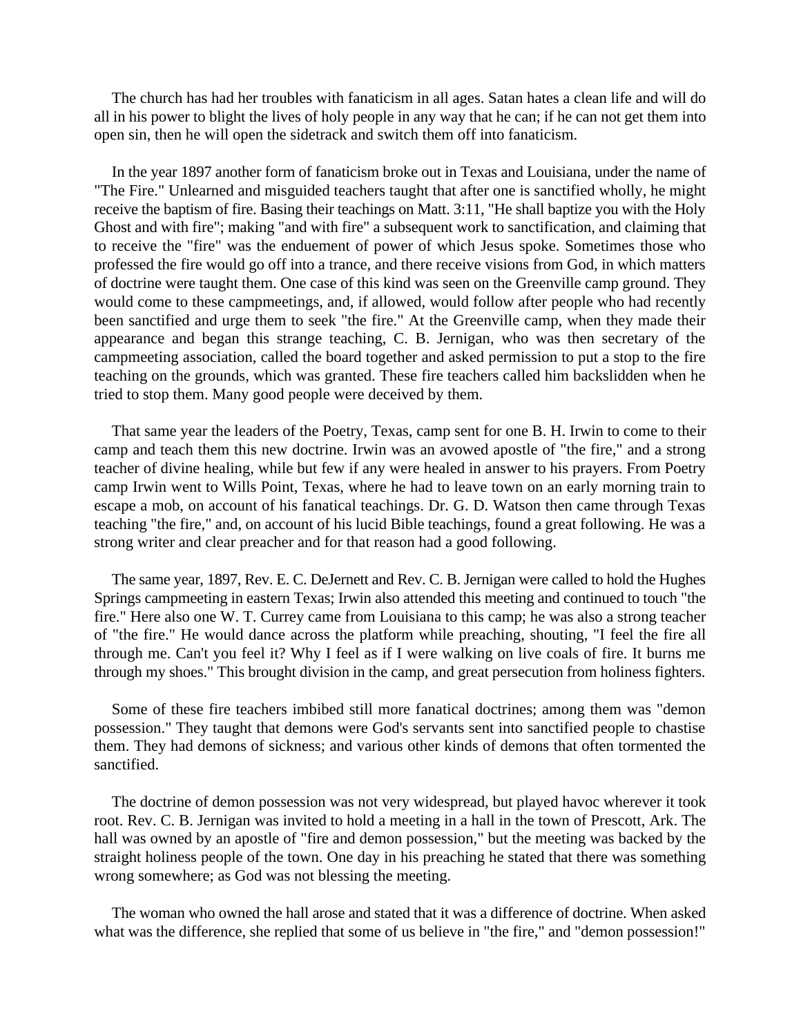The church has had her troubles with fanaticism in all ages. Satan hates a clean life and will do all in his power to blight the lives of holy people in any way that he can; if he can not get them into open sin, then he will open the sidetrack and switch them off into fanaticism.

In the year 1897 another form of fanaticism broke out in Texas and Louisiana, under the name of "The Fire." Unlearned and misguided teachers taught that after one is sanctified wholly, he might receive the baptism of fire. Basing their teachings on Matt. 3:11, "He shall baptize you with the Holy Ghost and with fire"; making "and with fire" a subsequent work to sanctification, and claiming that to receive the "fire" was the enduement of power of which Jesus spoke. Sometimes those who professed the fire would go off into a trance, and there receive visions from God, in which matters of doctrine were taught them. One case of this kind was seen on the Greenville camp ground. They would come to these campmeetings, and, if allowed, would follow after people who had recently been sanctified and urge them to seek "the fire." At the Greenville camp, when they made their appearance and began this strange teaching, C. B. Jernigan, who was then secretary of the campmeeting association, called the board together and asked permission to put a stop to the fire teaching on the grounds, which was granted. These fire teachers called him backslidden when he tried to stop them. Many good people were deceived by them.

That same year the leaders of the Poetry, Texas, camp sent for one B. H. Irwin to come to their camp and teach them this new doctrine. Irwin was an avowed apostle of "the fire," and a strong teacher of divine healing, while but few if any were healed in answer to his prayers. From Poetry camp Irwin went to Wills Point, Texas, where he had to leave town on an early morning train to escape a mob, on account of his fanatical teachings. Dr. G. D. Watson then came through Texas teaching "the fire," and, on account of his lucid Bible teachings, found a great following. He was a strong writer and clear preacher and for that reason had a good following.

The same year, 1897, Rev. E. C. DeJernett and Rev. C. B. Jernigan were called to hold the Hughes Springs campmeeting in eastern Texas; Irwin also attended this meeting and continued to touch "the fire." Here also one W. T. Currey came from Louisiana to this camp; he was also a strong teacher of "the fire." He would dance across the platform while preaching, shouting, "I feel the fire all through me. Can't you feel it? Why I feel as if I were walking on live coals of fire. It burns me through my shoes." This brought division in the camp, and great persecution from holiness fighters.

Some of these fire teachers imbibed still more fanatical doctrines; among them was "demon possession." They taught that demons were God's servants sent into sanctified people to chastise them. They had demons of sickness; and various other kinds of demons that often tormented the sanctified.

The doctrine of demon possession was not very widespread, but played havoc wherever it took root. Rev. C. B. Jernigan was invited to hold a meeting in a hall in the town of Prescott, Ark. The hall was owned by an apostle of "fire and demon possession," but the meeting was backed by the straight holiness people of the town. One day in his preaching he stated that there was something wrong somewhere; as God was not blessing the meeting.

The woman who owned the hall arose and stated that it was a difference of doctrine. When asked what was the difference, she replied that some of us believe in "the fire," and "demon possession!"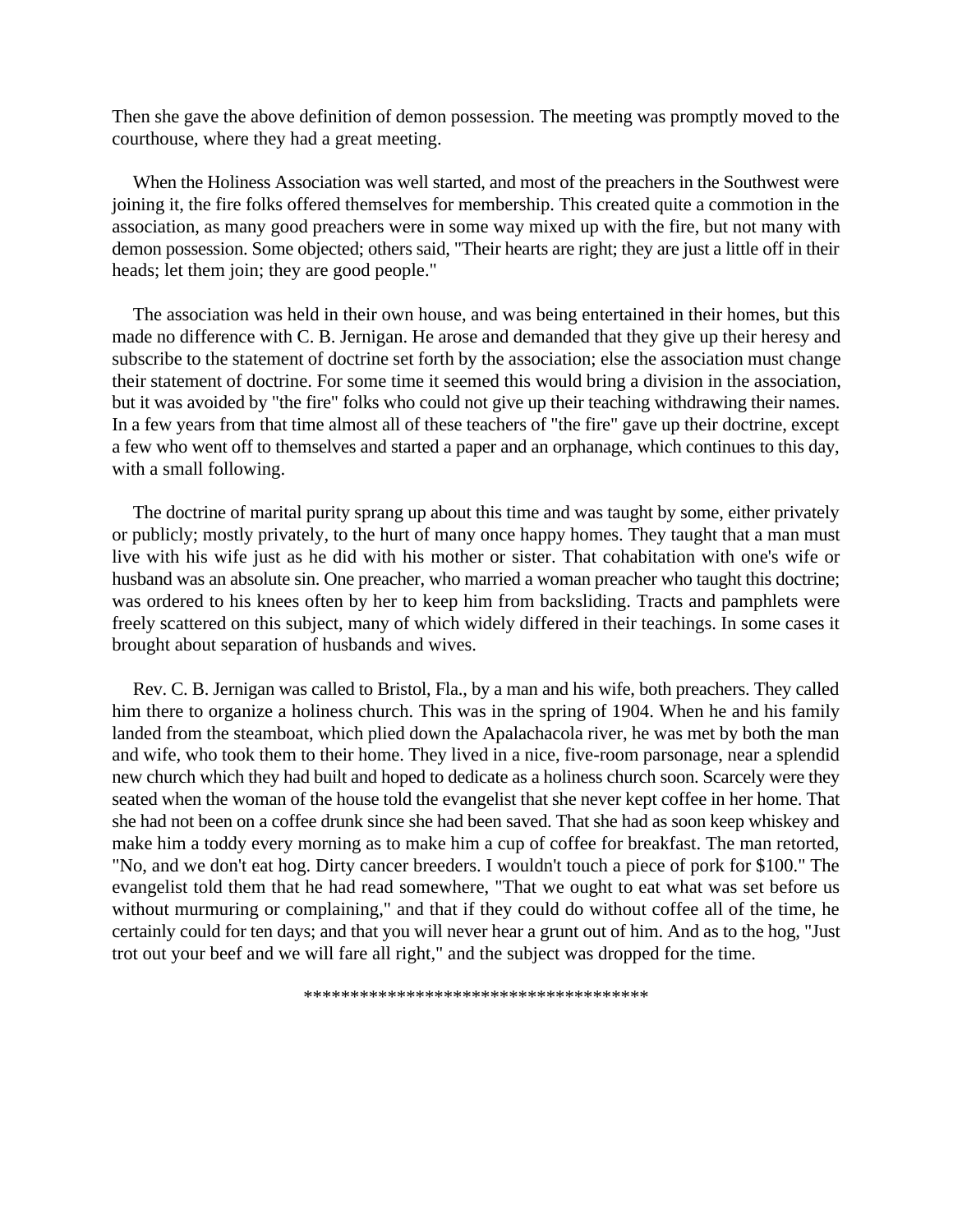Then she gave the above definition of demon possession. The meeting was promptly moved to the courthouse, where they had a great meeting.

When the Holiness Association was well started, and most of the preachers in the Southwest were joining it, the fire folks offered themselves for membership. This created quite a commotion in the association, as many good preachers were in some way mixed up with the fire, but not many with demon possession. Some objected; others said, "Their hearts are right; they are just a little off in their heads; let them join; they are good people."

The association was held in their own house, and was being entertained in their homes, but this made no difference with C. B. Jernigan. He arose and demanded that they give up their heresy and subscribe to the statement of doctrine set forth by the association; else the association must change their statement of doctrine. For some time it seemed this would bring a division in the association, but it was avoided by "the fire" folks who could not give up their teaching withdrawing their names. In a few years from that time almost all of these teachers of "the fire" gave up their doctrine, except a few who went off to themselves and started a paper and an orphanage, which continues to this day, with a small following.

The doctrine of marital purity sprang up about this time and was taught by some, either privately or publicly; mostly privately, to the hurt of many once happy homes. They taught that a man must live with his wife just as he did with his mother or sister. That cohabitation with one's wife or husband was an absolute sin. One preacher, who married a woman preacher who taught this doctrine; was ordered to his knees often by her to keep him from backsliding. Tracts and pamphlets were freely scattered on this subject, many of which widely differed in their teachings. In some cases it brought about separation of husbands and wives.

Rev. C. B. Jernigan was called to Bristol, Fla., by a man and his wife, both preachers. They called him there to organize a holiness church. This was in the spring of 1904. When he and his family landed from the steamboat, which plied down the Apalachacola river, he was met by both the man and wife, who took them to their home. They lived in a nice, five-room parsonage, near a splendid new church which they had built and hoped to dedicate as a holiness church soon. Scarcely were they seated when the woman of the house told the evangelist that she never kept coffee in her home. That she had not been on a coffee drunk since she had been saved. That she had as soon keep whiskey and make him a toddy every morning as to make him a cup of coffee for breakfast. The man retorted, "No, and we don't eat hog. Dirty cancer breeders. I wouldn't touch a piece of pork for $100." The evangelist told them that he had read somewhere, "That we ought to eat what was set before us without murmuring or complaining," and that if they could do without coffee all of the time, he certainly could for ten days; and that you will never hear a grunt out of him. And as to the hog, "Just trot out your beef and we will fare all right," and the subject was dropped for the time.

\*\*\*\*\*\*\*\*\*\*\*\*\*\*\*\*\*\*\*\*\*\*\*\*\*\*\*\*\*\*\*\*\*\*\*\*\*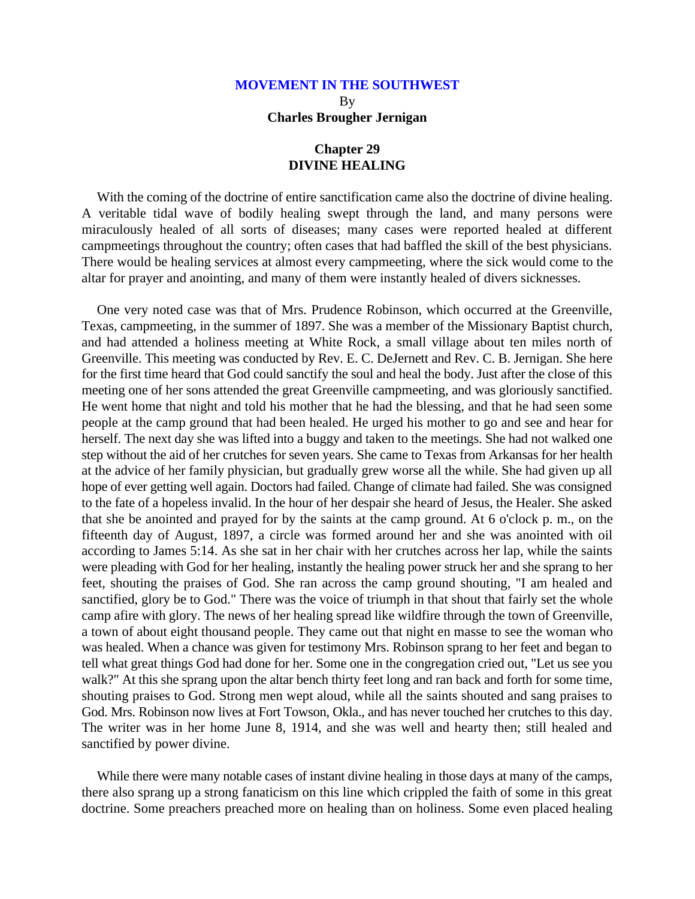## MOVEMENT IN THE SOUTHWEST

By

**Charles Brougher Jernigan**

### Chapter 29
### DIVINE HEALING

With the coming of the doctrine of entire sanctification came also the doctrine of divine healing. A veritable tidal wave of bodily healing swept through the land, and many persons were miraculously healed of all sorts of diseases; many cases were reported healed at different campmeetings throughout the country; often cases that had baffled the skill of the best physicians. There would be healing services at almost every campmeeting, where the sick would come to the altar for prayer and anointing, and many of them were instantly healed of divers sicknesses.

One very noted case was that of Mrs. Prudence Robinson, which occurred at the Greenville, Texas, campmeeting, in the summer of 1897. She was a member of the Missionary Baptist church, and had attended a holiness meeting at White Rock, a small village about ten miles north of Greenville. This meeting was conducted by Rev. E. C. DeJernett and Rev. C. B. Jernigan. She here for the first time heard that God could sanctify the soul and heal the body. Just after the close of this meeting one of her sons attended the great Greenville campmeeting, and was gloriously sanctified. He went home that night and told his mother that he had the blessing, and that he had seen some people at the camp ground that had been healed. He urged his mother to go and see and hear for herself. The next day she was lifted into a buggy and taken to the meetings. She had not walked one step without the aid of her crutches for seven years. She came to Texas from Arkansas for her health at the advice of her family physician, but gradually grew worse all the while. She had given up all hope of ever getting well again. Doctors had failed. Change of climate had failed. She was consigned to the fate of a hopeless invalid. In the hour of her despair she heard of Jesus, the Healer. She asked that she be anointed and prayed for by the saints at the camp ground. At 6 o'clock p. m., on the fifteenth day of August, 1897, a circle was formed around her and she was anointed with oil according to James 5:14. As she sat in her chair with her crutches across her lap, while the saints were pleading with God for her healing, instantly the healing power struck her and she sprang to her feet, shouting the praises of God. She ran across the camp ground shouting, "I am healed and sanctified, glory be to God." There was the voice of triumph in that shout that fairly set the whole camp afire with glory. The news of her healing spread like wildfire through the town of Greenville, a town of about eight thousand people. They came out that night en masse to see the woman who was healed. When a chance was given for testimony Mrs. Robinson sprang to her feet and began to tell what great things God had done for her. Some one in the congregation cried out, "Let us see you walk?" At this she sprang upon the altar bench thirty feet long and ran back and forth for some time, shouting praises to God. Strong men wept aloud, while all the saints shouted and sang praises to God. Mrs. Robinson now lives at Fort Towson, Okla., and has never touched her crutches to this day. The writer was in her home June 8, 1914, and she was well and hearty then; still healed and sanctified by power divine.

While there were many notable cases of instant divine healing in those days at many of the camps, there also sprang up a strong fanaticism on this line which crippled the faith of some in this great doctrine. Some preachers preached more on healing than on holiness. Some even placed healing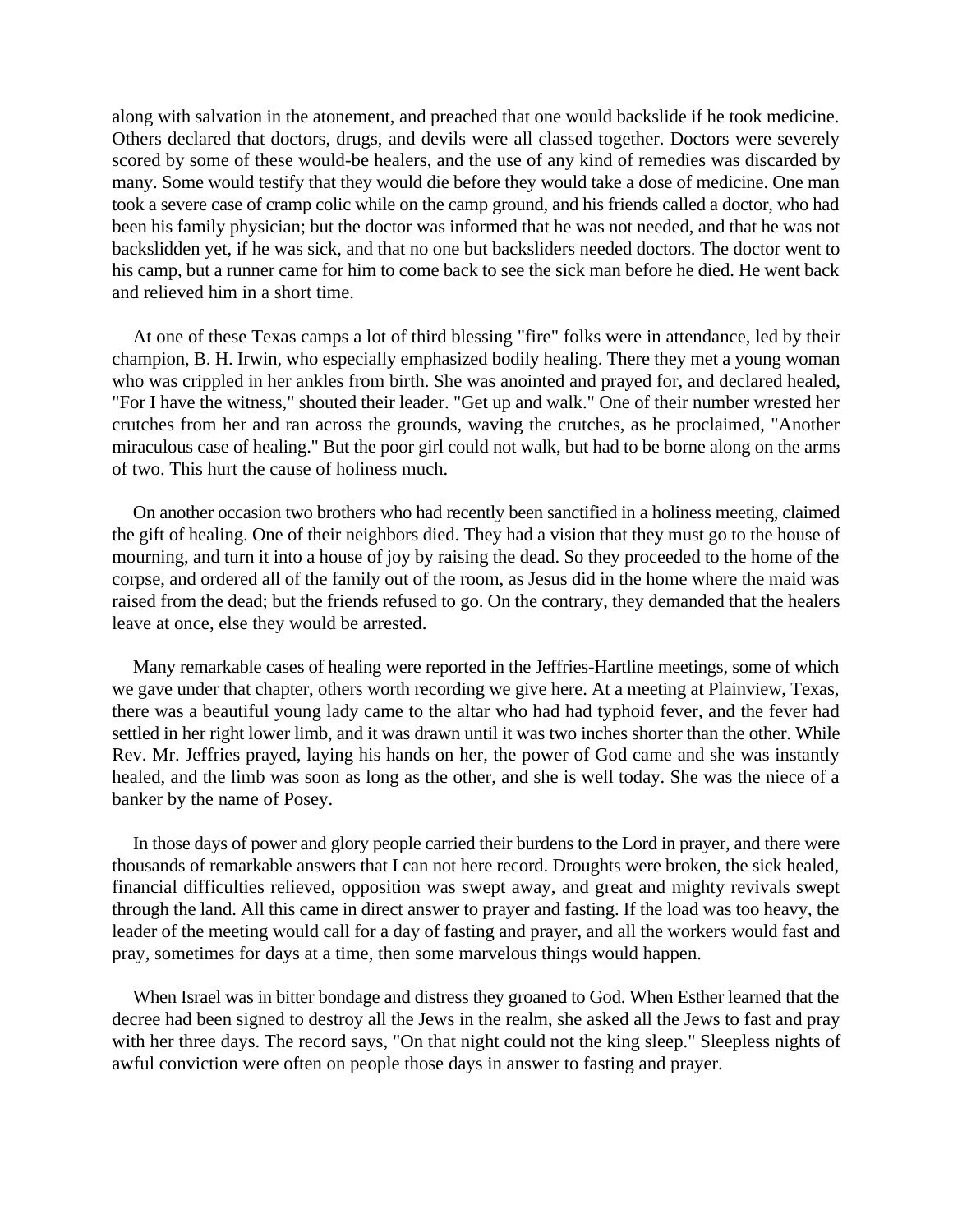along with salvation in the atonement, and preached that one would backslide if he took medicine. Others declared that doctors, drugs, and devils were all classed together. Doctors were severely scored by some of these would-be healers, and the use of any kind of remedies was discarded by many. Some would testify that they would die before they would take a dose of medicine. One man took a severe case of cramp colic while on the camp ground, and his friends called a doctor, who had been his family physician; but the doctor was informed that he was not needed, and that he was not backslidden yet, if he was sick, and that no one but backsliders needed doctors. The doctor went to his camp, but a runner came for him to come back to see the sick man before he died. He went back and relieved him in a short time.

At one of these Texas camps a lot of third blessing "fire" folks were in attendance, led by their champion, B. H. Irwin, who especially emphasized bodily healing. There they met a young woman who was crippled in her ankles from birth. She was anointed and prayed for, and declared healed, "For I have the witness," shouted their leader. "Get up and walk." One of their number wrested her crutches from her and ran across the grounds, waving the crutches, as he proclaimed, "Another miraculous case of healing." But the poor girl could not walk, but had to be borne along on the arms of two. This hurt the cause of holiness much.

On another occasion two brothers who had recently been sanctified in a holiness meeting, claimed the gift of healing. One of their neighbors died. They had a vision that they must go to the house of mourning, and turn it into a house of joy by raising the dead. So they proceeded to the home of the corpse, and ordered all of the family out of the room, as Jesus did in the home where the maid was raised from the dead; but the friends refused to go. On the contrary, they demanded that the healers leave at once, else they would be arrested.

Many remarkable cases of healing were reported in the Jeffries-Hartline meetings, some of which we gave under that chapter, others worth recording we give here. At a meeting at Plainview, Texas, there was a beautiful young lady came to the altar who had had typhoid fever, and the fever had settled in her right lower limb, and it was drawn until it was two inches shorter than the other. While Rev. Mr. Jeffries prayed, laying his hands on her, the power of God came and she was instantly healed, and the limb was soon as long as the other, and she is well today. She was the niece of a banker by the name of Posey.

In those days of power and glory people carried their burdens to the Lord in prayer, and there were thousands of remarkable answers that I can not here record. Droughts were broken, the sick healed, financial difficulties relieved, opposition was swept away, and great and mighty revivals swept through the land. All this came in direct answer to prayer and fasting. If the load was too heavy, the leader of the meeting would call for a day of fasting and prayer, and all the workers would fast and pray, sometimes for days at a time, then some marvelous things would happen.

When Israel was in bitter bondage and distress they groaned to God. When Esther learned that the decree had been signed to destroy all the Jews in the realm, she asked all the Jews to fast and pray with her three days. The record says, "On that night could not the king sleep." Sleepless nights of awful conviction were often on people those days in answer to fasting and prayer.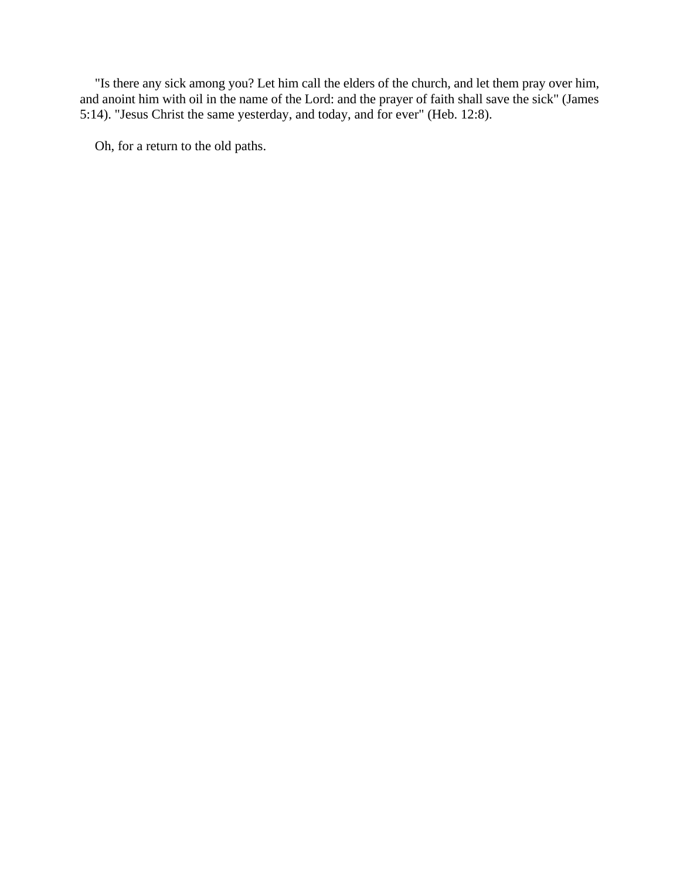"Is there any sick among you? Let him call the elders of the church, and let them pray over him, and anoint him with oil in the name of the Lord: and the prayer of faith shall save the sick" (James 5:14). "Jesus Christ the same yesterday, and today, and for ever" (Heb. 12:8).

Oh, for a return to the old paths.